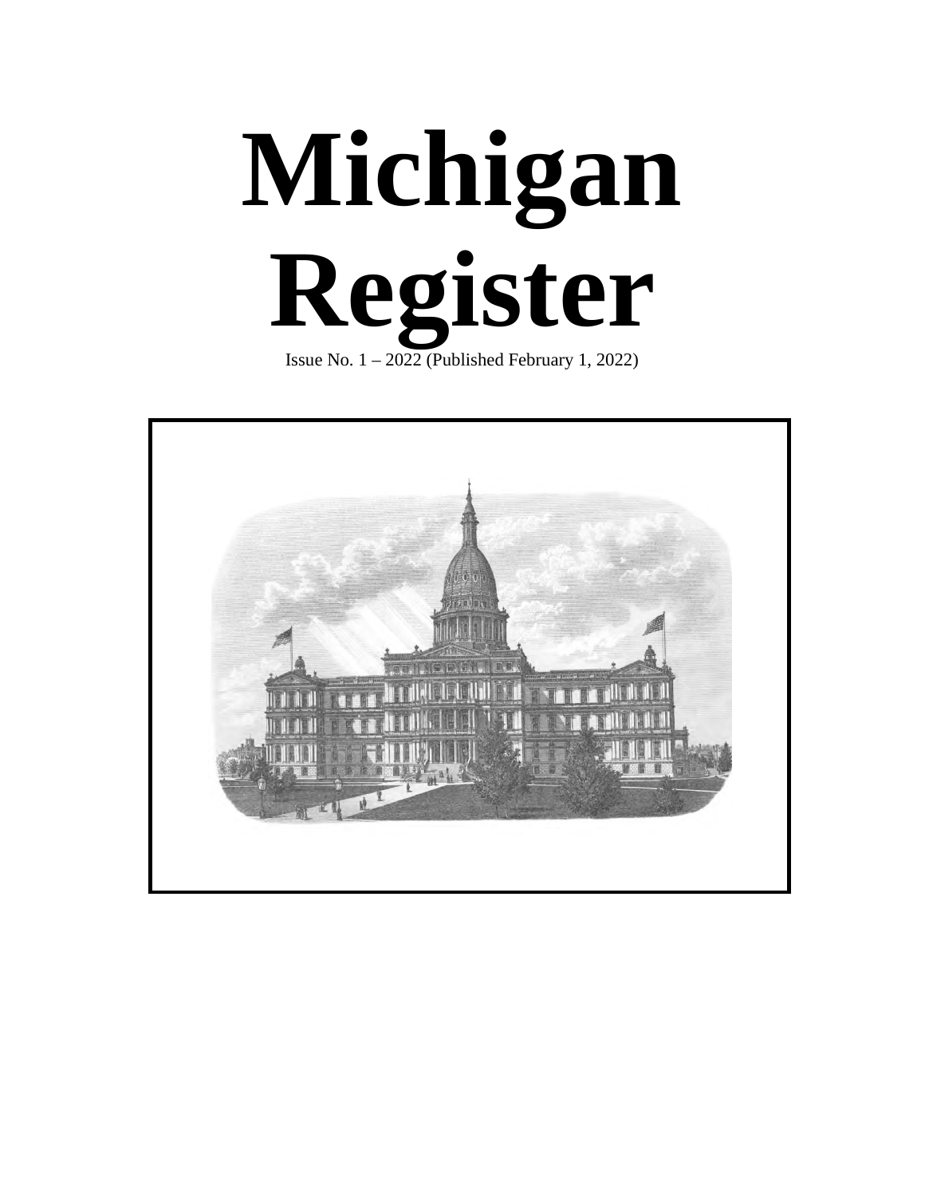# Michigan Register

Issue No. 1 – 2022 (Published February 1, 2022)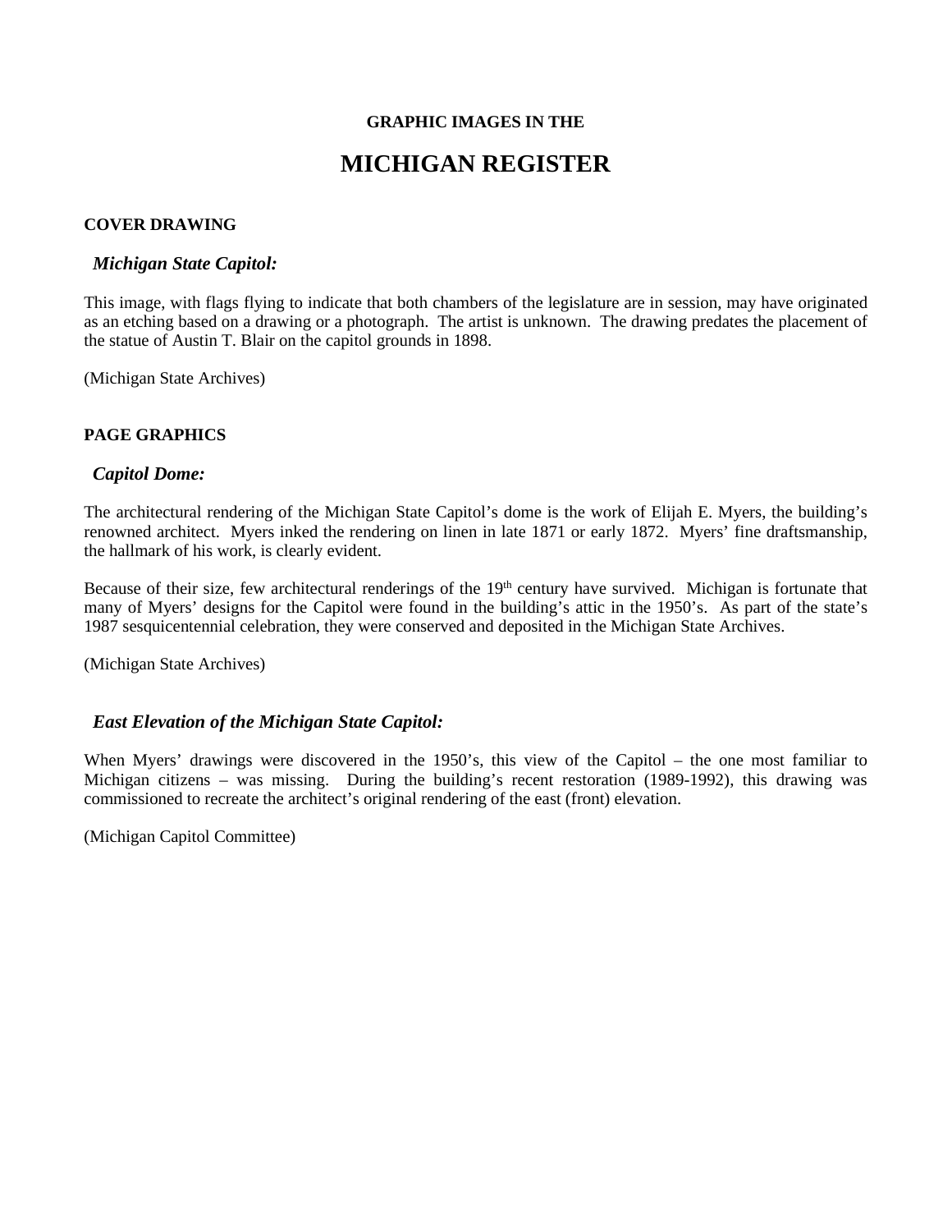GRAPHIC IMAGES IN THE

# MICHIGAN REGISTER

**COVER DRAWING**

### *Michigan State Capitol:*

This image, with flags flying to indicate that both chambers of the legislature are in session, may have originated as an etching based on a drawing or a photograph. The artist is unknown. The drawing predates the placement of the statue of Austin T. Blair on the capitol grounds in 1898.

(Michigan State Archives)

**PAGE GRAPHICS**

### *Capitol Dome:*

The architectural rendering of the Michigan State Capitol's dome is the work of Elijah E. Myers, the building's renowned architect. Myers inked the rendering on linen in late 1871 or early 1872. Myers' fine draftsmanship, the hallmark of his work, is clearly evident.

Because of their size, few architectural renderings of the 19th century have survived. Michigan is fortunate that many of Myers' designs for the Capitol were found in the building's attic in the 1950's. As part of the state's 1987 sesquicentennial celebration, they were conserved and deposited in the Michigan State Archives.

(Michigan State Archives)

### *East Elevation of the Michigan State Capitol:*

When Myers' drawings were discovered in the 1950's, this view of the Capitol – the one most familiar to Michigan citizens – was missing. During the building's recent restoration (1989-1992), this drawing was commissioned to recreate the architect's original rendering of the east (front) elevation.

(Michigan Capitol Committee)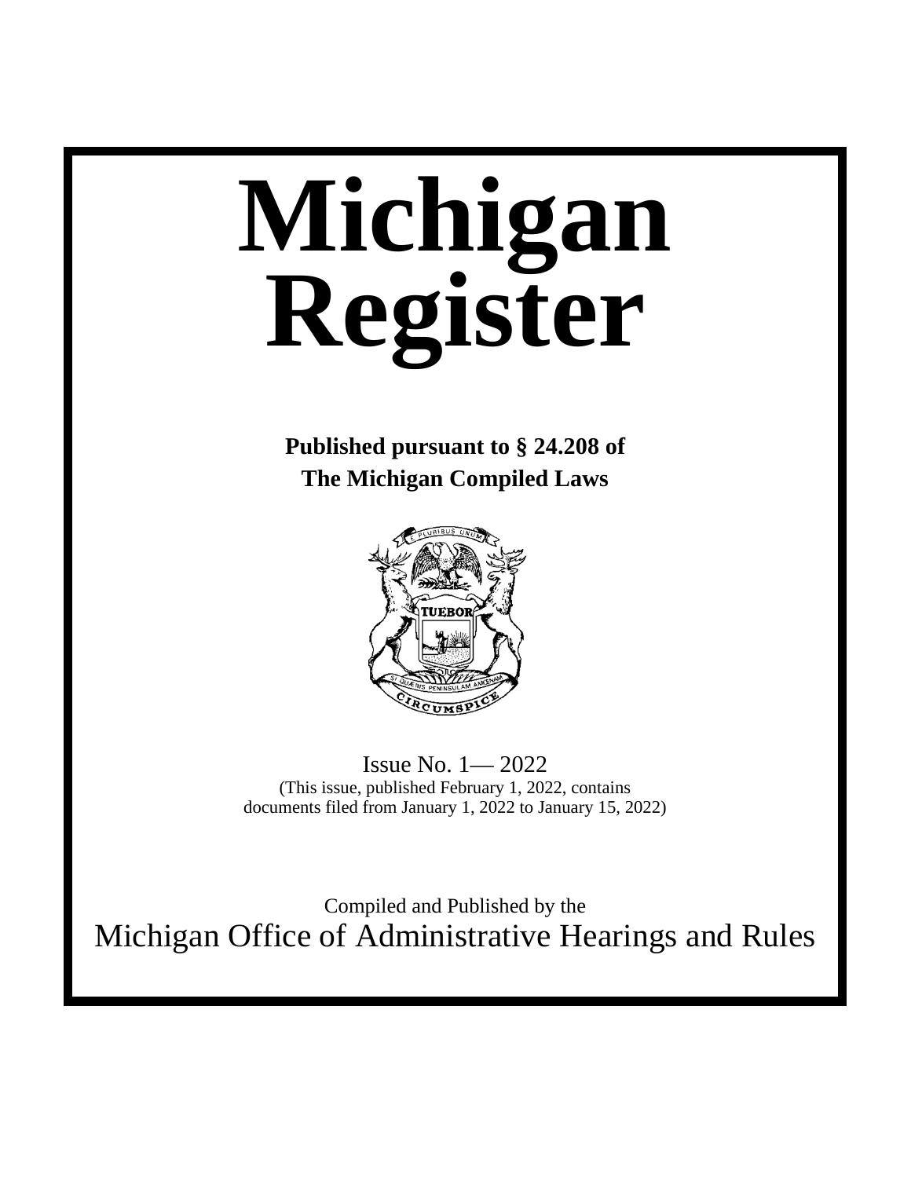# Michigan Register

**Published pursuant to § 24.208 of The Michigan Compiled Laws**

Issue No. 1— 2022

(This issue, published February 1, 2022, contains documents filed from January 1, 2022 to January 15, 2022)

Compiled and Published by the

Michigan Office of Administrative Hearings and Rules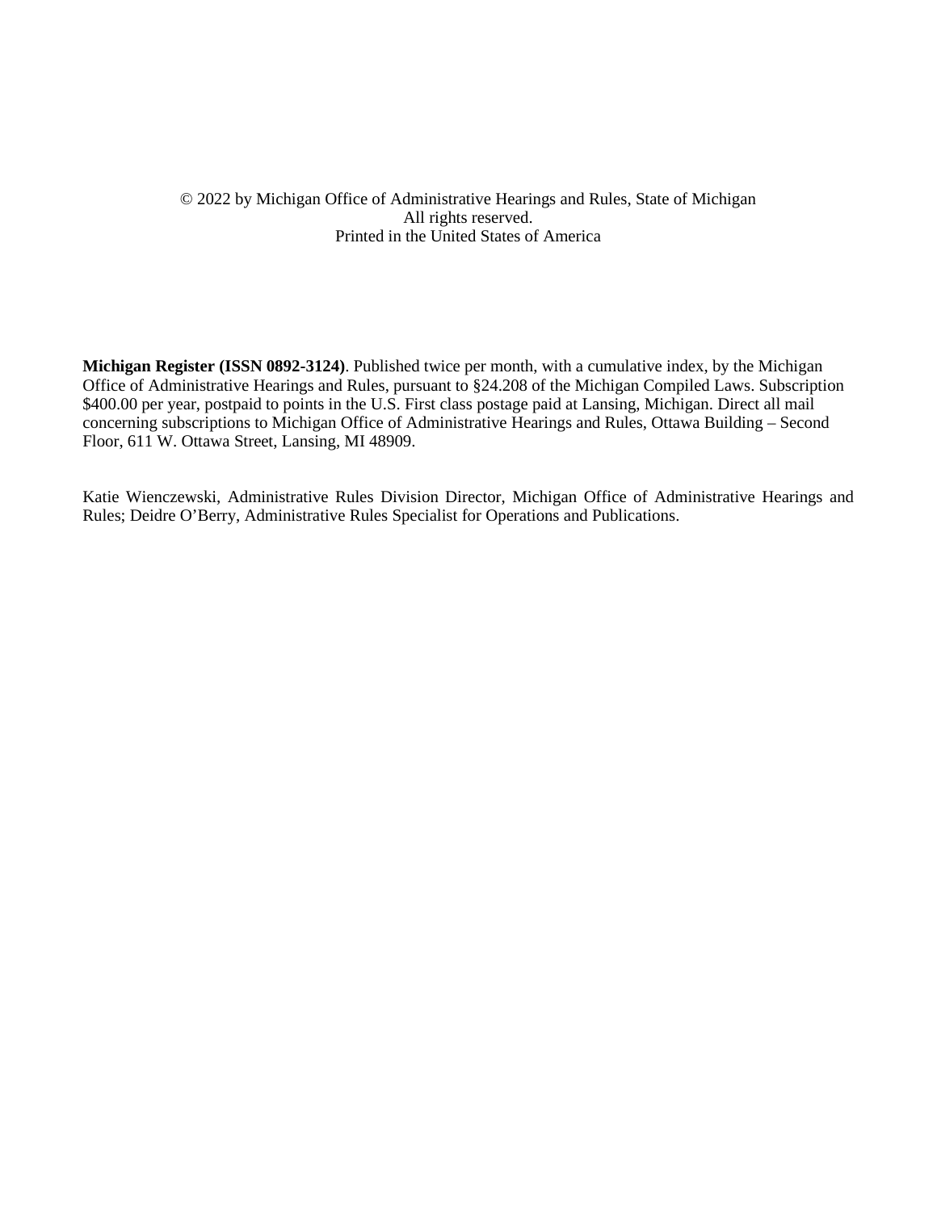© 2022 by Michigan Office of Administrative Hearings and Rules, State of Michigan
All rights reserved.
Printed in the United States of America

**Michigan Register (ISSN 0892-3124)**. Published twice per month, with a cumulative index, by the Michigan Office of Administrative Hearings and Rules, pursuant to §24.208 of the Michigan Compiled Laws. Subscription $400.00 per year, postpaid to points in the U.S. First class postage paid at Lansing, Michigan. Direct all mail concerning subscriptions to Michigan Office of Administrative Hearings and Rules, Ottawa Building – Second Floor, 611 W. Ottawa Street, Lansing, MI 48909.

Katie Wienczewski, Administrative Rules Division Director, Michigan Office of Administrative Hearings and Rules; Deidre O'Berry, Administrative Rules Specialist for Operations and Publications.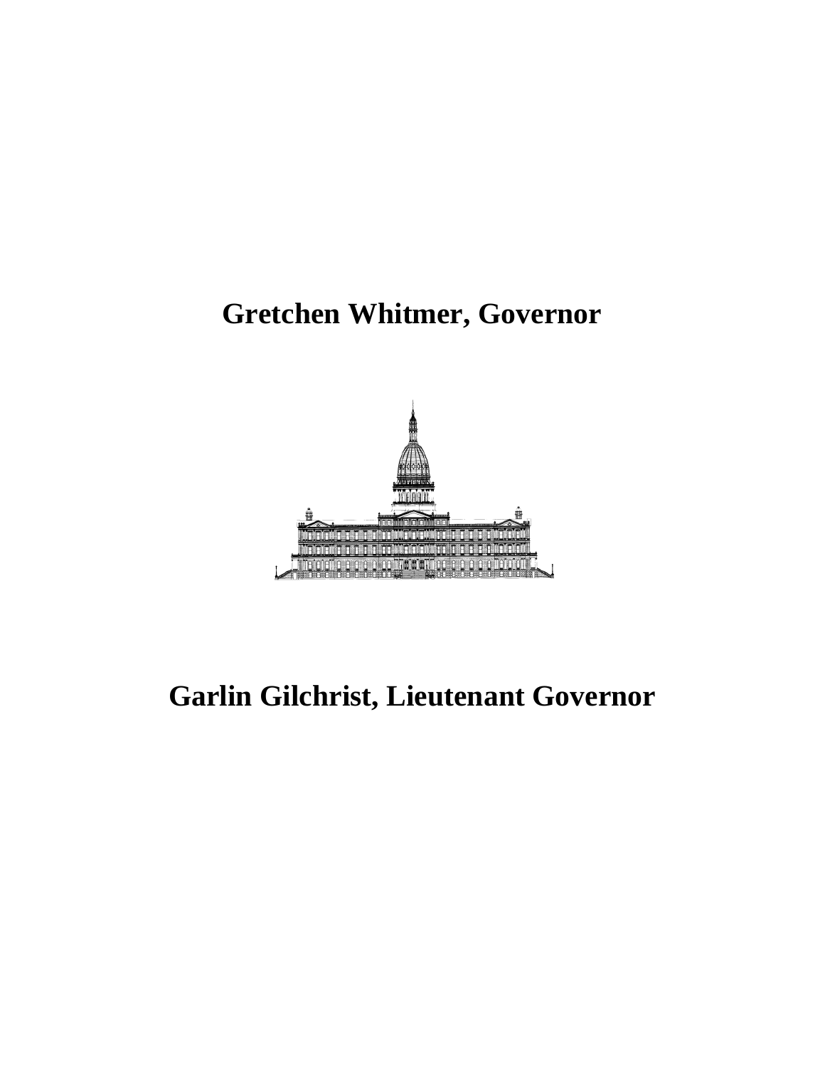**Gretchen Whitmer, Governor**

**Garlin Gilchrist, Lieutenant Governor**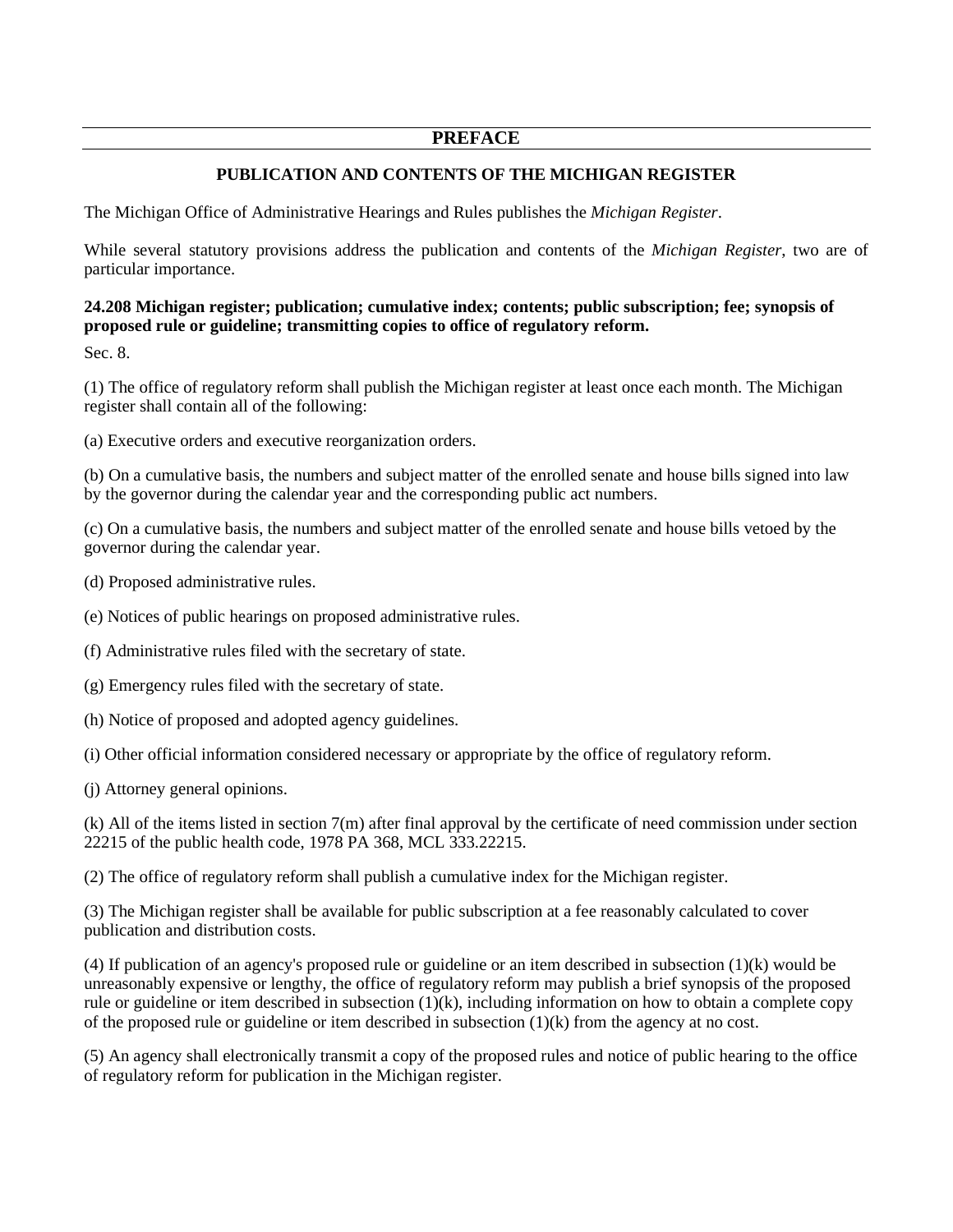## PREFACE

### PUBLICATION AND CONTENTS OF THE MICHIGAN REGISTER

The Michigan Office of Administrative Hearings and Rules publishes the *Michigan Register*.

While several statutory provisions address the publication and contents of the *Michigan Register*, two are of particular importance.

**24.208 Michigan register; publication; cumulative index; contents; public subscription; fee; synopsis of proposed rule or guideline; transmitting copies to office of regulatory reform.**

Sec. 8.

(1) The office of regulatory reform shall publish the Michigan register at least once each month. The Michigan register shall contain all of the following:

(a) Executive orders and executive reorganization orders.

(b) On a cumulative basis, the numbers and subject matter of the enrolled senate and house bills signed into law by the governor during the calendar year and the corresponding public act numbers.

(c) On a cumulative basis, the numbers and subject matter of the enrolled senate and house bills vetoed by the governor during the calendar year.

(d) Proposed administrative rules.

(e) Notices of public hearings on proposed administrative rules.

(f) Administrative rules filed with the secretary of state.

(g) Emergency rules filed with the secretary of state.

(h) Notice of proposed and adopted agency guidelines.

(i) Other official information considered necessary or appropriate by the office of regulatory reform.

(j) Attorney general opinions.

(k) All of the items listed in section 7(m) after final approval by the certificate of need commission under section 22215 of the public health code, 1978 PA 368, MCL 333.22215.

(2) The office of regulatory reform shall publish a cumulative index for the Michigan register.

(3) The Michigan register shall be available for public subscription at a fee reasonably calculated to cover publication and distribution costs.

(4) If publication of an agency's proposed rule or guideline or an item described in subsection (1)(k) would be unreasonably expensive or lengthy, the office of regulatory reform may publish a brief synopsis of the proposed rule or guideline or item described in subsection (1)(k), including information on how to obtain a complete copy of the proposed rule or guideline or item described in subsection (1)(k) from the agency at no cost.

(5) An agency shall electronically transmit a copy of the proposed rules and notice of public hearing to the office of regulatory reform for publication in the Michigan register.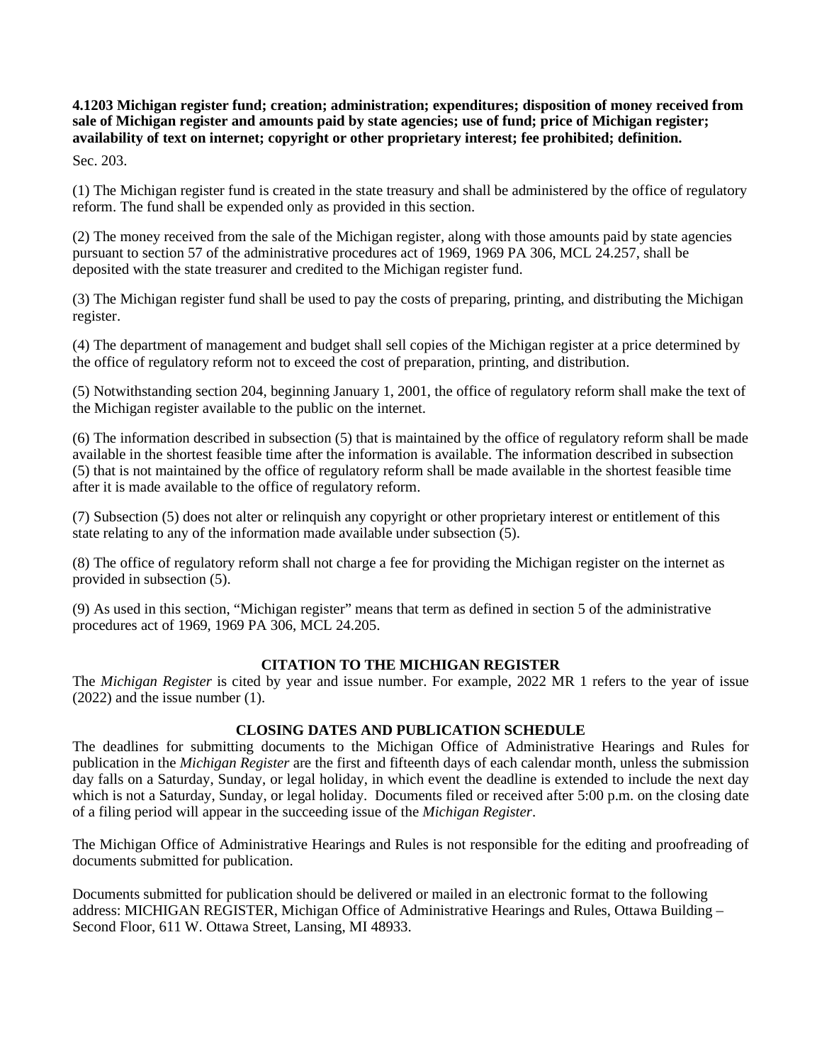**4.1203 Michigan register fund; creation; administration; expenditures; disposition of money received from sale of Michigan register and amounts paid by state agencies; use of fund; price of Michigan register; availability of text on internet; copyright or other proprietary interest; fee prohibited; definition.**

Sec. 203.

(1) The Michigan register fund is created in the state treasury and shall be administered by the office of regulatory reform. The fund shall be expended only as provided in this section.

(2) The money received from the sale of the Michigan register, along with those amounts paid by state agencies pursuant to section 57 of the administrative procedures act of 1969, 1969 PA 306, MCL 24.257, shall be deposited with the state treasurer and credited to the Michigan register fund.

(3) The Michigan register fund shall be used to pay the costs of preparing, printing, and distributing the Michigan register.

(4) The department of management and budget shall sell copies of the Michigan register at a price determined by the office of regulatory reform not to exceed the cost of preparation, printing, and distribution.

(5) Notwithstanding section 204, beginning January 1, 2001, the office of regulatory reform shall make the text of the Michigan register available to the public on the internet.

(6) The information described in subsection (5) that is maintained by the office of regulatory reform shall be made available in the shortest feasible time after the information is available. The information described in subsection (5) that is not maintained by the office of regulatory reform shall be made available in the shortest feasible time after it is made available to the office of regulatory reform.

(7) Subsection (5) does not alter or relinquish any copyright or other proprietary interest or entitlement of this state relating to any of the information made available under subsection (5).

(8) The office of regulatory reform shall not charge a fee for providing the Michigan register on the internet as provided in subsection (5).

(9) As used in this section, “Michigan register” means that term as defined in section 5 of the administrative procedures act of 1969, 1969 PA 306, MCL 24.205.

## CITATION TO THE MICHIGAN REGISTER

The *Michigan Register* is cited by year and issue number. For example, 2022 MR 1 refers to the year of issue (2022) and the issue number (1).

## CLOSING DATES AND PUBLICATION SCHEDULE

The deadlines for submitting documents to the Michigan Office of Administrative Hearings and Rules for publication in the *Michigan Register* are the first and fifteenth days of each calendar month, unless the submission day falls on a Saturday, Sunday, or legal holiday, in which event the deadline is extended to include the next day which is not a Saturday, Sunday, or legal holiday. Documents filed or received after 5:00 p.m. on the closing date of a filing period will appear in the succeeding issue of the *Michigan Register*.

The Michigan Office of Administrative Hearings and Rules is not responsible for the editing and proofreading of documents submitted for publication.

Documents submitted for publication should be delivered or mailed in an electronic format to the following address: MICHIGAN REGISTER, Michigan Office of Administrative Hearings and Rules, Ottawa Building – Second Floor, 611 W. Ottawa Street, Lansing, MI 48933.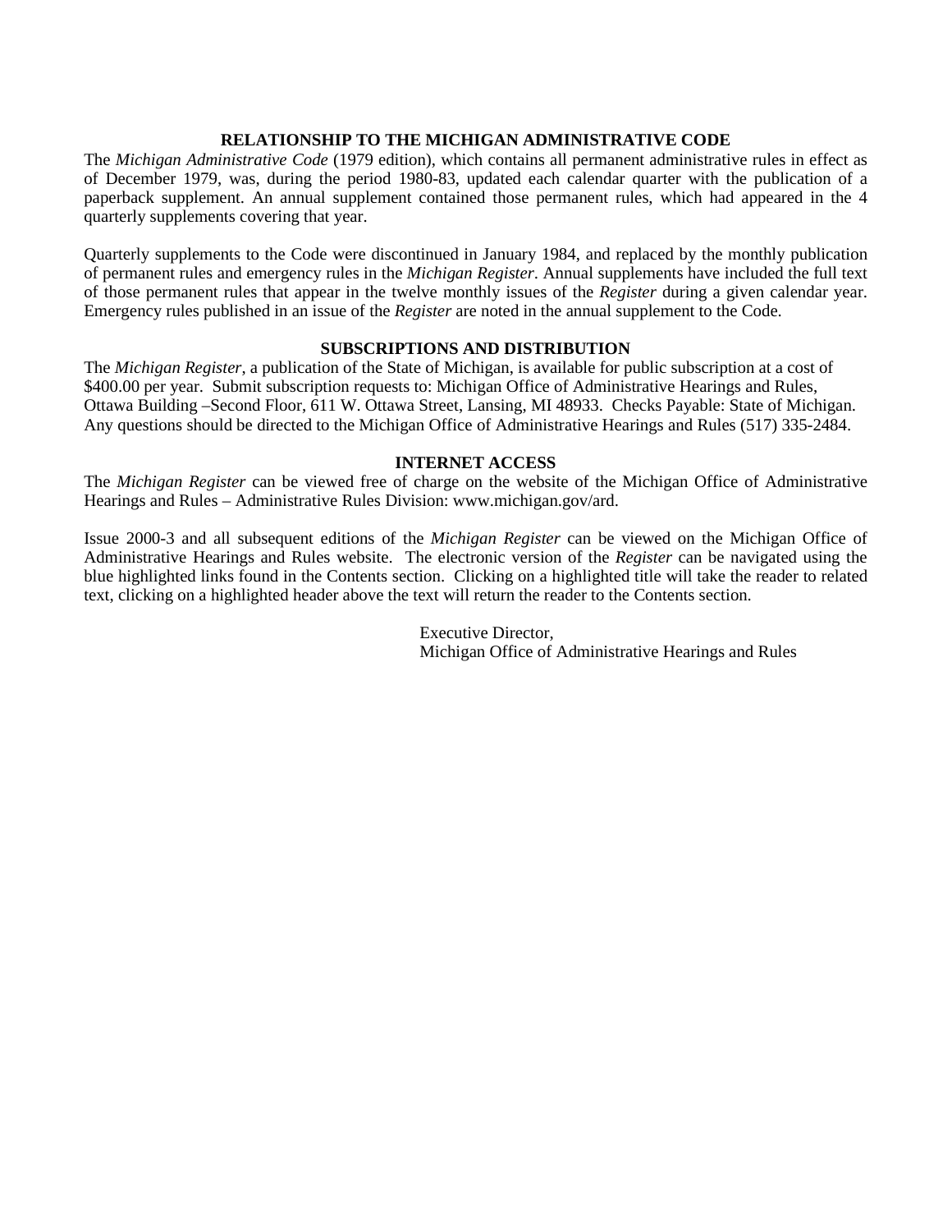## RELATIONSHIP TO THE MICHIGAN ADMINISTRATIVE CODE

The *Michigan Administrative Code* (1979 edition), which contains all permanent administrative rules in effect as of December 1979, was, during the period 1980-83, updated each calendar quarter with the publication of a paperback supplement. An annual supplement contained those permanent rules, which had appeared in the 4 quarterly supplements covering that year.

Quarterly supplements to the Code were discontinued in January 1984, and replaced by the monthly publication of permanent rules and emergency rules in the *Michigan Register*. Annual supplements have included the full text of those permanent rules that appear in the twelve monthly issues of the *Register* during a given calendar year. Emergency rules published in an issue of the *Register* are noted in the annual supplement to the Code.

## SUBSCRIPTIONS AND DISTRIBUTION

The *Michigan Register*, a publication of the State of Michigan, is available for public subscription at a cost of $400.00 per year. Submit subscription requests to: Michigan Office of Administrative Hearings and Rules, Ottawa Building –Second Floor, 611 W. Ottawa Street, Lansing, MI 48933. Checks Payable: State of Michigan. Any questions should be directed to the Michigan Office of Administrative Hearings and Rules (517) 335-2484.

## INTERNET ACCESS

The *Michigan Register* can be viewed free of charge on the website of the Michigan Office of Administrative Hearings and Rules – Administrative Rules Division: www.michigan.gov/ard.

Issue 2000-3 and all subsequent editions of the *Michigan Register* can be viewed on the Michigan Office of Administrative Hearings and Rules website. The electronic version of the *Register* can be navigated using the blue highlighted links found in the Contents section. Clicking on a highlighted title will take the reader to related text, clicking on a highlighted header above the text will return the reader to the Contents section.

Executive Director,
Michigan Office of Administrative Hearings and Rules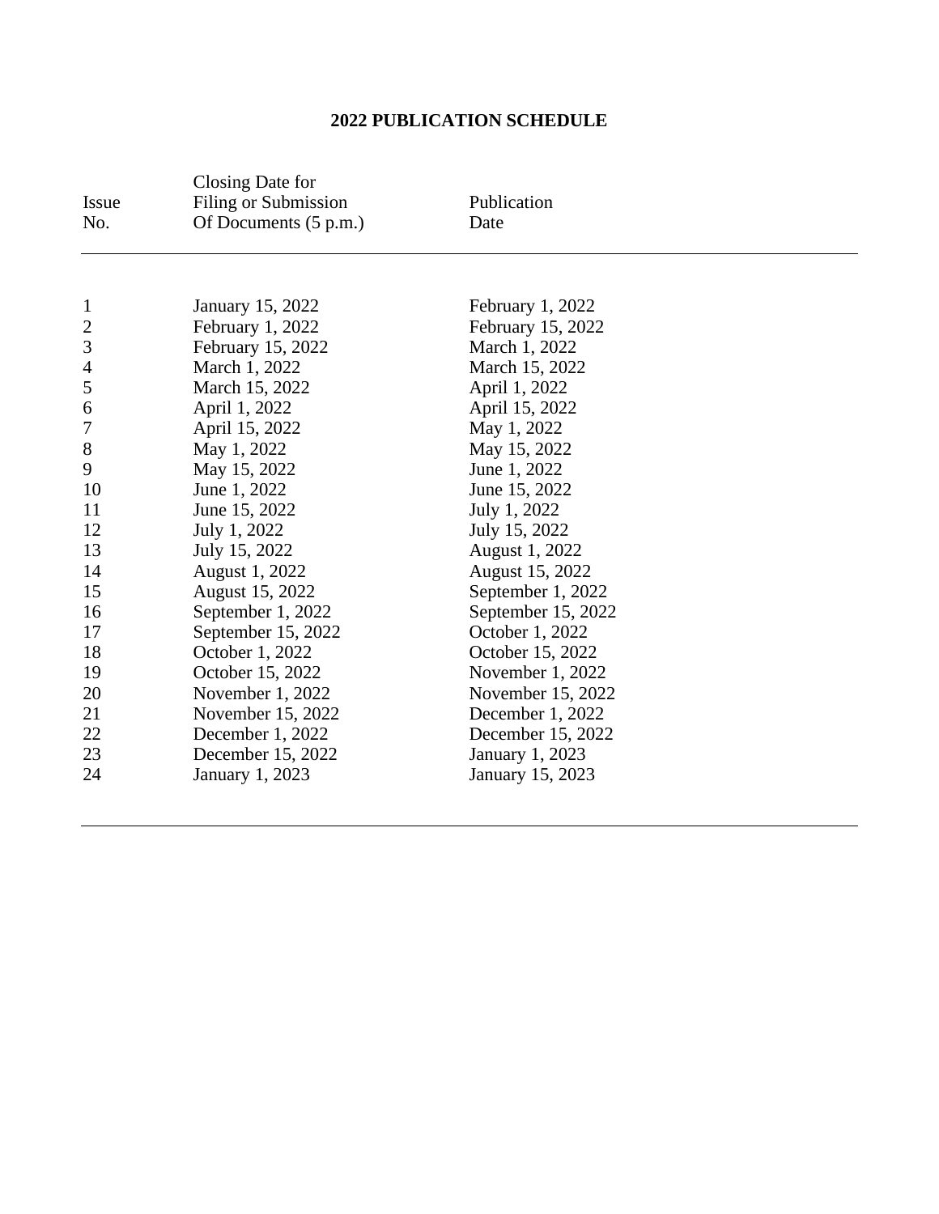# 2022 PUBLICATION SCHEDULE

| Issue No. | Closing Date for Filing or Submission Of Documents (5 p.m.) | Publication Date |
|---|---|---|
| 1 | January 15, 2022 | February 1, 2022 |
| 2 | February 1, 2022 | February 15, 2022 |
| 3 | February 15, 2022 | March 1, 2022 |
| 4 | March 1, 2022 | March 15, 2022 |
| 5 | March 15, 2022 | April 1, 2022 |
| 6 | April 1, 2022 | April 15, 2022 |
| 7 | April 15, 2022 | May 1, 2022 |
| 8 | May 1, 2022 | May 15, 2022 |
| 9 | May 15, 2022 | June 1, 2022 |
| 10 | June 1, 2022 | June 15, 2022 |
| 11 | June 15, 2022 | July 1, 2022 |
| 12 | July 1, 2022 | July 15, 2022 |
| 13 | July 15, 2022 | August 1, 2022 |
| 14 | August 1, 2022 | August 15, 2022 |
| 15 | August 15, 2022 | September 1, 2022 |
| 16 | September 1, 2022 | September 15, 2022 |
| 17 | September 15, 2022 | October 1, 2022 |
| 18 | October 1, 2022 | October 15, 2022 |
| 19 | October 15, 2022 | November 1, 2022 |
| 20 | November 1, 2022 | November 15, 2022 |
| 21 | November 15, 2022 | December 1, 2022 |
| 22 | December 1, 2022 | December 15, 2022 |
| 23 | December 15, 2022 | January 1, 2023 |
| 24 | January 1, 2023 | January 15, 2023 |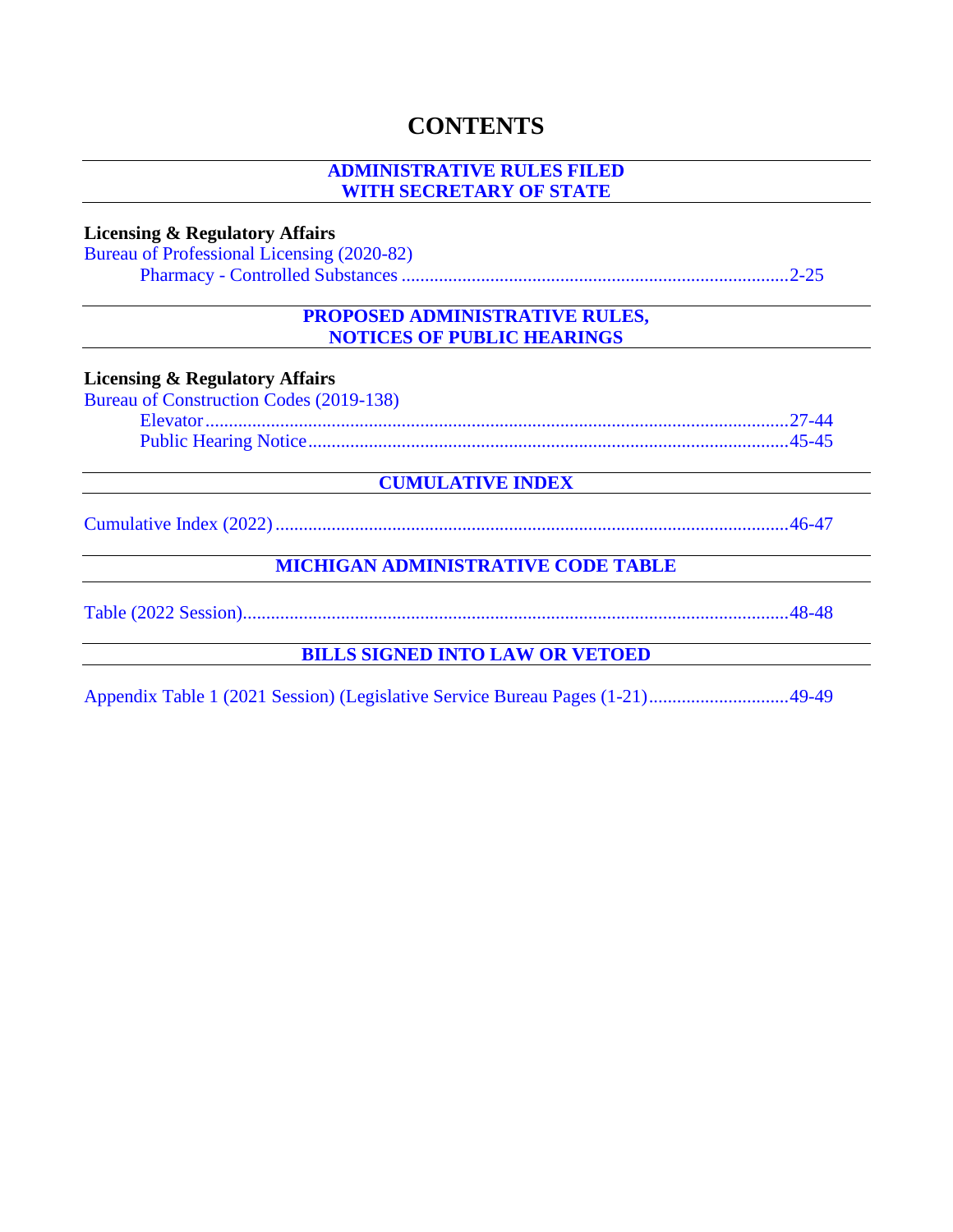# CONTENTS

## ADMINISTRATIVE RULES FILED WITH SECRETARY OF STATE

**Licensing & Regulatory Affairs**

Bureau of Professional Licensing (2020-82)

Pharmacy - Controlled Substances ....................................................................................2-25

## PROPOSED ADMINISTRATIVE RULES, NOTICES OF PUBLIC HEARINGS

**Licensing & Regulatory Affairs**

Bureau of Construction Codes (2019-138)

Elevator.............................................................................................................................27-44

Public Hearing Notice.......................................................................................................45-45

## CUMULATIVE INDEX

Cumulative Index (2022)..............................................................................................46-47

## MICHIGAN ADMINISTRATIVE CODE TABLE

Table (2022 Session)....................................................................................................48-48

## BILLS SIGNED INTO LAW OR VETOED

Appendix Table 1 (2021 Session) (Legislative Service Bureau Pages (1-21)..............................49-49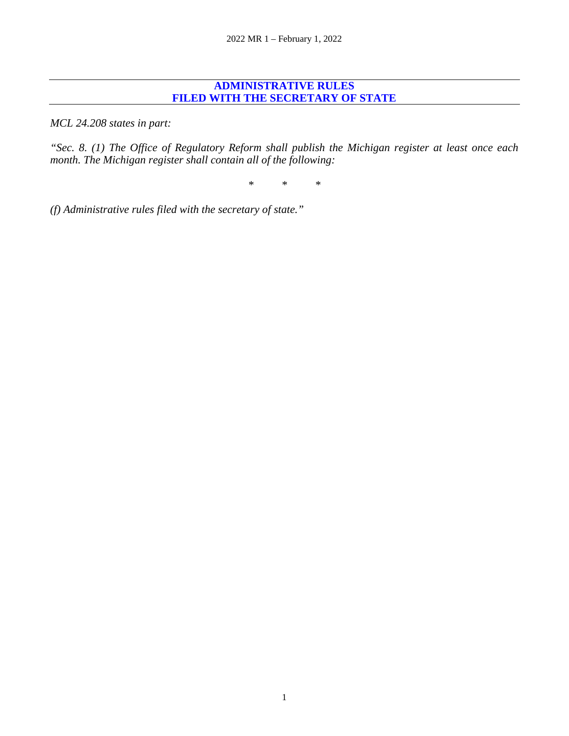# ADMINISTRATIVE RULES FILED WITH THE SECRETARY OF STATE

*MCL 24.208 states in part:*

*"Sec. 8. (1) The Office of Regulatory Reform shall publish the Michigan register at least once each month. The Michigan register shall contain all of the following:*

\* \* \*

*(f) Administrative rules filed with the secretary of state."*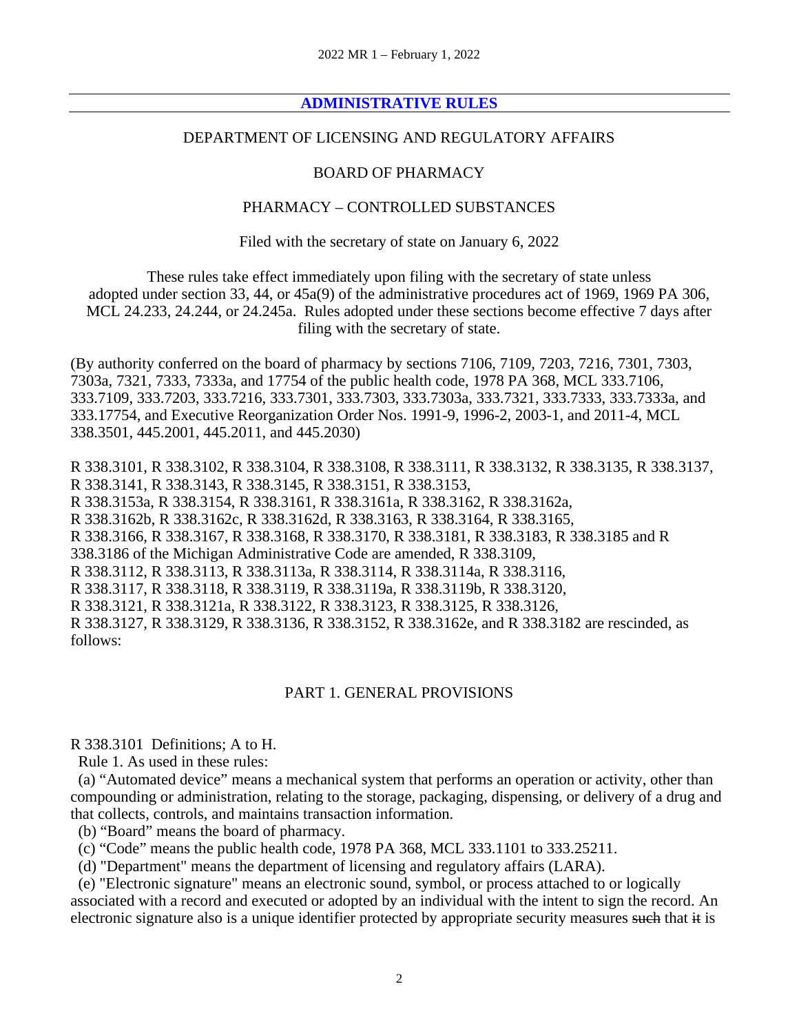## ADMINISTRATIVE RULES

DEPARTMENT OF LICENSING AND REGULATORY AFFAIRS

BOARD OF PHARMACY

PHARMACY – CONTROLLED SUBSTANCES

Filed with the secretary of state on January 6, 2022

These rules take effect immediately upon filing with the secretary of state unless adopted under section 33, 44, or 45a(9) of the administrative procedures act of 1969, 1969 PA 306, MCL 24.233, 24.244, or 24.245a. Rules adopted under these sections become effective 7 days after filing with the secretary of state.

(By authority conferred on the board of pharmacy by sections 7106, 7109, 7203, 7216, 7301, 7303, 7303a, 7321, 7333, 7333a, and 17754 of the public health code, 1978 PA 368, MCL 333.7106, 333.7109, 333.7203, 333.7216, 333.7301, 333.7303, 333.7303a, 333.7321, 333.7333, 333.7333a, and 333.17754, and Executive Reorganization Order Nos. 1991-9, 1996-2, 2003-1, and 2011-4, MCL 338.3501, 445.2001, 445.2011, and 445.2030)

R 338.3101, R 338.3102, R 338.3104, R 338.3108, R 338.3111, R 338.3132, R 338.3135, R 338.3137, R 338.3141, R 338.3143, R 338.3145, R 338.3151, R 338.3153, R 338.3153a, R 338.3154, R 338.3161, R 338.3161a, R 338.3162, R 338.3162a, R 338.3162b, R 338.3162c, R 338.3162d, R 338.3163, R 338.3164, R 338.3165, R 338.3166, R 338.3167, R 338.3168, R 338.3170, R 338.3181, R 338.3183, R 338.3185 and R 338.3186 of the Michigan Administrative Code are amended, R 338.3109, R 338.3112, R 338.3113, R 338.3113a, R 338.3114, R 338.3114a, R 338.3116, R 338.3117, R 338.3118, R 338.3119, R 338.3119a, R 338.3119b, R 338.3120, R 338.3121, R 338.3121a, R 338.3122, R 338.3123, R 338.3125, R 338.3126, R 338.3127, R 338.3129, R 338.3136, R 338.3152, R 338.3162e, and R 338.3182 are rescinded, as follows:

PART 1. GENERAL PROVISIONS

R 338.3101 Definitions; A to H.

Rule 1. As used in these rules:

(a) "Automated device" means a mechanical system that performs an operation or activity, other than compounding or administration, relating to the storage, packaging, dispensing, or delivery of a drug and that collects, controls, and maintains transaction information.

(b) "Board" means the board of pharmacy.

(c) "Code" means the public health code, 1978 PA 368, MCL 333.1101 to 333.25211.

(d) "Department" means the department of licensing and regulatory affairs (LARA).

(e) "Electronic signature" means an electronic sound, symbol, or process attached to or logically associated with a record and executed or adopted by an individual with the intent to sign the record. An electronic signature also is a unique identifier protected by appropriate security measures ~~such~~ that ~~it~~ is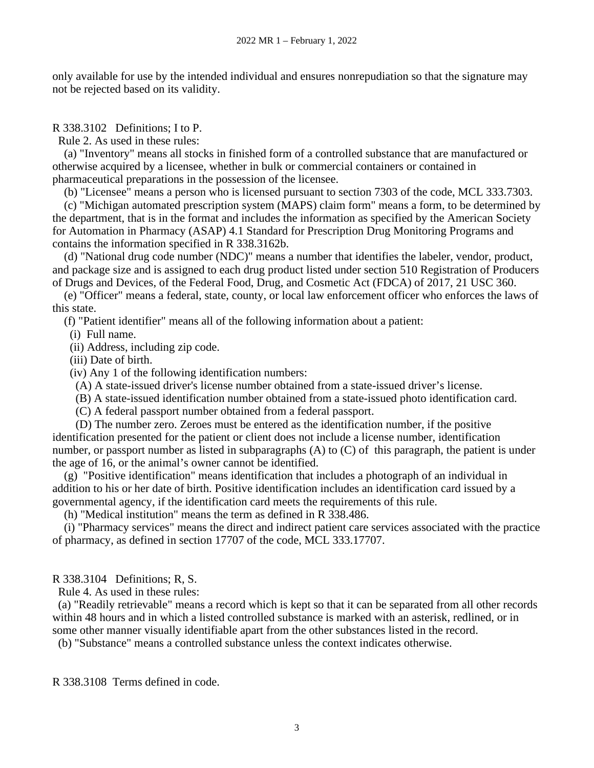only available for use by the intended individual and ensures nonrepudiation so that the signature may not be rejected based on its validity.

R 338.3102 Definitions; I to P.

Rule 2. As used in these rules:

(a) "Inventory" means all stocks in finished form of a controlled substance that are manufactured or otherwise acquired by a licensee, whether in bulk or commercial containers or contained in pharmaceutical preparations in the possession of the licensee.

(b) "Licensee" means a person who is licensed pursuant to section 7303 of the code, MCL 333.7303.

(c) "Michigan automated prescription system (MAPS) claim form" means a form, to be determined by the department, that is in the format and includes the information as specified by the American Society for Automation in Pharmacy (ASAP) 4.1 Standard for Prescription Drug Monitoring Programs and contains the information specified in R 338.3162b.

(d) "National drug code number (NDC)" means a number that identifies the labeler, vendor, product, and package size and is assigned to each drug product listed under section 510 Registration of Producers of Drugs and Devices, of the Federal Food, Drug, and Cosmetic Act (FDCA) of 2017, 21 USC 360.

(e) "Officer" means a federal, state, county, or local law enforcement officer who enforces the laws of this state.

(f) "Patient identifier" means all of the following information about a patient:

(i) Full name.

(ii) Address, including zip code.

(iii) Date of birth.

(iv) Any 1 of the following identification numbers:

(A) A state-issued driver's license number obtained from a state-issued driver's license.

(B) A state-issued identification number obtained from a state-issued photo identification card.

(C) A federal passport number obtained from a federal passport.

(D) The number zero. Zeroes must be entered as the identification number, if the positive identification presented for the patient or client does not include a license number, identification number, or passport number as listed in subparagraphs (A) to (C) of this paragraph, the patient is under the age of 16, or the animal's owner cannot be identified.

(g) "Positive identification" means identification that includes a photograph of an individual in addition to his or her date of birth. Positive identification includes an identification card issued by a governmental agency, if the identification card meets the requirements of this rule.

(h) "Medical institution" means the term as defined in R 338.486.

(i) "Pharmacy services" means the direct and indirect patient care services associated with the practice of pharmacy, as defined in section 17707 of the code, MCL 333.17707.

R 338.3104 Definitions; R, S.

Rule 4. As used in these rules:

(a) "Readily retrievable" means a record which is kept so that it can be separated from all other records within 48 hours and in which a listed controlled substance is marked with an asterisk, redlined, or in some other manner visually identifiable apart from the other substances listed in the record.

(b) "Substance" means a controlled substance unless the context indicates otherwise.

R 338.3108 Terms defined in code.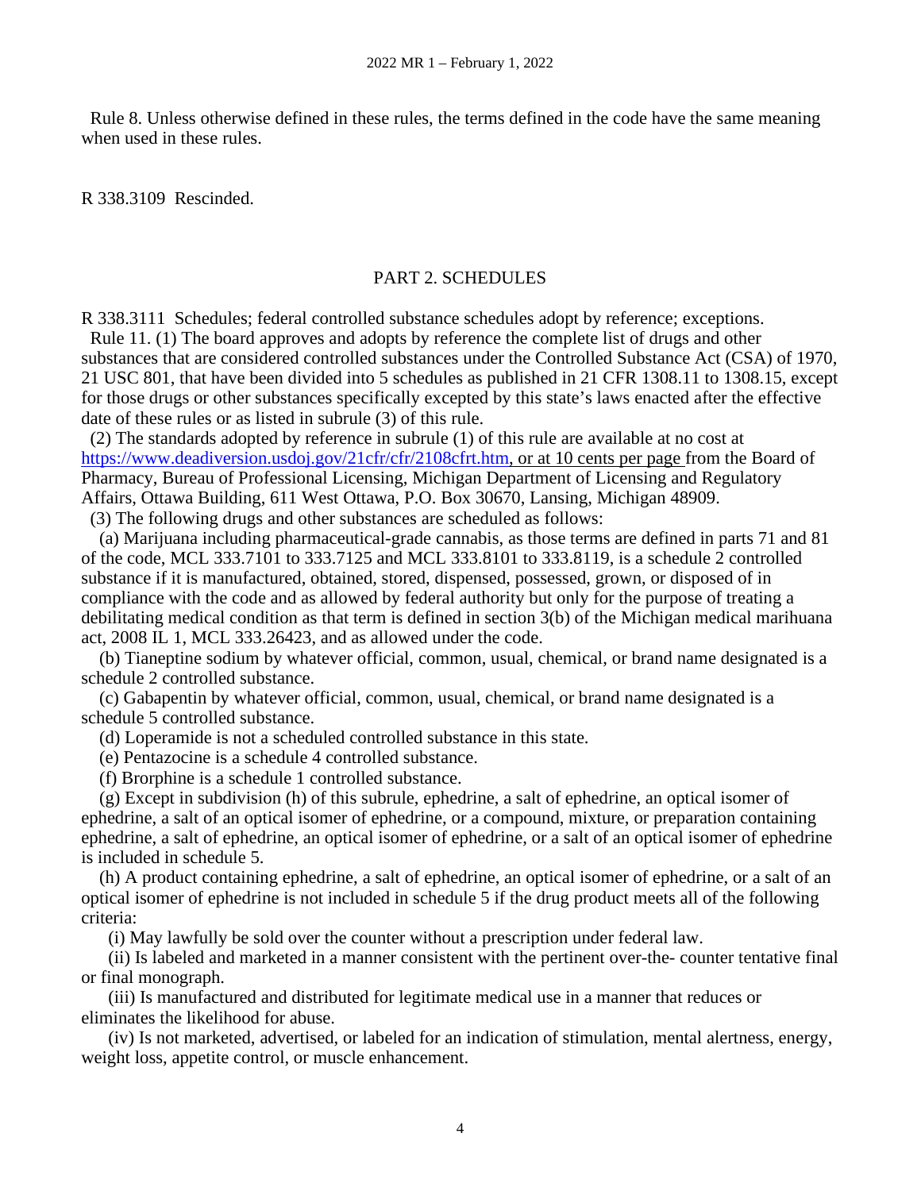Rule 8. Unless otherwise defined in these rules, the terms defined in the code have the same meaning when used in these rules.

R 338.3109 Rescinded.

## PART 2. SCHEDULES

R 338.3111 Schedules; federal controlled substance schedules adopt by reference; exceptions.

Rule 11. (1) The board approves and adopts by reference the complete list of drugs and other substances that are considered controlled substances under the Controlled Substance Act (CSA) of 1970, 21 USC 801, that have been divided into 5 schedules as published in 21 CFR 1308.11 to 1308.15, except for those drugs or other substances specifically excepted by this state's laws enacted after the effective date of these rules or as listed in subrule (3) of this rule.

(2) The standards adopted by reference in subrule (1) of this rule are available at no cost at https://www.deadiversion.usdoj.gov/21cfr/cfr/2108cfrt.htm, or at 10 cents per page from the Board of Pharmacy, Bureau of Professional Licensing, Michigan Department of Licensing and Regulatory Affairs, Ottawa Building, 611 West Ottawa, P.O. Box 30670, Lansing, Michigan 48909.

(3) The following drugs and other substances are scheduled as follows:

(a) Marijuana including pharmaceutical-grade cannabis, as those terms are defined in parts 71 and 81 of the code, MCL 333.7101 to 333.7125 and MCL 333.8101 to 333.8119, is a schedule 2 controlled substance if it is manufactured, obtained, stored, dispensed, possessed, grown, or disposed of in compliance with the code and as allowed by federal authority but only for the purpose of treating a debilitating medical condition as that term is defined in section 3(b) of the Michigan medical marihuana act, 2008 IL 1, MCL 333.26423, and as allowed under the code.

(b) Tianeptine sodium by whatever official, common, usual, chemical, or brand name designated is a schedule 2 controlled substance.

(c) Gabapentin by whatever official, common, usual, chemical, or brand name designated is a schedule 5 controlled substance.

(d) Loperamide is not a scheduled controlled substance in this state.

(e) Pentazocine is a schedule 4 controlled substance.

(f) Brorphine is a schedule 1 controlled substance.

(g) Except in subdivision (h) of this subrule, ephedrine, a salt of ephedrine, an optical isomer of ephedrine, a salt of an optical isomer of ephedrine, or a compound, mixture, or preparation containing ephedrine, a salt of ephedrine, an optical isomer of ephedrine, or a salt of an optical isomer of ephedrine is included in schedule 5.

(h) A product containing ephedrine, a salt of ephedrine, an optical isomer of ephedrine, or a salt of an optical isomer of ephedrine is not included in schedule 5 if the drug product meets all of the following criteria:

(i) May lawfully be sold over the counter without a prescription under federal law.

(ii) Is labeled and marketed in a manner consistent with the pertinent over-the- counter tentative final or final monograph.

(iii) Is manufactured and distributed for legitimate medical use in a manner that reduces or eliminates the likelihood for abuse.

(iv) Is not marketed, advertised, or labeled for an indication of stimulation, mental alertness, energy, weight loss, appetite control, or muscle enhancement.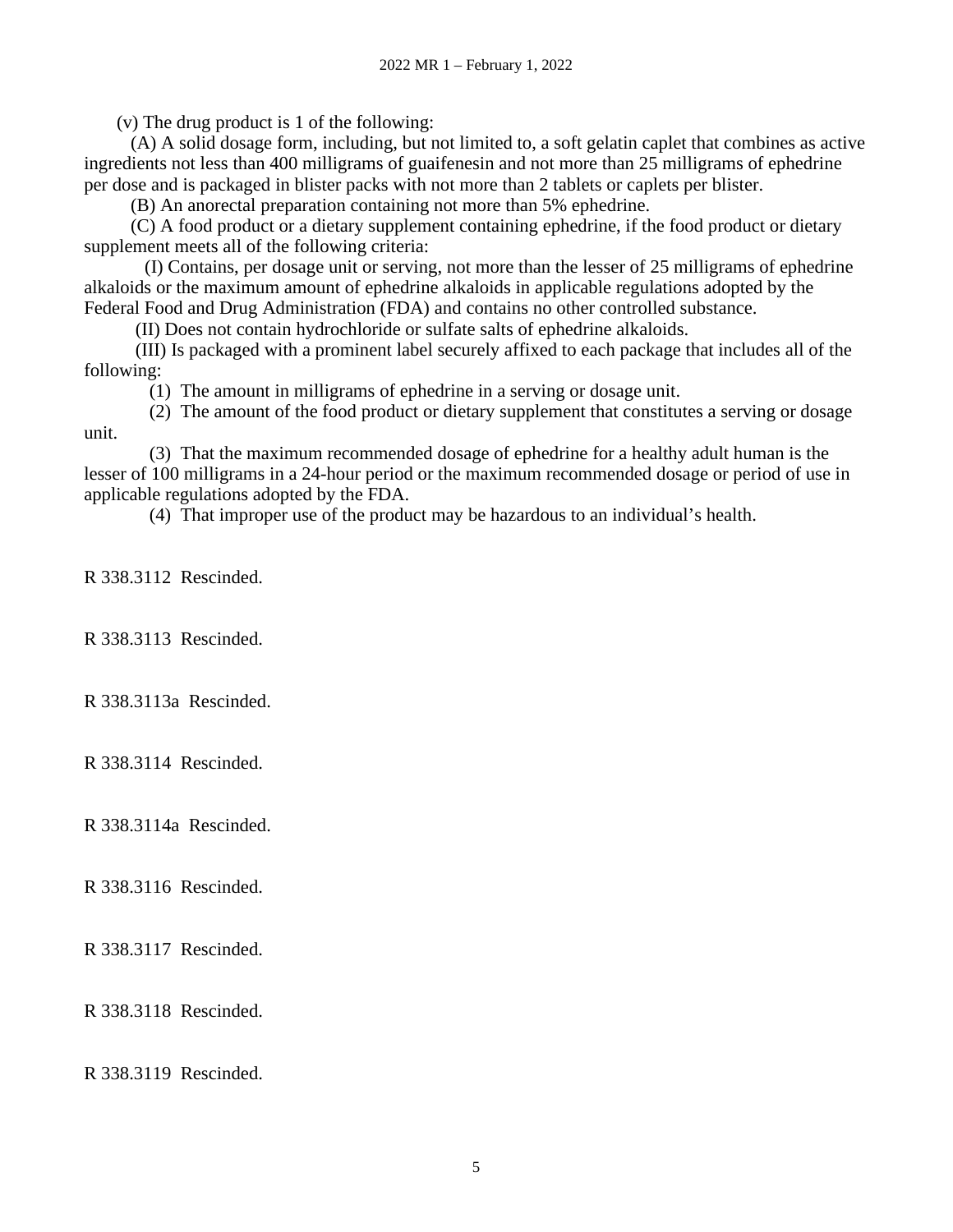(v) The drug product is 1 of the following:

(A) A solid dosage form, including, but not limited to, a soft gelatin caplet that combines as active ingredients not less than 400 milligrams of guaifenesin and not more than 25 milligrams of ephedrine per dose and is packaged in blister packs with not more than 2 tablets or caplets per blister.

(B) An anorectal preparation containing not more than 5% ephedrine.

(C) A food product or a dietary supplement containing ephedrine, if the food product or dietary supplement meets all of the following criteria:

(I) Contains, per dosage unit or serving, not more than the lesser of 25 milligrams of ephedrine alkaloids or the maximum amount of ephedrine alkaloids in applicable regulations adopted by the Federal Food and Drug Administration (FDA) and contains no other controlled substance.

(II) Does not contain hydrochloride or sulfate salts of ephedrine alkaloids.

(III) Is packaged with a prominent label securely affixed to each package that includes all of the following:

(1) The amount in milligrams of ephedrine in a serving or dosage unit.

(2) The amount of the food product or dietary supplement that constitutes a serving or dosage unit.

(3) That the maximum recommended dosage of ephedrine for a healthy adult human is the lesser of 100 milligrams in a 24-hour period or the maximum recommended dosage or period of use in applicable regulations adopted by the FDA.

(4) That improper use of the product may be hazardous to an individual's health.

R 338.3112 Rescinded.

R 338.3113 Rescinded.

R 338.3113a Rescinded.

R 338.3114 Rescinded.

R 338.3114a Rescinded.

R 338.3116 Rescinded.

R 338.3117 Rescinded.

R 338.3118 Rescinded.

R 338.3119 Rescinded.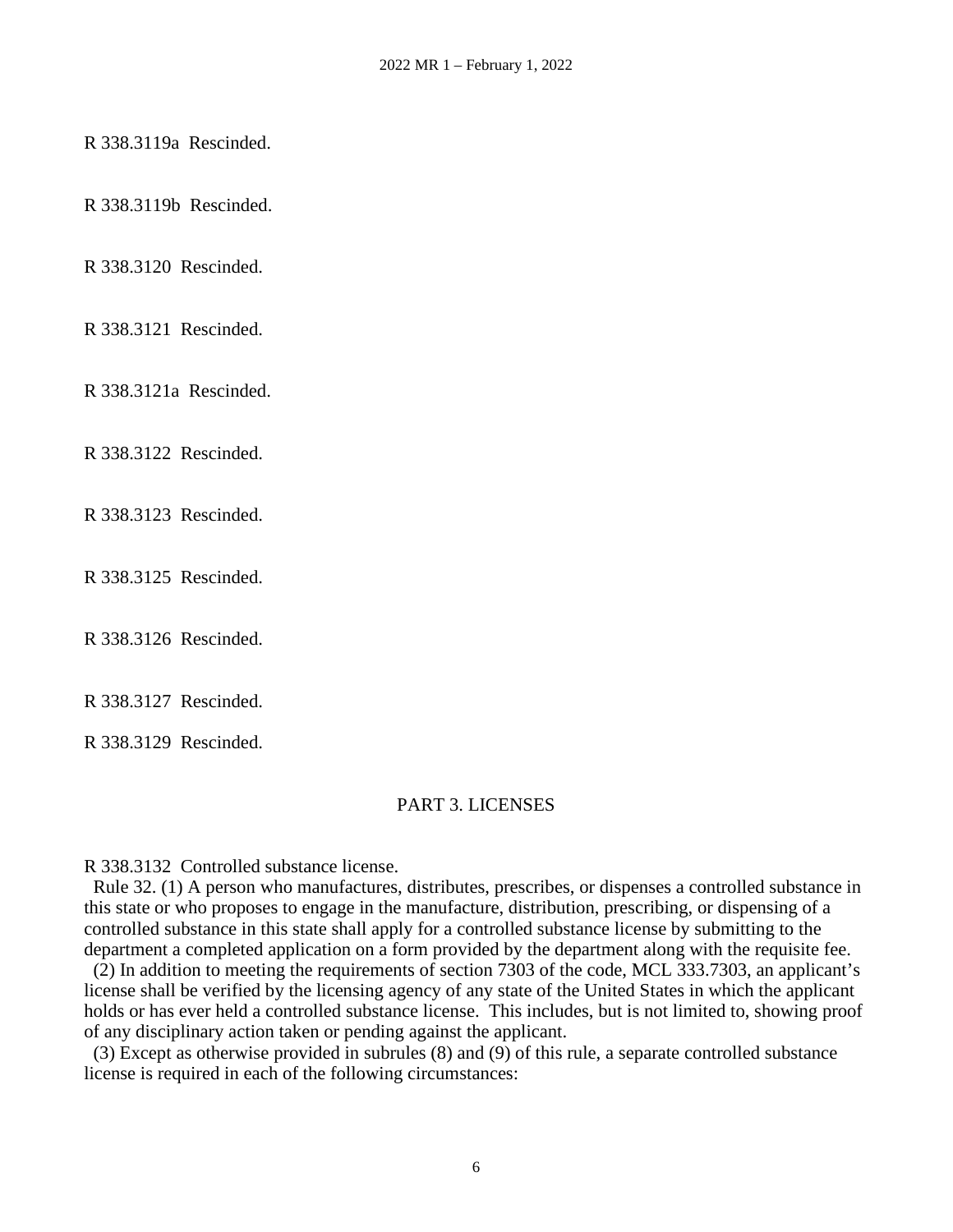R 338.3119a Rescinded.

R 338.3119b Rescinded.

R 338.3120 Rescinded.

R 338.3121 Rescinded.

R 338.3121a Rescinded.

R 338.3122 Rescinded.

R 338.3123 Rescinded.

R 338.3125 Rescinded.

R 338.3126 Rescinded.

R 338.3127 Rescinded.

R 338.3129 Rescinded.

## PART 3. LICENSES

R 338.3132 Controlled substance license.

Rule 32. (1) A person who manufactures, distributes, prescribes, or dispenses a controlled substance in this state or who proposes to engage in the manufacture, distribution, prescribing, or dispensing of a controlled substance in this state shall apply for a controlled substance license by submitting to the department a completed application on a form provided by the department along with the requisite fee.

(2) In addition to meeting the requirements of section 7303 of the code, MCL 333.7303, an applicant's license shall be verified by the licensing agency of any state of the United States in which the applicant holds or has ever held a controlled substance license. This includes, but is not limited to, showing proof of any disciplinary action taken or pending against the applicant.

(3) Except as otherwise provided in subrules (8) and (9) of this rule, a separate controlled substance license is required in each of the following circumstances: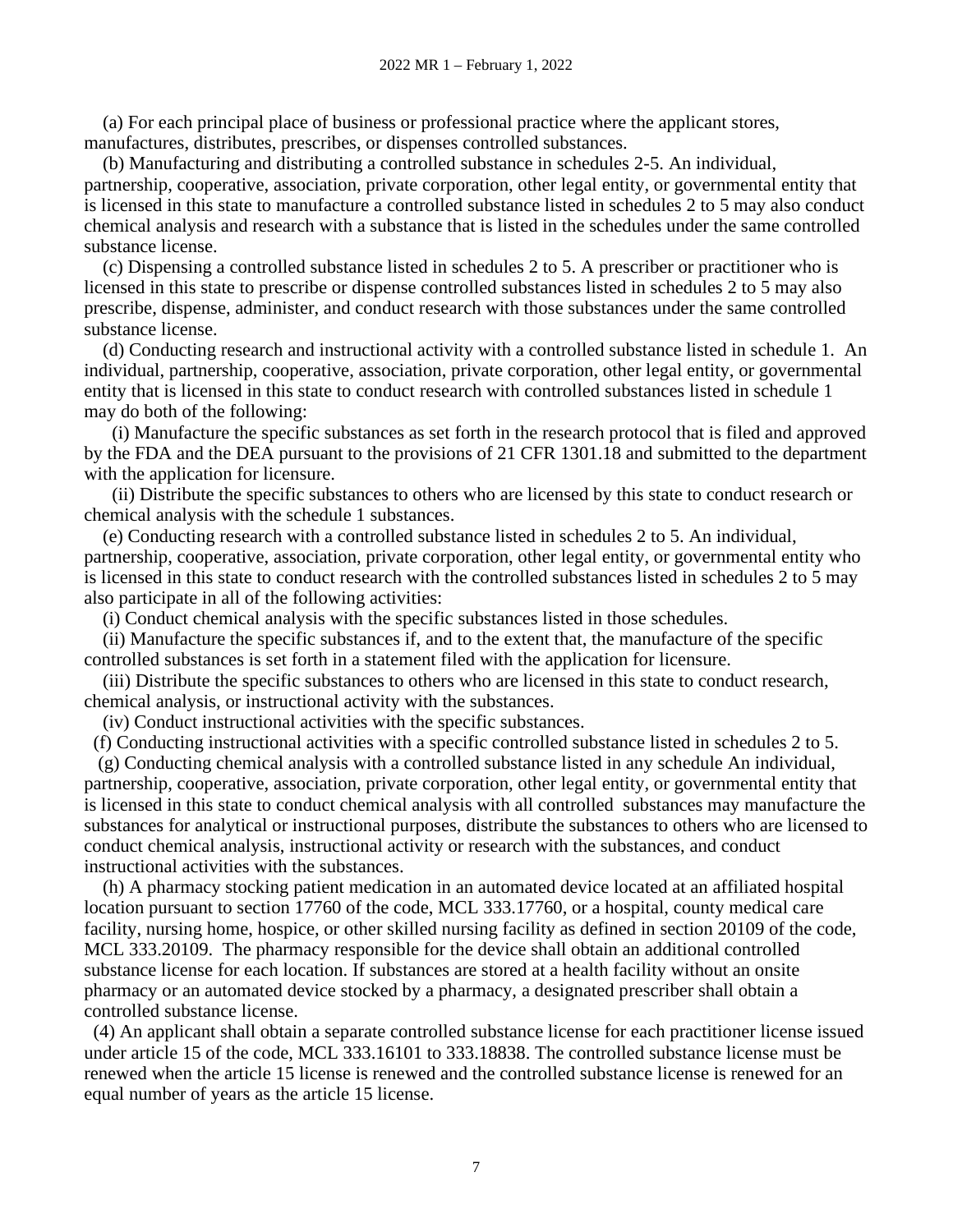(a) For each principal place of business or professional practice where the applicant stores, manufactures, distributes, prescribes, or dispenses controlled substances.

(b) Manufacturing and distributing a controlled substance in schedules 2-5. An individual, partnership, cooperative, association, private corporation, other legal entity, or governmental entity that is licensed in this state to manufacture a controlled substance listed in schedules 2 to 5 may also conduct chemical analysis and research with a substance that is listed in the schedules under the same controlled substance license.

(c) Dispensing a controlled substance listed in schedules 2 to 5. A prescriber or practitioner who is licensed in this state to prescribe or dispense controlled substances listed in schedules 2 to 5 may also prescribe, dispense, administer, and conduct research with those substances under the same controlled substance license.

(d) Conducting research and instructional activity with a controlled substance listed in schedule 1. An individual, partnership, cooperative, association, private corporation, other legal entity, or governmental entity that is licensed in this state to conduct research with controlled substances listed in schedule 1 may do both of the following:

(i) Manufacture the specific substances as set forth in the research protocol that is filed and approved by the FDA and the DEA pursuant to the provisions of 21 CFR 1301.18 and submitted to the department with the application for licensure.

(ii) Distribute the specific substances to others who are licensed by this state to conduct research or chemical analysis with the schedule 1 substances.

(e) Conducting research with a controlled substance listed in schedules 2 to 5. An individual, partnership, cooperative, association, private corporation, other legal entity, or governmental entity who is licensed in this state to conduct research with the controlled substances listed in schedules 2 to 5 may also participate in all of the following activities:

(i) Conduct chemical analysis with the specific substances listed in those schedules.

(ii) Manufacture the specific substances if, and to the extent that, the manufacture of the specific controlled substances is set forth in a statement filed with the application for licensure.

(iii) Distribute the specific substances to others who are licensed in this state to conduct research, chemical analysis, or instructional activity with the substances.

(iv) Conduct instructional activities with the specific substances.

(f) Conducting instructional activities with a specific controlled substance listed in schedules 2 to 5.

(g) Conducting chemical analysis with a controlled substance listed in any schedule An individual, partnership, cooperative, association, private corporation, other legal entity, or governmental entity that is licensed in this state to conduct chemical analysis with all controlled substances may manufacture the substances for analytical or instructional purposes, distribute the substances to others who are licensed to conduct chemical analysis, instructional activity or research with the substances, and conduct instructional activities with the substances.

(h) A pharmacy stocking patient medication in an automated device located at an affiliated hospital location pursuant to section 17760 of the code, MCL 333.17760, or a hospital, county medical care facility, nursing home, hospice, or other skilled nursing facility as defined in section 20109 of the code, MCL 333.20109. The pharmacy responsible for the device shall obtain an additional controlled substance license for each location. If substances are stored at a health facility without an onsite pharmacy or an automated device stocked by a pharmacy, a designated prescriber shall obtain a controlled substance license.

(4) An applicant shall obtain a separate controlled substance license for each practitioner license issued under article 15 of the code, MCL 333.16101 to 333.18838. The controlled substance license must be renewed when the article 15 license is renewed and the controlled substance license is renewed for an equal number of years as the article 15 license.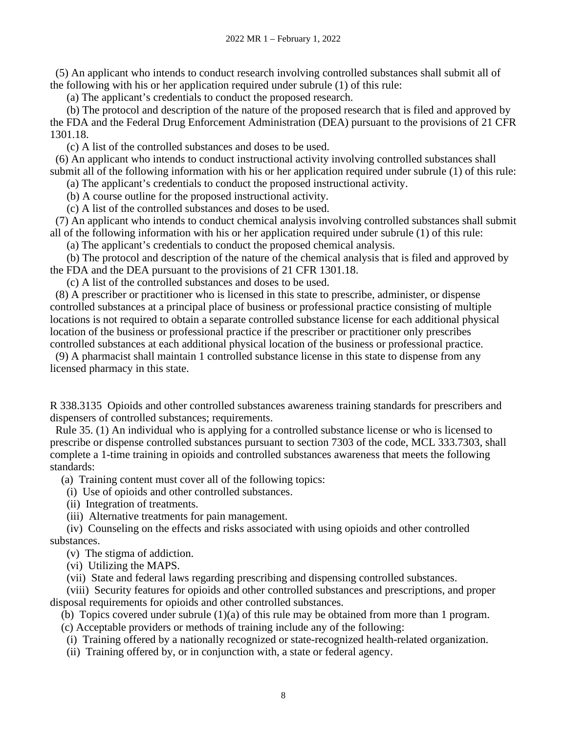(5) An applicant who intends to conduct research involving controlled substances shall submit all of the following with his or her application required under subrule (1) of this rule:

(a) The applicant's credentials to conduct the proposed research.

(b) The protocol and description of the nature of the proposed research that is filed and approved by the FDA and the Federal Drug Enforcement Administration (DEA) pursuant to the provisions of 21 CFR 1301.18.

(c) A list of the controlled substances and doses to be used.

(6) An applicant who intends to conduct instructional activity involving controlled substances shall submit all of the following information with his or her application required under subrule (1) of this rule:

(a) The applicant's credentials to conduct the proposed instructional activity.

(b) A course outline for the proposed instructional activity.

(c) A list of the controlled substances and doses to be used.

(7) An applicant who intends to conduct chemical analysis involving controlled substances shall submit all of the following information with his or her application required under subrule (1) of this rule:

(a) The applicant's credentials to conduct the proposed chemical analysis.

(b) The protocol and description of the nature of the chemical analysis that is filed and approved by the FDA and the DEA pursuant to the provisions of 21 CFR 1301.18.

(c) A list of the controlled substances and doses to be used.

(8) A prescriber or practitioner who is licensed in this state to prescribe, administer, or dispense controlled substances at a principal place of business or professional practice consisting of multiple locations is not required to obtain a separate controlled substance license for each additional physical location of the business or professional practice if the prescriber or practitioner only prescribes controlled substances at each additional physical location of the business or professional practice.

(9) A pharmacist shall maintain 1 controlled substance license in this state to dispense from any licensed pharmacy in this state.

R 338.3135 Opioids and other controlled substances awareness training standards for prescribers and dispensers of controlled substances; requirements.

Rule 35. (1) An individual who is applying for a controlled substance license or who is licensed to prescribe or dispense controlled substances pursuant to section 7303 of the code, MCL 333.7303, shall complete a 1-time training in opioids and controlled substances awareness that meets the following standards:

(a) Training content must cover all of the following topics:

(i) Use of opioids and other controlled substances.

(ii) Integration of treatments.

(iii) Alternative treatments for pain management.

(iv) Counseling on the effects and risks associated with using opioids and other controlled substances.

(v) The stigma of addiction.

(vi) Utilizing the MAPS.

(vii) State and federal laws regarding prescribing and dispensing controlled substances.

(viii) Security features for opioids and other controlled substances and prescriptions, and proper disposal requirements for opioids and other controlled substances.

(b) Topics covered under subrule (1)(a) of this rule may be obtained from more than 1 program.

(c) Acceptable providers or methods of training include any of the following:

(i) Training offered by a nationally recognized or state-recognized health-related organization.

(ii) Training offered by, or in conjunction with, a state or federal agency.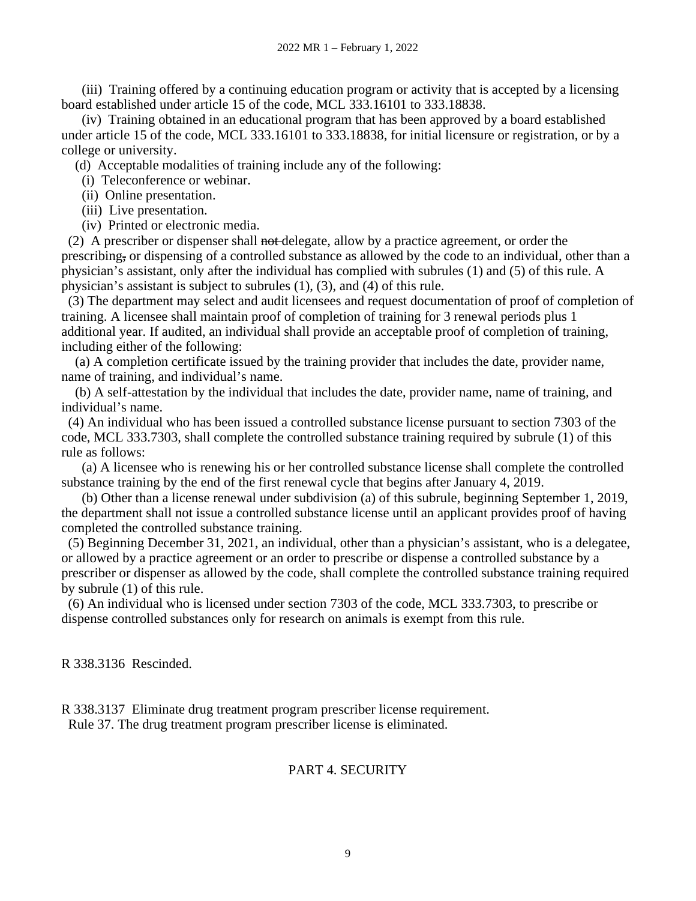(iii) Training offered by a continuing education program or activity that is accepted by a licensing board established under article 15 of the code, MCL 333.16101 to 333.18838.

(iv) Training obtained in an educational program that has been approved by a board established under article 15 of the code, MCL 333.16101 to 333.18838, for initial licensure or registration, or by a college or university.

(d) Acceptable modalities of training include any of the following:

(i) Teleconference or webinar.

(ii) Online presentation.

(iii) Live presentation.

(iv) Printed or electronic media.

(2) A prescriber or dispenser shall ~~not~~ delegate, allow by a practice agreement, or order the prescribing~~,~~ or dispensing of a controlled substance as allowed by the code to an individual, other than a physician's assistant, only after the individual has complied with subrules (1) and (5) of this rule. A physician's assistant is subject to subrules (1), (3), and (4) of this rule.

(3) The department may select and audit licensees and request documentation of proof of completion of training. A licensee shall maintain proof of completion of training for 3 renewal periods plus 1 additional year. If audited, an individual shall provide an acceptable proof of completion of training, including either of the following:

(a) A completion certificate issued by the training provider that includes the date, provider name, name of training, and individual's name.

(b) A self-attestation by the individual that includes the date, provider name, name of training, and individual's name.

(4) An individual who has been issued a controlled substance license pursuant to section 7303 of the code, MCL 333.7303, shall complete the controlled substance training required by subrule (1) of this rule as follows:

(a) A licensee who is renewing his or her controlled substance license shall complete the controlled substance training by the end of the first renewal cycle that begins after January 4, 2019.

(b) Other than a license renewal under subdivision (a) of this subrule, beginning September 1, 2019, the department shall not issue a controlled substance license until an applicant provides proof of having completed the controlled substance training.

(5) Beginning December 31, 2021, an individual, other than a physician's assistant, who is a delegatee, or allowed by a practice agreement or an order to prescribe or dispense a controlled substance by a prescriber or dispenser as allowed by the code, shall complete the controlled substance training required by subrule (1) of this rule.

(6) An individual who is licensed under section 7303 of the code, MCL 333.7303, to prescribe or dispense controlled substances only for research on animals is exempt from this rule.

R 338.3136 Rescinded.

R 338.3137 Eliminate drug treatment program prescriber license requirement.

Rule 37. The drug treatment program prescriber license is eliminated.

## PART 4. SECURITY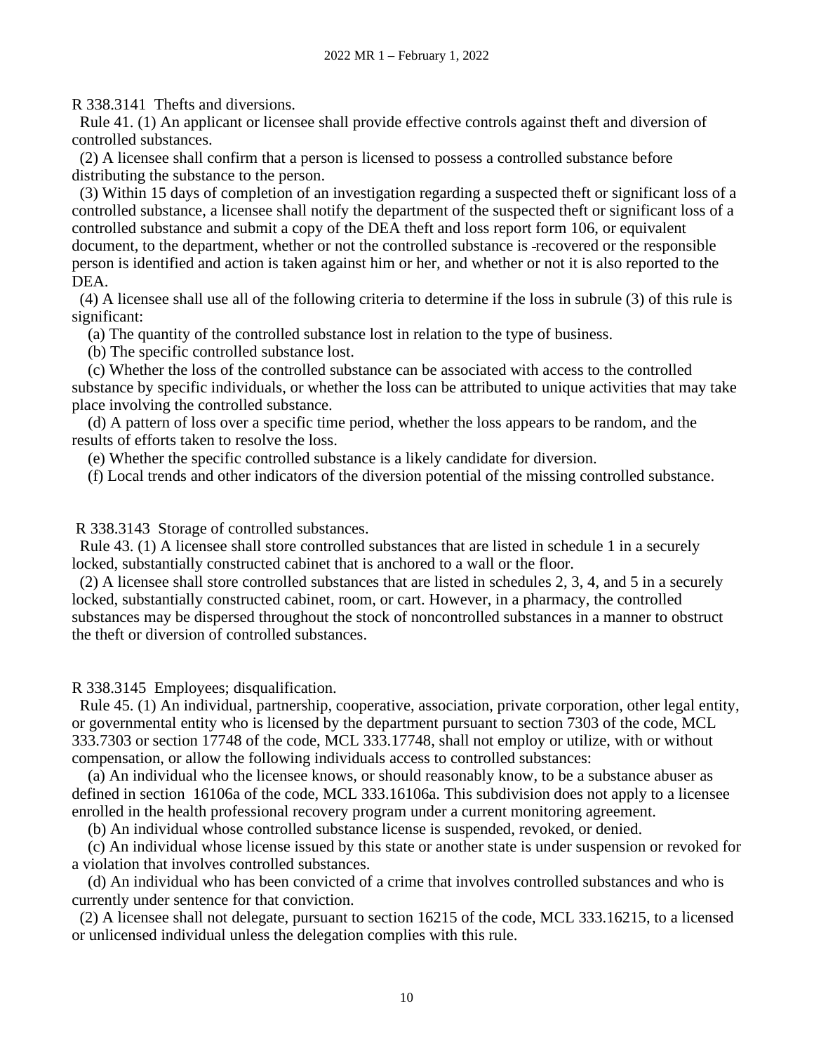R 338.3141 Thefts and diversions.

Rule 41. (1) An applicant or licensee shall provide effective controls against theft and diversion of controlled substances.

(2) A licensee shall confirm that a person is licensed to possess a controlled substance before distributing the substance to the person.

(3) Within 15 days of completion of an investigation regarding a suspected theft or significant loss of a controlled substance, a licensee shall notify the department of the suspected theft or significant loss of a controlled substance and submit a copy of the DEA theft and loss report form 106, or equivalent document, to the department, whether or not the controlled substance is recovered or the responsible person is identified and action is taken against him or her, and whether or not it is also reported to the DEA.

(4) A licensee shall use all of the following criteria to determine if the loss in subrule (3) of this rule is significant:

(a) The quantity of the controlled substance lost in relation to the type of business.

(b) The specific controlled substance lost.

(c) Whether the loss of the controlled substance can be associated with access to the controlled substance by specific individuals, or whether the loss can be attributed to unique activities that may take place involving the controlled substance.

(d) A pattern of loss over a specific time period, whether the loss appears to be random, and the results of efforts taken to resolve the loss.

(e) Whether the specific controlled substance is a likely candidate for diversion.

(f) Local trends and other indicators of the diversion potential of the missing controlled substance.

R 338.3143 Storage of controlled substances.

Rule 43. (1) A licensee shall store controlled substances that are listed in schedule 1 in a securely locked, substantially constructed cabinet that is anchored to a wall or the floor.

(2) A licensee shall store controlled substances that are listed in schedules 2, 3, 4, and 5 in a securely locked, substantially constructed cabinet, room, or cart. However, in a pharmacy, the controlled substances may be dispersed throughout the stock of noncontrolled substances in a manner to obstruct the theft or diversion of controlled substances.

R 338.3145 Employees; disqualification.

Rule 45. (1) An individual, partnership, cooperative, association, private corporation, other legal entity, or governmental entity who is licensed by the department pursuant to section 7303 of the code, MCL 333.7303 or section 17748 of the code, MCL 333.17748, shall not employ or utilize, with or without compensation, or allow the following individuals access to controlled substances:

(a) An individual who the licensee knows, or should reasonably know, to be a substance abuser as defined in section 16106a of the code, MCL 333.16106a. This subdivision does not apply to a licensee enrolled in the health professional recovery program under a current monitoring agreement.

(b) An individual whose controlled substance license is suspended, revoked, or denied.

(c) An individual whose license issued by this state or another state is under suspension or revoked for a violation that involves controlled substances.

(d) An individual who has been convicted of a crime that involves controlled substances and who is currently under sentence for that conviction.

(2) A licensee shall not delegate, pursuant to section 16215 of the code, MCL 333.16215, to a licensed or unlicensed individual unless the delegation complies with this rule.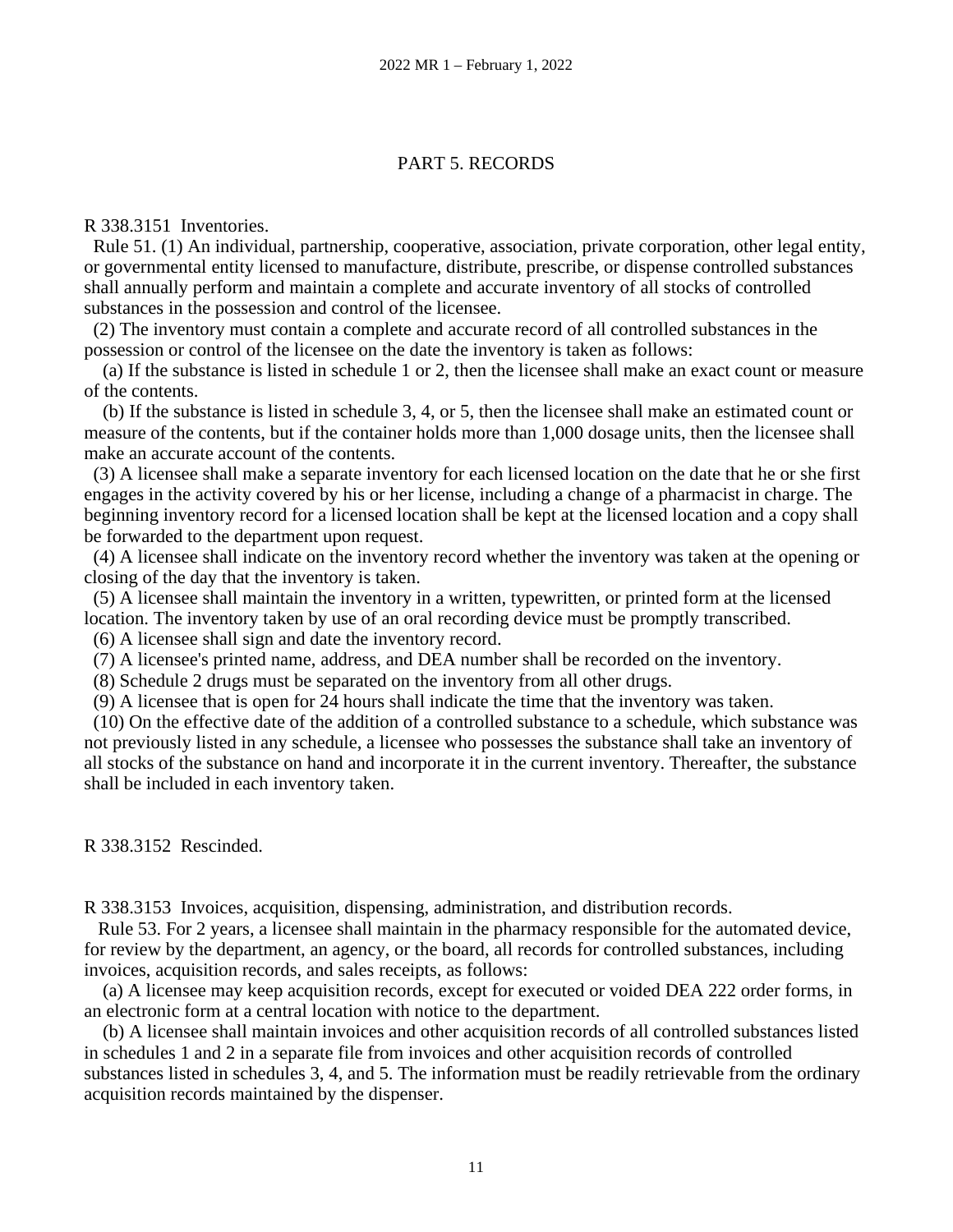## PART 5. RECORDS

R 338.3151 Inventories.

Rule 51. (1) An individual, partnership, cooperative, association, private corporation, other legal entity, or governmental entity licensed to manufacture, distribute, prescribe, or dispense controlled substances shall annually perform and maintain a complete and accurate inventory of all stocks of controlled substances in the possession and control of the licensee.

(2) The inventory must contain a complete and accurate record of all controlled substances in the possession or control of the licensee on the date the inventory is taken as follows:

(a) If the substance is listed in schedule 1 or 2, then the licensee shall make an exact count or measure of the contents.

(b) If the substance is listed in schedule 3, 4, or 5, then the licensee shall make an estimated count or measure of the contents, but if the container holds more than 1,000 dosage units, then the licensee shall make an accurate account of the contents.

(3) A licensee shall make a separate inventory for each licensed location on the date that he or she first engages in the activity covered by his or her license, including a change of a pharmacist in charge. The beginning inventory record for a licensed location shall be kept at the licensed location and a copy shall be forwarded to the department upon request.

(4) A licensee shall indicate on the inventory record whether the inventory was taken at the opening or closing of the day that the inventory is taken.

(5) A licensee shall maintain the inventory in a written, typewritten, or printed form at the licensed location. The inventory taken by use of an oral recording device must be promptly transcribed.

(6) A licensee shall sign and date the inventory record.

(7) A licensee's printed name, address, and DEA number shall be recorded on the inventory.

(8) Schedule 2 drugs must be separated on the inventory from all other drugs.

(9) A licensee that is open for 24 hours shall indicate the time that the inventory was taken.

(10) On the effective date of the addition of a controlled substance to a schedule, which substance was not previously listed in any schedule, a licensee who possesses the substance shall take an inventory of all stocks of the substance on hand and incorporate it in the current inventory. Thereafter, the substance shall be included in each inventory taken.

R 338.3152 Rescinded.

R 338.3153 Invoices, acquisition, dispensing, administration, and distribution records.

Rule 53. For 2 years, a licensee shall maintain in the pharmacy responsible for the automated device, for review by the department, an agency, or the board, all records for controlled substances, including invoices, acquisition records, and sales receipts, as follows:

(a) A licensee may keep acquisition records, except for executed or voided DEA 222 order forms, in an electronic form at a central location with notice to the department.

(b) A licensee shall maintain invoices and other acquisition records of all controlled substances listed in schedules 1 and 2 in a separate file from invoices and other acquisition records of controlled substances listed in schedules 3, 4, and 5. The information must be readily retrievable from the ordinary acquisition records maintained by the dispenser.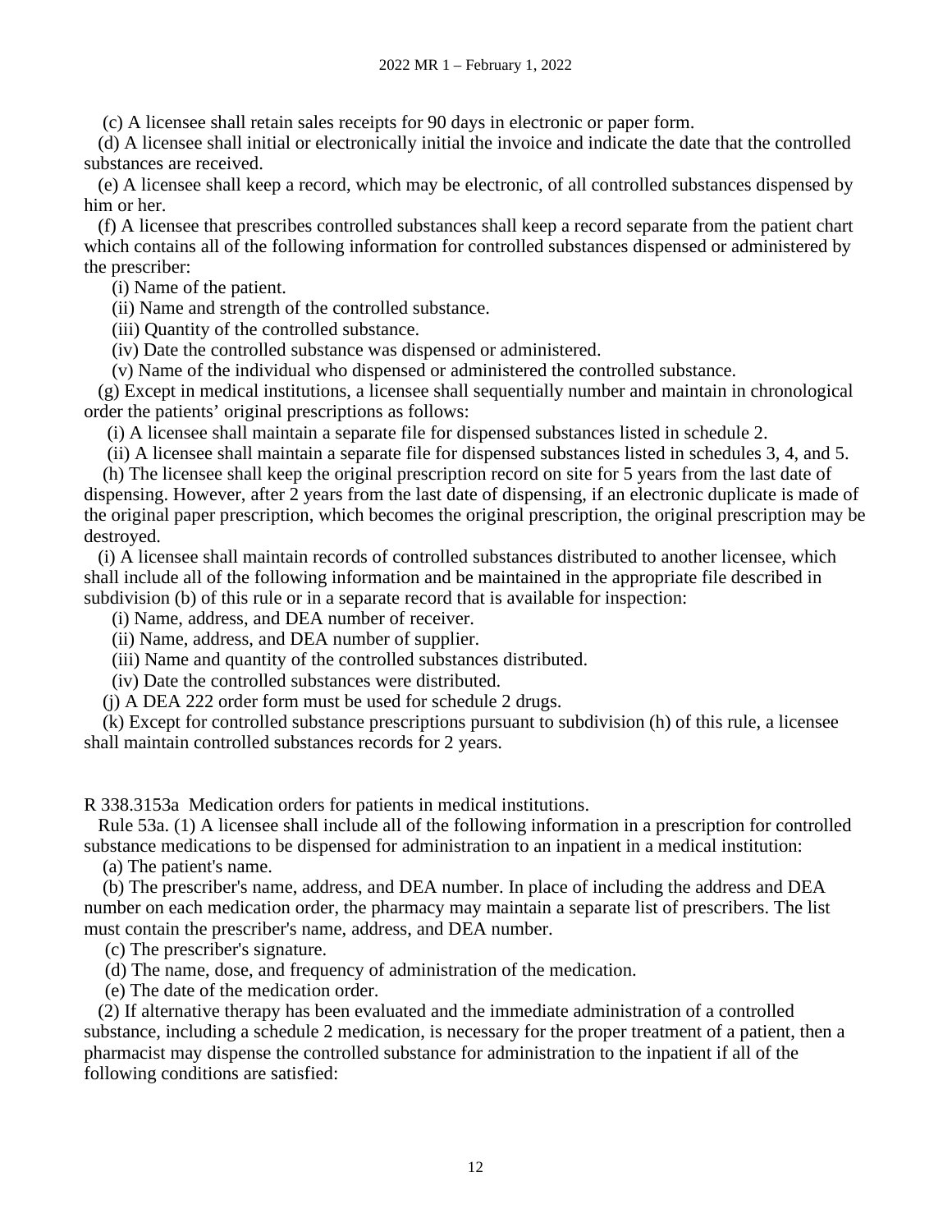(c) A licensee shall retain sales receipts for 90 days in electronic or paper form.

(d) A licensee shall initial or electronically initial the invoice and indicate the date that the controlled substances are received.

(e) A licensee shall keep a record, which may be electronic, of all controlled substances dispensed by him or her.

(f) A licensee that prescribes controlled substances shall keep a record separate from the patient chart which contains all of the following information for controlled substances dispensed or administered by the prescriber:

(i) Name of the patient.

(ii) Name and strength of the controlled substance.

(iii) Quantity of the controlled substance.

(iv) Date the controlled substance was dispensed or administered.

(v) Name of the individual who dispensed or administered the controlled substance.

(g) Except in medical institutions, a licensee shall sequentially number and maintain in chronological order the patients' original prescriptions as follows:

(i) A licensee shall maintain a separate file for dispensed substances listed in schedule 2.

(ii) A licensee shall maintain a separate file for dispensed substances listed in schedules 3, 4, and 5.

(h) The licensee shall keep the original prescription record on site for 5 years from the last date of dispensing. However, after 2 years from the last date of dispensing, if an electronic duplicate is made of the original paper prescription, which becomes the original prescription, the original prescription may be destroyed.

(i) A licensee shall maintain records of controlled substances distributed to another licensee, which shall include all of the following information and be maintained in the appropriate file described in subdivision (b) of this rule or in a separate record that is available for inspection:

(i) Name, address, and DEA number of receiver.

(ii) Name, address, and DEA number of supplier.

(iii) Name and quantity of the controlled substances distributed.

(iv) Date the controlled substances were distributed.

(j) A DEA 222 order form must be used for schedule 2 drugs.

(k) Except for controlled substance prescriptions pursuant to subdivision (h) of this rule, a licensee shall maintain controlled substances records for 2 years.

R 338.3153a Medication orders for patients in medical institutions.

Rule 53a. (1) A licensee shall include all of the following information in a prescription for controlled substance medications to be dispensed for administration to an inpatient in a medical institution:

(a) The patient's name.

(b) The prescriber's name, address, and DEA number. In place of including the address and DEA number on each medication order, the pharmacy may maintain a separate list of prescribers. The list must contain the prescriber's name, address, and DEA number.

(c) The prescriber's signature.

(d) The name, dose, and frequency of administration of the medication.

(e) The date of the medication order.

(2) If alternative therapy has been evaluated and the immediate administration of a controlled substance, including a schedule 2 medication, is necessary for the proper treatment of a patient, then a pharmacist may dispense the controlled substance for administration to the inpatient if all of the following conditions are satisfied: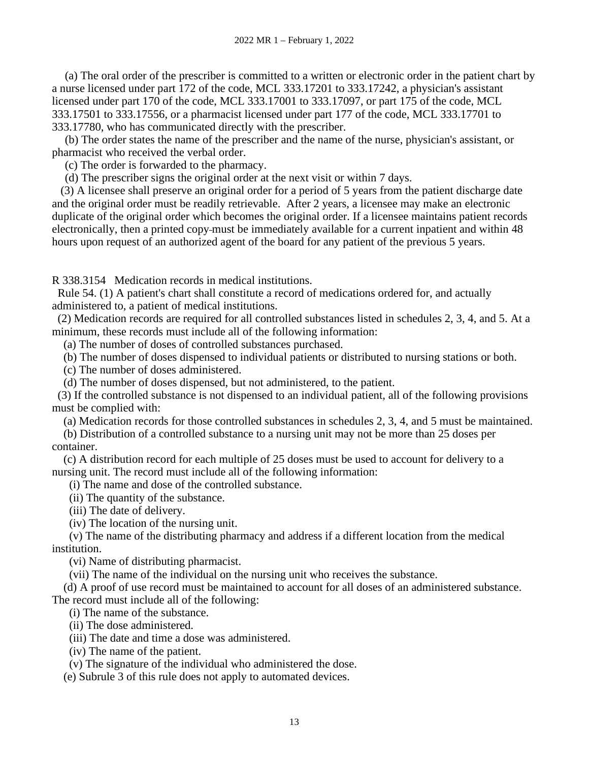(a) The oral order of the prescriber is committed to a written or electronic order in the patient chart by a nurse licensed under part 172 of the code, MCL 333.17201 to 333.17242, a physician's assistant licensed under part 170 of the code, MCL 333.17001 to 333.17097, or part 175 of the code, MCL 333.17501 to 333.17556, or a pharmacist licensed under part 177 of the code, MCL 333.17701 to 333.17780, who has communicated directly with the prescriber.

(b) The order states the name of the prescriber and the name of the nurse, physician's assistant, or pharmacist who received the verbal order.

(c) The order is forwarded to the pharmacy.

(d) The prescriber signs the original order at the next visit or within 7 days.

(3) A licensee shall preserve an original order for a period of 5 years from the patient discharge date and the original order must be readily retrievable. After 2 years, a licensee may make an electronic duplicate of the original order which becomes the original order. If a licensee maintains patient records electronically, then a printed copy must be immediately available for a current inpatient and within 48 hours upon request of an authorized agent of the board for any patient of the previous 5 years.

R 338.3154 Medication records in medical institutions.

Rule 54. (1) A patient's chart shall constitute a record of medications ordered for, and actually administered to, a patient of medical institutions.

(2) Medication records are required for all controlled substances listed in schedules 2, 3, 4, and 5. At a minimum, these records must include all of the following information:

(a) The number of doses of controlled substances purchased.

(b) The number of doses dispensed to individual patients or distributed to nursing stations or both.

(c) The number of doses administered.

(d) The number of doses dispensed, but not administered, to the patient.

(3) If the controlled substance is not dispensed to an individual patient, all of the following provisions must be complied with:

(a) Medication records for those controlled substances in schedules 2, 3, 4, and 5 must be maintained.

(b) Distribution of a controlled substance to a nursing unit may not be more than 25 doses per container.

(c) A distribution record for each multiple of 25 doses must be used to account for delivery to a nursing unit. The record must include all of the following information:

(i) The name and dose of the controlled substance.

(ii) The quantity of the substance.

(iii) The date of delivery.

(iv) The location of the nursing unit.

(v) The name of the distributing pharmacy and address if a different location from the medical institution.

(vi) Name of distributing pharmacist.

(vii) The name of the individual on the nursing unit who receives the substance.

(d) A proof of use record must be maintained to account for all doses of an administered substance. The record must include all of the following:

(i) The name of the substance.

(ii) The dose administered.

(iii) The date and time a dose was administered.

(iv) The name of the patient.

(v) The signature of the individual who administered the dose.

(e) Subrule 3 of this rule does not apply to automated devices.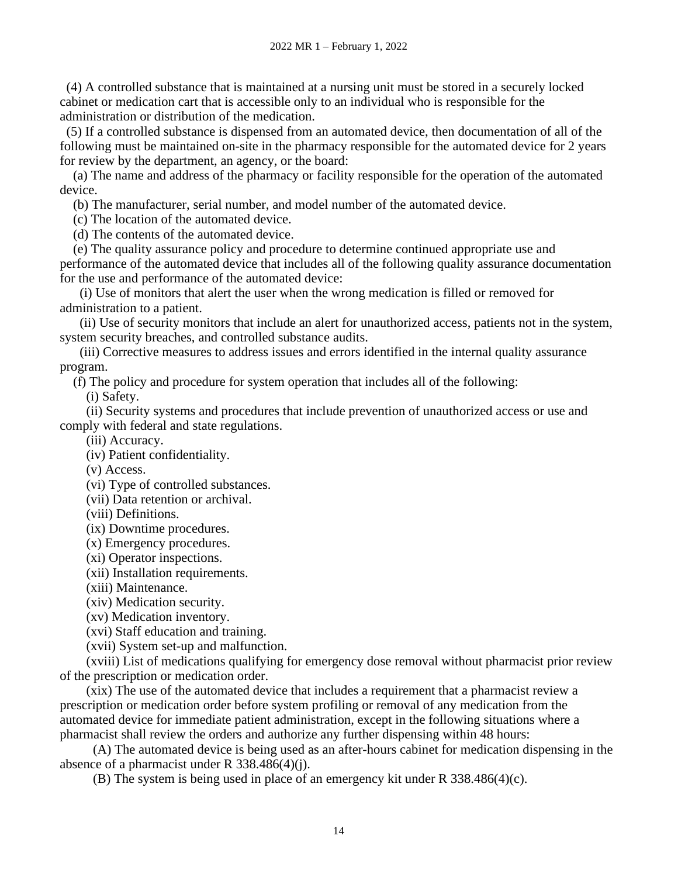(4) A controlled substance that is maintained at a nursing unit must be stored in a securely locked cabinet or medication cart that is accessible only to an individual who is responsible for the administration or distribution of the medication.

(5) If a controlled substance is dispensed from an automated device, then documentation of all of the following must be maintained on-site in the pharmacy responsible for the automated device for 2 years for review by the department, an agency, or the board:

(a) The name and address of the pharmacy or facility responsible for the operation of the automated device.

(b) The manufacturer, serial number, and model number of the automated device.

(c) The location of the automated device.

(d) The contents of the automated device.

(e) The quality assurance policy and procedure to determine continued appropriate use and performance of the automated device that includes all of the following quality assurance documentation for the use and performance of the automated device:

(i) Use of monitors that alert the user when the wrong medication is filled or removed for administration to a patient.

(ii) Use of security monitors that include an alert for unauthorized access, patients not in the system, system security breaches, and controlled substance audits.

(iii) Corrective measures to address issues and errors identified in the internal quality assurance program.

(f) The policy and procedure for system operation that includes all of the following:

(i) Safety.

(ii) Security systems and procedures that include prevention of unauthorized access or use and comply with federal and state regulations.

(iii) Accuracy.

(iv) Patient confidentiality.

(v) Access.

(vi) Type of controlled substances.

(vii) Data retention or archival.

(viii) Definitions.

(ix) Downtime procedures.

(x) Emergency procedures.

(xi) Operator inspections.

(xii) Installation requirements.

(xiii) Maintenance.

(xiv) Medication security.

(xv) Medication inventory.

(xvi) Staff education and training.

(xvii) System set-up and malfunction.

(xviii) List of medications qualifying for emergency dose removal without pharmacist prior review of the prescription or medication order.

(xix) The use of the automated device that includes a requirement that a pharmacist review a prescription or medication order before system profiling or removal of any medication from the automated device for immediate patient administration, except in the following situations where a pharmacist shall review the orders and authorize any further dispensing within 48 hours:

(A) The automated device is being used as an after-hours cabinet for medication dispensing in the absence of a pharmacist under R 338.486(4)(j).

(B) The system is being used in place of an emergency kit under R 338.486(4)(c).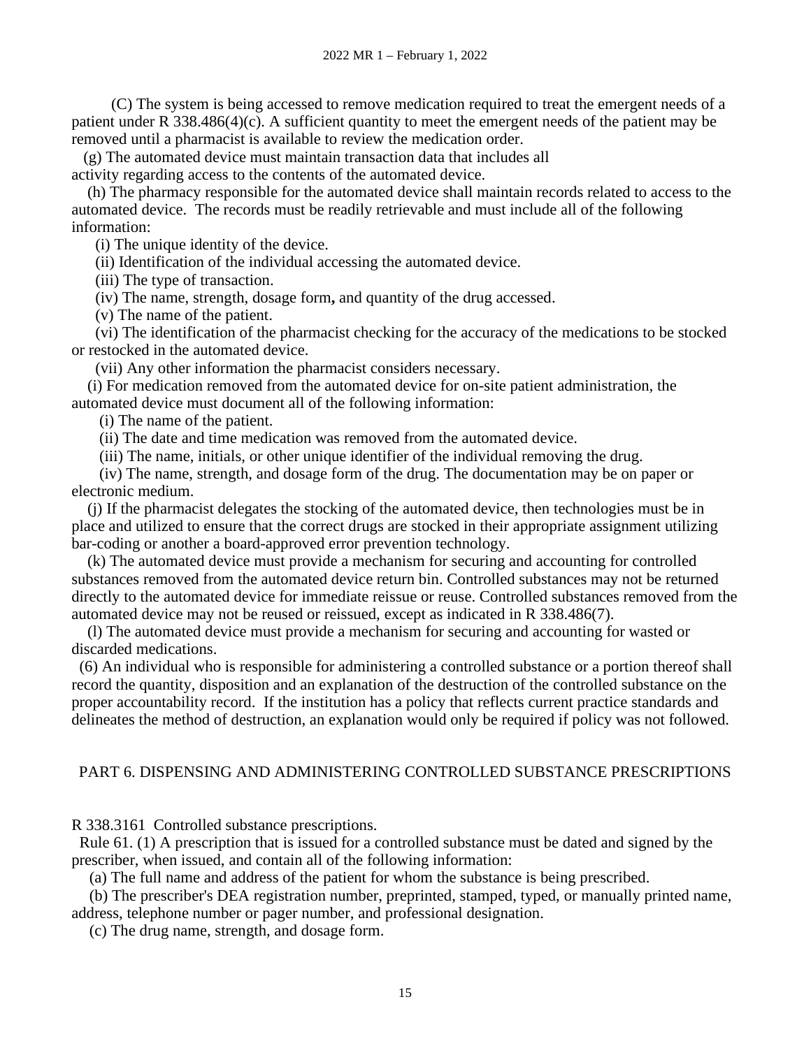(C) The system is being accessed to remove medication required to treat the emergent needs of a patient under R 338.486(4)(c). A sufficient quantity to meet the emergent needs of the patient may be removed until a pharmacist is available to review the medication order.

(g) The automated device must maintain transaction data that includes all activity regarding access to the contents of the automated device.

(h) The pharmacy responsible for the automated device shall maintain records related to access to the automated device. The records must be readily retrievable and must include all of the following information:

(i) The unique identity of the device.

(ii) Identification of the individual accessing the automated device.

(iii) The type of transaction.

(iv) The name, strength, dosage form**,** and quantity of the drug accessed.

(v) The name of the patient.

(vi) The identification of the pharmacist checking for the accuracy of the medications to be stocked or restocked in the automated device.

(vii) Any other information the pharmacist considers necessary.

(i) For medication removed from the automated device for on-site patient administration, the automated device must document all of the following information:

(i) The name of the patient.

(ii) The date and time medication was removed from the automated device.

(iii) The name, initials, or other unique identifier of the individual removing the drug.

(iv) The name, strength, and dosage form of the drug. The documentation may be on paper or electronic medium.

(j) If the pharmacist delegates the stocking of the automated device, then technologies must be in place and utilized to ensure that the correct drugs are stocked in their appropriate assignment utilizing bar-coding or another a board-approved error prevention technology.

(k) The automated device must provide a mechanism for securing and accounting for controlled substances removed from the automated device return bin. Controlled substances may not be returned directly to the automated device for immediate reissue or reuse. Controlled substances removed from the automated device may not be reused or reissued, except as indicated in R 338.486(7).

(l) The automated device must provide a mechanism for securing and accounting for wasted or discarded medications.

(6) An individual who is responsible for administering a controlled substance or a portion thereof shall record the quantity, disposition and an explanation of the destruction of the controlled substance on the proper accountability record. If the institution has a policy that reflects current practice standards and delineates the method of destruction, an explanation would only be required if policy was not followed.

## PART 6. DISPENSING AND ADMINISTERING CONTROLLED SUBSTANCE PRESCRIPTIONS

R 338.3161 Controlled substance prescriptions.

Rule 61. (1) A prescription that is issued for a controlled substance must be dated and signed by the prescriber, when issued, and contain all of the following information:

(a) The full name and address of the patient for whom the substance is being prescribed.

(b) The prescriber's DEA registration number, preprinted, stamped, typed, or manually printed name, address, telephone number or pager number, and professional designation.

(c) The drug name, strength, and dosage form.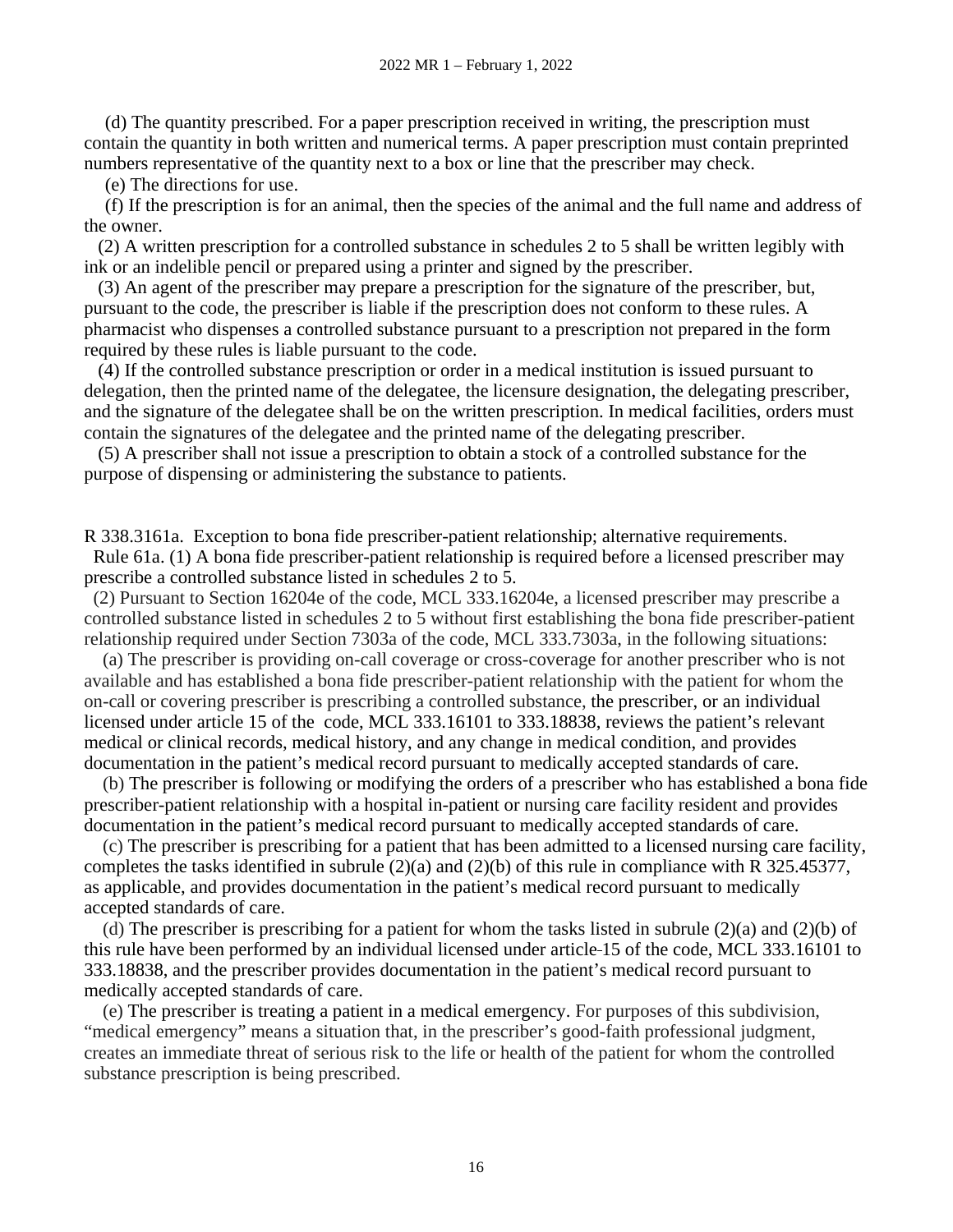(d) The quantity prescribed. For a paper prescription received in writing, the prescription must contain the quantity in both written and numerical terms. A paper prescription must contain preprinted numbers representative of the quantity next to a box or line that the prescriber may check.

(e) The directions for use.

(f) If the prescription is for an animal, then the species of the animal and the full name and address of the owner.

(2) A written prescription for a controlled substance in schedules 2 to 5 shall be written legibly with ink or an indelible pencil or prepared using a printer and signed by the prescriber.

(3) An agent of the prescriber may prepare a prescription for the signature of the prescriber, but, pursuant to the code, the prescriber is liable if the prescription does not conform to these rules. A pharmacist who dispenses a controlled substance pursuant to a prescription not prepared in the form required by these rules is liable pursuant to the code.

(4) If the controlled substance prescription or order in a medical institution is issued pursuant to delegation, then the printed name of the delegatee, the licensure designation, the delegating prescriber, and the signature of the delegatee shall be on the written prescription. In medical facilities, orders must contain the signatures of the delegatee and the printed name of the delegating prescriber.

(5) A prescriber shall not issue a prescription to obtain a stock of a controlled substance for the purpose of dispensing or administering the substance to patients.

R 338.3161a. Exception to bona fide prescriber-patient relationship; alternative requirements.

Rule 61a. (1) A bona fide prescriber-patient relationship is required before a licensed prescriber may prescribe a controlled substance listed in schedules 2 to 5.

(2) Pursuant to Section 16204e of the code, MCL 333.16204e, a licensed prescriber may prescribe a controlled substance listed in schedules 2 to 5 without first establishing the bona fide prescriber-patient relationship required under Section 7303a of the code, MCL 333.7303a, in the following situations:

(a) The prescriber is providing on-call coverage or cross-coverage for another prescriber who is not available and has established a bona fide prescriber-patient relationship with the patient for whom the on-call or covering prescriber is prescribing a controlled substance, the prescriber, or an individual licensed under article 15 of the code, MCL 333.16101 to 333.18838, reviews the patient's relevant medical or clinical records, medical history, and any change in medical condition, and provides documentation in the patient's medical record pursuant to medically accepted standards of care.

(b) The prescriber is following or modifying the orders of a prescriber who has established a bona fide prescriber-patient relationship with a hospital in-patient or nursing care facility resident and provides documentation in the patient's medical record pursuant to medically accepted standards of care.

(c) The prescriber is prescribing for a patient that has been admitted to a licensed nursing care facility, completes the tasks identified in subrule (2)(a) and (2)(b) of this rule in compliance with R 325.45377, as applicable, and provides documentation in the patient's medical record pursuant to medically accepted standards of care.

(d) The prescriber is prescribing for a patient for whom the tasks listed in subrule (2)(a) and (2)(b) of this rule have been performed by an individual licensed under article 15 of the code, MCL 333.16101 to 333.18838, and the prescriber provides documentation in the patient's medical record pursuant to medically accepted standards of care.

(e) The prescriber is treating a patient in a medical emergency. For purposes of this subdivision, "medical emergency" means a situation that, in the prescriber's good-faith professional judgment, creates an immediate threat of serious risk to the life or health of the patient for whom the controlled substance prescription is being prescribed.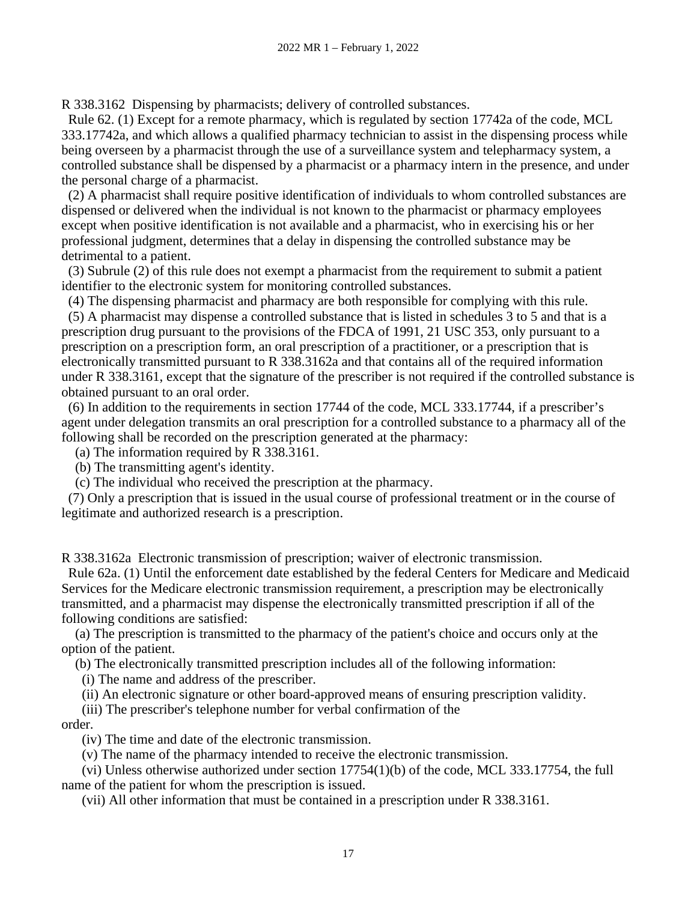R 338.3162 Dispensing by pharmacists; delivery of controlled substances.

Rule 62. (1) Except for a remote pharmacy, which is regulated by section 17742a of the code, MCL 333.17742a, and which allows a qualified pharmacy technician to assist in the dispensing process while being overseen by a pharmacist through the use of a surveillance system and telepharmacy system, a controlled substance shall be dispensed by a pharmacist or a pharmacy intern in the presence, and under the personal charge of a pharmacist.

(2) A pharmacist shall require positive identification of individuals to whom controlled substances are dispensed or delivered when the individual is not known to the pharmacist or pharmacy employees except when positive identification is not available and a pharmacist, who in exercising his or her professional judgment, determines that a delay in dispensing the controlled substance may be detrimental to a patient.

(3) Subrule (2) of this rule does not exempt a pharmacist from the requirement to submit a patient identifier to the electronic system for monitoring controlled substances.

(4) The dispensing pharmacist and pharmacy are both responsible for complying with this rule.

(5) A pharmacist may dispense a controlled substance that is listed in schedules 3 to 5 and that is a prescription drug pursuant to the provisions of the FDCA of 1991, 21 USC 353, only pursuant to a prescription on a prescription form, an oral prescription of a practitioner, or a prescription that is electronically transmitted pursuant to R 338.3162a and that contains all of the required information under R 338.3161, except that the signature of the prescriber is not required if the controlled substance is obtained pursuant to an oral order.

(6) In addition to the requirements in section 17744 of the code, MCL 333.17744, if a prescriber's agent under delegation transmits an oral prescription for a controlled substance to a pharmacy all of the following shall be recorded on the prescription generated at the pharmacy:

(a) The information required by R 338.3161.

(b) The transmitting agent's identity.

(c) The individual who received the prescription at the pharmacy.

(7) Only a prescription that is issued in the usual course of professional treatment or in the course of legitimate and authorized research is a prescription.

R 338.3162a Electronic transmission of prescription; waiver of electronic transmission.

Rule 62a. (1) Until the enforcement date established by the federal Centers for Medicare and Medicaid Services for the Medicare electronic transmission requirement, a prescription may be electronically transmitted, and a pharmacist may dispense the electronically transmitted prescription if all of the following conditions are satisfied:

(a) The prescription is transmitted to the pharmacy of the patient's choice and occurs only at the option of the patient.

(b) The electronically transmitted prescription includes all of the following information:

(i) The name and address of the prescriber.

(ii) An electronic signature or other board-approved means of ensuring prescription validity.

(iii) The prescriber's telephone number for verbal confirmation of the order.

(iv) The time and date of the electronic transmission.

(v) The name of the pharmacy intended to receive the electronic transmission.

(vi) Unless otherwise authorized under section 17754(1)(b) of the code, MCL 333.17754, the full name of the patient for whom the prescription is issued.

(vii) All other information that must be contained in a prescription under R 338.3161.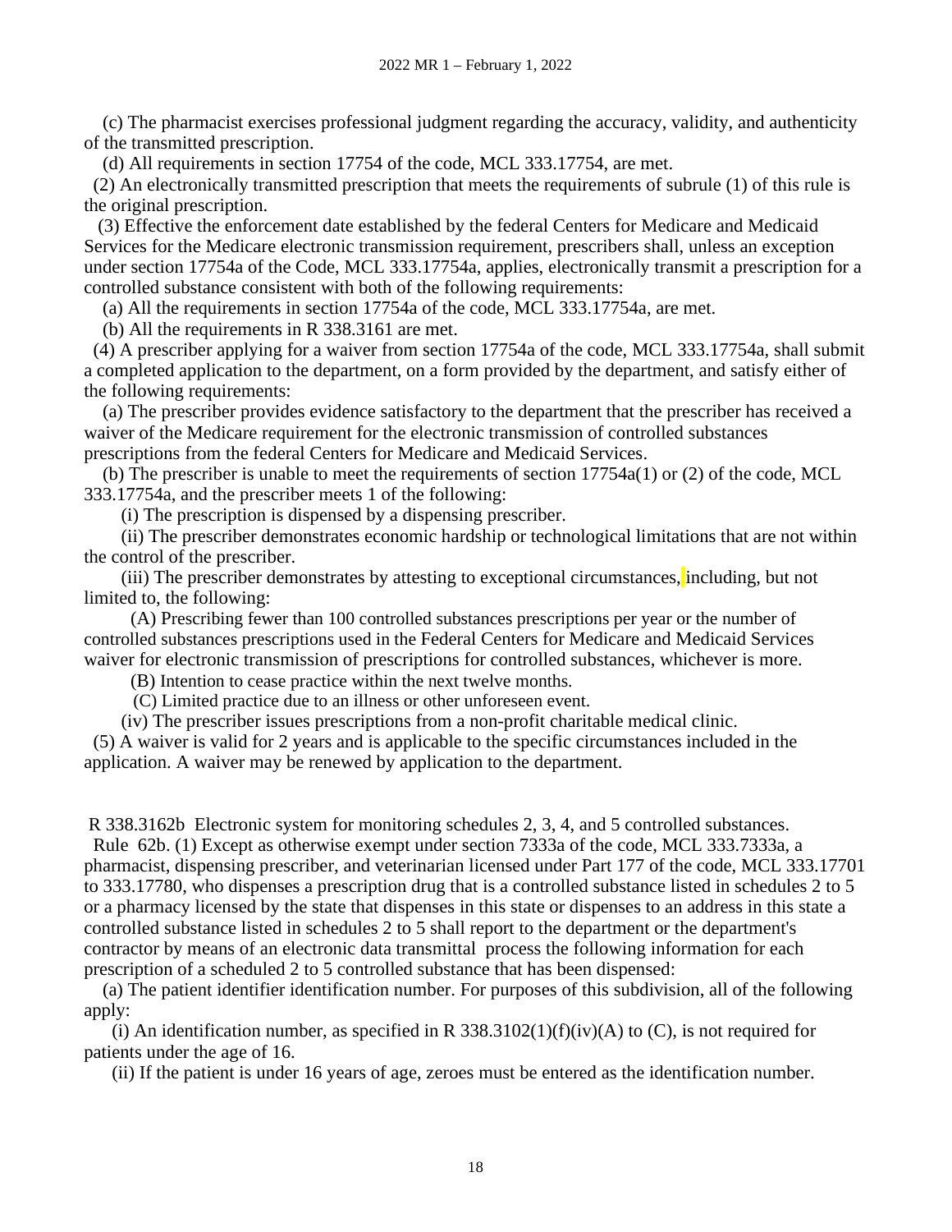(c) The pharmacist exercises professional judgment regarding the accuracy, validity, and authenticity of the transmitted prescription.

(d) All requirements in section 17754 of the code, MCL 333.17754, are met.

(2) An electronically transmitted prescription that meets the requirements of subrule (1) of this rule is the original prescription.

(3) Effective the enforcement date established by the federal Centers for Medicare and Medicaid Services for the Medicare electronic transmission requirement, prescribers shall, unless an exception under section 17754a of the Code, MCL 333.17754a, applies, electronically transmit a prescription for a controlled substance consistent with both of the following requirements:

(a) All the requirements in section 17754a of the code, MCL 333.17754a, are met.

(b) All the requirements in R 338.3161 are met.

(4) A prescriber applying for a waiver from section 17754a of the code, MCL 333.17754a, shall submit a completed application to the department, on a form provided by the department, and satisfy either of the following requirements:

(a) The prescriber provides evidence satisfactory to the department that the prescriber has received a waiver of the Medicare requirement for the electronic transmission of controlled substances prescriptions from the federal Centers for Medicare and Medicaid Services.

(b) The prescriber is unable to meet the requirements of section 17754a(1) or (2) of the code, MCL 333.17754a, and the prescriber meets 1 of the following:

(i) The prescription is dispensed by a dispensing prescriber.

(ii) The prescriber demonstrates economic hardship or technological limitations that are not within the control of the prescriber.

(iii) The prescriber demonstrates by attesting to exceptional circumstances, including, but not limited to, the following:

(A) Prescribing fewer than 100 controlled substances prescriptions per year or the number of controlled substances prescriptions used in the Federal Centers for Medicare and Medicaid Services waiver for electronic transmission of prescriptions for controlled substances, whichever is more.

(B) Intention to cease practice within the next twelve months.

(C) Limited practice due to an illness or other unforeseen event.

(iv) The prescriber issues prescriptions from a non-profit charitable medical clinic.

(5) A waiver is valid for 2 years and is applicable to the specific circumstances included in the application. A waiver may be renewed by application to the department.

R 338.3162b Electronic system for monitoring schedules 2, 3, 4, and 5 controlled substances.

Rule 62b. (1) Except as otherwise exempt under section 7333a of the code, MCL 333.7333a, a pharmacist, dispensing prescriber, and veterinarian licensed under Part 177 of the code, MCL 333.17701 to 333.17780, who dispenses a prescription drug that is a controlled substance listed in schedules 2 to 5 or a pharmacy licensed by the state that dispenses in this state or dispenses to an address in this state a controlled substance listed in schedules 2 to 5 shall report to the department or the department's contractor by means of an electronic data transmittal process the following information for each prescription of a scheduled 2 to 5 controlled substance that has been dispensed:

(a) The patient identifier identification number. For purposes of this subdivision, all of the following apply:

(i) An identification number, as specified in R 338.3102(1)(f)(iv)(A) to (C), is not required for patients under the age of 16.

(ii) If the patient is under 16 years of age, zeroes must be entered as the identification number.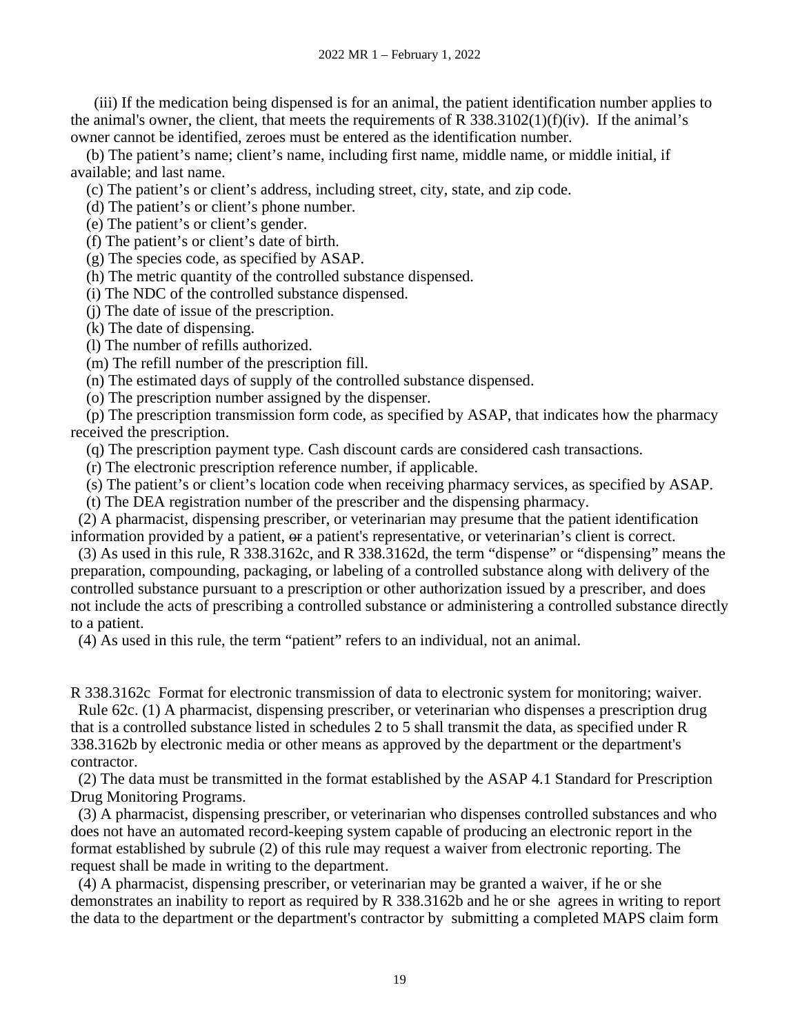(iii) If the medication being dispensed is for an animal, the patient identification number applies to the animal's owner, the client, that meets the requirements of R 338.3102(1)(f)(iv). If the animal's owner cannot be identified, zeroes must be entered as the identification number.

(b) The patient's name; client's name, including first name, middle name, or middle initial, if available; and last name.

(c) The patient's or client's address, including street, city, state, and zip code.

(d) The patient's or client's phone number.

(e) The patient's or client's gender.

(f) The patient's or client's date of birth.

(g) The species code, as specified by ASAP.

(h) The metric quantity of the controlled substance dispensed.

(i) The NDC of the controlled substance dispensed.

(j) The date of issue of the prescription.

(k) The date of dispensing.

(l) The number of refills authorized.

(m) The refill number of the prescription fill.

(n) The estimated days of supply of the controlled substance dispensed.

(o) The prescription number assigned by the dispenser.

(p) The prescription transmission form code, as specified by ASAP, that indicates how the pharmacy received the prescription.

(q) The prescription payment type. Cash discount cards are considered cash transactions.

(r) The electronic prescription reference number, if applicable.

(s) The patient's or client's location code when receiving pharmacy services, as specified by ASAP.

(t) The DEA registration number of the prescriber and the dispensing pharmacy.

(2) A pharmacist, dispensing prescriber, or veterinarian may presume that the patient identification information provided by a patient, ~~or~~ a patient's representative, or veterinarian's client is correct.

(3) As used in this rule, R 338.3162c, and R 338.3162d, the term "dispense" or "dispensing" means the preparation, compounding, packaging, or labeling of a controlled substance along with delivery of the controlled substance pursuant to a prescription or other authorization issued by a prescriber, and does not include the acts of prescribing a controlled substance or administering a controlled substance directly to a patient.

(4) As used in this rule, the term "patient" refers to an individual, not an animal.

R 338.3162c Format for electronic transmission of data to electronic system for monitoring; waiver.

Rule 62c. (1) A pharmacist, dispensing prescriber, or veterinarian who dispenses a prescription drug that is a controlled substance listed in schedules 2 to 5 shall transmit the data, as specified under R 338.3162b by electronic media or other means as approved by the department or the department's contractor.

(2) The data must be transmitted in the format established by the ASAP 4.1 Standard for Prescription Drug Monitoring Programs.

(3) A pharmacist, dispensing prescriber, or veterinarian who dispenses controlled substances and who does not have an automated record-keeping system capable of producing an electronic report in the format established by subrule (2) of this rule may request a waiver from electronic reporting. The request shall be made in writing to the department.

(4) A pharmacist, dispensing prescriber, or veterinarian may be granted a waiver, if he or she demonstrates an inability to report as required by R 338.3162b and he or she agrees in writing to report the data to the department or the department's contractor by submitting a completed MAPS claim form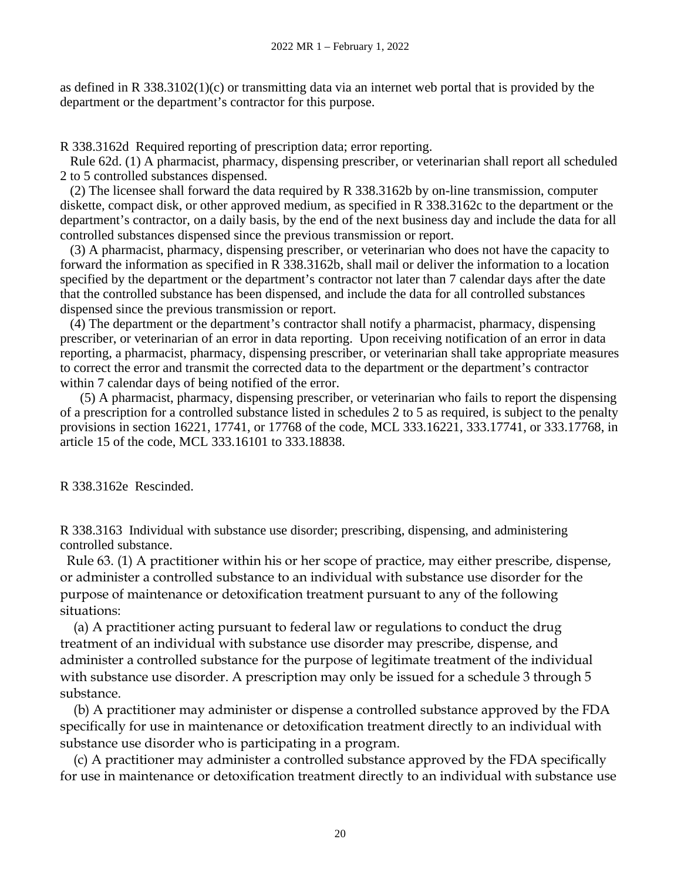as defined in R 338.3102(1)(c) or transmitting data via an internet web portal that is provided by the department or the department's contractor for this purpose.

R 338.3162d Required reporting of prescription data; error reporting.

Rule 62d. (1) A pharmacist, pharmacy, dispensing prescriber, or veterinarian shall report all scheduled 2 to 5 controlled substances dispensed.

(2) The licensee shall forward the data required by R 338.3162b by on-line transmission, computer diskette, compact disk, or other approved medium, as specified in R 338.3162c to the department or the department's contractor, on a daily basis, by the end of the next business day and include the data for all controlled substances dispensed since the previous transmission or report.

(3) A pharmacist, pharmacy, dispensing prescriber, or veterinarian who does not have the capacity to forward the information as specified in R 338.3162b, shall mail or deliver the information to a location specified by the department or the department's contractor not later than 7 calendar days after the date that the controlled substance has been dispensed, and include the data for all controlled substances dispensed since the previous transmission or report.

(4) The department or the department's contractor shall notify a pharmacist, pharmacy, dispensing prescriber, or veterinarian of an error in data reporting. Upon receiving notification of an error in data reporting, a pharmacist, pharmacy, dispensing prescriber, or veterinarian shall take appropriate measures to correct the error and transmit the corrected data to the department or the department's contractor within 7 calendar days of being notified of the error.

(5) A pharmacist, pharmacy, dispensing prescriber, or veterinarian who fails to report the dispensing of a prescription for a controlled substance listed in schedules 2 to 5 as required, is subject to the penalty provisions in section 16221, 17741, or 17768 of the code, MCL 333.16221, 333.17741, or 333.17768, in article 15 of the code, MCL 333.16101 to 333.18838.

R 338.3162e Rescinded.

R 338.3163 Individual with substance use disorder; prescribing, dispensing, and administering controlled substance.

Rule 63. (1) A practitioner within his or her scope of practice, may either prescribe, dispense, or administer a controlled substance to an individual with substance use disorder for the purpose of maintenance or detoxification treatment pursuant to any of the following situations:

(a) A practitioner acting pursuant to federal law or regulations to conduct the drug treatment of an individual with substance use disorder may prescribe, dispense, and administer a controlled substance for the purpose of legitimate treatment of the individual with substance use disorder. A prescription may only be issued for a schedule 3 through 5 substance.

(b) A practitioner may administer or dispense a controlled substance approved by the FDA specifically for use in maintenance or detoxification treatment directly to an individual with substance use disorder who is participating in a program.

(c) A practitioner may administer a controlled substance approved by the FDA specifically for use in maintenance or detoxification treatment directly to an individual with substance use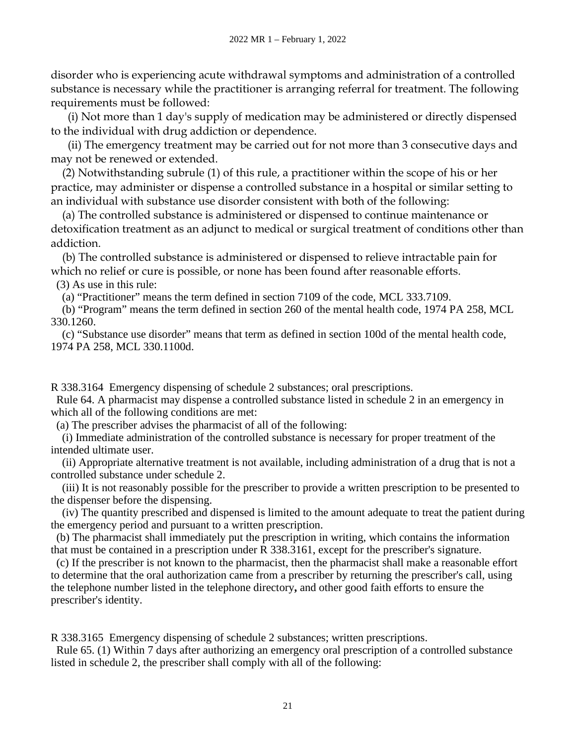disorder who is experiencing acute withdrawal symptoms and administration of a controlled substance is necessary while the practitioner is arranging referral for treatment. The following requirements must be followed:

(i) Not more than 1 day's supply of medication may be administered or directly dispensed to the individual with drug addiction or dependence.

(ii) The emergency treatment may be carried out for not more than 3 consecutive days and may not be renewed or extended.

(2) Notwithstanding subrule (1) of this rule, a practitioner within the scope of his or her practice, may administer or dispense a controlled substance in a hospital or similar setting to an individual with substance use disorder consistent with both of the following:

(a) The controlled substance is administered or dispensed to continue maintenance or detoxification treatment as an adjunct to medical or surgical treatment of conditions other than addiction.

(b) The controlled substance is administered or dispensed to relieve intractable pain for which no relief or cure is possible, or none has been found after reasonable efforts.

(3) As use in this rule:

(a) "Practitioner" means the term defined in section 7109 of the code, MCL 333.7109.

(b) "Program" means the term defined in section 260 of the mental health code, 1974 PA 258, MCL 330.1260.

(c) "Substance use disorder" means that term as defined in section 100d of the mental health code, 1974 PA 258, MCL 330.1100d.

R 338.3164 Emergency dispensing of schedule 2 substances; oral prescriptions.

Rule 64. A pharmacist may dispense a controlled substance listed in schedule 2 in an emergency in which all of the following conditions are met:

(a) The prescriber advises the pharmacist of all of the following:

(i) Immediate administration of the controlled substance is necessary for proper treatment of the intended ultimate user.

(ii) Appropriate alternative treatment is not available, including administration of a drug that is not a controlled substance under schedule 2.

(iii) It is not reasonably possible for the prescriber to provide a written prescription to be presented to the dispenser before the dispensing.

(iv) The quantity prescribed and dispensed is limited to the amount adequate to treat the patient during the emergency period and pursuant to a written prescription.

(b) The pharmacist shall immediately put the prescription in writing, which contains the information that must be contained in a prescription under R 338.3161, except for the prescriber's signature.

(c) If the prescriber is not known to the pharmacist, then the pharmacist shall make a reasonable effort to determine that the oral authorization came from a prescriber by returning the prescriber's call, using the telephone number listed in the telephone directory**,** and other good faith efforts to ensure the prescriber's identity.

R 338.3165 Emergency dispensing of schedule 2 substances; written prescriptions.

Rule 65. (1) Within 7 days after authorizing an emergency oral prescription of a controlled substance listed in schedule 2, the prescriber shall comply with all of the following: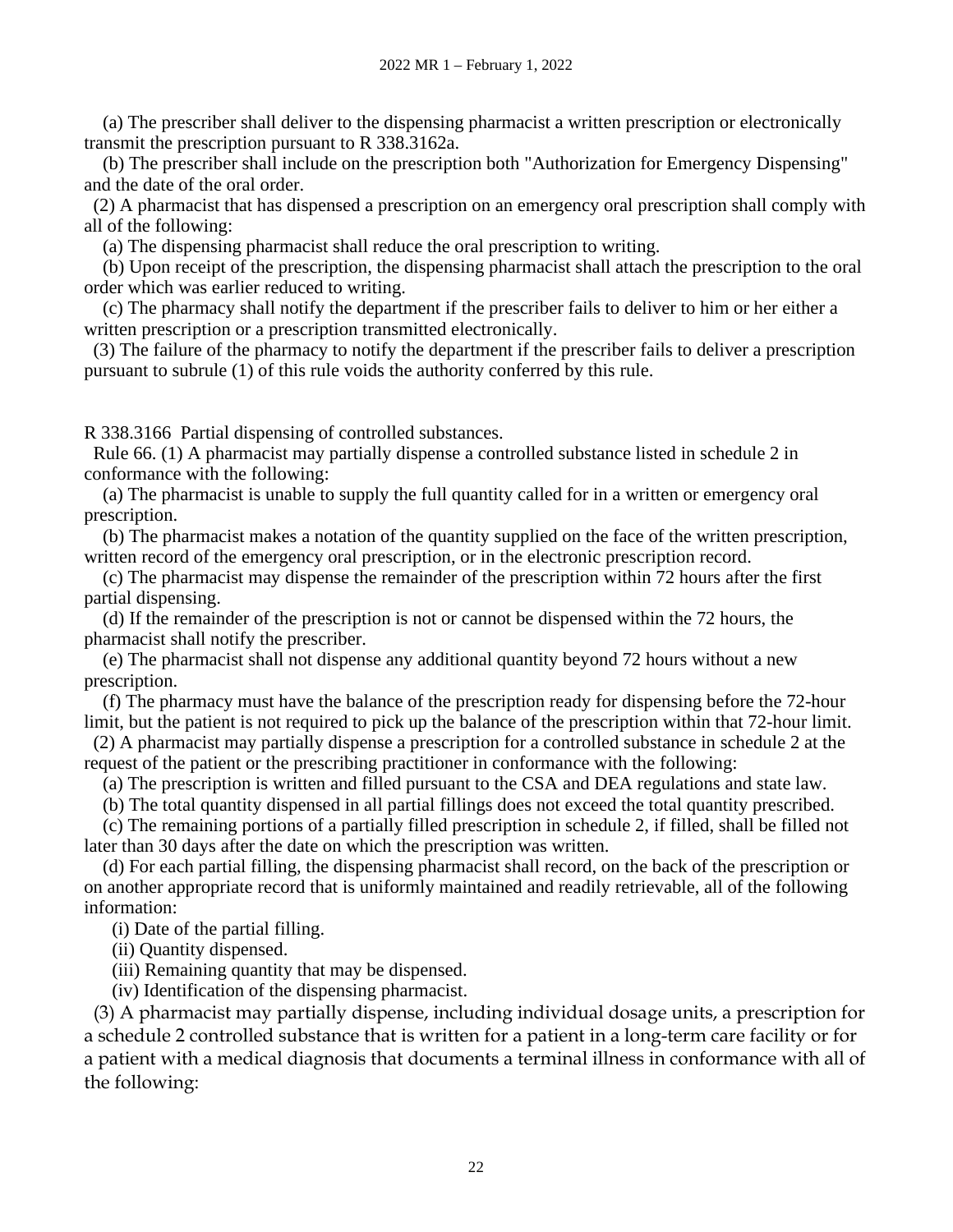(a) The prescriber shall deliver to the dispensing pharmacist a written prescription or electronically transmit the prescription pursuant to R 338.3162a.

(b) The prescriber shall include on the prescription both "Authorization for Emergency Dispensing" and the date of the oral order.

(2) A pharmacist that has dispensed a prescription on an emergency oral prescription shall comply with all of the following:

(a) The dispensing pharmacist shall reduce the oral prescription to writing.

(b) Upon receipt of the prescription, the dispensing pharmacist shall attach the prescription to the oral order which was earlier reduced to writing.

(c) The pharmacy shall notify the department if the prescriber fails to deliver to him or her either a written prescription or a prescription transmitted electronically.

(3) The failure of the pharmacy to notify the department if the prescriber fails to deliver a prescription pursuant to subrule (1) of this rule voids the authority conferred by this rule.

R 338.3166 Partial dispensing of controlled substances.

Rule 66. (1) A pharmacist may partially dispense a controlled substance listed in schedule 2 in conformance with the following:

(a) The pharmacist is unable to supply the full quantity called for in a written or emergency oral prescription.

(b) The pharmacist makes a notation of the quantity supplied on the face of the written prescription, written record of the emergency oral prescription, or in the electronic prescription record.

(c) The pharmacist may dispense the remainder of the prescription within 72 hours after the first partial dispensing.

(d) If the remainder of the prescription is not or cannot be dispensed within the 72 hours, the pharmacist shall notify the prescriber.

(e) The pharmacist shall not dispense any additional quantity beyond 72 hours without a new prescription.

(f) The pharmacy must have the balance of the prescription ready for dispensing before the 72-hour limit, but the patient is not required to pick up the balance of the prescription within that 72-hour limit.

(2) A pharmacist may partially dispense a prescription for a controlled substance in schedule 2 at the request of the patient or the prescribing practitioner in conformance with the following:

(a) The prescription is written and filled pursuant to the CSA and DEA regulations and state law.

(b) The total quantity dispensed in all partial fillings does not exceed the total quantity prescribed.

(c) The remaining portions of a partially filled prescription in schedule 2, if filled, shall be filled not later than 30 days after the date on which the prescription was written.

(d) For each partial filling, the dispensing pharmacist shall record, on the back of the prescription or on another appropriate record that is uniformly maintained and readily retrievable, all of the following information:

(i) Date of the partial filling.

(ii) Quantity dispensed.

(iii) Remaining quantity that may be dispensed.

(iv) Identification of the dispensing pharmacist.

(3) A pharmacist may partially dispense, including individual dosage units, a prescription for a schedule 2 controlled substance that is written for a patient in a long-term care facility or for a patient with a medical diagnosis that documents a terminal illness in conformance with all of the following: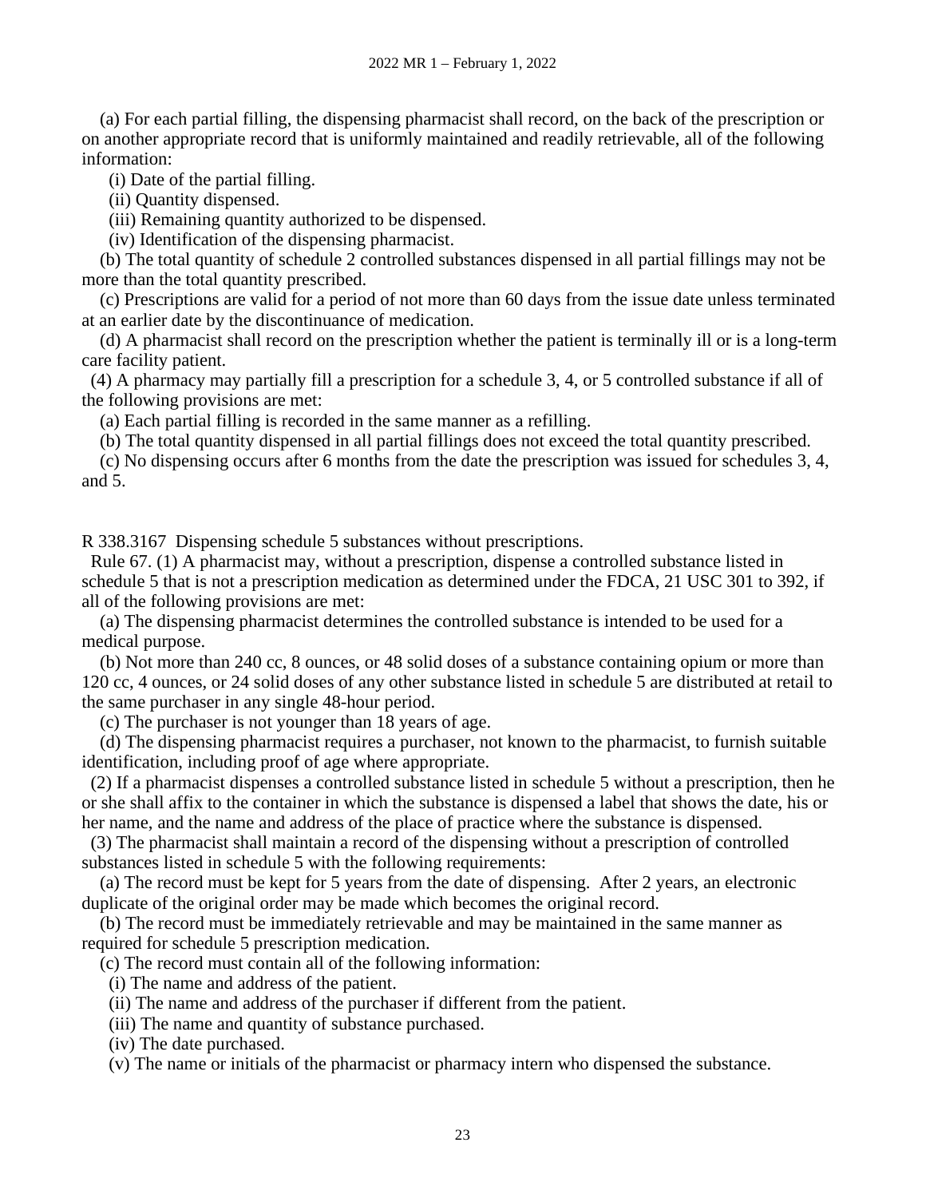(a) For each partial filling, the dispensing pharmacist shall record, on the back of the prescription or on another appropriate record that is uniformly maintained and readily retrievable, all of the following information:

(i) Date of the partial filling.

(ii) Quantity dispensed.

(iii) Remaining quantity authorized to be dispensed.

(iv) Identification of the dispensing pharmacist.

(b) The total quantity of schedule 2 controlled substances dispensed in all partial fillings may not be more than the total quantity prescribed.

(c) Prescriptions are valid for a period of not more than 60 days from the issue date unless terminated at an earlier date by the discontinuance of medication.

(d) A pharmacist shall record on the prescription whether the patient is terminally ill or is a long-term care facility patient.

(4) A pharmacy may partially fill a prescription for a schedule 3, 4, or 5 controlled substance if all of the following provisions are met:

(a) Each partial filling is recorded in the same manner as a refilling.

(b) The total quantity dispensed in all partial fillings does not exceed the total quantity prescribed.

(c) No dispensing occurs after 6 months from the date the prescription was issued for schedules 3, 4, and 5.

R 338.3167 Dispensing schedule 5 substances without prescriptions.

Rule 67. (1) A pharmacist may, without a prescription, dispense a controlled substance listed in schedule 5 that is not a prescription medication as determined under the FDCA, 21 USC 301 to 392, if all of the following provisions are met:

(a) The dispensing pharmacist determines the controlled substance is intended to be used for a medical purpose.

(b) Not more than 240 cc, 8 ounces, or 48 solid doses of a substance containing opium or more than 120 cc, 4 ounces, or 24 solid doses of any other substance listed in schedule 5 are distributed at retail to the same purchaser in any single 48-hour period.

(c) The purchaser is not younger than 18 years of age.

(d) The dispensing pharmacist requires a purchaser, not known to the pharmacist, to furnish suitable identification, including proof of age where appropriate.

(2) If a pharmacist dispenses a controlled substance listed in schedule 5 without a prescription, then he or she shall affix to the container in which the substance is dispensed a label that shows the date, his or her name, and the name and address of the place of practice where the substance is dispensed.

(3) The pharmacist shall maintain a record of the dispensing without a prescription of controlled substances listed in schedule 5 with the following requirements:

(a) The record must be kept for 5 years from the date of dispensing. After 2 years, an electronic duplicate of the original order may be made which becomes the original record.

(b) The record must be immediately retrievable and may be maintained in the same manner as required for schedule 5 prescription medication.

(c) The record must contain all of the following information:

(i) The name and address of the patient.

(ii) The name and address of the purchaser if different from the patient.

(iii) The name and quantity of substance purchased.

(iv) The date purchased.

(v) The name or initials of the pharmacist or pharmacy intern who dispensed the substance.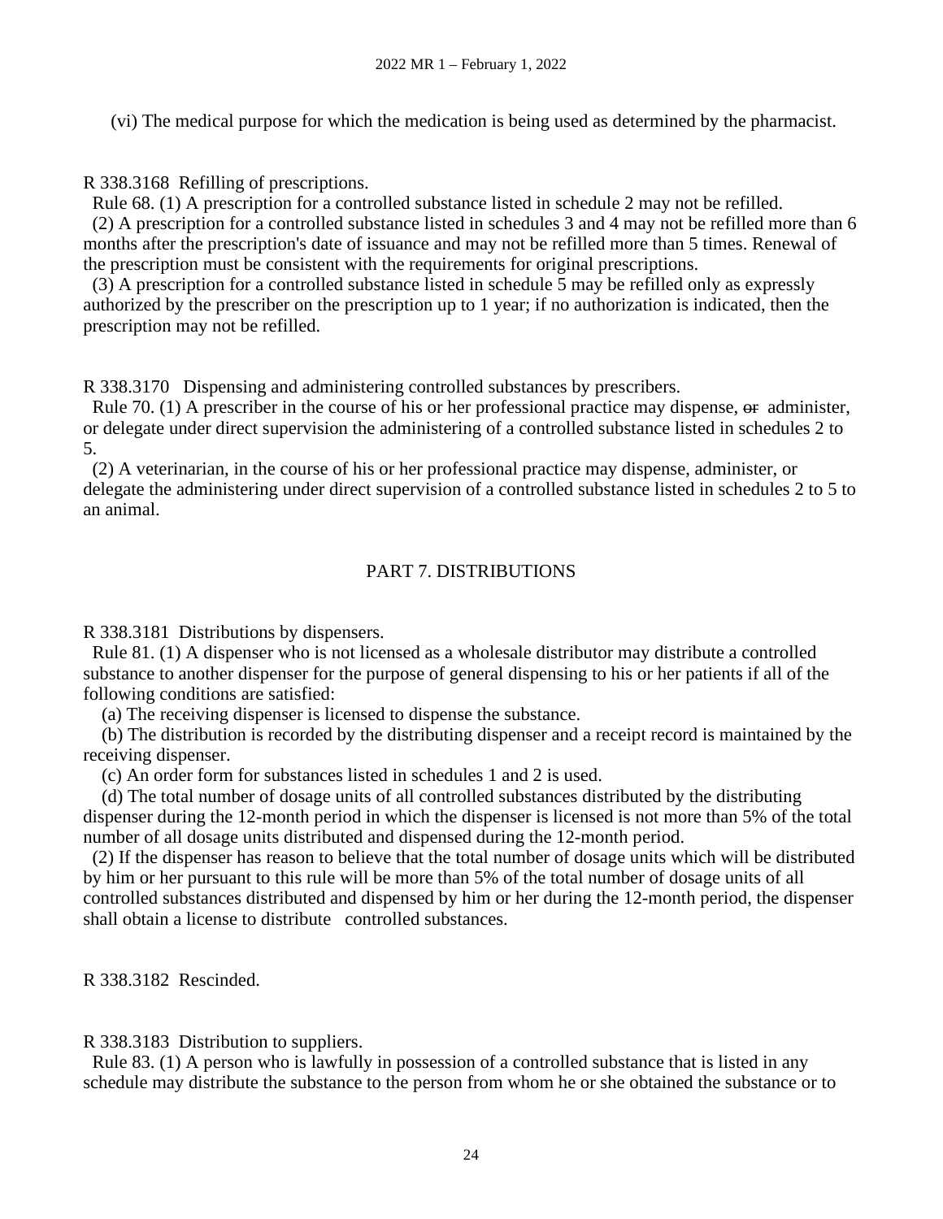(vi) The medical purpose for which the medication is being used as determined by the pharmacist.

R 338.3168 Refilling of prescriptions.

Rule 68. (1) A prescription for a controlled substance listed in schedule 2 may not be refilled.

(2) A prescription for a controlled substance listed in schedules 3 and 4 may not be refilled more than 6 months after the prescription's date of issuance and may not be refilled more than 5 times. Renewal of the prescription must be consistent with the requirements for original prescriptions.

(3) A prescription for a controlled substance listed in schedule 5 may be refilled only as expressly authorized by the prescriber on the prescription up to 1 year; if no authorization is indicated, then the prescription may not be refilled.

R 338.3170 Dispensing and administering controlled substances by prescribers.

Rule 70. (1) A prescriber in the course of his or her professional practice may dispense, ~~or~~ administer, or delegate under direct supervision the administering of a controlled substance listed in schedules 2 to 5.

(2) A veterinarian, in the course of his or her professional practice may dispense, administer, or delegate the administering under direct supervision of a controlled substance listed in schedules 2 to 5 to an animal.

## PART 7. DISTRIBUTIONS

R 338.3181 Distributions by dispensers.

Rule 81. (1) A dispenser who is not licensed as a wholesale distributor may distribute a controlled substance to another dispenser for the purpose of general dispensing to his or her patients if all of the following conditions are satisfied:

(a) The receiving dispenser is licensed to dispense the substance.

(b) The distribution is recorded by the distributing dispenser and a receipt record is maintained by the receiving dispenser.

(c) An order form for substances listed in schedules 1 and 2 is used.

(d) The total number of dosage units of all controlled substances distributed by the distributing dispenser during the 12-month period in which the dispenser is licensed is not more than 5% of the total number of all dosage units distributed and dispensed during the 12-month period.

(2) If the dispenser has reason to believe that the total number of dosage units which will be distributed by him or her pursuant to this rule will be more than 5% of the total number of dosage units of all controlled substances distributed and dispensed by him or her during the 12-month period, the dispenser shall obtain a license to distribute controlled substances.

R 338.3182 Rescinded.

R 338.3183 Distribution to suppliers.

Rule 83. (1) A person who is lawfully in possession of a controlled substance that is listed in any schedule may distribute the substance to the person from whom he or she obtained the substance or to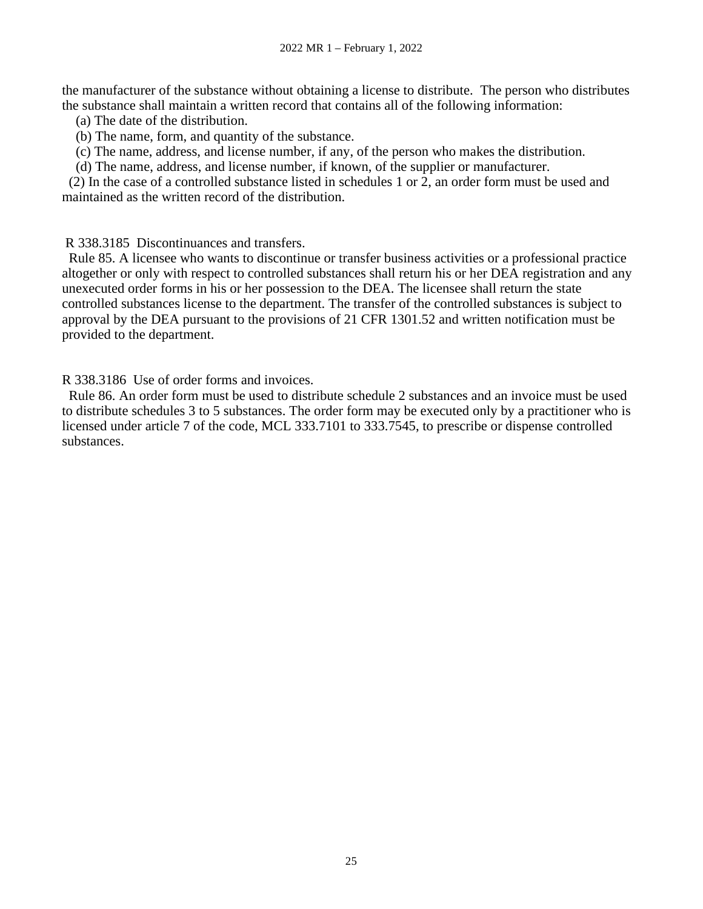the manufacturer of the substance without obtaining a license to distribute. The person who distributes the substance shall maintain a written record that contains all of the following information:

(a) The date of the distribution.

(b) The name, form, and quantity of the substance.

(c) The name, address, and license number, if any, of the person who makes the distribution.

(d) The name, address, and license number, if known, of the supplier or manufacturer.

(2) In the case of a controlled substance listed in schedules 1 or 2, an order form must be used and maintained as the written record of the distribution.

R 338.3185 Discontinuances and transfers.

Rule 85. A licensee who wants to discontinue or transfer business activities or a professional practice altogether or only with respect to controlled substances shall return his or her DEA registration and any unexecuted order forms in his or her possession to the DEA. The licensee shall return the state controlled substances license to the department. The transfer of the controlled substances is subject to approval by the DEA pursuant to the provisions of 21 CFR 1301.52 and written notification must be provided to the department.

R 338.3186 Use of order forms and invoices.

Rule 86. An order form must be used to distribute schedule 2 substances and an invoice must be used to distribute schedules 3 to 5 substances. The order form may be executed only by a practitioner who is licensed under article 7 of the code, MCL 333.7101 to 333.7545, to prescribe or dispense controlled substances.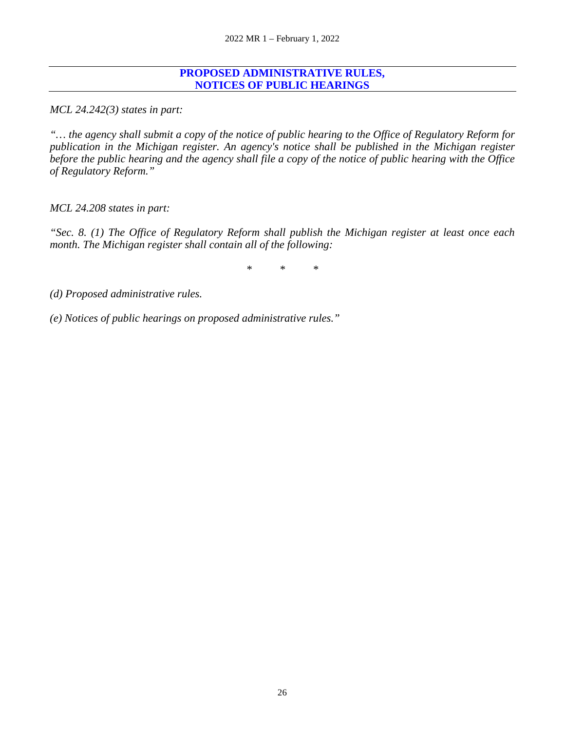## PROPOSED ADMINISTRATIVE RULES, NOTICES OF PUBLIC HEARINGS

*MCL 24.242(3) states in part:*

*"… the agency shall submit a copy of the notice of public hearing to the Office of Regulatory Reform for publication in the Michigan register. An agency's notice shall be published in the Michigan register before the public hearing and the agency shall file a copy of the notice of public hearing with the Office of Regulatory Reform."*

*MCL 24.208 states in part:*

*"Sec. 8. (1) The Office of Regulatory Reform shall publish the Michigan register at least once each month. The Michigan register shall contain all of the following:*

\*    \*    \*

*(d) Proposed administrative rules.*

*(e) Notices of public hearings on proposed administrative rules."*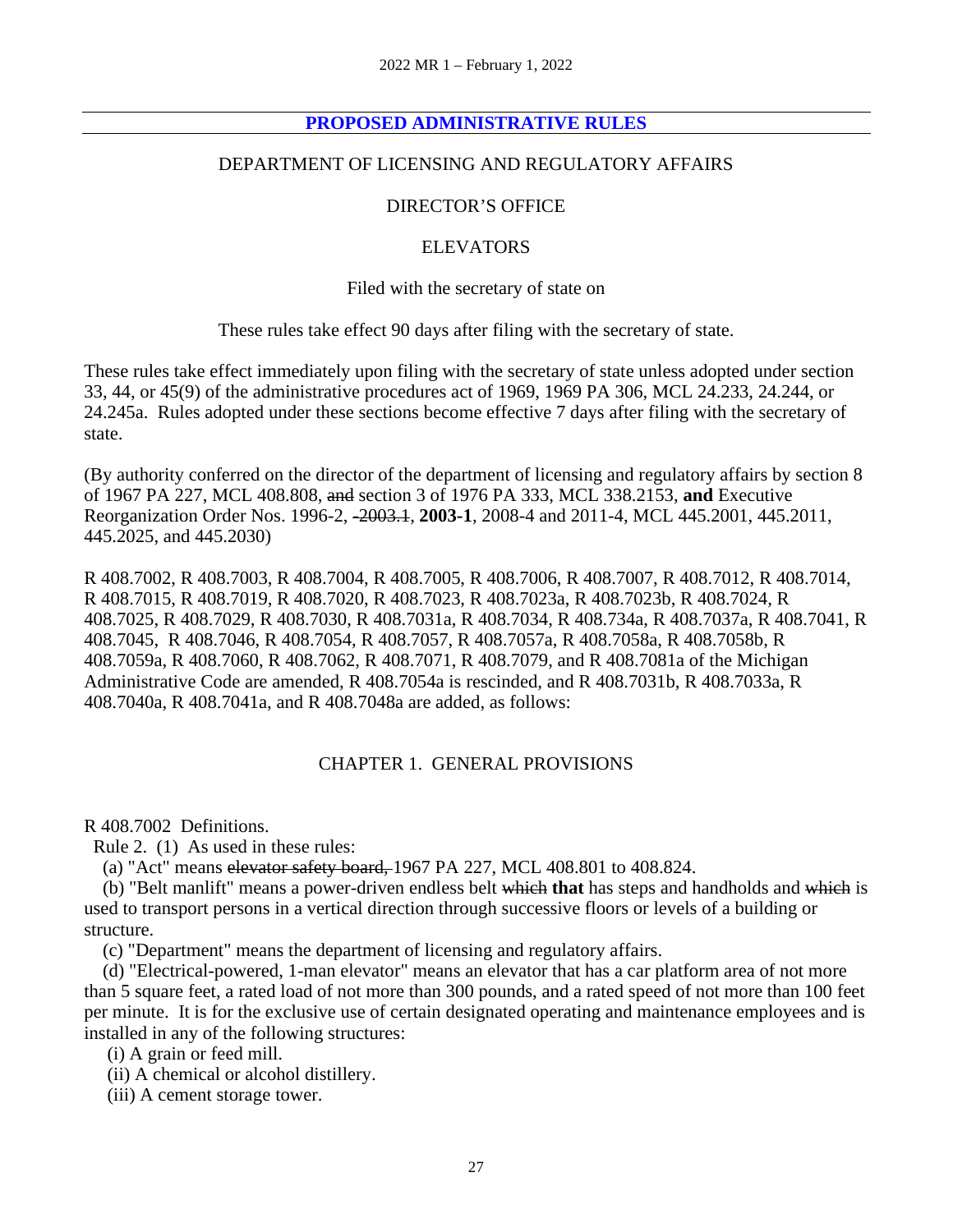## PROPOSED ADMINISTRATIVE RULES

DEPARTMENT OF LICENSING AND REGULATORY AFFAIRS

DIRECTOR'S OFFICE

ELEVATORS

Filed with the secretary of state on

These rules take effect 90 days after filing with the secretary of state.

These rules take effect immediately upon filing with the secretary of state unless adopted under section 33, 44, or 45(9) of the administrative procedures act of 1969, 1969 PA 306, MCL 24.233, 24.244, or 24.245a. Rules adopted under these sections become effective 7 days after filing with the secretary of state.

(By authority conferred on the director of the department of licensing and regulatory affairs by section 8 of 1967 PA 227, MCL 408.808, ~~and~~ section 3 of 1976 PA 333, MCL 338.2153, **and** Executive Reorganization Order Nos. 1996-2, ~~-2003.1~~, **2003-1**, 2008-4 and 2011-4, MCL 445.2001, 445.2011, 445.2025, and 445.2030)

R 408.7002, R 408.7003, R 408.7004, R 408.7005, R 408.7006, R 408.7007, R 408.7012, R 408.7014, R 408.7015, R 408.7019, R 408.7020, R 408.7023, R 408.7023a, R 408.7023b, R 408.7024, R 408.7025, R 408.7029, R 408.7030, R 408.7031a, R 408.7034, R 408.734a, R 408.7037a, R 408.7041, R 408.7045, R 408.7046, R 408.7054, R 408.7057, R 408.7057a, R 408.7058a, R 408.7058b, R 408.7059a, R 408.7060, R 408.7062, R 408.7071, R 408.7079, and R 408.7081a of the Michigan Administrative Code are amended, R 408.7054a is rescinded, and R 408.7031b, R 408.7033a, R 408.7040a, R 408.7041a, and R 408.7048a are added, as follows:

### CHAPTER 1. GENERAL PROVISIONS

R 408.7002 Definitions.

Rule 2. (1) As used in these rules:

(a) "Act" means ~~elevator safety board,~~ 1967 PA 227, MCL 408.801 to 408.824.

(b) "Belt manlift" means a power-driven endless belt ~~which~~ **that** has steps and handholds and ~~which~~ is used to transport persons in a vertical direction through successive floors or levels of a building or structure.

(c) "Department" means the department of licensing and regulatory affairs.

(d) "Electrical-powered, 1-man elevator" means an elevator that has a car platform area of not more than 5 square feet, a rated load of not more than 300 pounds, and a rated speed of not more than 100 feet per minute. It is for the exclusive use of certain designated operating and maintenance employees and is installed in any of the following structures:

(i) A grain or feed mill.

(ii) A chemical or alcohol distillery.

(iii) A cement storage tower.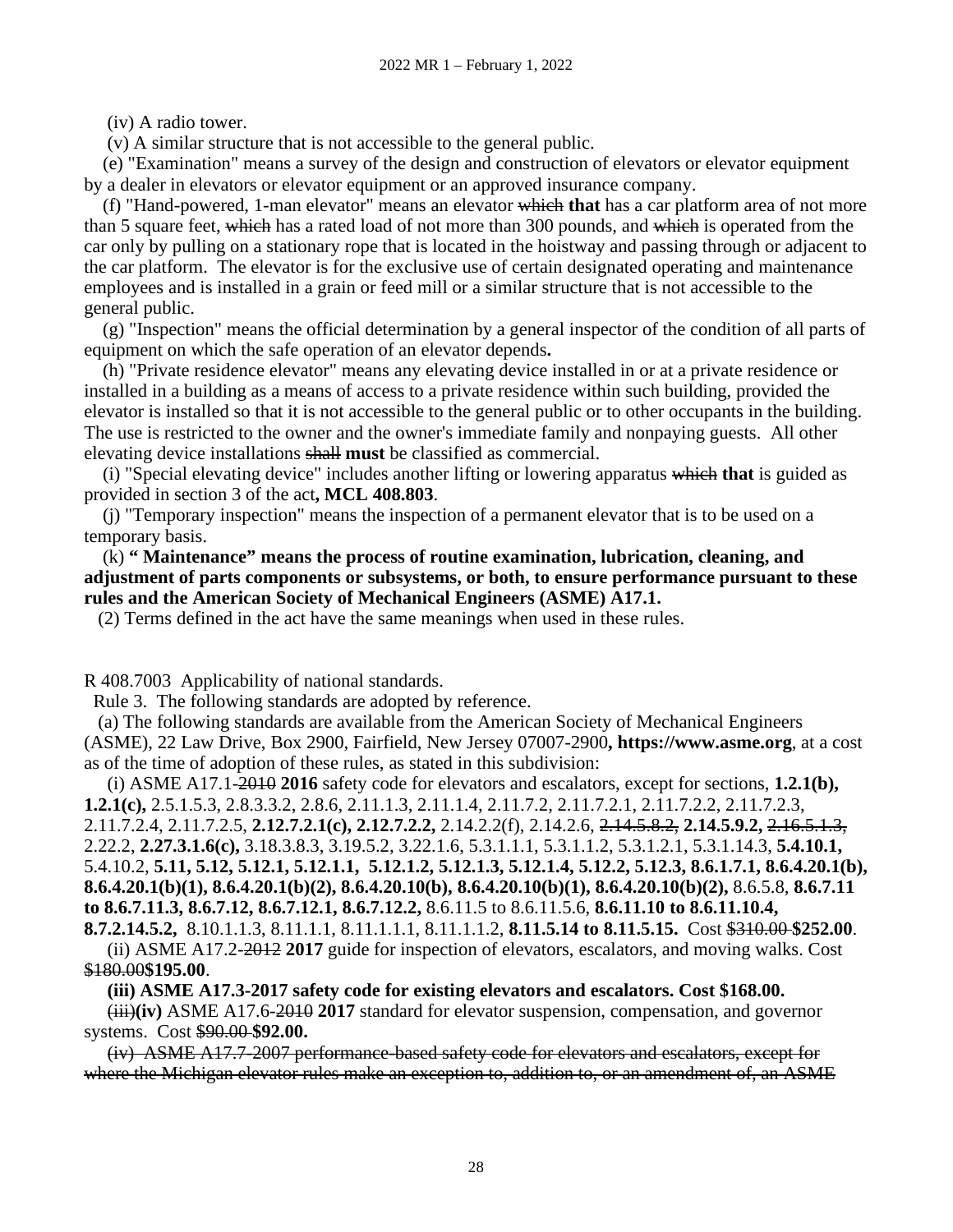(iv) A radio tower.

(v) A similar structure that is not accessible to the general public.

(e) "Examination" means a survey of the design and construction of elevators or elevator equipment by a dealer in elevators or elevator equipment or an approved insurance company.

(f) "Hand-powered, 1-man elevator" means an elevator ~~which~~ **that** has a car platform area of not more than 5 square feet, ~~which~~ has a rated load of not more than 300 pounds, and ~~which~~ is operated from the car only by pulling on a stationary rope that is located in the hoistway and passing through or adjacent to the car platform. The elevator is for the exclusive use of certain designated operating and maintenance employees and is installed in a grain or feed mill or a similar structure that is not accessible to the general public.

(g) "Inspection" means the official determination by a general inspector of the condition of all parts of equipment on which the safe operation of an elevator depends**.**

(h) "Private residence elevator" means any elevating device installed in or at a private residence or installed in a building as a means of access to a private residence within such building, provided the elevator is installed so that it is not accessible to the general public or to other occupants in the building. The use is restricted to the owner and the owner's immediate family and nonpaying guests. All other elevating device installations ~~shall~~ **must** be classified as commercial.

(i) "Special elevating device" includes another lifting or lowering apparatus ~~which~~ **that** is guided as provided in section 3 of the act**, MCL 408.803**.

(j) "Temporary inspection" means the inspection of a permanent elevator that is to be used on a temporary basis.

(k) **" Maintenance" means the process of routine examination, lubrication, cleaning, and adjustment of parts components or subsystems, or both, to ensure performance pursuant to these rules and the American Society of Mechanical Engineers (ASME) A17.1.**

(2) Terms defined in the act have the same meanings when used in these rules.

R 408.7003 Applicability of national standards.

Rule 3. The following standards are adopted by reference.

(a) The following standards are available from the American Society of Mechanical Engineers (ASME), 22 Law Drive, Box 2900, Fairfield, New Jersey 07007-2900**, https://www.asme.org**, at a cost as of the time of adoption of these rules, as stated in this subdivision:

(i) ASME A17.1-~~2010~~ **2016** safety code for elevators and escalators, except for sections, **1.2.1(b), 1.2.1(c),** 2.5.1.5.3, 2.8.3.3.2, 2.8.6, 2.11.1.3, 2.11.1.4, 2.11.7.2, 2.11.7.2.1, 2.11.7.2.2, 2.11.7.2.3, 2.11.7.2.4, 2.11.7.2.5, **2.12.7.2.1(c), 2.12.7.2.2,** 2.14.2.2(f), 2.14.2.6, ~~2.14.5.8.2,~~ **2.14.5.9.2,** ~~2.16.5.1.3,~~ 2.22.2, **2.27.3.1.6(c),** 3.18.3.8.3, 3.19.5.2, 3.22.1.6, 5.3.1.1.1, 5.3.1.1.2, 5.3.1.2.1, 5.3.1.14.3, **5.4.10.1,** 5.4.10.2, **5.11, 5.12, 5.12.1, 5.12.1.1, 5.12.1.2, 5.12.1.3, 5.12.1.4, 5.12.2, 5.12.3, 8.6.1.7.1, 8.6.4.20.1(b), 8.6.4.20.1(b)(1), 8.6.4.20.1(b)(2), 8.6.4.20.10(b), 8.6.4.20.10(b)(1), 8.6.4.20.10(b)(2),** 8.6.5.8, **8.6.7.11 to 8.6.7.11.3, 8.6.7.12, 8.6.7.12.1, 8.6.7.12.2,** 8.6.11.5 to 8.6.11.5.6, **8.6.11.10 to 8.6.11.10.4, 8.7.2.14.5.2,** 8.10.1.1.3, 8.11.1.1, 8.11.1.1.1, 8.11.1.1.2, **8.11.5.14 to 8.11.5.15.** Cost ~~$310.00~~ **$252.00**.

(ii) ASME A17.2-~~2012~~ **2017** guide for inspection of elevators, escalators, and moving walks. Cost ~~$180.00~~**$195.00**.

**(iii) ASME A17.3-2017 safety code for existing elevators and escalators. Cost $168.00.**

~~(iii)~~**(iv)** ASME A17.6-~~2010~~ **2017** standard for elevator suspension, compensation, and governor systems. Cost ~~$90.00~~ **$92.00.**

~~(iv) ASME A17.7-2007 performance-based safety code for elevators and escalators, except for where the Michigan elevator rules make an exception to, addition to, or an amendment of, an ASME~~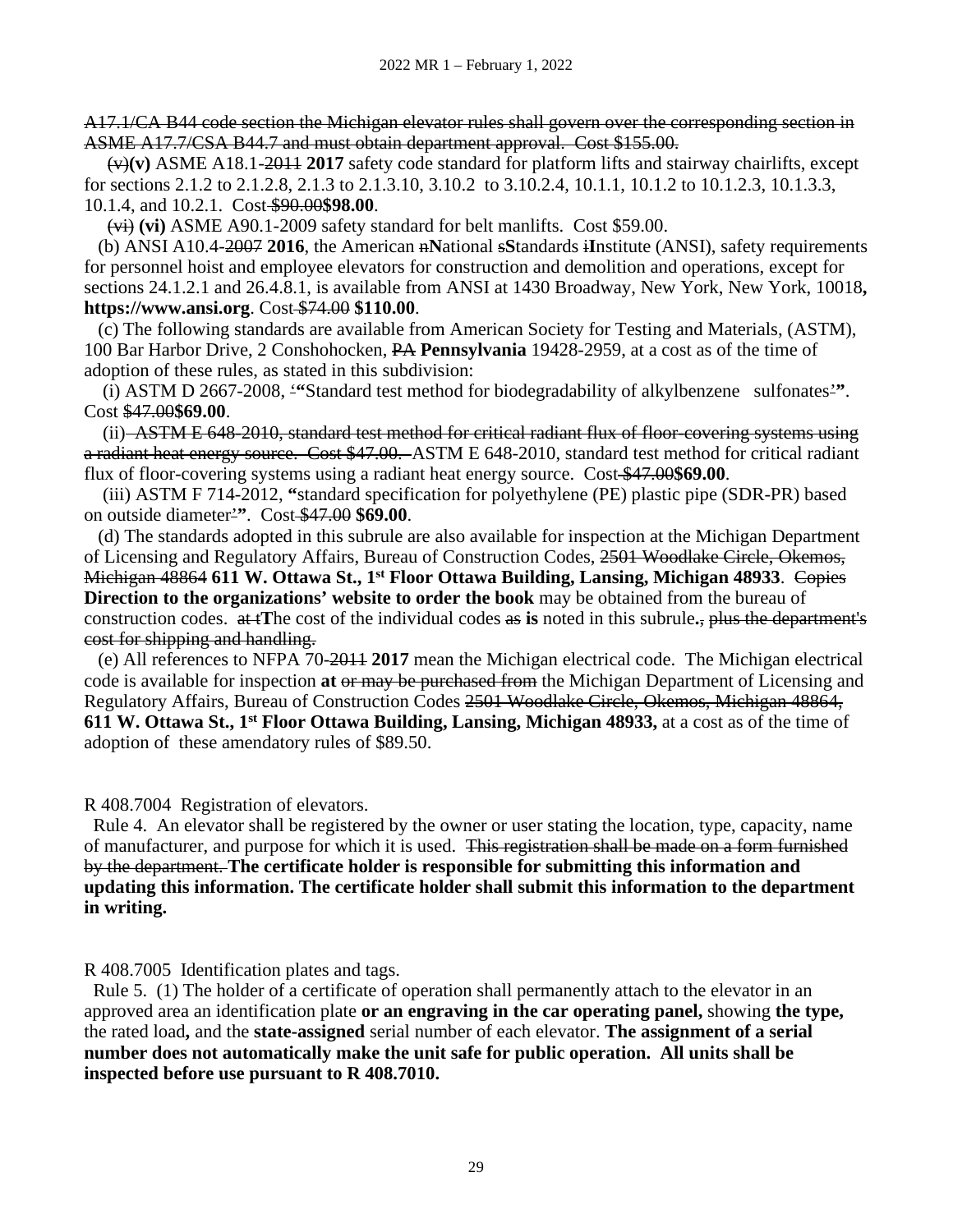~~A17.1/CA B44 code section the Michigan elevator rules shall govern over the corresponding section in ASME A17.7/CSA B44.7 and must obtain department approval. Cost $155.00.~~

~~(v)~~**(v)** ASME A18.1-~~2011~~ **2017** safety code standard for platform lifts and stairway chairlifts, except for sections 2.1.2 to 2.1.2.8, 2.1.3 to 2.1.3.10, 3.10.2 to 3.10.2.4, 10.1.1, 10.1.2 to 10.1.2.3, 10.1.3.3, 10.1.4, and 10.2.1. Cost ~~$90.00~~**$98.00**.

~~(vi)~~ **(vi)** ASME A90.1-2009 safety standard for belt manlifts. Cost $59.00.

(b) ANSI A10.4-~~2007~~ **2016**, the American ~~n~~**N**ational ~~s~~**S**tandards ~~i~~**I**nstitute (ANSI), safety requirements for personnel hoist and employee elevators for construction and demolition and operations, except for sections 24.1.2.1 and 26.4.8.1, is available from ANSI at 1430 Broadway, New York, New York, 10018**, https://www.ansi.org**. Cost ~~$74.00~~ **$110.00**.

(c) The following standards are available from American Society for Testing and Materials, (ASTM), 100 Bar Harbor Drive, 2 Conshohocken, ~~PA~~ **Pennsylvania** 19428-2959, at a cost as of the time of adoption of these rules, as stated in this subdivision:

(i) ASTM D 2667-2008, ~~'~~**"**Standard test method for biodegradability of alkylbenzene sulfonates~~'~~**"**. Cost ~~$47.00~~**$69.00**.

(ii) ~~ASTM E 648-2010, standard test method for critical radiant flux of floor-covering systems using a radiant heat energy source. Cost $47.00.~~ ASTM E 648-2010, standard test method for critical radiant flux of floor-covering systems using a radiant heat energy source. Cost ~~$47.00~~**$69.00**.

(iii) ASTM F 714-2012, **"**standard specification for polyethylene (PE) plastic pipe (SDR-PR) based on outside diameter~~'~~**"**. Cost ~~$47.00~~ **$69.00**.

(d) The standards adopted in this subrule are also available for inspection at the Michigan Department of Licensing and Regulatory Affairs, Bureau of Construction Codes, ~~2501 Woodlake Circle, Okemos, Michigan 48864~~ **611 W. Ottawa St., 1st Floor Ottawa Building, Lansing, Michigan 48933**. ~~Copies~~ **Direction to the organizations' website to order the book** may be obtained from the bureau of construction codes. ~~at t~~**T**he cost of the individual codes ~~as~~ **is** noted in this subrule**.**~~, plus the department's cost for shipping and handling.~~

(e) All references to NFPA 70-~~2011~~ **2017** mean the Michigan electrical code. The Michigan electrical code is available for inspection **at** ~~or may be purchased from~~ the Michigan Department of Licensing and Regulatory Affairs, Bureau of Construction Codes ~~2501 Woodlake Circle, Okemos, Michigan 48864,~~ **611 W. Ottawa St., 1st Floor Ottawa Building, Lansing, Michigan 48933,** at a cost as of the time of adoption of these amendatory rules of $89.50.

R 408.7004 Registration of elevators.

Rule 4. An elevator shall be registered by the owner or user stating the location, type, capacity, name of manufacturer, and purpose for which it is used. ~~This registration shall be made on a form furnished by the department.~~ **The certificate holder is responsible for submitting this information and updating this information. The certificate holder shall submit this information to the department in writing.**

R 408.7005 Identification plates and tags.

Rule 5. (1) The holder of a certificate of operation shall permanently attach to the elevator in an approved area an identification plate **or an engraving in the car operating panel,** showing **the type,** the rated load**,** and the **state-assigned** serial number of each elevator. **The assignment of a serial number does not automatically make the unit safe for public operation. All units shall be inspected before use pursuant to R 408.7010.**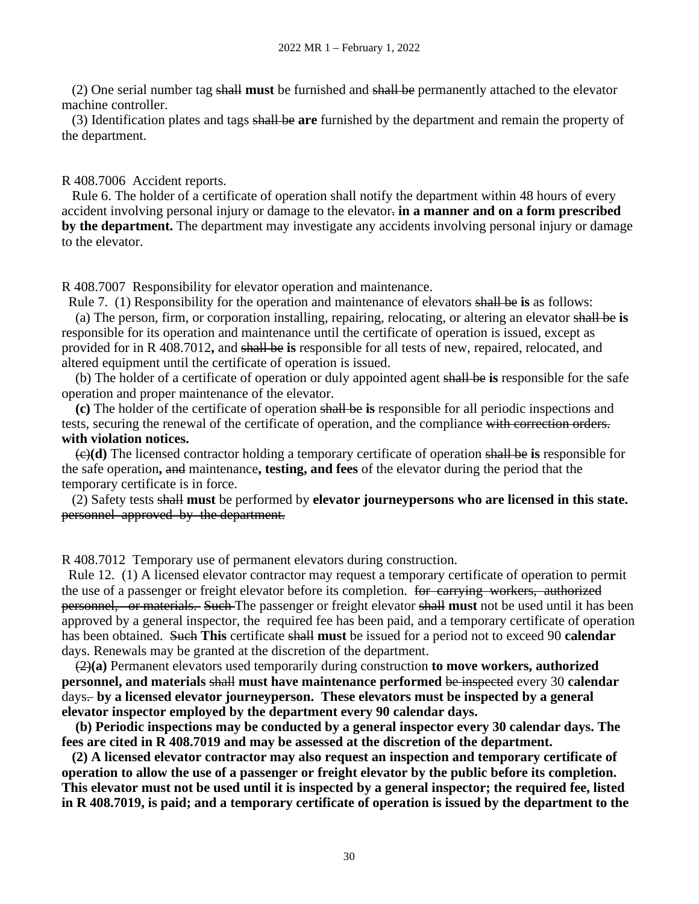(2) One serial number tag ~~shall~~ **must** be furnished and ~~shall be~~ permanently attached to the elevator machine controller.

(3) Identification plates and tags ~~shall be~~ **are** furnished by the department and remain the property of the department.

R 408.7006 Accident reports.

Rule 6. The holder of a certificate of operation shall notify the department within 48 hours of every accident involving personal injury or damage to the elevator~~.~~ **in a manner and on a form prescribed by the department.** The department may investigate any accidents involving personal injury or damage to the elevator.

R 408.7007 Responsibility for elevator operation and maintenance.

Rule 7. (1) Responsibility for the operation and maintenance of elevators ~~shall be~~ **is** as follows:

(a) The person, firm, or corporation installing, repairing, relocating, or altering an elevator ~~shall be~~ **is** responsible for its operation and maintenance until the certificate of operation is issued, except as provided for in R 408.7012**,** and ~~shall be~~ **is** responsible for all tests of new, repaired, relocated, and altered equipment until the certificate of operation is issued.

(b) The holder of a certificate of operation or duly appointed agent ~~shall be~~ **is** responsible for the safe operation and proper maintenance of the elevator.

**(c)** The holder of the certificate of operation ~~shall be~~ **is** responsible for all periodic inspections and tests, securing the renewal of the certificate of operation, and the compliance ~~with correction orders.~~ **with violation notices.**

~~(c)~~**(d)** The licensed contractor holding a temporary certificate of operation ~~shall be~~ **is** responsible for the safe operation**,** ~~and~~ maintenance**, testing, and fees** of the elevator during the period that the temporary certificate is in force.

(2) Safety tests ~~shall~~ **must** be performed by **elevator journeypersons who are licensed in this state.** ~~personnel approved by the department.~~

R 408.7012 Temporary use of permanent elevators during construction.

Rule 12. (1) A licensed elevator contractor may request a temporary certificate of operation to permit the use of a passenger or freight elevator before its completion. ~~for carrying workers, authorized personnel, or materials. Such~~ The passenger or freight elevator ~~shall~~ **must** not be used until it has been approved by a general inspector, the required fee has been paid, and a temporary certificate of operation has been obtained. ~~Such~~ **This** certificate ~~shall~~ **must** be issued for a period not to exceed 90 **calendar** days. Renewals may be granted at the discretion of the department.

~~(2)~~**(a)** Permanent elevators used temporarily during construction **to move workers, authorized personnel, and materials** ~~shall~~ **must have maintenance performed** ~~be inspected~~ every 30 **calendar** days~~.~~ **by a licensed elevator journeyperson. These elevators must be inspected by a general elevator inspector employed by the department every 90 calendar days.**

**(b) Periodic inspections may be conducted by a general inspector every 30 calendar days. The fees are cited in R 408.7019 and may be assessed at the discretion of the department.**

**(2) A licensed elevator contractor may also request an inspection and temporary certificate of operation to allow the use of a passenger or freight elevator by the public before its completion. This elevator must not be used until it is inspected by a general inspector; the required fee, listed in R 408.7019, is paid; and a temporary certificate of operation is issued by the department to the**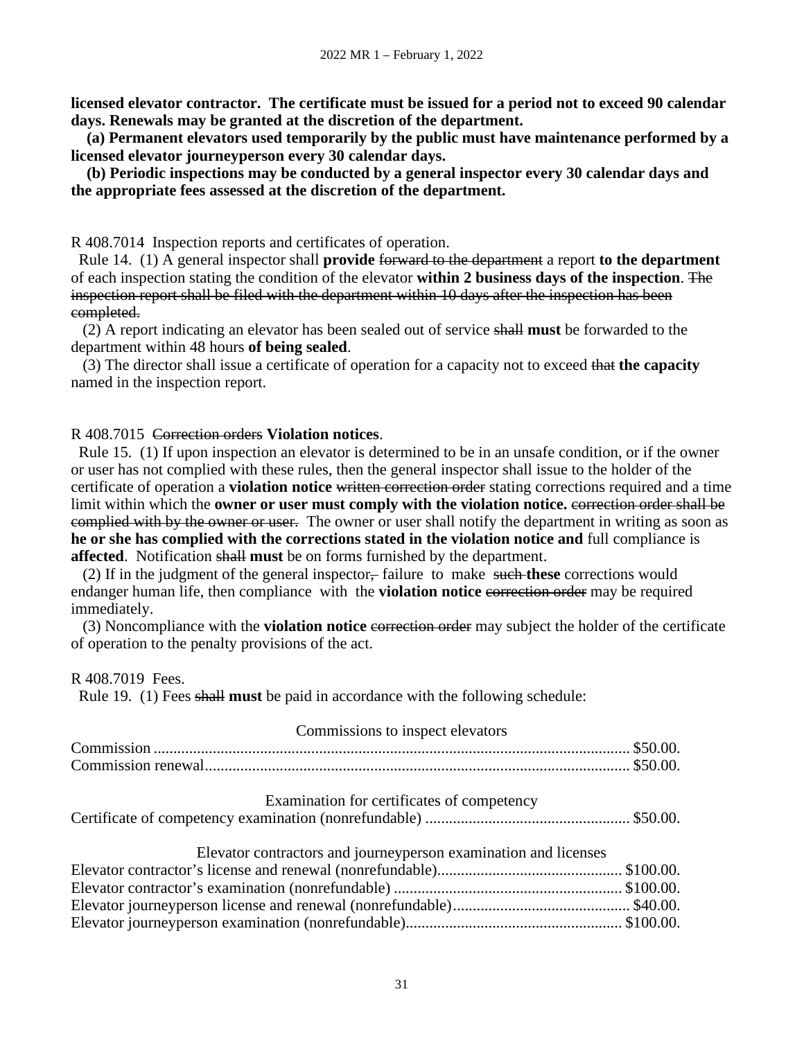**licensed elevator contractor. The certificate must be issued for a period not to exceed 90 calendar days. Renewals may be granted at the discretion of the department.**

**(a) Permanent elevators used temporarily by the public must have maintenance performed by a licensed elevator journeyperson every 30 calendar days.**

**(b) Periodic inspections may be conducted by a general inspector every 30 calendar days and the appropriate fees assessed at the discretion of the department.**

R 408.7014 Inspection reports and certificates of operation.

Rule 14. (1) A general inspector shall **provide** ~~forward to the department~~ a report **to the department** of each inspection stating the condition of the elevator **within 2 business days of the inspection**. ~~The inspection report shall be filed with the department within 10 days after the inspection has been completed.~~

(2) A report indicating an elevator has been sealed out of service ~~shall~~ **must** be forwarded to the department within 48 hours **of being sealed**.

(3) The director shall issue a certificate of operation for a capacity not to exceed ~~that~~ **the capacity** named in the inspection report.

R 408.7015 ~~Correction orders~~ **Violation notices**.

Rule 15. (1) If upon inspection an elevator is determined to be in an unsafe condition, or if the owner or user has not complied with these rules, then the general inspector shall issue to the holder of the certificate of operation a **violation notice** ~~written correction order~~ stating corrections required and a time limit within which the **owner or user must comply with the violation notice.** ~~correction order shall be complied with by the owner or user.~~ The owner or user shall notify the department in writing as soon as **he or she has complied with the corrections stated in the violation notice and** full compliance is **affected**. Notification ~~shall~~ **must** be on forms furnished by the department.

(2) If in the judgment of the general inspector~~,~~ failure to make ~~such~~ **these** corrections would endanger human life, then compliance with the **violation notice** ~~correction order~~ may be required immediately.

(3) Noncompliance with the **violation notice** ~~correction order~~ may subject the holder of the certificate of operation to the penalty provisions of the act.

R 408.7019 Fees.

Rule 19. (1) Fees ~~shall~~ **must** be paid in accordance with the following schedule:

Commissions to inspect elevators

| | |
|---|---|
| Commission | $50.00. |
| Commission renewal | $50.00. |

Examination for certificates of competency

| | |
|---|---|
| Certificate of competency examination (nonrefundable) | $50.00. |

Elevator contractors and journeyperson examination and licenses

| | |
|---|---|
| Elevator contractor's license and renewal (nonrefundable) | $100.00. |
| Elevator contractor's examination (nonrefundable) | $100.00. |
| Elevator journeyperson license and renewal (nonrefundable) | $40.00. |
| Elevator journeyperson examination (nonrefundable) | $100.00. |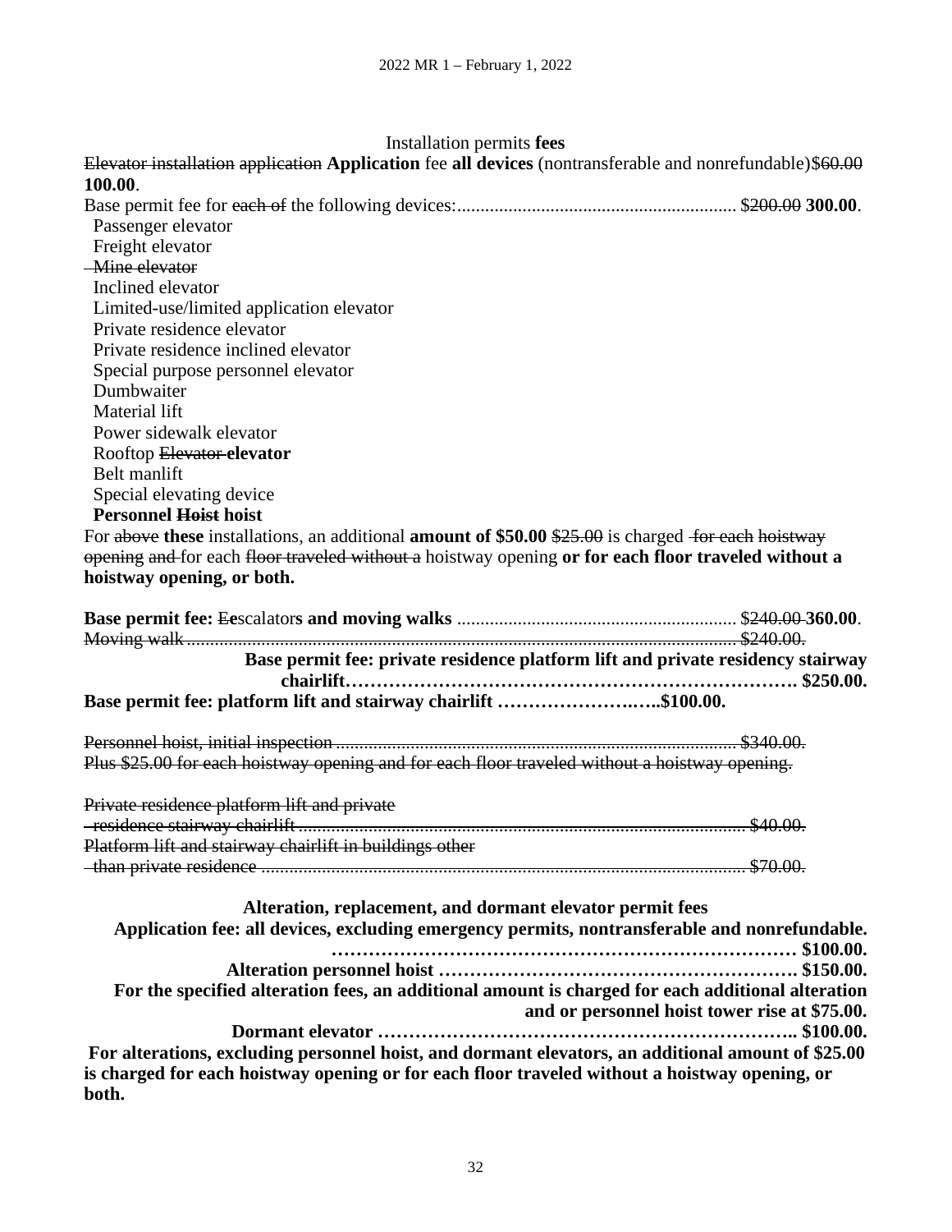Installation permits **fees**

~~Elevator installation~~ ~~application~~ **Application** fee **all devices** (nontransferable and nonrefundable)$~~60.00~~ **100.00**.

Base permit fee for ~~each of~~ the following devices:........................................................... $~~200.00~~ **300.00**.

- Passenger elevator
- Freight elevator
- ~~Mine elevator~~
- Inclined elevator
- Limited-use/limited application elevator
- Private residence elevator
- Private residence inclined elevator
- Special purpose personnel elevator
- Dumbwaiter
- Material lift
- Power sidewalk elevator
- Rooftop ~~Elevator~~ **elevator**
- Belt manlift
- Special elevating device
- **Personnel** ~~**Hoist**~~ **hoist**

For ~~above~~ **these** installations, an additional **amount of $50.00** ~~$25.00~~ is charged ~~for each hoistway opening and~~ for each ~~floor traveled without a~~ hoistway opening **or for each floor traveled without a hoistway opening, or both.**

**Base permit fee:** ~~**E**~~**e**scalator**s and moving walks** ........................................................... $~~240.00~~ **360.00**.

~~Moving walk...................................................................................................................... $240.00.~~

**Base permit fee: private residence platform lift and private residency stairway chairlift………………………………………………………………. $250.00.**

**Base permit fee: platform lift and stairway chairlift ……………………..…..$100.00.**

~~Personnel hoist, initial inspection ..................................................................................... $340.00.~~
~~Plus $25.00 for each hoistway opening and for each floor traveled without a hoistway opening.~~

~~Private residence platform lift and private residence stairway chairlift ................................................................................................. $40.00.~~
~~Platform lift and stairway chairlift in buildings other than private residence ......................................................................................................... $70.00.~~

**Alteration, replacement, and dormant elevator permit fees**

**Application fee: all devices, excluding emergency permits, nontransferable and nonrefundable. ………………………………………………………………… $100.00.**

**Alteration personnel hoist ………………………………………………… $150.00.**

**For the specified alteration fees, an additional amount is charged for each additional alteration and or personnel hoist tower rise at $75.00.**

**Dormant elevator ………………………………………………………….. $100.00.**

**For alterations, excluding personnel hoist, and dormant elevators, an additional amount of $25.00 is charged for each hoistway opening or for each floor traveled without a hoistway opening, or both.**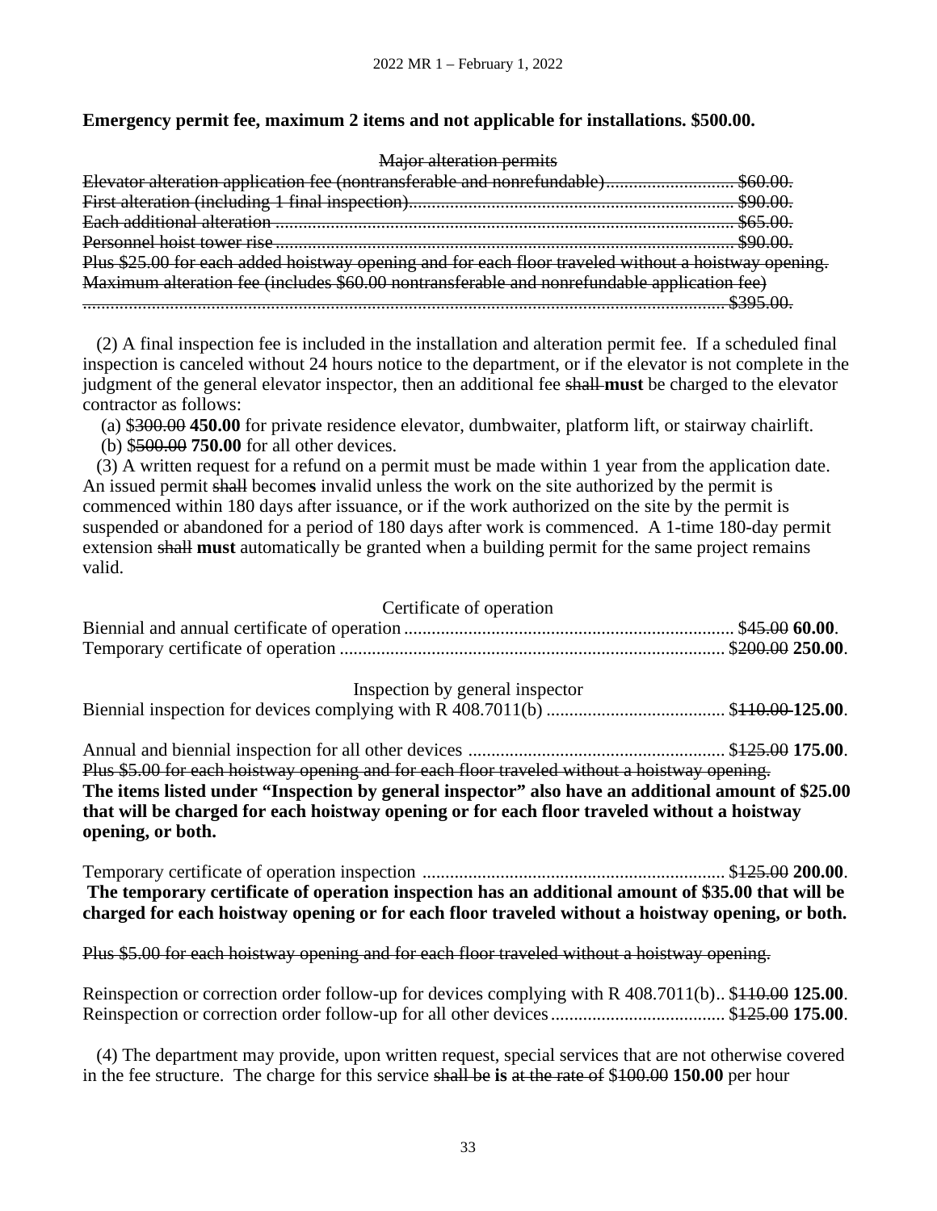**Emergency permit fee, maximum 2 items and not applicable for installations. $500.00.**

~~Major alteration permits~~

~~Elevator alteration application fee (nontransferable and nonrefundable)............................ $60.00.~~
~~First alteration (including 1 final inspection)....................................................................... $90.00.~~
~~Each additional alteration ..................................................................................................... $65.00.~~
~~Personnel hoist tower rise ..................................................................................................... $90.00.~~
~~Plus $25.00 for each added hoistway opening and for each floor traveled without a hoistway opening.~~
~~Maximum alteration fee (includes $60.00 nontransferable and nonrefundable application fee)~~
~~.................................................................................................................................... $395.00.~~

(2) A final inspection fee is included in the installation and alteration permit fee. If a scheduled final inspection is canceled without 24 hours notice to the department, or if the elevator is not complete in the judgment of the general elevator inspector, then an additional fee ~~shall~~ **must** be charged to the elevator contractor as follows:

(a) $~~300.00~~ **450.00** for private residence elevator, dumbwaiter, platform lift, or stairway chairlift.

(b) $~~500.00~~ **750.00** for all other devices.

(3) A written request for a refund on a permit must be made within 1 year from the application date. An issued permit ~~shall~~ become**s** invalid unless the work on the site authorized by the permit is commenced within 180 days after issuance, or if the work authorized on the site by the permit is suspended or abandoned for a period of 180 days after work is commenced. A 1-time 180-day permit extension ~~shall~~ **must** automatically be granted when a building permit for the same project remains valid.

Certificate of operation

Biennial and annual certificate of operation ........................................................................ $~~45.00~~ **60.00**.
Temporary certificate of operation .................................................................................... $~~200.00~~ **250.00**.

Inspection by general inspector

Biennial inspection for devices complying with R 408.7011(b) ....................................... $~~110.00~~ **125.00**.

Annual and biennial inspection for all other devices ........................................................ $~~125.00~~ **175.00**.
~~Plus $5.00 for each hoistway opening and for each floor traveled without a hoistway opening.~~
**The items listed under "Inspection by general inspector" also have an additional amount of $25.00 that will be charged for each hoistway opening or for each floor traveled without a hoistway opening, or both.**

Temporary certificate of operation inspection .................................................................. $~~125.00~~ **200.00**.
**The temporary certificate of operation inspection has an additional amount of $35.00 that will be charged for each hoistway opening or for each floor traveled without a hoistway opening, or both.**

~~Plus $5.00 for each hoistway opening and for each floor traveled without a hoistway opening.~~

Reinspection or correction order follow-up for devices complying with R 408.7011(b).. $~~110.00~~ **125.00**.
Reinspection or correction order follow-up for all other devices ...................................... $~~125.00~~ **175.00**.

(4) The department may provide, upon written request, special services that are not otherwise covered in the fee structure. The charge for this service ~~shall be~~ **is** ~~at the rate of~~ $~~100.00~~ **150.00** per hour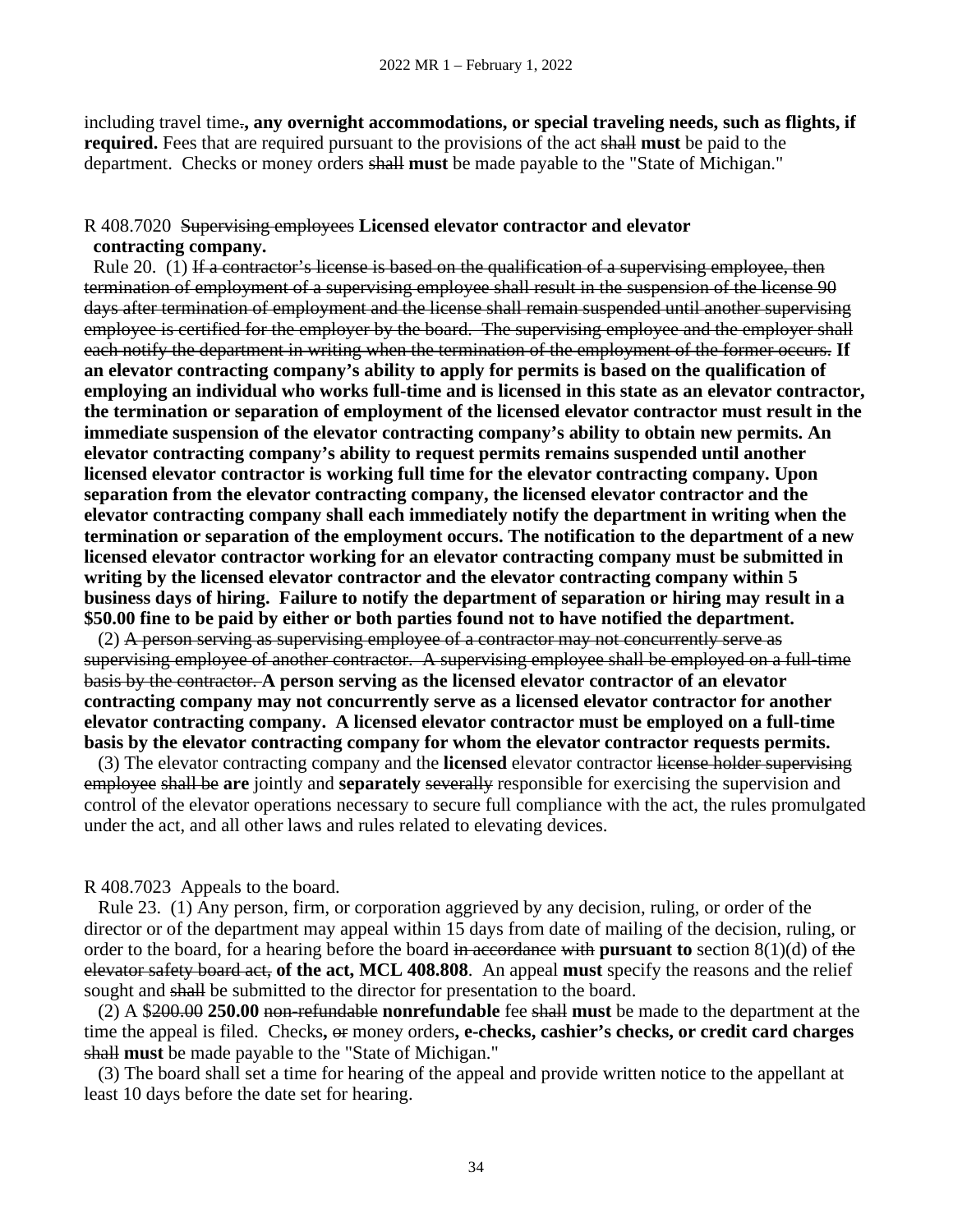including travel time.**, any overnight accommodations, or special traveling needs, such as flights, if required.** Fees that are required pursuant to the provisions of the act ~~shall~~ **must** be paid to the department. Checks or money orders ~~shall~~ **must** be made payable to the "State of Michigan."

R 408.7020 ~~Supervising employees~~ **Licensed elevator contractor and elevator contracting company.**

Rule 20. (1) ~~If a contractor's license is based on the qualification of a supervising employee, then termination of employment of a supervising employee shall result in the suspension of the license 90 days after termination of employment and the license shall remain suspended until another supervising employee is certified for the employer by the board. The supervising employee and the employer shall each notify the department in writing when the termination of the employment of the former occurs.~~ **If an elevator contracting company's ability to apply for permits is based on the qualification of employing an individual who works full-time and is licensed in this state as an elevator contractor, the termination or separation of employment of the licensed elevator contractor must result in the immediate suspension of the elevator contracting company's ability to obtain new permits. An elevator contracting company's ability to request permits remains suspended until another licensed elevator contractor is working full time for the elevator contracting company. Upon separation from the elevator contracting company, the licensed elevator contractor and the elevator contracting company shall each immediately notify the department in writing when the termination or separation of the employment occurs. The notification to the department of a new licensed elevator contractor working for an elevator contracting company must be submitted in writing by the licensed elevator contractor and the elevator contracting company within 5 business days of hiring. Failure to notify the department of separation or hiring may result in a $50.00 fine to be paid by either or both parties found not to have notified the department.**

(2) ~~A person serving as supervising employee of a contractor may not concurrently serve as supervising employee of another contractor. A supervising employee shall be employed on a full-time basis by the contractor.~~ **A person serving as the licensed elevator contractor of an elevator contracting company may not concurrently serve as a licensed elevator contractor for another elevator contracting company. A licensed elevator contractor must be employed on a full-time basis by the elevator contracting company for whom the elevator contractor requests permits.**

(3) The elevator contracting company and the **licensed** elevator contractor ~~license holder supervising employee~~ ~~shall be~~ **are** jointly and **separately** ~~severally~~ responsible for exercising the supervision and control of the elevator operations necessary to secure full compliance with the act, the rules promulgated under the act, and all other laws and rules related to elevating devices.

R 408.7023 Appeals to the board.

Rule 23. (1) Any person, firm, or corporation aggrieved by any decision, ruling, or order of the director or of the department may appeal within 15 days from date of mailing of the decision, ruling, or order to the board, for a hearing before the board ~~in accordance with~~ **pursuant to** section 8(1)(d) of ~~the elevator safety board act,~~ **of the act, MCL 408.808**. An appeal **must** specify the reasons and the relief sought and ~~shall~~ be submitted to the director for presentation to the board.

(2) A $~~200.00~~ **250.00** ~~non-refundable~~ **nonrefundable** fee ~~shall~~ **must** be made to the department at the time the appeal is filed. Checks**,** ~~or~~ money orders**, e-checks, cashier's checks, or credit card charges** ~~shall~~ **must** be made payable to the "State of Michigan."

(3) The board shall set a time for hearing of the appeal and provide written notice to the appellant at least 10 days before the date set for hearing.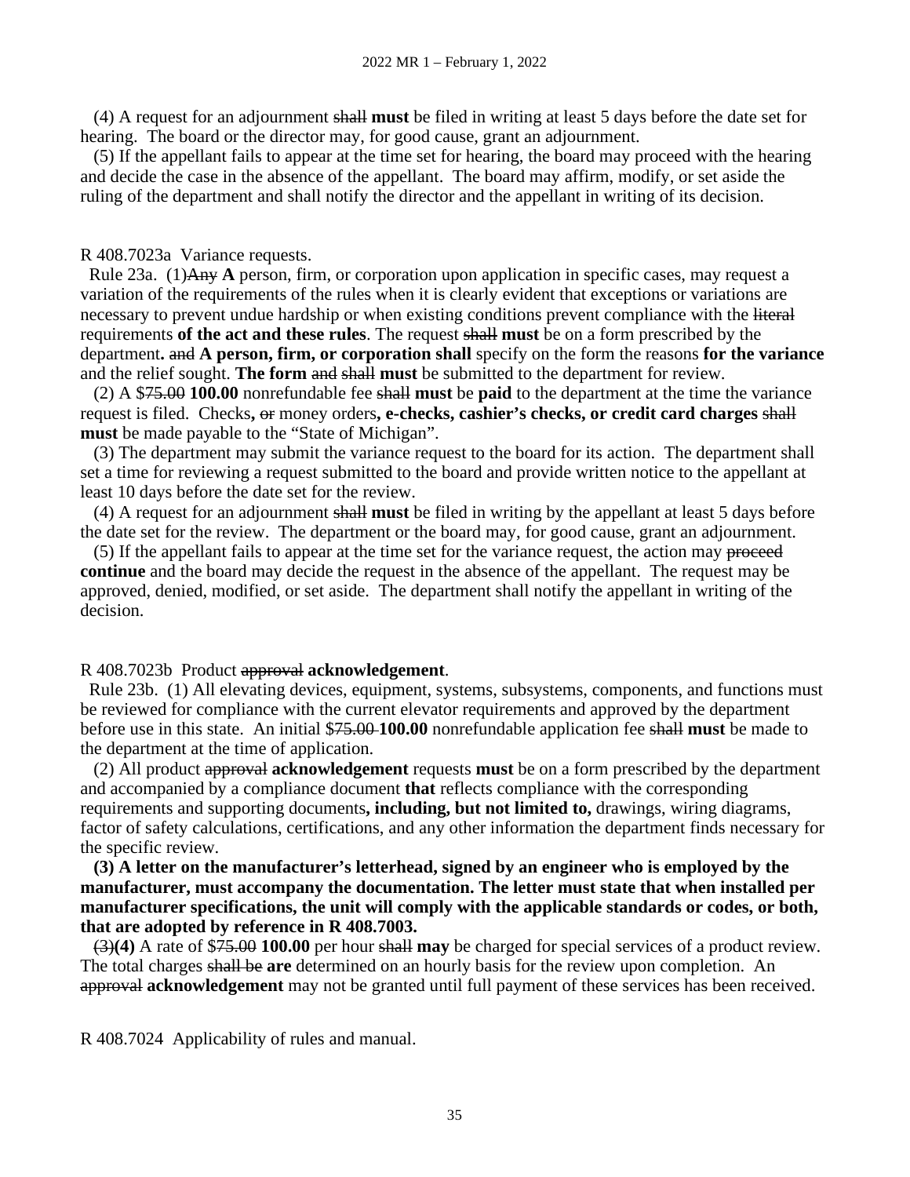(4) A request for an adjournment ~~shall~~ **must** be filed in writing at least 5 days before the date set for hearing. The board or the director may, for good cause, grant an adjournment.

(5) If the appellant fails to appear at the time set for hearing, the board may proceed with the hearing and decide the case in the absence of the appellant. The board may affirm, modify, or set aside the ruling of the department and shall notify the director and the appellant in writing of its decision.

R 408.7023a Variance requests.

Rule 23a. (1)~~Any~~ **A** person, firm, or corporation upon application in specific cases, may request a variation of the requirements of the rules when it is clearly evident that exceptions or variations are necessary to prevent undue hardship or when existing conditions prevent compliance with the ~~literal~~ requirements **of the act and these rules**. The request ~~shall~~ **must** be on a form prescribed by the department**.** ~~and~~ **A person, firm, or corporation shall** specify on the form the reasons **for the variance** and the relief sought. **The form** ~~and~~ ~~shall~~ **must** be submitted to the department for review.

(2) A $~~75.00~~ **100.00** nonrefundable fee ~~shall~~ **must** be **paid** to the department at the time the variance request is filed. Checks**,** ~~or~~ money orders**, e-checks, cashier's checks, or credit card charges** ~~shall~~ **must** be made payable to the "State of Michigan".

(3) The department may submit the variance request to the board for its action. The department shall set a time for reviewing a request submitted to the board and provide written notice to the appellant at least 10 days before the date set for the review.

(4) A request for an adjournment ~~shall~~ **must** be filed in writing by the appellant at least 5 days before the date set for the review. The department or the board may, for good cause, grant an adjournment.

(5) If the appellant fails to appear at the time set for the variance request, the action may ~~proceed~~ **continue** and the board may decide the request in the absence of the appellant. The request may be approved, denied, modified, or set aside. The department shall notify the appellant in writing of the decision.

R 408.7023b Product ~~approval~~ **acknowledgement**.

Rule 23b. (1) All elevating devices, equipment, systems, subsystems, components, and functions must be reviewed for compliance with the current elevator requirements and approved by the department before use in this state. An initial $~~75.00~~ **100.00** nonrefundable application fee ~~shall~~ **must** be made to the department at the time of application.

(2) All product ~~approval~~ **acknowledgement** requests **must** be on a form prescribed by the department and accompanied by a compliance document **that** reflects compliance with the corresponding requirements and supporting documents**, including, but not limited to,** drawings, wiring diagrams, factor of safety calculations, certifications, and any other information the department finds necessary for the specific review.

**(3) A letter on the manufacturer's letterhead, signed by an engineer who is employed by the manufacturer, must accompany the documentation. The letter must state that when installed per manufacturer specifications, the unit will comply with the applicable standards or codes, or both, that are adopted by reference in R 408.7003.**

~~(3)~~**(4)** A rate of $~~75.00~~ **100.00** per hour ~~shall~~ **may** be charged for special services of a product review. The total charges ~~shall be~~ **are** determined on an hourly basis for the review upon completion. An ~~approval~~ **acknowledgement** may not be granted until full payment of these services has been received.

R 408.7024 Applicability of rules and manual.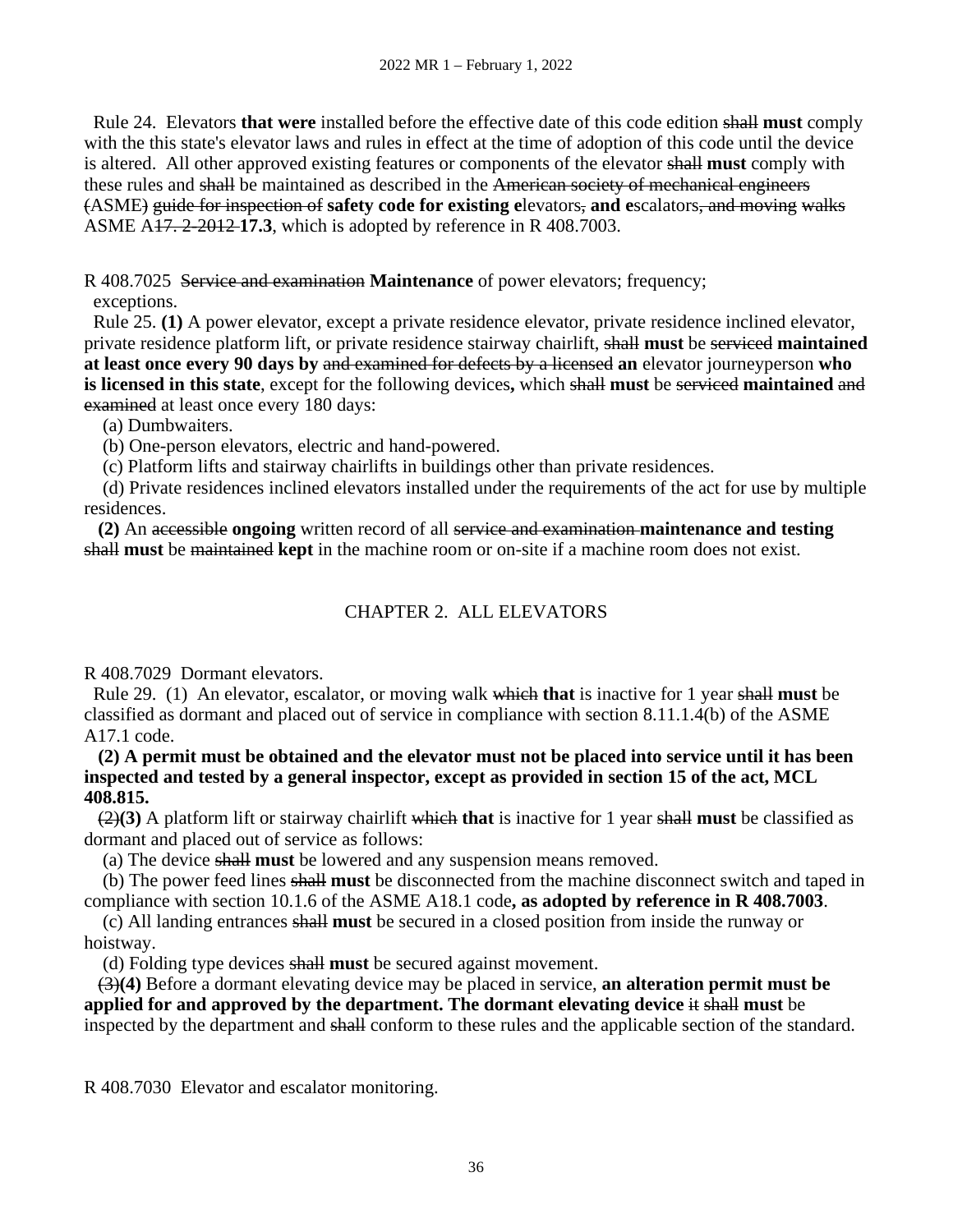Rule 24. Elevators **that were** installed before the effective date of this code edition ~~shall~~ **must** comply with the this state's elevator laws and rules in effect at the time of adoption of this code until the device is altered. All other approved existing features or components of the elevator ~~shall~~ **must** comply with these rules and ~~shall~~ be maintained as described in the ~~American society of mechanical engineers (~~ASME~~)~~ ~~guide for inspection of~~ **safety code for existing e**levators~~,~~ **and e**scalators~~, and moving~~ ~~walks~~ ASME A~~17. 2-2012~~ **17.3**, which is adopted by reference in R 408.7003.

R 408.7025 ~~Service and examination~~ **Maintenance** of power elevators; frequency; exceptions.

Rule 25. **(1)** A power elevator, except a private residence elevator, private residence inclined elevator, private residence platform lift, or private residence stairway chairlift, ~~shall~~ **must** be ~~serviced~~ **maintained at least once every 90 days by** ~~and examined for defects by a licensed~~ **an** elevator journeyperson **who is licensed in this state**, except for the following devices**,** which ~~shall~~ **must** be ~~serviced~~ **maintained** ~~and examined~~ at least once every 180 days:

(a) Dumbwaiters.

(b) One-person elevators, electric and hand-powered.

(c) Platform lifts and stairway chairlifts in buildings other than private residences.

(d) Private residences inclined elevators installed under the requirements of the act for use by multiple residences.

**(2)** An ~~accessible~~ **ongoing** written record of all ~~service and examination~~ **maintenance and testing** ~~shall~~ **must** be ~~maintained~~ **kept** in the machine room or on-site if a machine room does not exist.

## CHAPTER 2. ALL ELEVATORS

R 408.7029 Dormant elevators.

Rule 29. (1) An elevator, escalator, or moving walk ~~which~~ **that** is inactive for 1 year ~~shall~~ **must** be classified as dormant and placed out of service in compliance with section 8.11.1.4(b) of the ASME A17.1 code.

**(2) A permit must be obtained and the elevator must not be placed into service until it has been inspected and tested by a general inspector, except as provided in section 15 of the act, MCL 408.815.**

~~(2)~~**(3)** A platform lift or stairway chairlift ~~which~~ **that** is inactive for 1 year ~~shall~~ **must** be classified as dormant and placed out of service as follows:

(a) The device ~~shall~~ **must** be lowered and any suspension means removed.

(b) The power feed lines ~~shall~~ **must** be disconnected from the machine disconnect switch and taped in compliance with section 10.1.6 of the ASME A18.1 code**, as adopted by reference in R 408.7003**.

(c) All landing entrances ~~shall~~ **must** be secured in a closed position from inside the runway or hoistway.

(d) Folding type devices ~~shall~~ **must** be secured against movement.

~~(3)~~**(4)** Before a dormant elevating device may be placed in service, **an alteration permit must be applied for and approved by the department. The dormant elevating device** ~~it~~ ~~shall~~ **must** be inspected by the department and ~~shall~~ conform to these rules and the applicable section of the standard.

R 408.7030 Elevator and escalator monitoring.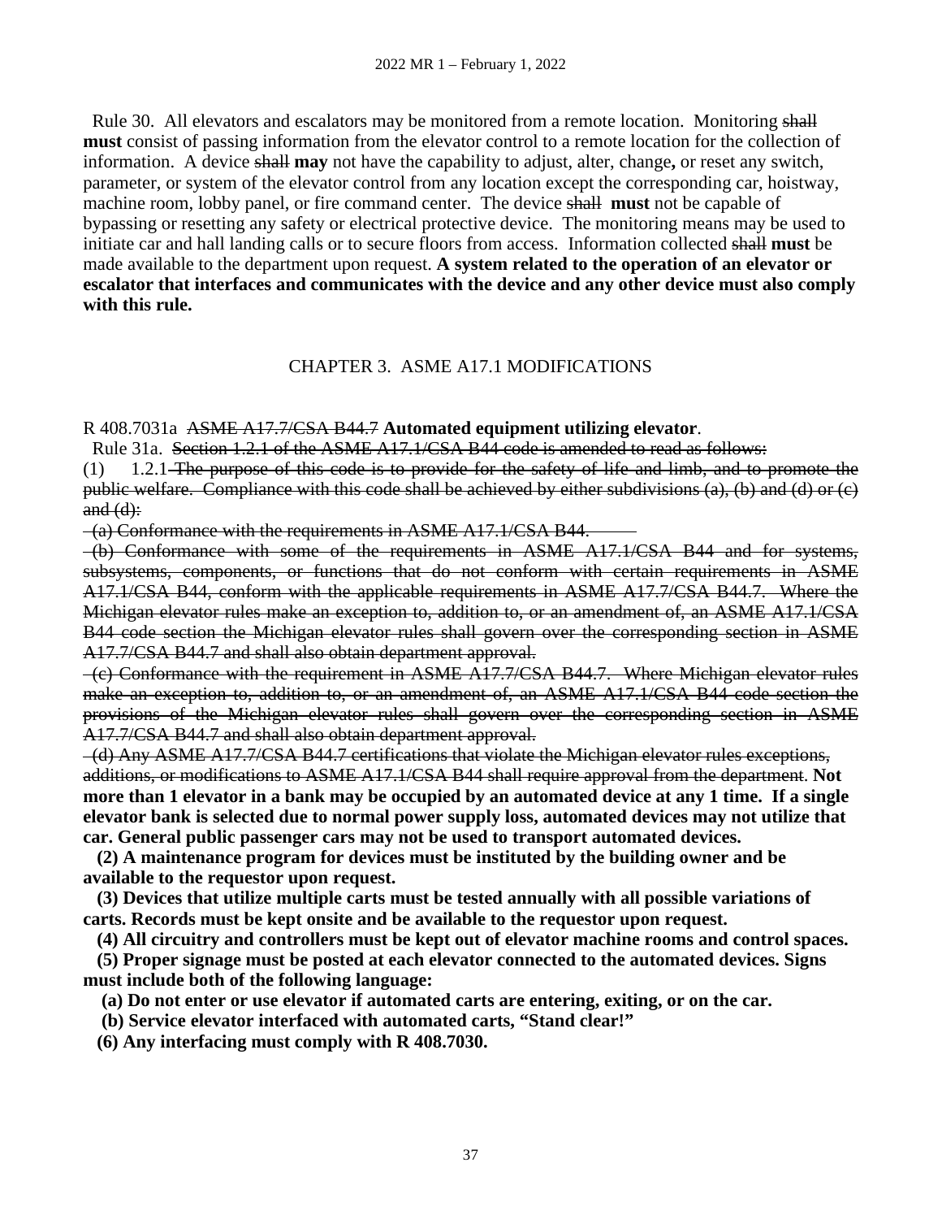Rule 30. All elevators and escalators may be monitored from a remote location. Monitoring ~~shall~~ **must** consist of passing information from the elevator control to a remote location for the collection of information. A device ~~shall~~ **may** not have the capability to adjust, alter, change**,** or reset any switch, parameter, or system of the elevator control from any location except the corresponding car, hoistway, machine room, lobby panel, or fire command center. The device ~~shall~~ **must** not be capable of bypassing or resetting any safety or electrical protective device. The monitoring means may be used to initiate car and hall landing calls or to secure floors from access. Information collected ~~shall~~ **must** be made available to the department upon request. **A system related to the operation of an elevator or escalator that interfaces and communicates with the device and any other device must also comply with this rule.**

## CHAPTER 3. ASME A17.1 MODIFICATIONS

R 408.7031a ~~ASME A17.7/CSA B44.7~~ **Automated equipment utilizing elevator**.

Rule 31a. ~~Section 1.2.1 of the ASME A17.1/CSA B44 code is amended to read as follows:~~

(1) 1.2.1 ~~The purpose of this code is to provide for the safety of life and limb, and to promote the public welfare. Compliance with this code shall be achieved by either subdivisions (a), (b) and (d) or (c) and (d):~~

~~(a) Conformance with the requirements in ASME A17.1/CSA B44.~~

~~(b) Conformance with some of the requirements in ASME A17.1/CSA B44 and for systems, subsystems, components, or functions that do not conform with certain requirements in ASME A17.1/CSA B44, conform with the applicable requirements in ASME A17.7/CSA B44.7. Where the Michigan elevator rules make an exception to, addition to, or an amendment of, an ASME A17.1/CSA B44 code section the Michigan elevator rules shall govern over the corresponding section in ASME A17.7/CSA B44.7 and shall also obtain department approval.~~

~~(c) Conformance with the requirement in ASME A17.7/CSA B44.7. Where Michigan elevator rules make an exception to, addition to, or an amendment of, an ASME A17.1/CSA B44 code section the provisions of the Michigan elevator rules shall govern over the corresponding section in ASME A17.7/CSA B44.7 and shall also obtain department approval.~~

~~(d) Any ASME A17.7/CSA B44.7 certifications that violate the Michigan elevator rules exceptions, additions, or modifications to ASME A17.1/CSA B44 shall require approval from the department.~~ **Not more than 1 elevator in a bank may be occupied by an automated device at any 1 time. If a single elevator bank is selected due to normal power supply loss, automated devices may not utilize that car. General public passenger cars may not be used to transport automated devices.**

**(2) A maintenance program for devices must be instituted by the building owner and be available to the requestor upon request.**

**(3) Devices that utilize multiple carts must be tested annually with all possible variations of carts. Records must be kept onsite and be available to the requestor upon request.**

**(4) All circuitry and controllers must be kept out of elevator machine rooms and control spaces.**

**(5) Proper signage must be posted at each elevator connected to the automated devices. Signs must include both of the following language:**

**(a) Do not enter or use elevator if automated carts are entering, exiting, or on the car.**

**(b) Service elevator interfaced with automated carts, "Stand clear!"**

**(6) Any interfacing must comply with R 408.7030.**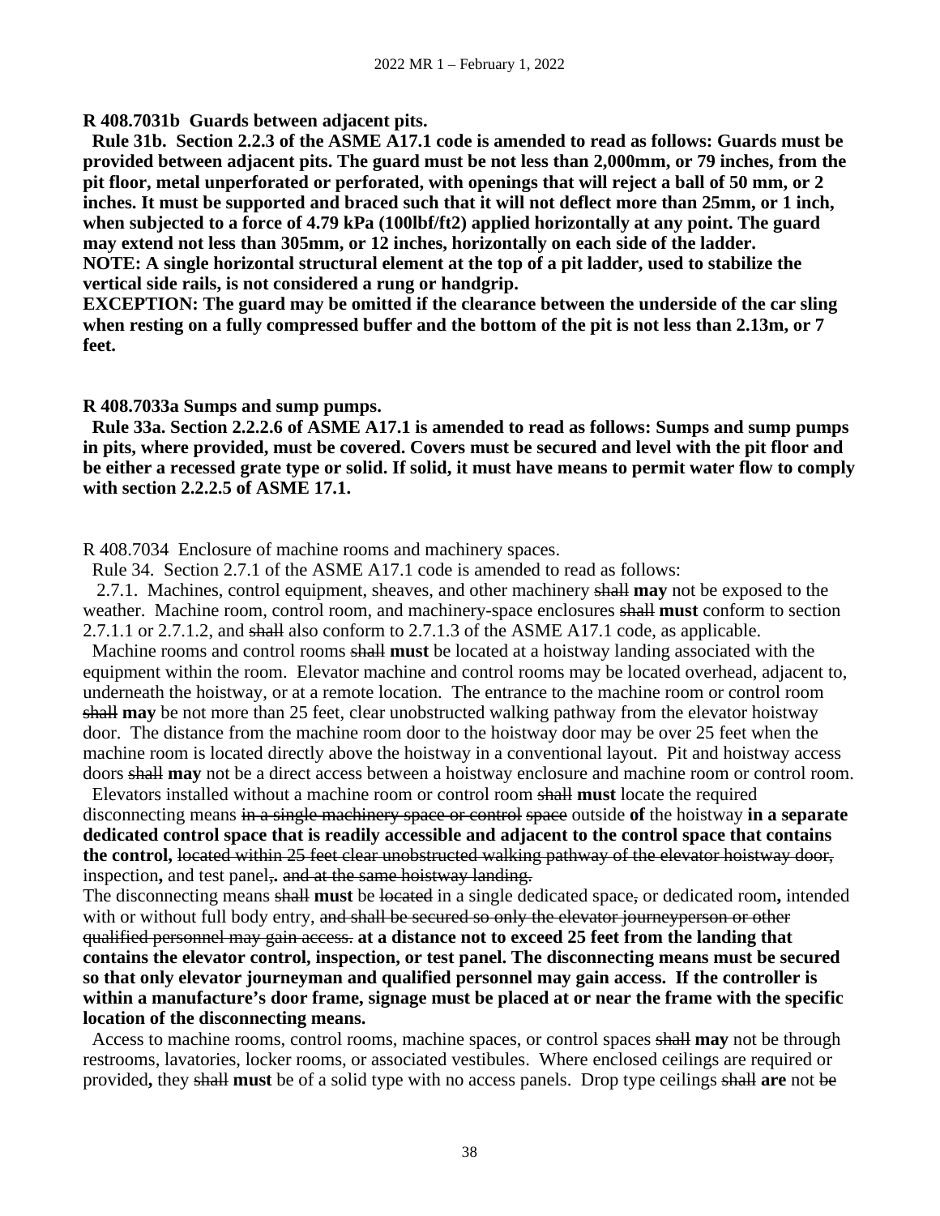**R 408.7031b Guards between adjacent pits.**

**Rule 31b. Section 2.2.3 of the ASME A17.1 code is amended to read as follows: Guards must be provided between adjacent pits. The guard must be not less than 2,000mm, or 79 inches, from the pit floor, metal unperforated or perforated, with openings that will reject a ball of 50 mm, or 2 inches. It must be supported and braced such that it will not deflect more than 25mm, or 1 inch, when subjected to a force of 4.79 kPa (100lbf/ft2) applied horizontally at any point. The guard may extend not less than 305mm, or 12 inches, horizontally on each side of the ladder.**
**NOTE: A single horizontal structural element at the top of a pit ladder, used to stabilize the vertical side rails, is not considered a rung or handgrip.**
**EXCEPTION: The guard may be omitted if the clearance between the underside of the car sling when resting on a fully compressed buffer and the bottom of the pit is not less than 2.13m, or 7 feet.**

**R 408.7033a Sumps and sump pumps.**

**Rule 33a. Section 2.2.2.6 of ASME A17.1 is amended to read as follows: Sumps and sump pumps in pits, where provided, must be covered. Covers must be secured and level with the pit floor and be either a recessed grate type or solid. If solid, it must have means to permit water flow to comply with section 2.2.2.5 of ASME 17.1.**

R 408.7034 Enclosure of machine rooms and machinery spaces.

Rule 34. Section 2.7.1 of the ASME A17.1 code is amended to read as follows:

2.7.1. Machines, control equipment, sheaves, and other machinery ~~shall~~ **may** not be exposed to the weather. Machine room, control room, and machinery-space enclosures ~~shall~~ **must** conform to section 2.7.1.1 or 2.7.1.2, and ~~shall~~ also conform to 2.7.1.3 of the ASME A17.1 code, as applicable.

Machine rooms and control rooms ~~shall~~ **must** be located at a hoistway landing associated with the equipment within the room. Elevator machine and control rooms may be located overhead, adjacent to, underneath the hoistway, or at a remote location. The entrance to the machine room or control room ~~shall~~ **may** be not more than 25 feet, clear unobstructed walking pathway from the elevator hoistway door. The distance from the machine room door to the hoistway door may be over 25 feet when the machine room is located directly above the hoistway in a conventional layout. Pit and hoistway access doors ~~shall~~ **may** not be a direct access between a hoistway enclosure and machine room or control room.

Elevators installed without a machine room or control room ~~shall~~ **must** locate the required disconnecting means ~~in a single machinery space or control~~ ~~space~~ outside **of** the hoistway **in a separate dedicated control space that is readily accessible and adjacent to the control space that contains the control,** ~~located within 25 feet clear unobstructed walking pathway of the elevator hoistway door,~~ inspection**,** and test panel~~,~~**.** ~~and at the same hoistway landing.~~

The disconnecting means ~~shall~~ **must** be ~~located~~ in a single dedicated space~~,~~ or dedicated room**,** intended with or without full body entry, ~~and shall be secured so only the elevator journeyperson or other qualified personnel may gain access.~~ **at a distance not to exceed 25 feet from the landing that contains the elevator control, inspection, or test panel. The disconnecting means must be secured so that only elevator journeyman and qualified personnel may gain access. If the controller is within a manufacture's door frame, signage must be placed at or near the frame with the specific location of the disconnecting means.**

Access to machine rooms, control rooms, machine spaces, or control spaces ~~shall~~ **may** not be through restrooms, lavatories, locker rooms, or associated vestibules. Where enclosed ceilings are required or provided**,** they ~~shall~~ **must** be of a solid type with no access panels. Drop type ceilings ~~shall~~ **are** not ~~be~~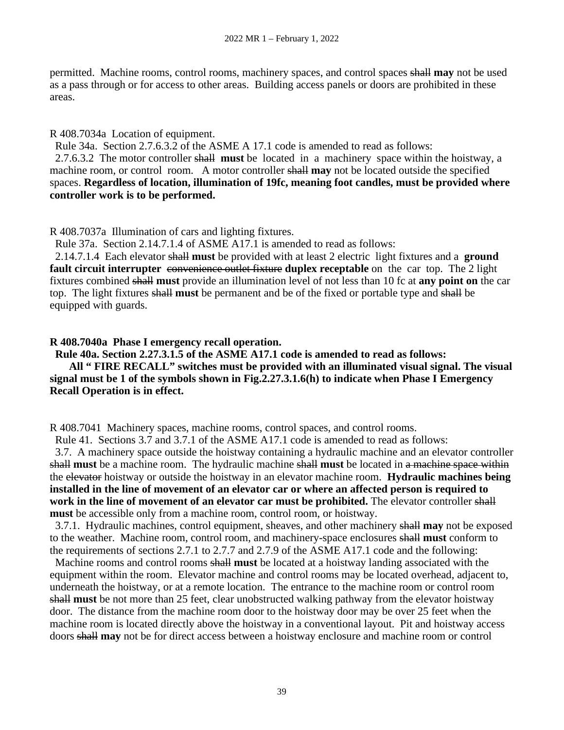permitted. Machine rooms, control rooms, machinery spaces, and control spaces ~~shall~~ **may** not be used as a pass through or for access to other areas. Building access panels or doors are prohibited in these areas.

R 408.7034a Location of equipment.

Rule 34a. Section 2.7.6.3.2 of the ASME A 17.1 code is amended to read as follows:

2.7.6.3.2 The motor controller ~~shall~~ **must** be located in a machinery space within the hoistway, a machine room, or control room. A motor controller ~~shall~~ **may** not be located outside the specified spaces. **Regardless of location, illumination of 19fc, meaning foot candles, must be provided where controller work is to be performed.**

R 408.7037a Illumination of cars and lighting fixtures.

Rule 37a. Section 2.14.7.1.4 of ASME A17.1 is amended to read as follows:

2.14.7.1.4 Each elevator ~~shall~~ **must** be provided with at least 2 electric light fixtures and a **ground fault circuit interrupter** ~~convenience outlet fixture~~ **duplex receptable** on the car top. The 2 light fixtures combined ~~shall~~ **must** provide an illumination level of not less than 10 fc at **any point on** the car top. The light fixtures ~~shall~~ **must** be permanent and be of the fixed or portable type and ~~shall~~ be equipped with guards.

**R 408.7040a Phase I emergency recall operation.**

**Rule 40a. Section 2.27.3.1.5 of the ASME A17.1 code is amended to read as follows:**

**All " FIRE RECALL" switches must be provided with an illuminated visual signal. The visual signal must be 1 of the symbols shown in Fig.2.27.3.1.6(h) to indicate when Phase I Emergency Recall Operation is in effect.**

R 408.7041 Machinery spaces, machine rooms, control spaces, and control rooms.

Rule 41. Sections 3.7 and 3.7.1 of the ASME A17.1 code is amended to read as follows:

3.7. A machinery space outside the hoistway containing a hydraulic machine and an elevator controller ~~shall~~ **must** be a machine room. The hydraulic machine ~~shall~~ **must** be located in ~~a machine space within~~ the ~~elevator~~ hoistway or outside the hoistway in an elevator machine room. **Hydraulic machines being installed in the line of movement of an elevator car or where an affected person is required to work in the line of movement of an elevator car must be prohibited.** The elevator controller ~~shall~~ **must** be accessible only from a machine room, control room, or hoistway.

3.7.1. Hydraulic machines, control equipment, sheaves, and other machinery ~~shall~~ **may** not be exposed to the weather. Machine room, control room, and machinery-space enclosures ~~shall~~ **must** conform to the requirements of sections 2.7.1 to 2.7.7 and 2.7.9 of the ASME A17.1 code and the following:

Machine rooms and control rooms ~~shall~~ **must** be located at a hoistway landing associated with the equipment within the room. Elevator machine and control rooms may be located overhead, adjacent to, underneath the hoistway, or at a remote location. The entrance to the machine room or control room ~~shall~~ **must** be not more than 25 feet, clear unobstructed walking pathway from the elevator hoistway door. The distance from the machine room door to the hoistway door may be over 25 feet when the machine room is located directly above the hoistway in a conventional layout. Pit and hoistway access doors ~~shall~~ **may** not be for direct access between a hoistway enclosure and machine room or control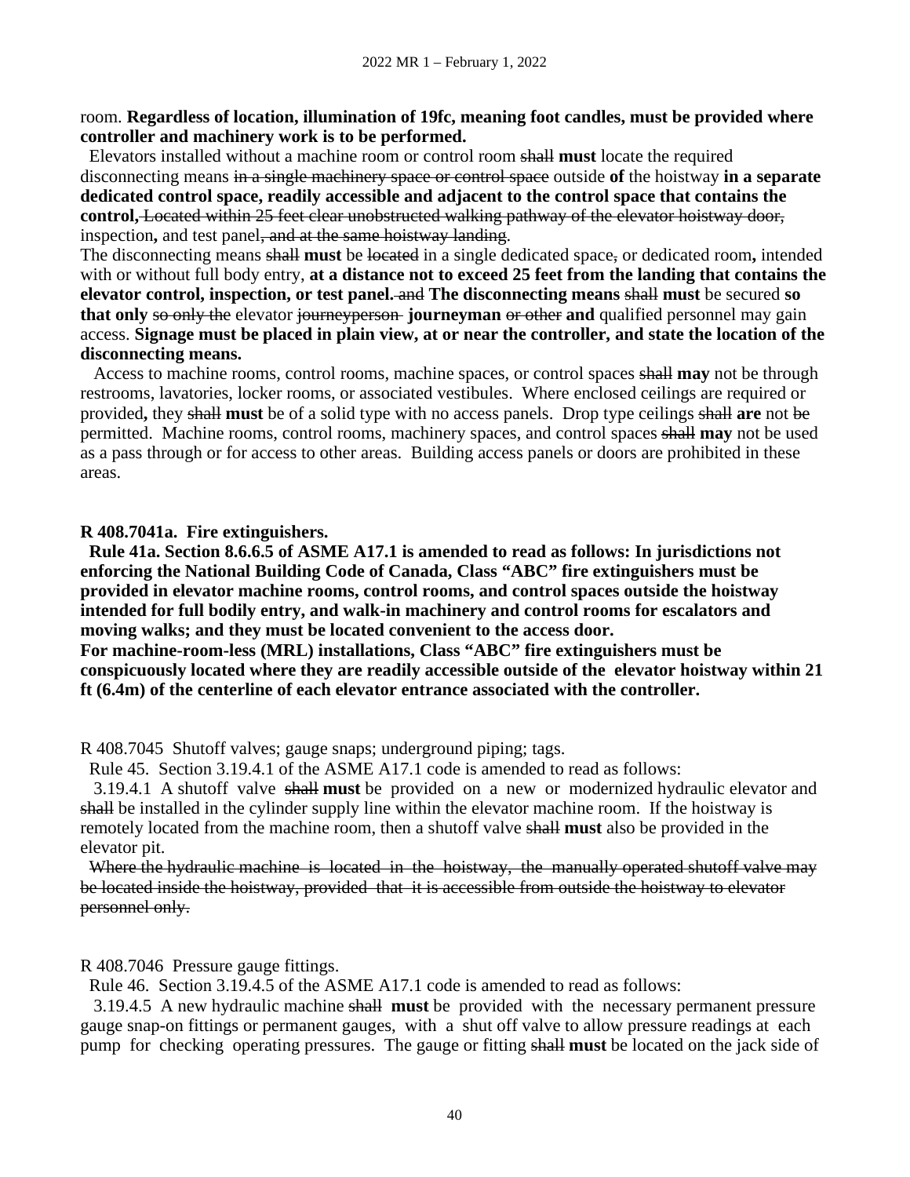room. **Regardless of location, illumination of 19fc, meaning foot candles, must be provided where controller and machinery work is to be performed.**

Elevators installed without a machine room or control room ~~shall~~ **must** locate the required disconnecting means ~~in a single machinery space or control space~~ outside **of** the hoistway **in a separate dedicated control space, readily accessible and adjacent to the control space that contains the control,** ~~Located within 25 feet clear unobstructed walking pathway of the elevator hoistway door,~~ inspection**,** and test panel~~, and at the same hoistway landing~~.

The disconnecting means ~~shall~~ **must** be ~~located~~ in a single dedicated space~~,~~ or dedicated room**,** intended with or without full body entry, **at a distance not to exceed 25 feet from the landing that contains the elevator control, inspection, or test panel.** ~~and~~ **The disconnecting means** ~~shall~~ **must** be secured **so that only** ~~so only the~~ elevator ~~journeyperson~~ **journeyman** ~~or other~~ **and** qualified personnel may gain access. **Signage must be placed in plain view, at or near the controller, and state the location of the disconnecting means.**

Access to machine rooms, control rooms, machine spaces, or control spaces ~~shall~~ **may** not be through restrooms, lavatories, locker rooms, or associated vestibules. Where enclosed ceilings are required or provided**,** they ~~shall~~ **must** be of a solid type with no access panels. Drop type ceilings ~~shall~~ **are** not ~~be~~ permitted. Machine rooms, control rooms, machinery spaces, and control spaces ~~shall~~ **may** not be used as a pass through or for access to other areas. Building access panels or doors are prohibited in these areas.

**R 408.7041a. Fire extinguishers.**

**Rule 41a. Section 8.6.6.5 of ASME A17.1 is amended to read as follows: In jurisdictions not enforcing the National Building Code of Canada, Class "ABC" fire extinguishers must be provided in elevator machine rooms, control rooms, and control spaces outside the hoistway intended for full bodily entry, and walk-in machinery and control rooms for escalators and moving walks; and they must be located convenient to the access door.**

**For machine-room-less (MRL) installations, Class "ABC" fire extinguishers must be conspicuously located where they are readily accessible outside of the elevator hoistway within 21 ft (6.4m) of the centerline of each elevator entrance associated with the controller.**

R 408.7045 Shutoff valves; gauge snaps; underground piping; tags.

Rule 45. Section 3.19.4.1 of the ASME A17.1 code is amended to read as follows:

3.19.4.1 A shutoff valve ~~shall~~ **must** be provided on a new or modernized hydraulic elevator and ~~shall~~ be installed in the cylinder supply line within the elevator machine room. If the hoistway is remotely located from the machine room, then a shutoff valve ~~shall~~ **must** also be provided in the elevator pit.

~~Where the hydraulic machine is located in the hoistway, the manually operated shutoff valve may be located inside the hoistway, provided that it is accessible from outside the hoistway to elevator personnel only.~~

R 408.7046 Pressure gauge fittings.

Rule 46. Section 3.19.4.5 of the ASME A17.1 code is amended to read as follows:

3.19.4.5 A new hydraulic machine ~~shall~~ **must** be provided with the necessary permanent pressure gauge snap-on fittings or permanent gauges, with a shut off valve to allow pressure readings at each pump for checking operating pressures. The gauge or fitting ~~shall~~ **must** be located on the jack side of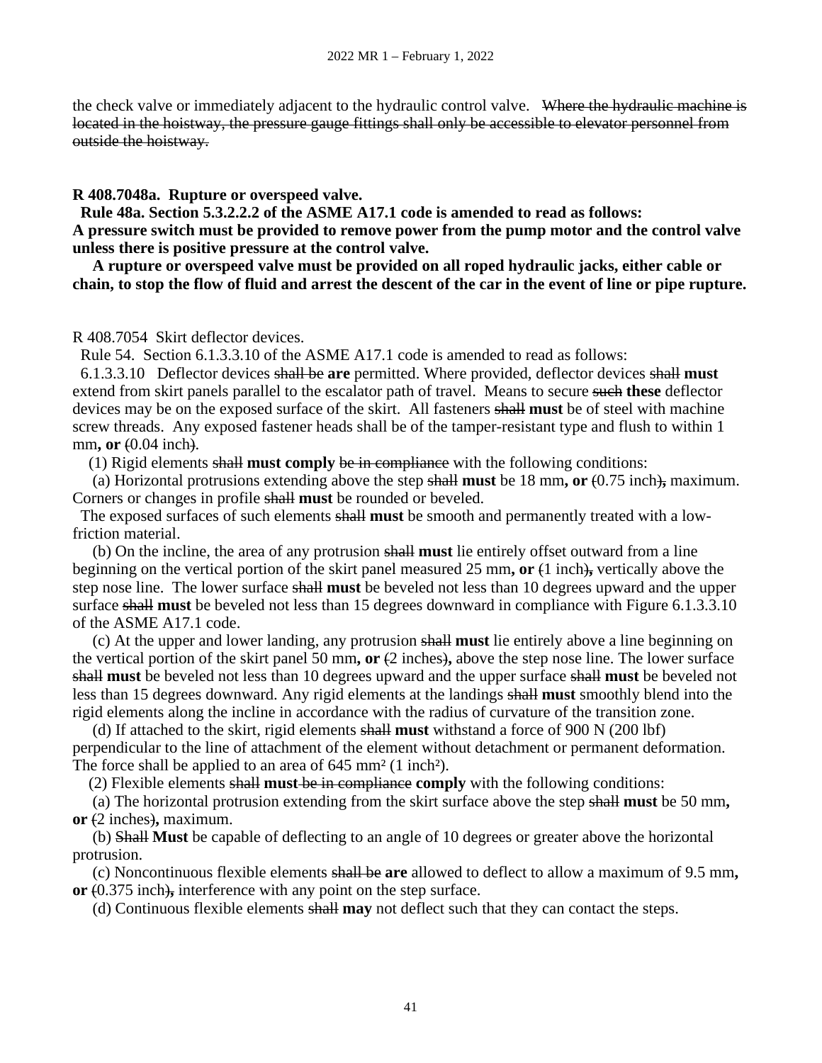the check valve or immediately adjacent to the hydraulic control valve. ~~Where the hydraulic machine is located in the hoistway, the pressure gauge fittings shall only be accessible to elevator personnel from outside the hoistway.~~

**R 408.7048a. Rupture or overspeed valve.**

**Rule 48a. Section 5.3.2.2.2 of the ASME A17.1 code is amended to read as follows:**
**A pressure switch must be provided to remove power from the pump motor and the control valve unless there is positive pressure at the control valve.**

**A rupture or overspeed valve must be provided on all roped hydraulic jacks, either cable or chain, to stop the flow of fluid and arrest the descent of the car in the event of line or pipe rupture.**

R 408.7054 Skirt deflector devices.

Rule 54. Section 6.1.3.3.10 of the ASME A17.1 code is amended to read as follows:

6.1.3.3.10 Deflector devices ~~shall be~~ **are** permitted. Where provided, deflector devices ~~shall~~ **must** extend from skirt panels parallel to the escalator path of travel. Means to secure ~~such~~ **these** deflector devices may be on the exposed surface of the skirt. All fasteners ~~shall~~ **must** be of steel with machine screw threads. Any exposed fastener heads shall be of the tamper-resistant type and flush to within 1 mm**, or** ~~(~~0.04 inch~~)~~.

(1) Rigid elements ~~shall~~ **must comply** ~~be in compliance~~ with the following conditions:

(a) Horizontal protrusions extending above the step ~~shall~~ **must** be 18 mm**, or** ~~(~~0.75 inch~~)~~**,** maximum. Corners or changes in profile ~~shall~~ **must** be rounded or beveled.

The exposed surfaces of such elements ~~shall~~ **must** be smooth and permanently treated with a low-friction material.

(b) On the incline, the area of any protrusion ~~shall~~ **must** lie entirely offset outward from a line beginning on the vertical portion of the skirt panel measured 25 mm**, or** ~~(~~1 inch~~)~~**,** vertically above the step nose line. The lower surface ~~shall~~ **must** be beveled not less than 10 degrees upward and the upper surface ~~shall~~ **must** be beveled not less than 15 degrees downward in compliance with Figure 6.1.3.3.10 of the ASME A17.1 code.

(c) At the upper and lower landing, any protrusion ~~shall~~ **must** lie entirely above a line beginning on the vertical portion of the skirt panel 50 mm**, or** ~~(~~2 inches~~)~~**,** above the step nose line. The lower surface ~~shall~~ **must** be beveled not less than 10 degrees upward and the upper surface ~~shall~~ **must** be beveled not less than 15 degrees downward. Any rigid elements at the landings ~~shall~~ **must** smoothly blend into the rigid elements along the incline in accordance with the radius of curvature of the transition zone.

(d) If attached to the skirt, rigid elements ~~shall~~ **must** withstand a force of 900 N (200 lbf) perpendicular to the line of attachment of the element without detachment or permanent deformation. The force shall be applied to an area of 645 mm² (1 inch²).

(2) Flexible elements ~~shall~~ **must** ~~be in compliance~~ **comply** with the following conditions:

(a) The horizontal protrusion extending from the skirt surface above the step ~~shall~~ **must** be 50 mm**, or** ~~(~~2 inches~~)~~**,** maximum.

(b) ~~Shall~~ **Must** be capable of deflecting to an angle of 10 degrees or greater above the horizontal protrusion.

(c) Noncontinuous flexible elements ~~shall be~~ **are** allowed to deflect to allow a maximum of 9.5 mm**, or** ~~(~~0.375 inch~~)~~**,** interference with any point on the step surface.

(d) Continuous flexible elements ~~shall~~ **may** not deflect such that they can contact the steps.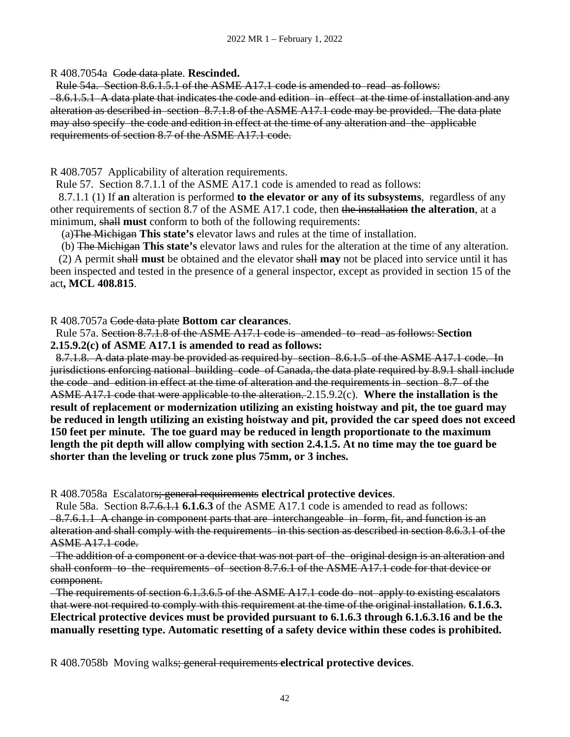R 408.7054a ~~Code data plate~~. **Rescinded.**

~~Rule 54a. Section 8.6.1.5.1 of the ASME A17.1 code is amended to read as follows:~~

~~8.6.1.5.1 A data plate that indicates the code and edition in effect at the time of installation and any alteration as described in section 8.7.1.8 of the ASME A17.1 code may be provided. The data plate may also specify the code and edition in effect at the time of any alteration and the applicable requirements of section 8.7 of the ASME A17.1 code.~~

R 408.7057 Applicability of alteration requirements.

Rule 57. Section 8.7.1.1 of the ASME A17.1 code is amended to read as follows:

8.7.1.1 (1) If **an** alteration is performed **to the elevator or any of its subsystems**, regardless of any other requirements of section 8.7 of the ASME A17.1 code, then ~~the installation~~ **the alteration**, at a minimum, ~~shall~~ **must** conform to both of the following requirements:

(a)~~The Michigan~~ **This state's** elevator laws and rules at the time of installation.

(b) ~~The Michigan~~ **This state's** elevator laws and rules for the alteration at the time of any alteration.

(2) A permit ~~shall~~ **must** be obtained and the elevator ~~shall~~ **may** not be placed into service until it has been inspected and tested in the presence of a general inspector, except as provided in section 15 of the act**, MCL 408.815**.

R 408.7057a ~~Code data plate~~ **Bottom car clearances**.

Rule 57a. ~~Section 8.7.1.8 of the ASME A17.1 code is amended to read as follows:~~ **Section 2.15.9.2(c) of ASME A17.1 is amended to read as follows:**

~~8.7.1.8. A data plate may be provided as required by section 8.6.1.5 of the ASME A17.1 code. In jurisdictions enforcing national building code of Canada, the data plate required by 8.9.1 shall include the code and edition in effect at the time of alteration and the requirements in section 8.7 of the ASME A17.1 code that were applicable to the alteration.~~ 2.15.9.2(c). **Where the installation is the result of replacement or modernization utilizing an existing hoistway and pit, the toe guard may be reduced in length utilizing an existing hoistway and pit, provided the car speed does not exceed 150 feet per minute. The toe guard may be reduced in length proportionate to the maximum length the pit depth will allow complying with section 2.4.1.5. At no time may the toe guard be shorter than the leveling or truck zone plus 75mm, or 3 inches.**

R 408.7058a Escalator~~s; general requirements~~ **electrical protective devices**.

Rule 58a. Section ~~8.7.6.1.1~~ **6.1.6.3** of the ASME A17.1 code is amended to read as follows:

~~8.7.6.1.1 A change in component parts that are interchangeable in form, fit, and function is an alteration and shall comply with the requirements in this section as described in section 8.6.3.1 of the ASME A17.1 code.~~

~~The addition of a component or a device that was not part of the original design is an alteration and shall conform to the requirements of section 8.7.6.1 of the ASME A17.1 code for that device or component.~~

~~The requirements of section 6.1.3.6.5 of the ASME A17.1 code do not apply to existing escalators that were not required to comply with this requirement at the time of the original installation.~~ **6.1.6.3. Electrical protective devices must be provided pursuant to 6.1.6.3 through 6.1.6.3.16 and be the manually resetting type. Automatic resetting of a safety device within these codes is prohibited.**

R 408.7058b Moving walk~~s; general requirements~~ **electrical protective devices**.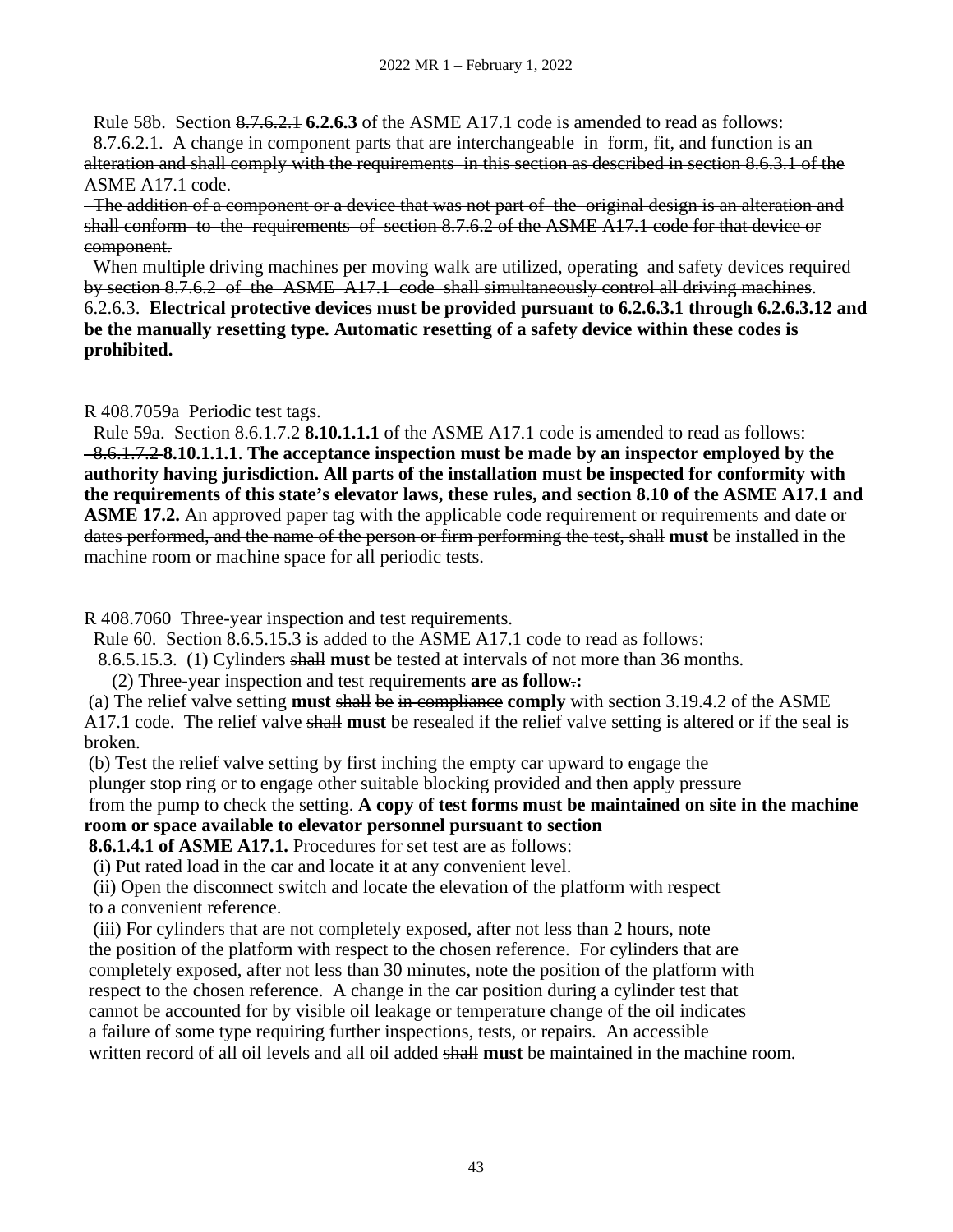Rule 58b. Section ~~8.7.6.2.1~~ **6.2.6.3** of the ASME A17.1 code is amended to read as follows:

~~8.7.6.2.1. A change in component parts that are interchangeable in form, fit, and function is an alteration and shall comply with the requirements in this section as described in section 8.6.3.1 of the ASME A17.1 code.~~

~~The addition of a component or a device that was not part of the original design is an alteration and shall conform to the requirements of section 8.7.6.2 of the ASME A17.1 code for that device or component.~~

~~When multiple driving machines per moving walk are utilized, operating and safety devices required by section 8.7.6.2 of the ASME A17.1 code shall simultaneously control all driving machines~~.

6.2.6.3. **Electrical protective devices must be provided pursuant to 6.2.6.3.1 through 6.2.6.3.12 and be the manually resetting type. Automatic resetting of a safety device within these codes is prohibited.**

R 408.7059a Periodic test tags.

Rule 59a. Section ~~8.6.1.7.2~~ **8.10.1.1.1** of the ASME A17.1 code is amended to read as follows:

~~8.6.1.7.2~~ **8.10.1.1.1**. **The acceptance inspection must be made by an inspector employed by the authority having jurisdiction. All parts of the installation must be inspected for conformity with the requirements of this state's elevator laws, these rules, and section 8.10 of the ASME A17.1 and ASME 17.2.** An approved paper tag ~~with the applicable code requirement or requirements and date or dates performed, and the name of the person or firm performing the test, shall~~ **must** be installed in the machine room or machine space for all periodic tests.

R 408.7060 Three-year inspection and test requirements.

Rule 60. Section 8.6.5.15.3 is added to the ASME A17.1 code to read as follows:

8.6.5.15.3. (1) Cylinders ~~shall~~ **must** be tested at intervals of not more than 36 months.

(2) Three-year inspection and test requirements **are as follow**~~.~~**:**

(a) The relief valve setting **must** ~~shall~~ ~~be~~ ~~in compliance~~ **comply** with section 3.19.4.2 of the ASME A17.1 code. The relief valve ~~shall~~ **must** be resealed if the relief valve setting is altered or if the seal is broken.

(b) Test the relief valve setting by first inching the empty car upward to engage the plunger stop ring or to engage other suitable blocking provided and then apply pressure from the pump to check the setting. **A copy of test forms must be maintained on site in the machine room or space available to elevator personnel pursuant to section 8.6.1.4.1 of ASME A17.1.** Procedures for set test are as follows:

(i) Put rated load in the car and locate it at any convenient level.

(ii) Open the disconnect switch and locate the elevation of the platform with respect to a convenient reference.

(iii) For cylinders that are not completely exposed, after not less than 2 hours, note the position of the platform with respect to the chosen reference. For cylinders that are completely exposed, after not less than 30 minutes, note the position of the platform with respect to the chosen reference. A change in the car position during a cylinder test that cannot be accounted for by visible oil leakage or temperature change of the oil indicates a failure of some type requiring further inspections, tests, or repairs. An accessible written record of all oil levels and all oil added ~~shall~~ **must** be maintained in the machine room.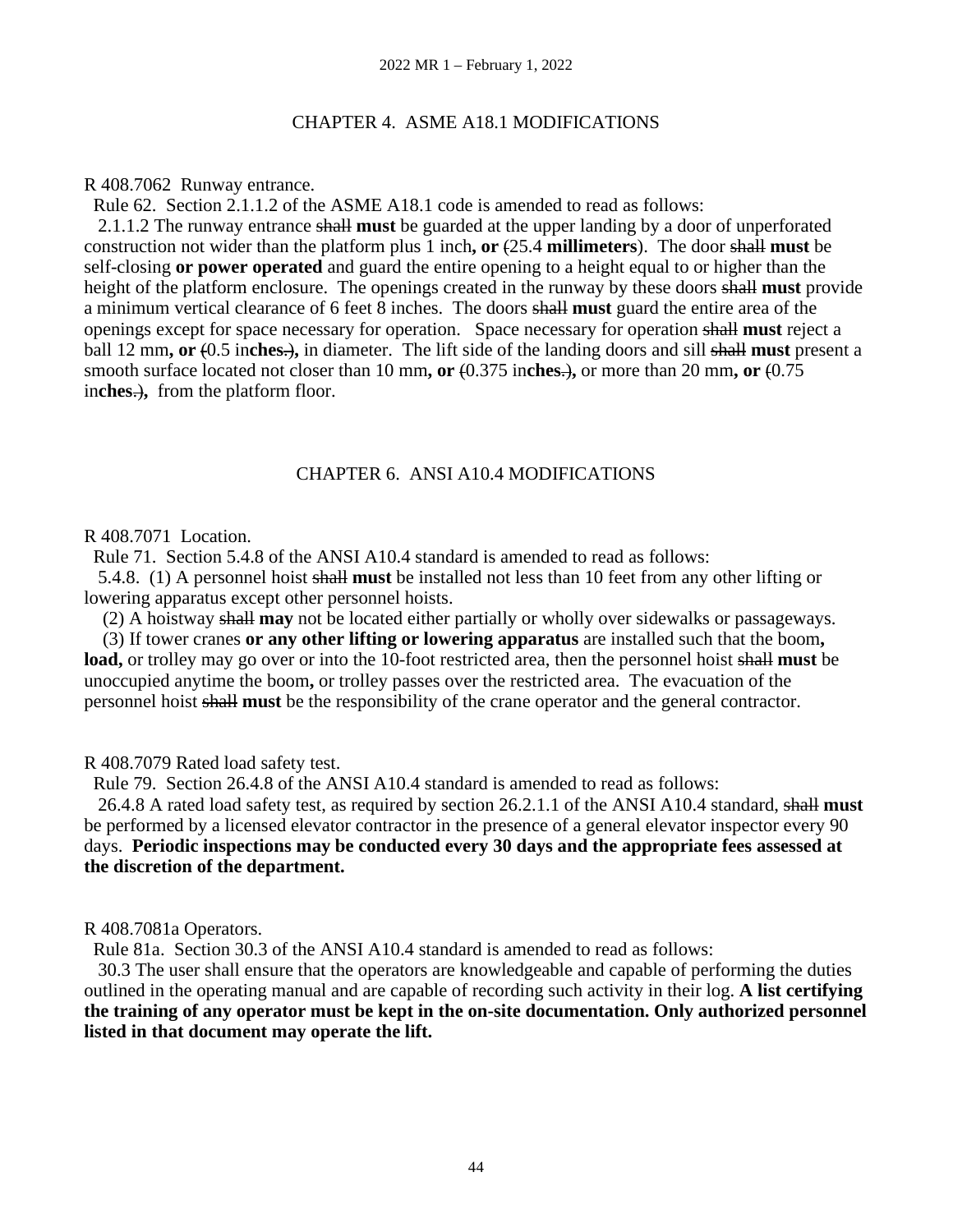## CHAPTER 4. ASME A18.1 MODIFICATIONS

R 408.7062 Runway entrance.

Rule 62. Section 2.1.1.2 of the ASME A18.1 code is amended to read as follows:

2.1.1.2 The runway entrance ~~shall~~ **must** be guarded at the upper landing by a door of unperforated construction not wider than the platform plus 1 inch**, or** ~~(~~25.4 **millimeters**). The door ~~shall~~ **must** be self-closing **or power operated** and guard the entire opening to a height equal to or higher than the height of the platform enclosure. The openings created in the runway by these doors ~~shall~~ **must** provide a minimum vertical clearance of 6 feet 8 inches. The doors ~~shall~~ **must** guard the entire area of the openings except for space necessary for operation. Space necessary for operation ~~shall~~ **must** reject a ball 12 mm**, or** ~~(~~0.5 in**ches**~~.)~~**,** in diameter. The lift side of the landing doors and sill ~~shall~~ **must** present a smooth surface located not closer than 10 mm**, or** ~~(~~0.375 in**ches**~~.)~~**,** or more than 20 mm**, or** ~~(~~0.75 in**ches**~~.)~~**,** from the platform floor.

## CHAPTER 6. ANSI A10.4 MODIFICATIONS

R 408.7071 Location.

Rule 71. Section 5.4.8 of the ANSI A10.4 standard is amended to read as follows:

5.4.8. (1) A personnel hoist ~~shall~~ **must** be installed not less than 10 feet from any other lifting or lowering apparatus except other personnel hoists.

(2) A hoistway ~~shall~~ **may** not be located either partially or wholly over sidewalks or passageways.

(3) If tower cranes **or any other lifting or lowering apparatus** are installed such that the boom**, load,** or trolley may go over or into the 10-foot restricted area, then the personnel hoist ~~shall~~ **must** be unoccupied anytime the boom**,** or trolley passes over the restricted area. The evacuation of the personnel hoist ~~shall~~ **must** be the responsibility of the crane operator and the general contractor.

R 408.7079 Rated load safety test.

Rule 79. Section 26.4.8 of the ANSI A10.4 standard is amended to read as follows:

26.4.8 A rated load safety test, as required by section 26.2.1.1 of the ANSI A10.4 standard, ~~shall~~ **must** be performed by a licensed elevator contractor in the presence of a general elevator inspector every 90 days. **Periodic inspections may be conducted every 30 days and the appropriate fees assessed at the discretion of the department.**

R 408.7081a Operators.

Rule 81a. Section 30.3 of the ANSI A10.4 standard is amended to read as follows:

30.3 The user shall ensure that the operators are knowledgeable and capable of performing the duties outlined in the operating manual and are capable of recording such activity in their log. **A list certifying the training of any operator must be kept in the on-site documentation. Only authorized personnel listed in that document may operate the lift.**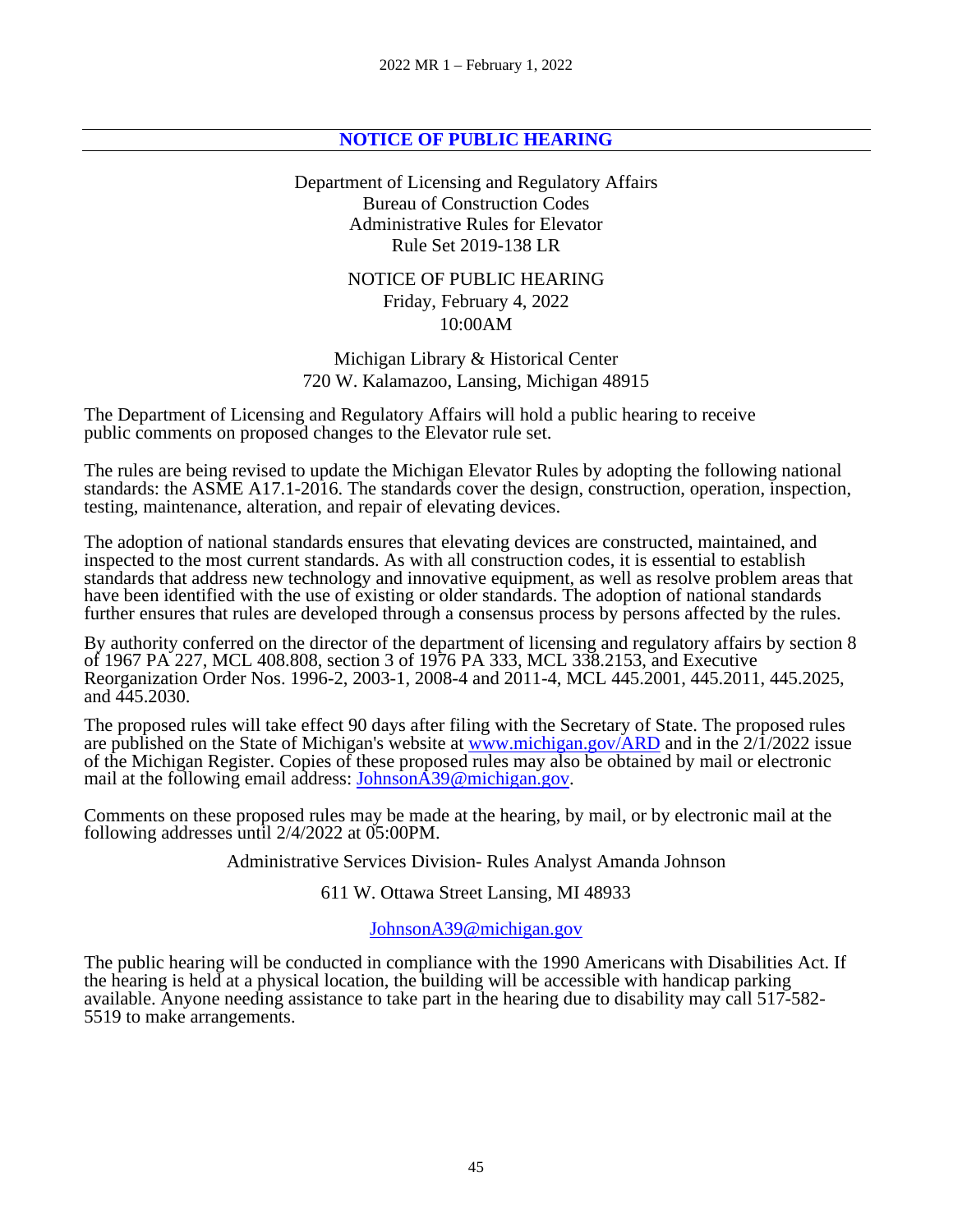## NOTICE OF PUBLIC HEARING

Department of Licensing and Regulatory Affairs
Bureau of Construction Codes
Administrative Rules for Elevator
Rule Set 2019-138 LR

NOTICE OF PUBLIC HEARING
Friday, February 4, 2022
10:00AM

Michigan Library & Historical Center
720 W. Kalamazoo, Lansing, Michigan 48915

The Department of Licensing and Regulatory Affairs will hold a public hearing to receive public comments on proposed changes to the Elevator rule set.

The rules are being revised to update the Michigan Elevator Rules by adopting the following national standards: the ASME A17.1-2016. The standards cover the design, construction, operation, inspection, testing, maintenance, alteration, and repair of elevating devices.

The adoption of national standards ensures that elevating devices are constructed, maintained, and inspected to the most current standards. As with all construction codes, it is essential to establish standards that address new technology and innovative equipment, as well as resolve problem areas that have been identified with the use of existing or older standards. The adoption of national standards further ensures that rules are developed through a consensus process by persons affected by the rules.

By authority conferred on the director of the department of licensing and regulatory affairs by section 8 of 1967 PA 227, MCL 408.808, section 3 of 1976 PA 333, MCL 338.2153, and Executive Reorganization Order Nos. 1996-2, 2003-1, 2008-4 and 2011-4, MCL 445.2001, 445.2011, 445.2025, and 445.2030.

The proposed rules will take effect 90 days after filing with the Secretary of State. The proposed rules are published on the State of Michigan's website at www.michigan.gov/ARD and in the 2/1/2022 issue of the Michigan Register. Copies of these proposed rules may also be obtained by mail or electronic mail at the following email address: JohnsonA39@michigan.gov.

Comments on these proposed rules may be made at the hearing, by mail, or by electronic mail at the following addresses until 2/4/2022 at 05:00PM.

Administrative Services Division- Rules Analyst Amanda Johnson

611 W. Ottawa Street Lansing, MI 48933

JohnsonA39@michigan.gov

The public hearing will be conducted in compliance with the 1990 Americans with Disabilities Act. If the hearing is held at a physical location, the building will be accessible with handicap parking available. Anyone needing assistance to take part in the hearing due to disability may call 517-582-5519 to make arrangements.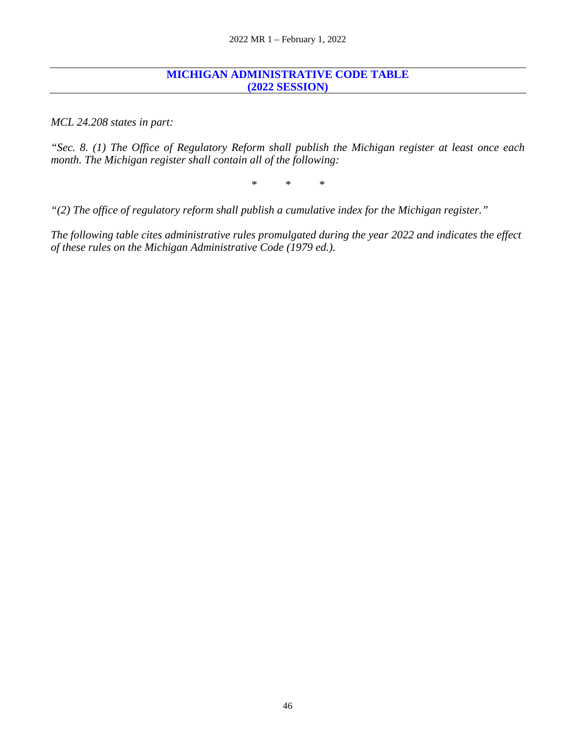## MICHIGAN ADMINISTRATIVE CODE TABLE
## (2022 SESSION)

*MCL 24.208 states in part:*

*"Sec. 8. (1) The Office of Regulatory Reform shall publish the Michigan register at least once each month. The Michigan register shall contain all of the following:*

\* \* \*

*"(2) The office of regulatory reform shall publish a cumulative index for the Michigan register."*

*The following table cites administrative rules promulgated during the year 2022 and indicates the effect of these rules on the Michigan Administrative Code (1979 ed.).*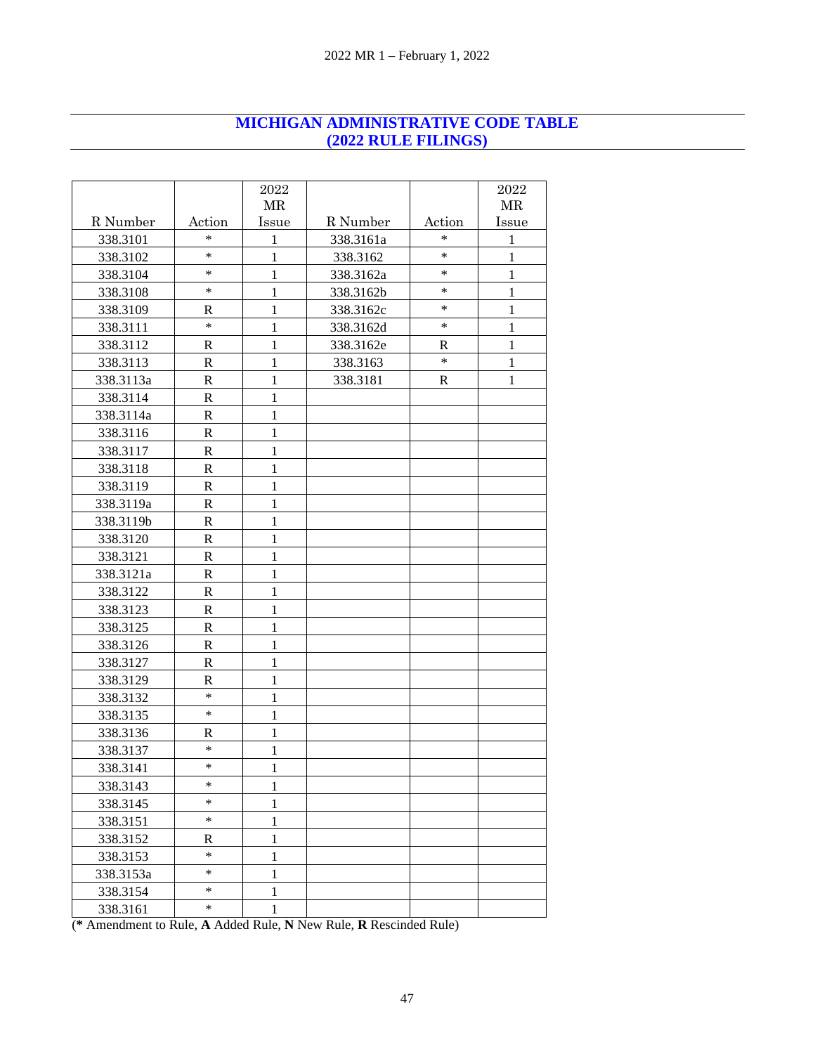## MICHIGAN ADMINISTRATIVE CODE TABLE (2022 RULE FILINGS)

| R Number | Action | 2022 MR Issue | R Number | Action | 2022 MR Issue |
|---|---|---|---|---|---|
| 338.3101 | * | 1 | 338.3161a | * | 1 |
| 338.3102 | * | 1 | 338.3162 | * | 1 |
| 338.3104 | * | 1 | 338.3162a | * | 1 |
| 338.3108 | * | 1 | 338.3162b | * | 1 |
| 338.3109 | R | 1 | 338.3162c | * | 1 |
| 338.3111 | * | 1 | 338.3162d | * | 1 |
| 338.3112 | R | 1 | 338.3162e | R | 1 |
| 338.3113 | R | 1 | 338.3163 | * | 1 |
| 338.3113a | R | 1 | 338.3181 | R | 1 |
| 338.3114 | R | 1 | | | |
| 338.3114a | R | 1 | | | |
| 338.3116 | R | 1 | | | |
| 338.3117 | R | 1 | | | |
| 338.3118 | R | 1 | | | |
| 338.3119 | R | 1 | | | |
| 338.3119a | R | 1 | | | |
| 338.3119b | R | 1 | | | |
| 338.3120 | R | 1 | | | |
| 338.3121 | R | 1 | | | |
| 338.3121a | R | 1 | | | |
| 338.3122 | R | 1 | | | |
| 338.3123 | R | 1 | | | |
| 338.3125 | R | 1 | | | |
| 338.3126 | R | 1 | | | |
| 338.3127 | R | 1 | | | |
| 338.3129 | R | 1 | | | |
| 338.3132 | * | 1 | | | |
| 338.3135 | * | 1 | | | |
| 338.3136 | R | 1 | | | |
| 338.3137 | * | 1 | | | |
| 338.3141 | * | 1 | | | |
| 338.3143 | * | 1 | | | |
| 338.3145 | * | 1 | | | |
| 338.3151 | * | 1 | | | |
| 338.3152 | R | 1 | | | |
| 338.3153 | * | 1 | | | |
| 338.3153a | * | 1 | | | |
| 338.3154 | * | 1 | | | |
| 338.3161 | * | 1 | | | |

(**\*** Amendment to Rule, **A** Added Rule, **N** New Rule, **R** Rescinded Rule)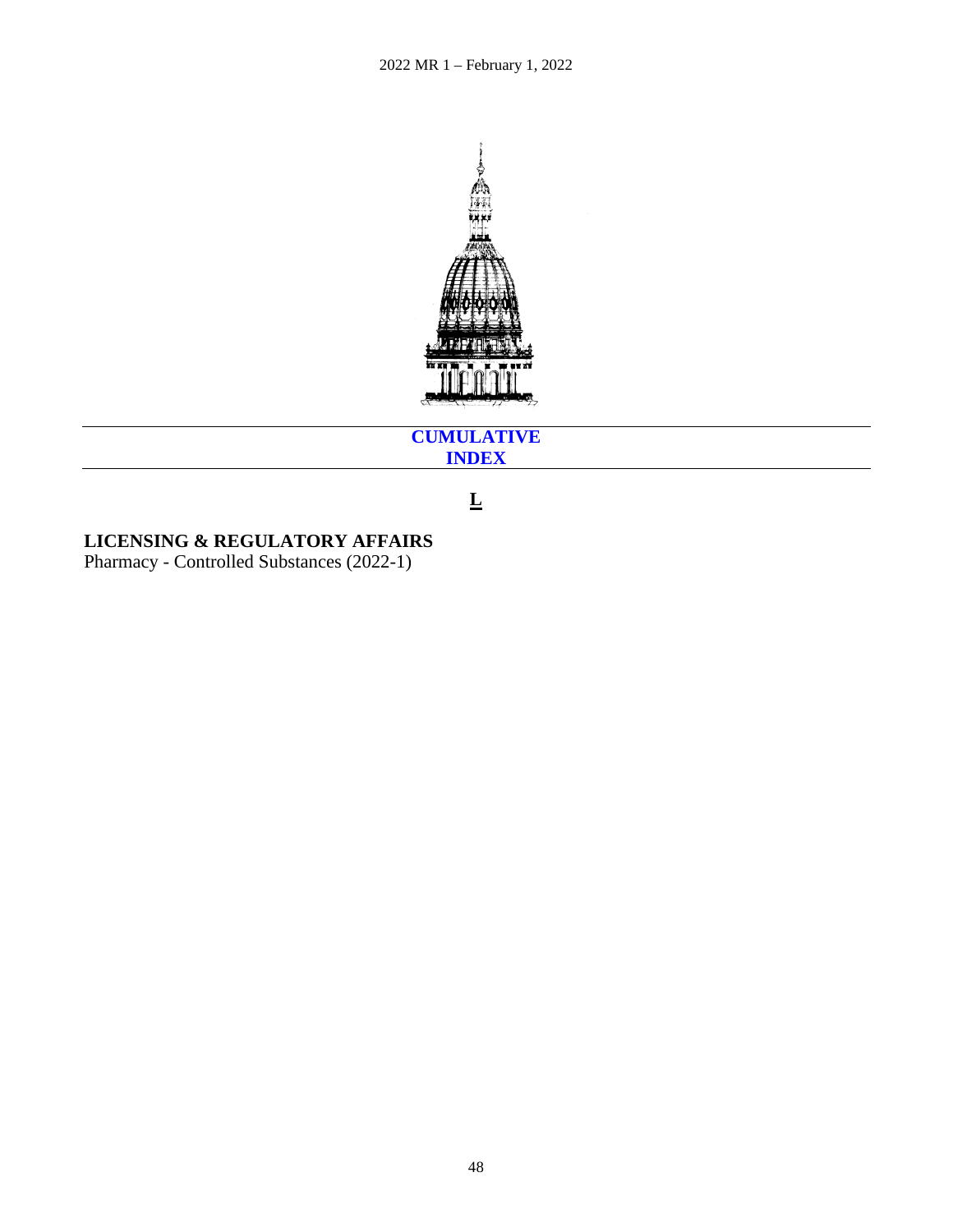# CUMULATIVE INDEX

## L

**LICENSING & REGULATORY AFFAIRS**

Pharmacy - Controlled Substances (2022-1)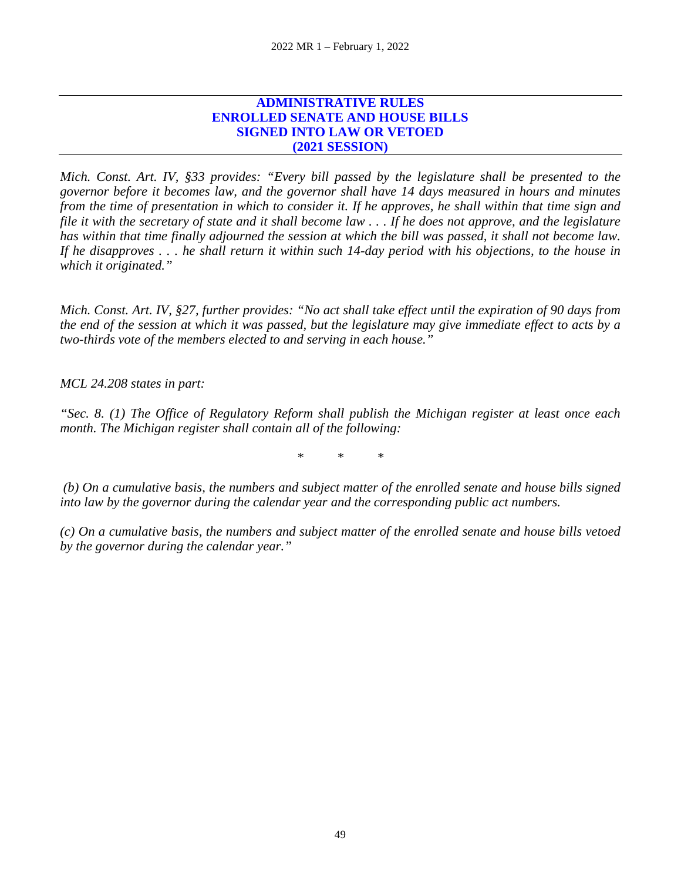## ADMINISTRATIVE RULES
## ENROLLED SENATE AND HOUSE BILLS
## SIGNED INTO LAW OR VETOED
## (2021 SESSION)

*Mich. Const. Art. IV, §33 provides: "Every bill passed by the legislature shall be presented to the governor before it becomes law, and the governor shall have 14 days measured in hours and minutes from the time of presentation in which to consider it. If he approves, he shall within that time sign and file it with the secretary of state and it shall become law . . . If he does not approve, and the legislature has within that time finally adjourned the session at which the bill was passed, it shall not become law. If he disapproves . . . he shall return it within such 14-day period with his objections, to the house in which it originated."*

*Mich. Const. Art. IV, §27, further provides: "No act shall take effect until the expiration of 90 days from the end of the session at which it was passed, but the legislature may give immediate effect to acts by a two-thirds vote of the members elected to and serving in each house."*

*MCL 24.208 states in part:*

*"Sec. 8. (1) The Office of Regulatory Reform shall publish the Michigan register at least once each month. The Michigan register shall contain all of the following:*

\* \* \*

*(b) On a cumulative basis, the numbers and subject matter of the enrolled senate and house bills signed into law by the governor during the calendar year and the corresponding public act numbers.*

*(c) On a cumulative basis, the numbers and subject matter of the enrolled senate and house bills vetoed by the governor during the calendar year."*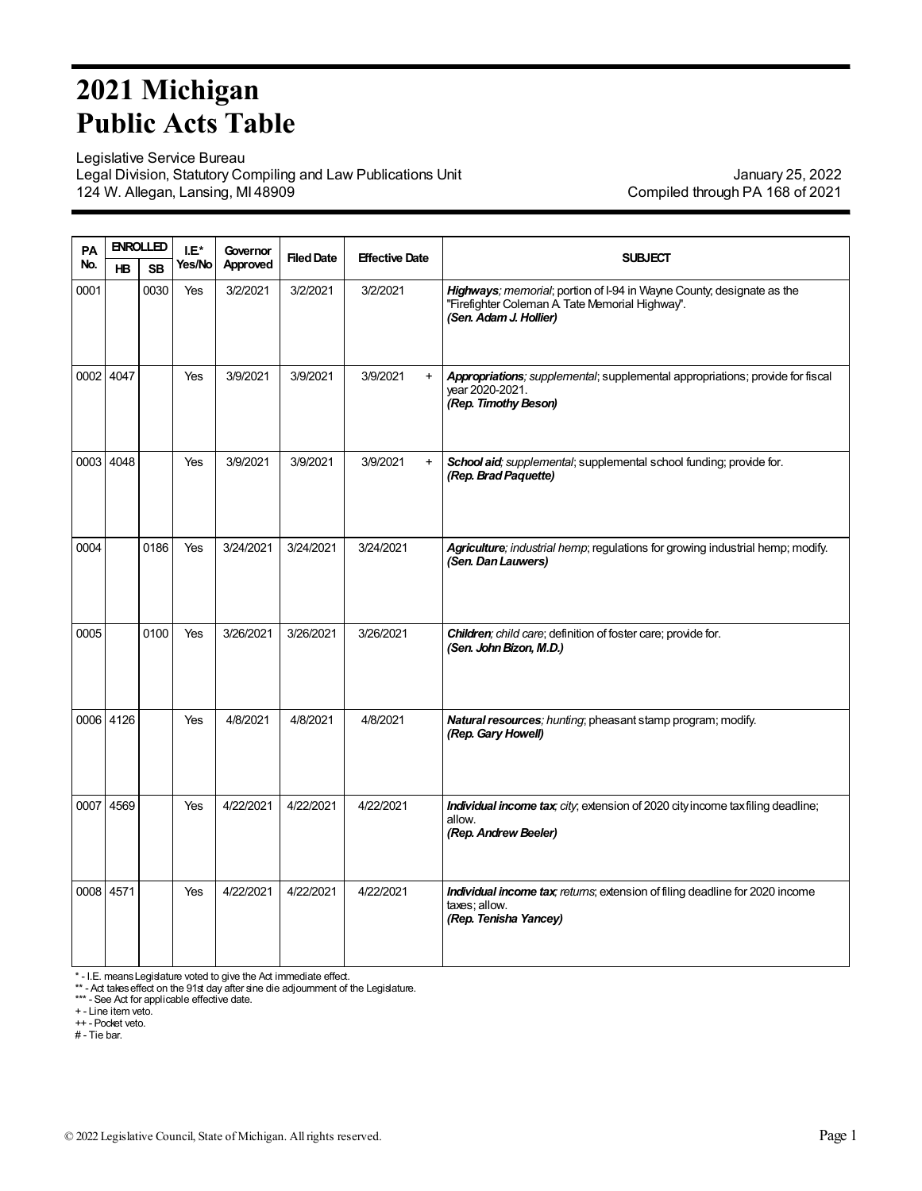# 2021 Michigan Public Acts Table

Legislative Service Bureau
Legal Division, Statutory Compiling and Law Publications Unit
124 W. Allegan, Lansing, MI 48909

January 25, 2022
Compiled through PA 168 of 2021

| PA No. | ENROLLED | | I.E.* Yes/No | Governor Approved | Filed Date | Effective Date | SUBJECT |
|---|---|---|---|---|---|---|---|
| | HB | SB | | | | | |
| 0001 | | 0030 | Yes | 3/2/2021 | 3/2/2021 | 3/2/2021 | ***Highways***; *memorial*; portion of I-94 in Wayne County; designate as the "Firefighter Coleman A. Tate Memorial Highway". ***(Sen. Adam J. Hollier)*** |
| 0002 | 4047 | | Yes | 3/9/2021 | 3/9/2021 | 3/9/2021 + | ***Appropriations***; *supplemental*; supplemental appropriations; provide for fiscal year 2020-2021. ***(Rep. Timothy Beson)*** |
| 0003 | 4048 | | Yes | 3/9/2021 | 3/9/2021 | 3/9/2021 + | ***School aid***; *supplemental*; supplemental school funding; provide for. ***(Rep. Brad Paquette)*** |
| 0004 | | 0186 | Yes | 3/24/2021 | 3/24/2021 | 3/24/2021 | ***Agriculture***; *industrial hemp*; regulations for growing industrial hemp; modify. ***(Sen. Dan Lauwers)*** |
| 0005 | | 0100 | Yes | 3/26/2021 | 3/26/2021 | 3/26/2021 | ***Children***; *child care*; definition of foster care; provide for. ***(Sen. John Bizon, M.D.)*** |
| 0006 | 4126 | | Yes | 4/8/2021 | 4/8/2021 | 4/8/2021 | ***Natural resources***; *hunting*; pheasant stamp program; modify. ***(Rep. Gary Howell)*** |
| 0007 | 4569 | | Yes | 4/22/2021 | 4/22/2021 | 4/22/2021 | ***Individual income tax***; *city*; extension of 2020 city income tax filing deadline; allow. ***(Rep. Andrew Beeler)*** |
| 0008 | 4571 | | Yes | 4/22/2021 | 4/22/2021 | 4/22/2021 | ***Individual income tax***; *returns*; extension of filing deadline for 2020 income taxes; allow. ***(Rep. Tenisha Yancey)*** |

\* - I.E. means Legislature voted to give the Act immediate effect.
** - Act takes effect on the 91st day after sine die adjournment of the Legislature.
*** - See Act for applicable effective date.
+ - Line item veto.
++ - Pocket veto.
# - Tie bar.

© 2022 Legislative Council, State of Michigan. All rights reserved.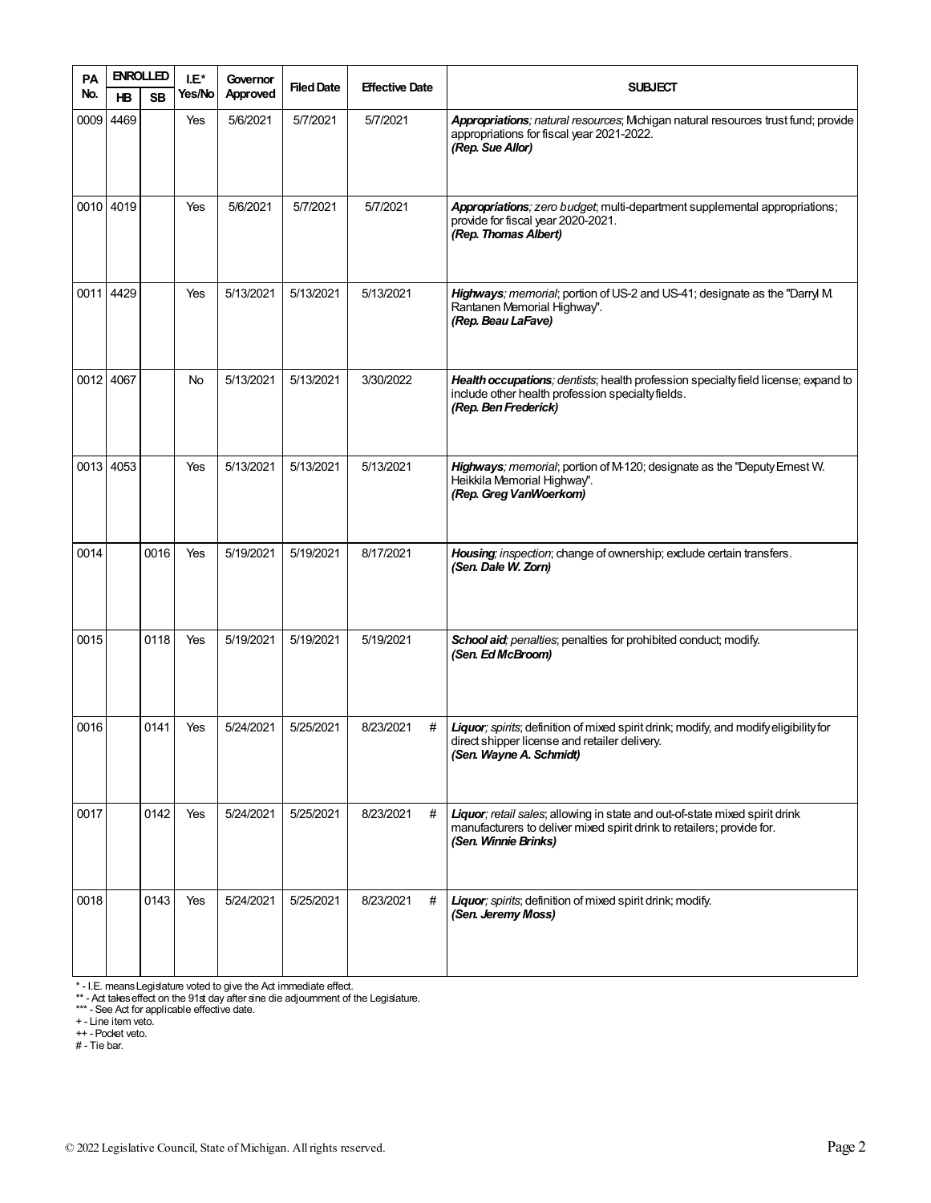| PA No. | ENROLLED | | I.E.* Yes/No | Governor Approved | Filed Date | Effective Date | SUBJECT |
|---|---|---|---|---|---|---|---|
| | HB | SB | | | | | |
| 0009 | 4469 | | Yes | 5/6/2021 | 5/7/2021 | 5/7/2021 | ***Appropriations****; natural resources*; Michigan natural resources trust fund; provide appropriations for fiscal year 2021-2022. ***(Rep. Sue Allor)*** |
| 0010 | 4019 | | Yes | 5/6/2021 | 5/7/2021 | 5/7/2021 | ***Appropriations****; zero budget*; multi-department supplemental appropriations; provide for fiscal year 2020-2021. ***(Rep. Thomas Albert)*** |
| 0011 | 4429 | | Yes | 5/13/2021 | 5/13/2021 | 5/13/2021 | ***Highways****; memorial*; portion of US-2 and US-41; designate as the "Darryl M. Rantanen Memorial Highway". ***(Rep. Beau LaFave)*** |
| 0012 | 4067 | | No | 5/13/2021 | 5/13/2021 | 3/30/2022 | ***Health occupations****; dentists*; health profession specialty field license; expand to include other health profession specialty fields. ***(Rep. Ben Frederick)*** |
| 0013 | 4053 | | Yes | 5/13/2021 | 5/13/2021 | 5/13/2021 | ***Highways****; memorial*; portion of M-120; designate as the "Deputy Ernest W. Heikkila Memorial Highway". ***(Rep. Greg VanWoerkom)*** |
| 0014 | | 0016 | Yes | 5/19/2021 | 5/19/2021 | 8/17/2021 | ***Housing****; inspection*; change of ownership; exclude certain transfers. ***(Sen. Dale W. Zorn)*** |
| 0015 | | 0118 | Yes | 5/19/2021 | 5/19/2021 | 5/19/2021 | ***School aid****; penalties*; penalties for prohibited conduct; modify. ***(Sen. Ed McBroom)*** |
| 0016 | | 0141 | Yes | 5/24/2021 | 5/25/2021 | 8/23/2021 # | ***Liquor****; spirits*; definition of mixed spirit drink; modify, and modify eligibility for direct shipper license and retailer delivery. ***(Sen. Wayne A. Schmidt)*** |
| 0017 | | 0142 | Yes | 5/24/2021 | 5/25/2021 | 8/23/2021 # | ***Liquor****; retail sales*; allowing in state and out-of-state mixed spirit drink manufacturers to deliver mixed spirit drink to retailers; provide for. ***(Sen. Winnie Brinks)*** |
| 0018 | | 0143 | Yes | 5/24/2021 | 5/25/2021 | 8/23/2021 # | ***Liquor****; spirits*; definition of mixed spirit drink; modify. ***(Sen. Jeremy Moss)*** |

\* - I.E. means Legislature voted to give the Act immediate effect.
\*\* - Act takes effect on the 91st day after sine die adjournment of the Legislature.
\*\*\* - See Act for applicable effective date.
\+ - Line item veto.
++ - Pocket veto.
\# - Tie bar.

© 2022 Legislative Council, State of Michigan. All rights reserved.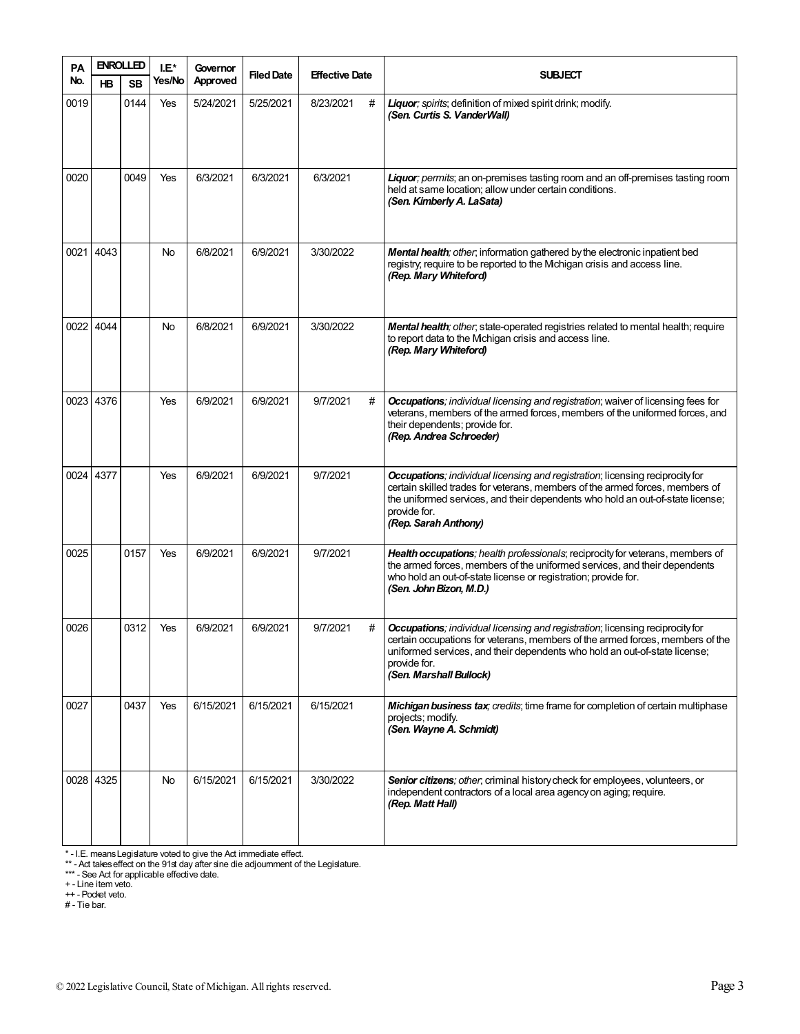| PA No. | ENROLLED | | I.E.* Yes/No | Governor Approved | Filed Date | Effective Date | | SUBJECT |
|---|---|---|---|---|---|---|---|---|
| | HB | SB | | | | | | |
| 0019 | | 0144 | Yes | 5/24/2021 | 5/25/2021 | 8/23/2021 | # | ***Liquor***; *spirits*; definition of mixed spirit drink; modify. ***(Sen. Curtis S. VanderWall)*** |
| 0020 | | 0049 | Yes | 6/3/2021 | 6/3/2021 | 6/3/2021 | | ***Liquor***; *permits*; an on-premises tasting room and an off-premises tasting room held at same location; allow under certain conditions. ***(Sen. Kimberly A. LaSata)*** |
| 0021 | 4043 | | No | 6/8/2021 | 6/9/2021 | 3/30/2022 | | ***Mental health***; *other*; information gathered by the electronic inpatient bed registry; require to be reported to the Michigan crisis and access line. ***(Rep. Mary Whiteford)*** |
| 0022 | 4044 | | No | 6/8/2021 | 6/9/2021 | 3/30/2022 | | ***Mental health***; *other*; state-operated registries related to mental health; require to report data to the Michigan crisis and access line. ***(Rep. Mary Whiteford)*** |
| 0023 | 4376 | | Yes | 6/9/2021 | 6/9/2021 | 9/7/2021 | # | ***Occupations***; *individual licensing and registration*; waiver of licensing fees for veterans, members of the armed forces, members of the uniformed forces, and their dependents; provide for. ***(Rep. Andrea Schroeder)*** |
| 0024 | 4377 | | Yes | 6/9/2021 | 6/9/2021 | 9/7/2021 | | ***Occupations***; *individual licensing and registration*; licensing reciprocity for certain skilled trades for veterans, members of the armed forces, members of the uniformed services, and their dependents who hold an out-of-state license; provide for. ***(Rep. Sarah Anthony)*** |
| 0025 | | 0157 | Yes | 6/9/2021 | 6/9/2021 | 9/7/2021 | | ***Health occupations***; *health professionals*; reciprocity for veterans, members of the armed forces, members of the uniformed services, and their dependents who hold an out-of-state license or registration; provide for. ***(Sen. John Bizon, M.D.)*** |
| 0026 | | 0312 | Yes | 6/9/2021 | 6/9/2021 | 9/7/2021 | # | ***Occupations***; *individual licensing and registration*; licensing reciprocity for certain occupations for veterans, members of the armed forces, members of the uniformed services, and their dependents who hold an out-of-state license; provide for. ***(Sen. Marshall Bullock)*** |
| 0027 | | 0437 | Yes | 6/15/2021 | 6/15/2021 | 6/15/2021 | | ***Michigan business tax***; *credits*; time frame for completion of certain multiphase projects; modify. ***(Sen. Wayne A. Schmidt)*** |
| 0028 | 4325 | | No | 6/15/2021 | 6/15/2021 | 3/30/2022 | | ***Senior citizens***; *other*; criminal history check for employees, volunteers, or independent contractors of a local area agency on aging; require. ***(Rep. Matt Hall)*** |

\* - I.E. means Legislature voted to give the Act immediate effect.
\** - Act takes effect on the 91st day after sine die adjournment of the Legislature.
\*** - See Act for applicable effective date.
\+ - Line item veto.
\++ - Pocket veto.
\# - Tie bar.

© 2022 Legislative Council, State of Michigan. All rights reserved.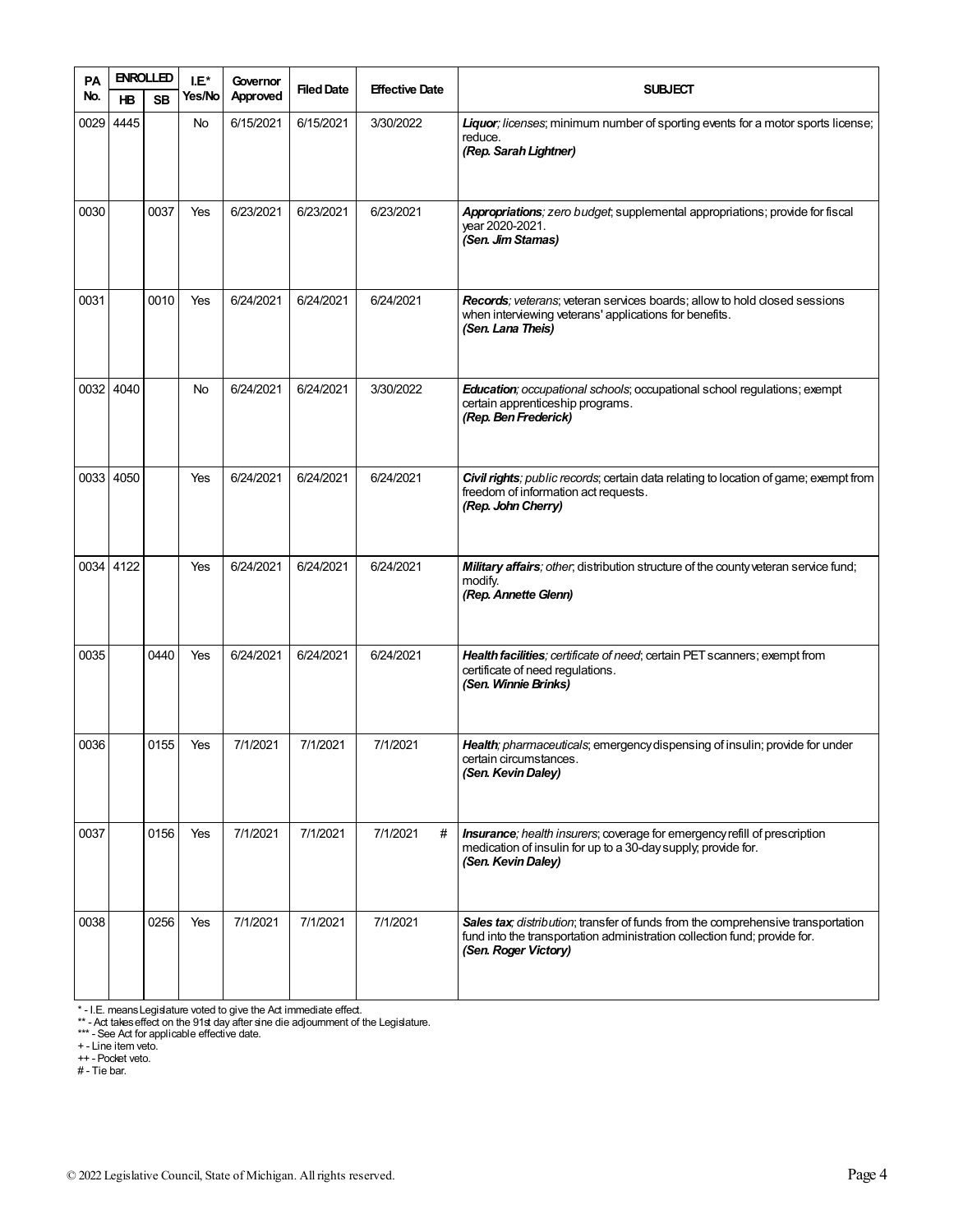| PA No. | ENROLLED | | I.E.* Yes/No | Governor Approved | Filed Date | Effective Date | SUBJECT |
|---|---|---|---|---|---|---|---|
| | HB | SB | | | | | |
| 0029 | 4445 | | No | 6/15/2021 | 6/15/2021 | 3/30/2022 | ***Liquor**; licenses*; minimum number of sporting events for a motor sports license; reduce. ***(Rep. Sarah Lightner)*** |
| 0030 | | 0037 | Yes | 6/23/2021 | 6/23/2021 | 6/23/2021 | ***Appropriations**; zero budget*; supplemental appropriations; provide for fiscal year 2020-2021. ***(Sen. Jim Stamas)*** |
| 0031 | | 0010 | Yes | 6/24/2021 | 6/24/2021 | 6/24/2021 | ***Records**; veterans*; veteran services boards; allow to hold closed sessions when interviewing veterans' applications for benefits. ***(Sen. Lana Theis)*** |
| 0032 | 4040 | | No | 6/24/2021 | 6/24/2021 | 3/30/2022 | ***Education**; occupational schools*; occupational school regulations; exempt certain apprenticeship programs. ***(Rep. Ben Frederick)*** |
| 0033 | 4050 | | Yes | 6/24/2021 | 6/24/2021 | 6/24/2021 | ***Civil rights**; public records*; certain data relating to location of game; exempt from freedom of information act requests. ***(Rep. John Cherry)*** |
| 0034 | 4122 | | Yes | 6/24/2021 | 6/24/2021 | 6/24/2021 | ***Military affairs**; other*; distribution structure of the county veteran service fund; modify. ***(Rep. Annette Glenn)*** |
| 0035 | | 0440 | Yes | 6/24/2021 | 6/24/2021 | 6/24/2021 | ***Health facilities**; certificate of need*; certain PET scanners; exempt from certificate of need regulations. ***(Sen. Winnie Brinks)*** |
| 0036 | | 0155 | Yes | 7/1/2021 | 7/1/2021 | 7/1/2021 | ***Health**; pharmaceuticals*; emergency dispensing of insulin; provide for under certain circumstances. ***(Sen. Kevin Daley)*** |
| 0037 | | 0156 | Yes | 7/1/2021 | 7/1/2021 | 7/1/2021 # | ***Insurance**; health insurers*; coverage for emergency refill of prescription medication of insulin for up to a 30-day supply; provide for. ***(Sen. Kevin Daley)*** |
| 0038 | | 0256 | Yes | 7/1/2021 | 7/1/2021 | 7/1/2021 | ***Sales tax**; distribution*; transfer of funds from the comprehensive transportation fund into the transportation administration collection fund; provide for. ***(Sen. Roger Victory)*** |

\* - I.E. means Legislature voted to give the Act immediate effect.
** - Act takes effect on the 91st day after sine die adjournment of the Legislature.
*** - See Act for applicable effective date.
\+ - Line item veto.
++ - Pocket veto.
\# - Tie bar.

© 2022 Legislative Council, State of Michigan. All rights reserved.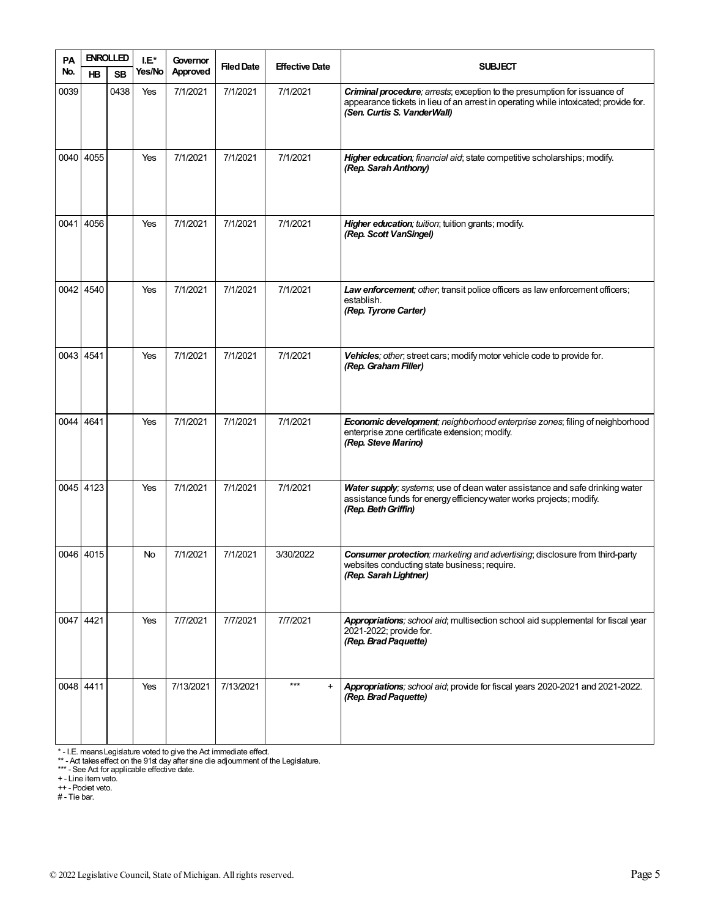| PA No. | ENROLLED | | I.E.* Yes/No | Governor Approved | Filed Date | Effective Date | SUBJECT |
|---|---|---|---|---|---|---|---|
| | HB | SB | | | | | |
| 0039 | | 0438 | Yes | 7/1/2021 | 7/1/2021 | 7/1/2021 | ***Criminal procedure**; arrests*; exception to the presumption for issuance of appearance tickets in lieu of an arrest in operating while intoxicated; provide for. ***(Sen. Curtis S. VanderWall)*** |
| 0040 | 4055 | | Yes | 7/1/2021 | 7/1/2021 | 7/1/2021 | ***Higher education**; financial aid*; state competitive scholarships; modify. ***(Rep. Sarah Anthony)*** |
| 0041 | 4056 | | Yes | 7/1/2021 | 7/1/2021 | 7/1/2021 | ***Higher education**; tuition*; tuition grants; modify. ***(Rep. Scott VanSingel)*** |
| 0042 | 4540 | | Yes | 7/1/2021 | 7/1/2021 | 7/1/2021 | ***Law enforcement**; other*; transit police officers as law enforcement officers; establish. ***(Rep. Tyrone Carter)*** |
| 0043 | 4541 | | Yes | 7/1/2021 | 7/1/2021 | 7/1/2021 | ***Vehicles**; other*; street cars; modify motor vehicle code to provide for. ***(Rep. Graham Filler)*** |
| 0044 | 4641 | | Yes | 7/1/2021 | 7/1/2021 | 7/1/2021 | ***Economic development**; neighborhood enterprise zones*; filing of neighborhood enterprise zone certificate extension; modify. ***(Rep. Steve Marino)*** |
| 0045 | 4123 | | Yes | 7/1/2021 | 7/1/2021 | 7/1/2021 | ***Water supply**; systems*; use of clean water assistance and safe drinking water assistance funds for energy efficiency water works projects; modify. ***(Rep. Beth Griffin)*** |
| 0046 | 4015 | | No | 7/1/2021 | 7/1/2021 | 3/30/2022 | ***Consumer protection**; marketing and advertising*; disclosure from third-party websites conducting state business; require. ***(Rep. Sarah Lightner)*** |
| 0047 | 4421 | | Yes | 7/7/2021 | 7/7/2021 | 7/7/2021 | ***Appropriations**; school aid*; multisection school aid supplemental for fiscal year 2021-2022; provide for. ***(Rep. Brad Paquette)*** |
| 0048 | 4411 | | Yes | 7/13/2021 | 7/13/2021 | *** + | ***Appropriations**; school aid*; provide for fiscal years 2020-2021 and 2021-2022. ***(Rep. Brad Paquette)*** |

\* - I.E. means Legislature voted to give the Act immediate effect.
\*\* - Act takes effect on the 91st day after sine die adjournment of the Legislature.
\*\*\* - See Act for applicable effective date.
\+ - Line item veto.
\++ - Pocket veto.
\# - Tie bar.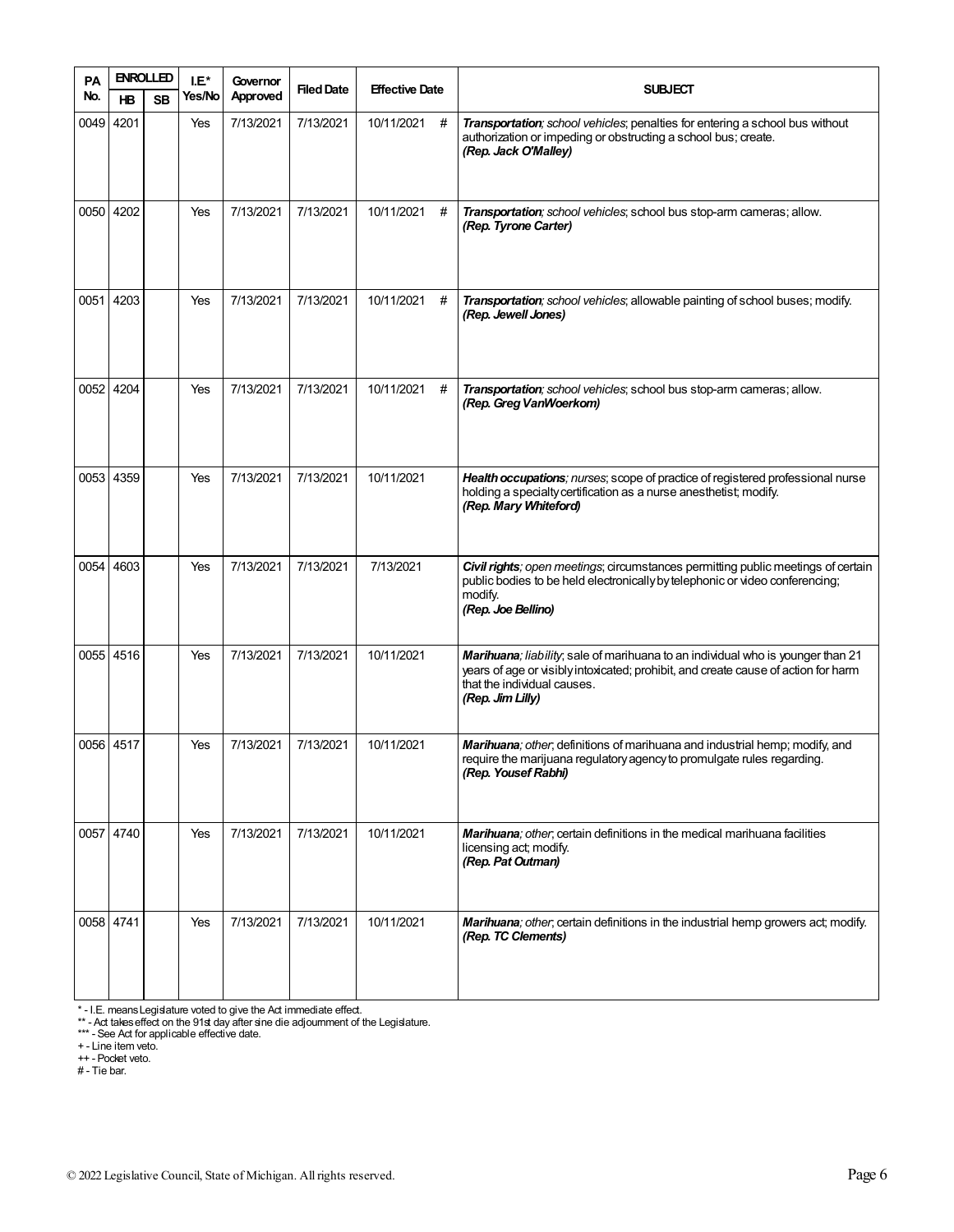| PA No. | ENROLLED | | I.E.* Yes/No | Governor Approved | Filed Date | Effective Date | SUBJECT |
|---|---|---|---|---|---|---|---|
| | HB | SB | | | | | |
| 0049 | 4201 | | Yes | 7/13/2021 | 7/13/2021 | 10/11/2021 # | ***Transportation**; school vehicles*; penalties for entering a school bus without authorization or impeding or obstructing a school bus; create. ***(Rep. Jack O'Malley)*** |
| 0050 | 4202 | | Yes | 7/13/2021 | 7/13/2021 | 10/11/2021 # | ***Transportation**; school vehicles*; school bus stop-arm cameras; allow. ***(Rep. Tyrone Carter)*** |
| 0051 | 4203 | | Yes | 7/13/2021 | 7/13/2021 | 10/11/2021 # | ***Transportation**; school vehicles*; allowable painting of school buses; modify. ***(Rep. Jewell Jones)*** |
| 0052 | 4204 | | Yes | 7/13/2021 | 7/13/2021 | 10/11/2021 # | ***Transportation**; school vehicles*; school bus stop-arm cameras; allow. ***(Rep. Greg VanWoerkom)*** |
| 0053 | 4359 | | Yes | 7/13/2021 | 7/13/2021 | 10/11/2021 | ***Health occupations**; nurses*; scope of practice of registered professional nurse holding a specialty certification as a nurse anesthetist; modify. ***(Rep. Mary Whiteford)*** |
| 0054 | 4603 | | Yes | 7/13/2021 | 7/13/2021 | 7/13/2021 | ***Civil rights**; open meetings*; circumstances permitting public meetings of certain public bodies to be held electronically by telephonic or video conferencing; modify. ***(Rep. Joe Bellino)*** |
| 0055 | 4516 | | Yes | 7/13/2021 | 7/13/2021 | 10/11/2021 | ***Marihuana**; liability*; sale of marihuana to an individual who is younger than 21 years of age or visibly intoxicated; prohibit, and create cause of action for harm that the individual causes. ***(Rep. Jim Lilly)*** |
| 0056 | 4517 | | Yes | 7/13/2021 | 7/13/2021 | 10/11/2021 | ***Marihuana**; other*; definitions of marihuana and industrial hemp; modify, and require the marijuana regulatory agency to promulgate rules regarding. ***(Rep. Yousef Rabhi)*** |
| 0057 | 4740 | | Yes | 7/13/2021 | 7/13/2021 | 10/11/2021 | ***Marihuana**; other*; certain definitions in the medical marihuana facilities licensing act; modify. ***(Rep. Pat Outman)*** |
| 0058 | 4741 | | Yes | 7/13/2021 | 7/13/2021 | 10/11/2021 | ***Marihuana**; other*; certain definitions in the industrial hemp growers act; modify. ***(Rep. TC Clements)*** |

\* - I.E. means Legislature voted to give the Act immediate effect.
\*\* - Act takes effect on the 91st day after sine die adjournment of the Legislature.
\*\*\* - See Act for applicable effective date.
\+ - Line item veto.
\++ - Pocket veto.
\# - Tie bar.

© 2022 Legislative Council, State of Michigan. All rights reserved.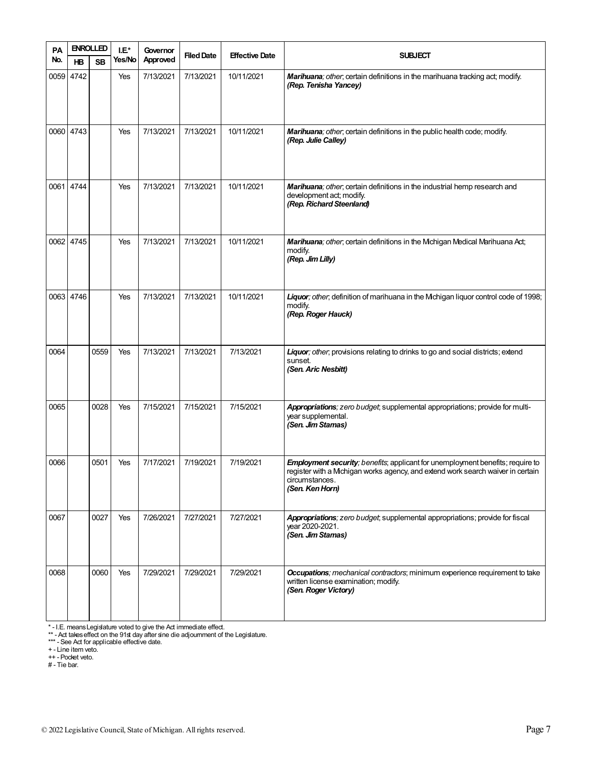| PA No. | ENROLLED | | I.E.* Yes/No | Governor Approved | Filed Date | Effective Date | SUBJECT |
|---|---|---|---|---|---|---|---|
| | HB | SB | | | | | |
| 0059 | 4742 | | Yes | 7/13/2021 | 7/13/2021 | 10/11/2021 | ***Marihuana****; other*; certain definitions in the marihuana tracking act; modify. ***(Rep. Tenisha Yancey)*** |
| 0060 | 4743 | | Yes | 7/13/2021 | 7/13/2021 | 10/11/2021 | ***Marihuana****; other*; certain definitions in the public health code; modify. ***(Rep. Julie Calley)*** |
| 0061 | 4744 | | Yes | 7/13/2021 | 7/13/2021 | 10/11/2021 | ***Marihuana****; other*; certain definitions in the industrial hemp research and development act; modify. ***(Rep. Richard Steenland)*** |
| 0062 | 4745 | | Yes | 7/13/2021 | 7/13/2021 | 10/11/2021 | ***Marihuana****; other*; certain definitions in the Michigan Medical Marihuana Act; modify. ***(Rep. Jim Lilly)*** |
| 0063 | 4746 | | Yes | 7/13/2021 | 7/13/2021 | 10/11/2021 | ***Liquor****; other*; definition of marihuana in the Michigan liquor control code of 1998; modify. ***(Rep. Roger Hauck)*** |
| 0064 | | 0559 | Yes | 7/13/2021 | 7/13/2021 | 7/13/2021 | ***Liquor****; other*; provisions relating to drinks to go and social districts; extend sunset. ***(Sen. Aric Nesbitt)*** |
| 0065 | | 0028 | Yes | 7/15/2021 | 7/15/2021 | 7/15/2021 | ***Appropriations****; zero budget*; supplemental appropriations; provide for multi-year supplemental. ***(Sen. Jim Stamas)*** |
| 0066 | | 0501 | Yes | 7/17/2021 | 7/19/2021 | 7/19/2021 | ***Employment security****; benefits*; applicant for unemployment benefits; require to register with a Michigan works agency, and extend work search waiver in certain circumstances. ***(Sen. Ken Horn)*** |
| 0067 | | 0027 | Yes | 7/26/2021 | 7/27/2021 | 7/27/2021 | ***Appropriations****; zero budget*; supplemental appropriations; provide for fiscal year 2020-2021. ***(Sen. Jim Stamas)*** |
| 0068 | | 0060 | Yes | 7/29/2021 | 7/29/2021 | 7/29/2021 | ***Occupations****; mechanical contractors*; minimum experience requirement to take written license examination; modify. ***(Sen. Roger Victory)*** |

\* - I.E. means Legislature voted to give the Act immediate effect.
\** - Act takes effect on the 91st day after sine die adjournment of the Legislature.
\*** - See Act for applicable effective date.
\+ - Line item veto.
\++ - Pocket veto.
\# - Tie bar.

© 2022 Legislative Council, State of Michigan. All rights reserved.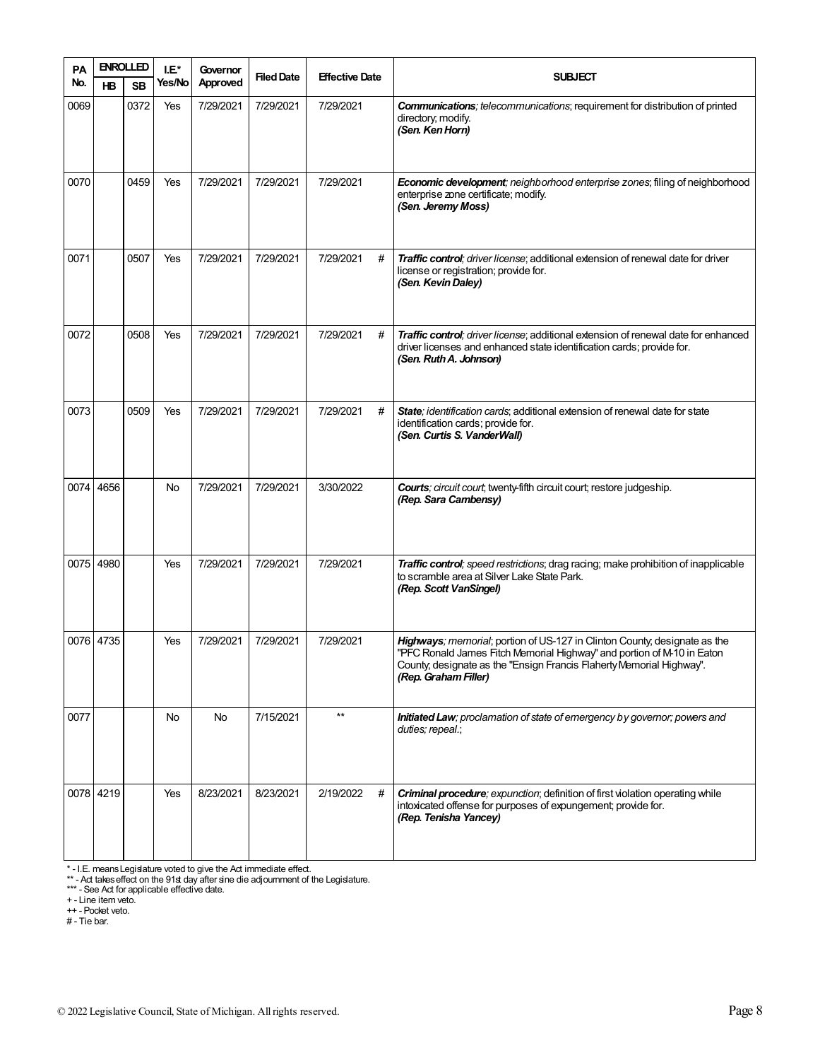| PA No. | ENROLLED HB | ENROLLED SB | I.E.* Yes/No | Governor Approved | Filed Date | Effective Date | | SUBJECT |
|---|---|---|---|---|---|---|---|---|
| 0069 | | 0372 | Yes | 7/29/2021 | 7/29/2021 | 7/29/2021 | | ***Communications****; telecommunications*; requirement for distribution of printed directory; modify. ***(Sen. Ken Horn)*** |
| 0070 | | 0459 | Yes | 7/29/2021 | 7/29/2021 | 7/29/2021 | | ***Economic development****; neighborhood enterprise zones*; filing of neighborhood enterprise zone certificate; modify. ***(Sen. Jeremy Moss)*** |
| 0071 | | 0507 | Yes | 7/29/2021 | 7/29/2021 | 7/29/2021 | # | ***Traffic control****; driver license*; additional extension of renewal date for driver license or registration; provide for. ***(Sen. Kevin Daley)*** |
| 0072 | | 0508 | Yes | 7/29/2021 | 7/29/2021 | 7/29/2021 | # | ***Traffic control****; driver license*; additional extension of renewal date for enhanced driver licenses and enhanced state identification cards; provide for. ***(Sen. Ruth A. Johnson)*** |
| 0073 | | 0509 | Yes | 7/29/2021 | 7/29/2021 | 7/29/2021 | # | ***State****; identification cards*; additional extension of renewal date for state identification cards; provide for. ***(Sen. Curtis S. VanderWall)*** |
| 0074 | 4656 | | No | 7/29/2021 | 7/29/2021 | 3/30/2022 | | ***Courts****; circuit court*; twenty-fifth circuit court; restore judgeship. ***(Rep. Sara Cambensy)*** |
| 0075 | 4980 | | Yes | 7/29/2021 | 7/29/2021 | 7/29/2021 | | ***Traffic control****; speed restrictions*; drag racing; make prohibition of inapplicable to scramble area at Silver Lake State Park. ***(Rep. Scott VanSingel)*** |
| 0076 | 4735 | | Yes | 7/29/2021 | 7/29/2021 | 7/29/2021 | | ***Highways****; memorial*; portion of US-127 in Clinton County; designate as the "PFC Ronald James Fitch Memorial Highway" and portion of M-10 in Eaton County; designate as the "Ensign Francis Flaherty Memorial Highway". ***(Rep. Graham Filler)*** |
| 0077 | | | No | No | 7/15/2021 | ** | | ***Initiated Law****; proclamation of state of emergency by governor; powers and duties; repeal.*; |
| 0078 | 4219 | | Yes | 8/23/2021 | 8/23/2021 | 2/19/2022 | # | ***Criminal procedure****; expunction*; definition of first violation operating while intoxicated offense for purposes of expungement; provide for. ***(Rep. Tenisha Yancey)*** |

* - I.E. means Legislature voted to give the Act immediate effect.
** - Act takes effect on the 91st day after sine die adjournment of the Legislature.
*** - See Act for applicable effective date.
+ - Line item veto.
++ - Pocket veto.
# - Tie bar.

© 2022 Legislative Council, State of Michigan. All rights reserved.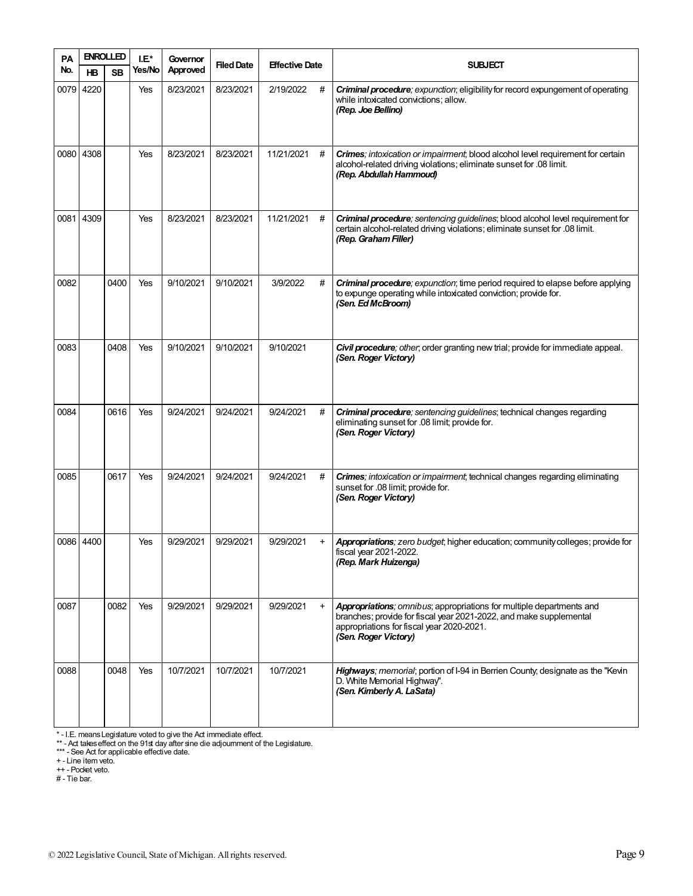| PA No. | ENROLLED | | I.E.* Yes/No | Governor Approved | Filed Date | Effective Date | | SUBJECT |
|---|---|---|---|---|---|---|---|---|
| | HB | SB | | | | | | |
| 0079 | 4220 | | Yes | 8/23/2021 | 8/23/2021 | 2/19/2022 | # | ***Criminal procedure****; expunction*; eligibility for record expungement of operating while intoxicated convictions; allow. ***(Rep. Joe Bellino)*** |
| 0080 | 4308 | | Yes | 8/23/2021 | 8/23/2021 | 11/21/2021 | # | ***Crimes****; intoxication or impairment*; blood alcohol level requirement for certain alcohol-related driving violations; eliminate sunset for .08 limit. ***(Rep. Abdullah Hammoud)*** |
| 0081 | 4309 | | Yes | 8/23/2021 | 8/23/2021 | 11/21/2021 | # | ***Criminal procedure****; sentencing guidelines*; blood alcohol level requirement for certain alcohol-related driving violations; eliminate sunset for .08 limit. ***(Rep. Graham Filler)*** |
| 0082 | | 0400 | Yes | 9/10/2021 | 9/10/2021 | 3/9/2022 | # | ***Criminal procedure****; expunction*; time period required to elapse before applying to expunge operating while intoxicated conviction; provide for. ***(Sen. Ed McBroom)*** |
| 0083 | | 0408 | Yes | 9/10/2021 | 9/10/2021 | 9/10/2021 | | ***Civil procedure****; other*; order granting new trial; provide for immediate appeal. ***(Sen. Roger Victory)*** |
| 0084 | | 0616 | Yes | 9/24/2021 | 9/24/2021 | 9/24/2021 | # | ***Criminal procedure****; sentencing guidelines*; technical changes regarding eliminating sunset for .08 limit; provide for. ***(Sen. Roger Victory)*** |
| 0085 | | 0617 | Yes | 9/24/2021 | 9/24/2021 | 9/24/2021 | # | ***Crimes****; intoxication or impairment*; technical changes regarding eliminating sunset for .08 limit; provide for. ***(Sen. Roger Victory)*** |
| 0086 | 4400 | | Yes | 9/29/2021 | 9/29/2021 | 9/29/2021 | + | ***Appropriations****; zero budget*; higher education; community colleges; provide for fiscal year 2021-2022. ***(Rep. Mark Huizenga)*** |
| 0087 | | 0082 | Yes | 9/29/2021 | 9/29/2021 | 9/29/2021 | + | ***Appropriations****; omnibus*; appropriations for multiple departments and branches; provide for fiscal year 2021-2022, and make supplemental appropriations for fiscal year 2020-2021. ***(Sen. Roger Victory)*** |
| 0088 | | 0048 | Yes | 10/7/2021 | 10/7/2021 | 10/7/2021 | | ***Highways****; memorial*; portion of I-94 in Berrien County; designate as the "Kevin D. White Memorial Highway". ***(Sen. Kimberly A. LaSata)*** |

* - I.E. means Legislature voted to give the Act immediate effect.
** - Act takes effect on the 91st day after sine die adjournment of the Legislature.
*** - See Act for applicable effective date.
+ - Line item veto.
++ - Pocket veto.
# - Tie bar.

© 2022 Legislative Council, State of Michigan. All rights reserved.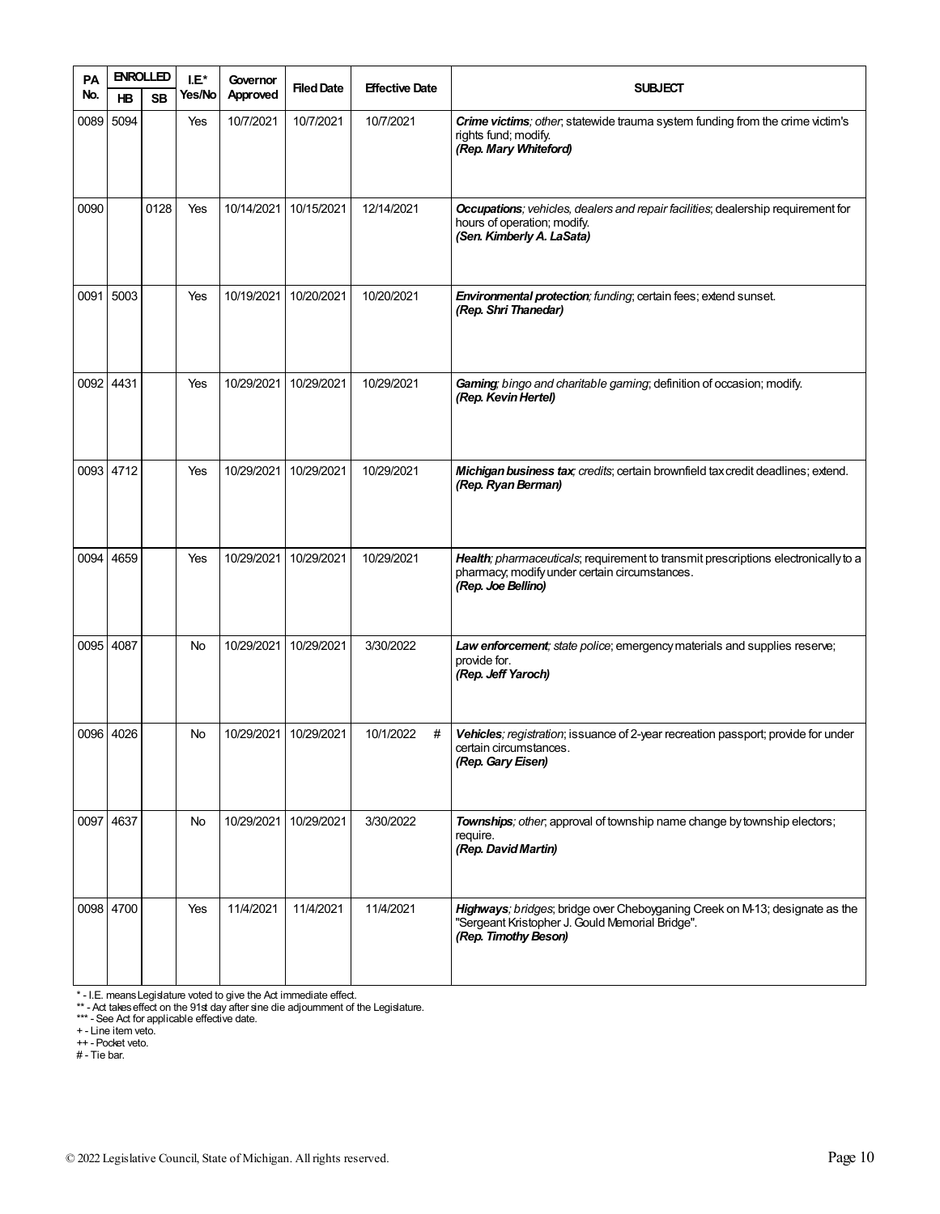| PA No. | ENROLLED | | I.E.* Yes/No | Governor Approved | Filed Date | Effective Date | SUBJECT |
|---|---|---|---|---|---|---|---|
| | HB | SB | | | | | |
| 0089 | 5094 | | Yes | 10/7/2021 | 10/7/2021 | 10/7/2021 | ***Crime victims****; other*; statewide trauma system funding from the crime victim's rights fund; modify. ***(Rep. Mary Whiteford)*** |
| 0090 | | 0128 | Yes | 10/14/2021 | 10/15/2021 | 12/14/2021 | ***Occupations****; vehicles, dealers and repair facilities*; dealership requirement for hours of operation; modify. ***(Sen. Kimberly A. LaSata)*** |
| 0091 | 5003 | | Yes | 10/19/2021 | 10/20/2021 | 10/20/2021 | ***Environmental protection****; funding*; certain fees; extend sunset. ***(Rep. Shri Thanedar)*** |
| 0092 | 4431 | | Yes | 10/29/2021 | 10/29/2021 | 10/29/2021 | ***Gaming****; bingo and charitable gaming*; definition of occasion; modify. ***(Rep. Kevin Hertel)*** |
| 0093 | 4712 | | Yes | 10/29/2021 | 10/29/2021 | 10/29/2021 | ***Michigan business tax****; credits*; certain brownfield tax credit deadlines; extend. ***(Rep. Ryan Berman)*** |
| 0094 | 4659 | | Yes | 10/29/2021 | 10/29/2021 | 10/29/2021 | ***Health****; pharmaceuticals*; requirement to transmit prescriptions electronically to a pharmacy; modify under certain circumstances. ***(Rep. Joe Bellino)*** |
| 0095 | 4087 | | No | 10/29/2021 | 10/29/2021 | 3/30/2022 | ***Law enforcement****; state police*; emergency materials and supplies reserve; provide for. ***(Rep. Jeff Yaroch)*** |
| 0096 | 4026 | | No | 10/29/2021 | 10/29/2021 | 10/1/2022 # | ***Vehicles****; registration*; issuance of 2-year recreation passport; provide for under certain circumstances. ***(Rep. Gary Eisen)*** |
| 0097 | 4637 | | No | 10/29/2021 | 10/29/2021 | 3/30/2022 | ***Townships****; other*; approval of township name change by township electors; require. ***(Rep. David Martin)*** |
| 0098 | 4700 | | Yes | 11/4/2021 | 11/4/2021 | 11/4/2021 | ***Highways****; bridges*; bridge over Cheboyganing Creek on M-13; designate as the "Sergeant Kristopher J. Gould Memorial Bridge". ***(Rep. Timothy Beson)*** |

\* - I.E. means Legislature voted to give the Act immediate effect.
\*\* - Act takes effect on the 91st day after sine die adjournment of the Legislature.
\*\*\* - See Act for applicable effective date.
\+ - Line item veto.
\++ - Pocket veto.
\# - Tie bar.

© 2022 Legislative Council, State of Michigan. All rights reserved.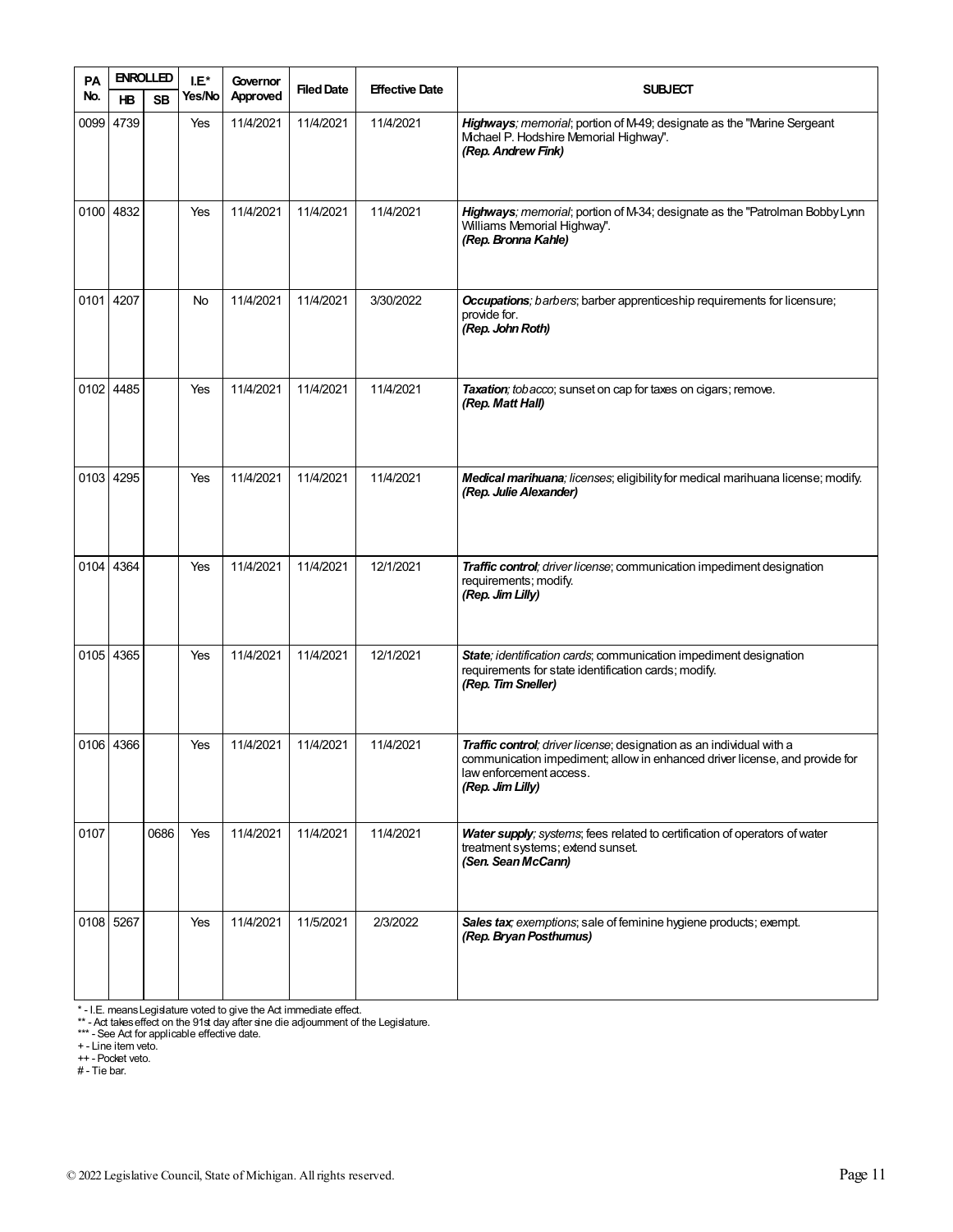| PA No. | ENROLLED | | I.E.* Yes/No | Governor Approved | Filed Date | Effective Date | SUBJECT |
|---|---|---|---|---|---|---|---|
| | HB | SB | | | | | |
| 0099 | 4739 | | Yes | 11/4/2021 | 11/4/2021 | 11/4/2021 | ***Highways**; memorial*; portion of M-49; designate as the "Marine Sergeant Michael P. Hodshire Memorial Highway". ***(Rep. Andrew Fink)*** |
| 0100 | 4832 | | Yes | 11/4/2021 | 11/4/2021 | 11/4/2021 | ***Highways**; memorial*; portion of M-34; designate as the "Patrolman Bobby Lynn Williams Memorial Highway". ***(Rep. Bronna Kahle)*** |
| 0101 | 4207 | | No | 11/4/2021 | 11/4/2021 | 3/30/2022 | ***Occupations**; barbers*; barber apprenticeship requirements for licensure; provide for. ***(Rep. John Roth)*** |
| 0102 | 4485 | | Yes | 11/4/2021 | 11/4/2021 | 11/4/2021 | ***Taxation**; tobacco*; sunset on cap for taxes on cigars; remove. ***(Rep. Matt Hall)*** |
| 0103 | 4295 | | Yes | 11/4/2021 | 11/4/2021 | 11/4/2021 | ***Medical marihuana**; licenses*; eligibility for medical marihuana license; modify. ***(Rep. Julie Alexander)*** |
| 0104 | 4364 | | Yes | 11/4/2021 | 11/4/2021 | 12/1/2021 | ***Traffic control**; driver license*; communication impediment designation requirements; modify. ***(Rep. Jim Lilly)*** |
| 0105 | 4365 | | Yes | 11/4/2021 | 11/4/2021 | 12/1/2021 | ***State**; identification cards*; communication impediment designation requirements for state identification cards; modify. ***(Rep. Tim Sneller)*** |
| 0106 | 4366 | | Yes | 11/4/2021 | 11/4/2021 | 11/4/2021 | ***Traffic control**; driver license*; designation as an individual with a communication impediment; allow in enhanced driver license, and provide for law enforcement access. ***(Rep. Jim Lilly)*** |
| 0107 | | 0686 | Yes | 11/4/2021 | 11/4/2021 | 11/4/2021 | ***Water supply**; systems*; fees related to certification of operators of water treatment systems; extend sunset. ***(Sen. Sean McCann)*** |
| 0108 | 5267 | | Yes | 11/4/2021 | 11/5/2021 | 2/3/2022 | ***Sales tax**; exemptions*; sale of feminine hygiene products; exempt. ***(Rep. Bryan Posthumus)*** |

\* - I.E. means Legislature voted to give the Act immediate effect.
\** - Act takes effect on the 91st day after sine die adjournment of the Legislature.
\*** - See Act for applicable effective date.
\+ - Line item veto.
++ - Pocket veto.
\# - Tie bar.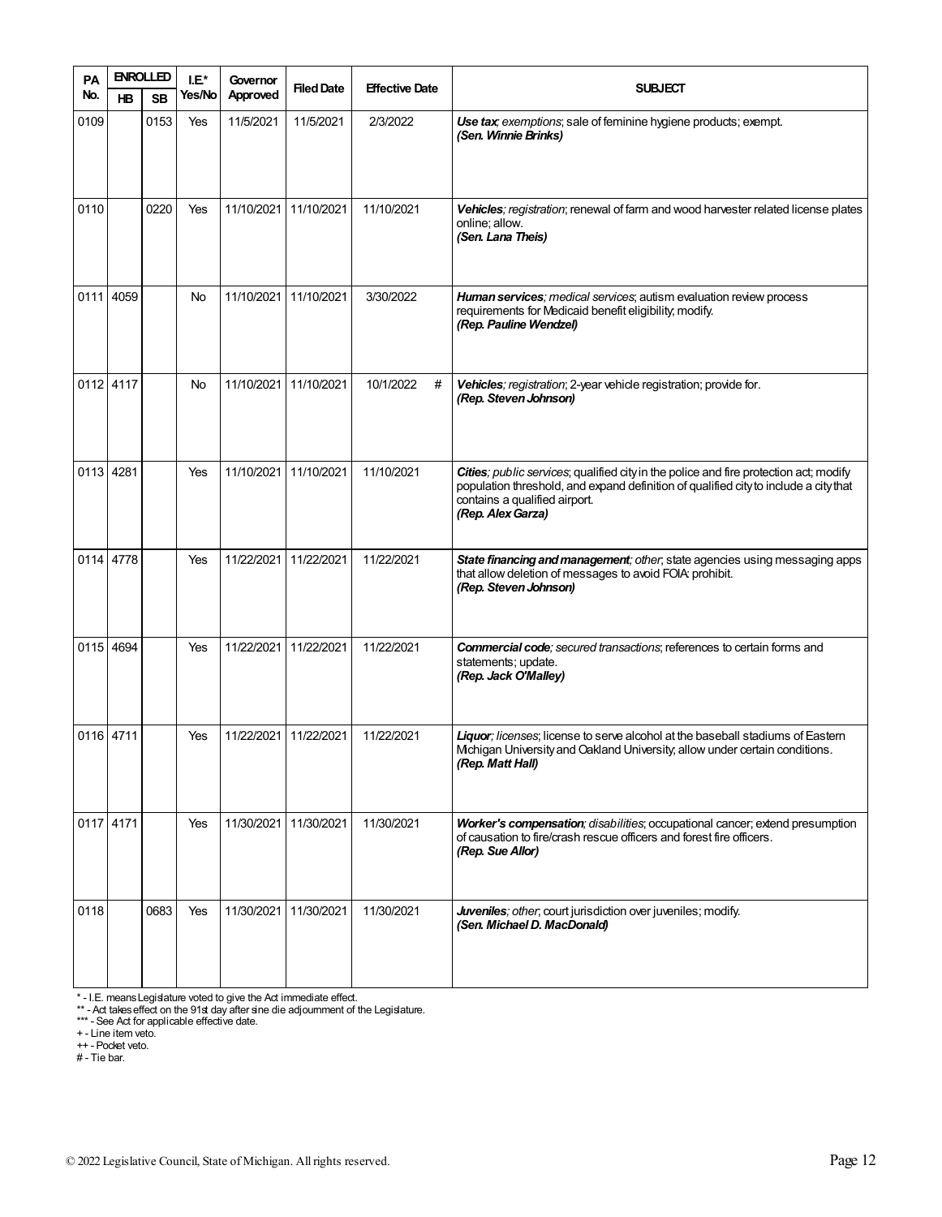| PA No. | ENROLLED | | I.E.* Yes/No | Governor Approved | Filed Date | Effective Date | SUBJECT |
|---|---|---|---|---|---|---|---|
| | HB | SB | | | | | |
| 0109 | | 0153 | Yes | 11/5/2021 | 11/5/2021 | 2/3/2022 | ***Use tax***; *exemptions*; sale of feminine hygiene products; exempt. ***(Sen. Winnie Brinks)*** |
| 0110 | | 0220 | Yes | 11/10/2021 | 11/10/2021 | 11/10/2021 | ***Vehicles***; *registration*; renewal of farm and wood harvester related license plates online; allow. ***(Sen. Lana Theis)*** |
| 0111 | 4059 | | No | 11/10/2021 | 11/10/2021 | 3/30/2022 | ***Human services***; *medical services*; autism evaluation review process requirements for Medicaid benefit eligibility; modify. ***(Rep. Pauline Wendzel)*** |
| 0112 | 4117 | | No | 11/10/2021 | 11/10/2021 | 10/1/2022 # | ***Vehicles***; *registration*; 2-year vehicle registration; provide for. ***(Rep. Steven Johnson)*** |
| 0113 | 4281 | | Yes | 11/10/2021 | 11/10/2021 | 11/10/2021 | ***Cities***; *public services*; qualified city in the police and fire protection act; modify population threshold, and expand definition of qualified city to include a city that contains a qualified airport. ***(Rep. Alex Garza)*** |
| 0114 | 4778 | | Yes | 11/22/2021 | 11/22/2021 | 11/22/2021 | ***State financing and management***; *other*; state agencies using messaging apps that allow deletion of messages to avoid FOIA: prohibit. ***(Rep. Steven Johnson)*** |
| 0115 | 4694 | | Yes | 11/22/2021 | 11/22/2021 | 11/22/2021 | ***Commercial code***; *secured transactions*; references to certain forms and statements; update. ***(Rep. Jack O'Malley)*** |
| 0116 | 4711 | | Yes | 11/22/2021 | 11/22/2021 | 11/22/2021 | ***Liquor***; *licenses*; license to serve alcohol at the baseball stadiums of Eastern Michigan University and Oakland University; allow under certain conditions. ***(Rep. Matt Hall)*** |
| 0117 | 4171 | | Yes | 11/30/2021 | 11/30/2021 | 11/30/2021 | ***Worker's compensation***; *disabilities*; occupational cancer; extend presumption of causation to fire/crash rescue officers and forest fire officers. ***(Rep. Sue Allor)*** |
| 0118 | | 0683 | Yes | 11/30/2021 | 11/30/2021 | 11/30/2021 | ***Juveniles***; *other*; court jurisdiction over juveniles; modify. ***(Sen. Michael D. MacDonald)*** |

\* - I.E. means Legislature voted to give the Act immediate effect.
\** - Act takes effect on the 91st day after sine die adjournment of the Legislature.
\*** - See Act for applicable effective date.
+ - Line item veto.
++ - Pocket veto.
# - Tie bar.

© 2022 Legislative Council, State of Michigan. All rights reserved.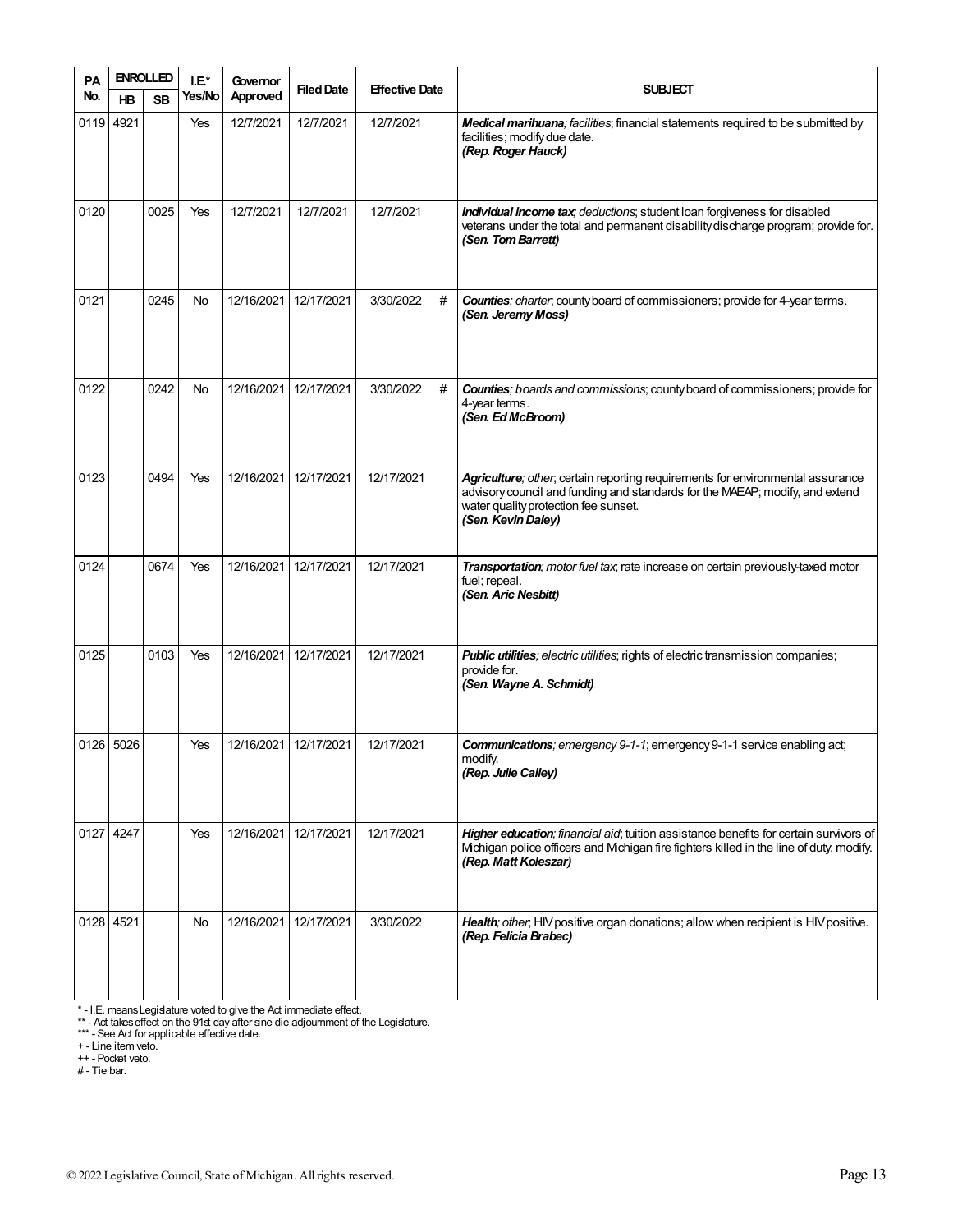| PA No. | ENROLLED | | I.E.* Yes/No | Governor Approved | Filed Date | Effective Date | SUBJECT |
|---|---|---|---|---|---|---|---|
| | HB | SB | | | | | |
| 0119 | 4921 | | Yes | 12/7/2021 | 12/7/2021 | 12/7/2021 | ***Medical marihuana**; facilities*; financial statements required to be submitted by facilities; modify due date. ***(Rep. Roger Hauck)*** |
| 0120 | | 0025 | Yes | 12/7/2021 | 12/7/2021 | 12/7/2021 | ***Individual income tax**; deductions*; student loan forgiveness for disabled veterans under the total and permanent disability discharge program; provide for. ***(Sen. Tom Barrett)*** |
| 0121 | | 0245 | No | 12/16/2021 | 12/17/2021 | 3/30/2022 # | ***Counties**; charter*; county board of commissioners; provide for 4-year terms. ***(Sen. Jeremy Moss)*** |
| 0122 | | 0242 | No | 12/16/2021 | 12/17/2021 | 3/30/2022 # | ***Counties**; boards and commissions*; county board of commissioners; provide for 4-year terms. ***(Sen. Ed McBroom)*** |
| 0123 | | 0494 | Yes | 12/16/2021 | 12/17/2021 | 12/17/2021 | ***Agriculture**; other*; certain reporting requirements for environmental assurance advisory council and funding and standards for the MAEAP; modify, and extend water quality protection fee sunset. ***(Sen. Kevin Daley)*** |
| 0124 | | 0674 | Yes | 12/16/2021 | 12/17/2021 | 12/17/2021 | ***Transportation**; motor fuel tax*; rate increase on certain previously-taxed motor fuel; repeal. ***(Sen. Aric Nesbitt)*** |
| 0125 | | 0103 | Yes | 12/16/2021 | 12/17/2021 | 12/17/2021 | ***Public utilities**; electric utilities*; rights of electric transmission companies; provide for. ***(Sen. Wayne A. Schmidt)*** |
| 0126 | 5026 | | Yes | 12/16/2021 | 12/17/2021 | 12/17/2021 | ***Communications**; emergency 9-1-1*; emergency 9-1-1 service enabling act; modify. ***(Rep. Julie Calley)*** |
| 0127 | 4247 | | Yes | 12/16/2021 | 12/17/2021 | 12/17/2021 | ***Higher education**; financial aid*; tuition assistance benefits for certain survivors of Michigan police officers and Michigan fire fighters killed in the line of duty; modify. ***(Rep. Matt Koleszar)*** |
| 0128 | 4521 | | No | 12/16/2021 | 12/17/2021 | 3/30/2022 | ***Health**; other*; HIV positive organ donations; allow when recipient is HIV positive. ***(Rep. Felicia Brabec)*** |

\* - I.E. means Legislature voted to give the Act immediate effect.
\** - Act takes effect on the 91st day after sine die adjournment of the Legislature.
\*** - See Act for applicable effective date.
+ - Line item veto.
++ - Pocket veto.
# - Tie bar.

© 2022 Legislative Council, State of Michigan. All rights reserved.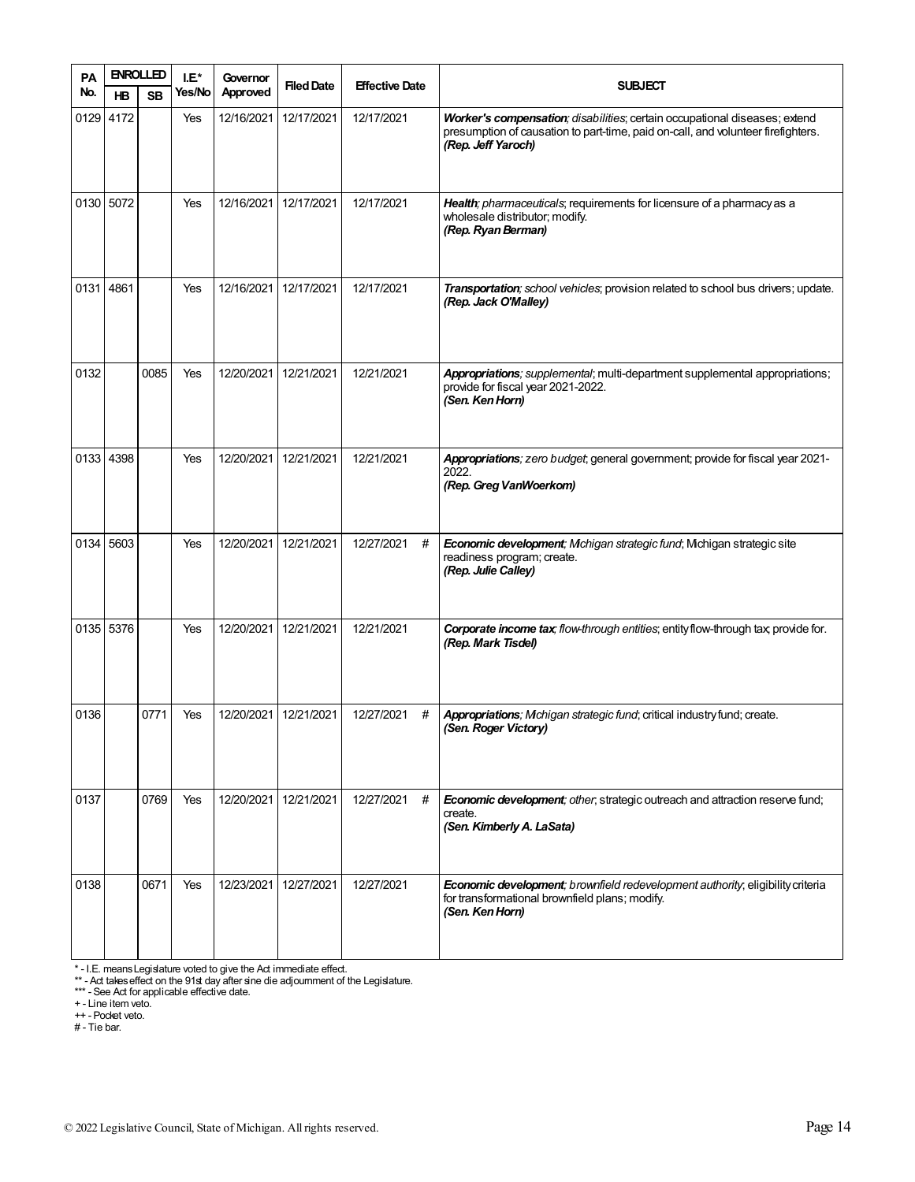| PA No. | ENROLLED | | I.E.* Yes/No | Governor Approved | Filed Date | Effective Date | | SUBJECT |
|---|---|---|---|---|---|---|---|---|
| | HB | SB | | | | | | |
| 0129 | 4172 | | Yes | 12/16/2021 | 12/17/2021 | 12/17/2021 | | ***Worker's compensation****; disabilities*; certain occupational diseases; extend presumption of causation to part-time, paid on-call, and volunteer firefighters. ***(Rep. Jeff Yaroch)*** |
| 0130 | 5072 | | Yes | 12/16/2021 | 12/17/2021 | 12/17/2021 | | ***Health****; pharmaceuticals*; requirements for licensure of a pharmacy as a wholesale distributor; modify. ***(Rep. Ryan Berman)*** |
| 0131 | 4861 | | Yes | 12/16/2021 | 12/17/2021 | 12/17/2021 | | ***Transportation****; school vehicles*; provision related to school bus drivers; update. ***(Rep. Jack O'Malley)*** |
| 0132 | | 0085 | Yes | 12/20/2021 | 12/21/2021 | 12/21/2021 | | ***Appropriations****; supplemental*; multi-department supplemental appropriations; provide for fiscal year 2021-2022. ***(Sen. Ken Horn)*** |
| 0133 | 4398 | | Yes | 12/20/2021 | 12/21/2021 | 12/21/2021 | | ***Appropriations****; zero budget*; general government; provide for fiscal year 2021-2022. ***(Rep. Greg VanWoerkom)*** |
| 0134 | 5603 | | Yes | 12/20/2021 | 12/21/2021 | 12/27/2021 | # | ***Economic development****; Michigan strategic fund*; Michigan strategic site readiness program; create. ***(Rep. Julie Calley)*** |
| 0135 | 5376 | | Yes | 12/20/2021 | 12/21/2021 | 12/21/2021 | | ***Corporate income tax****; flow-through entities*; entity flow-through tax; provide for. ***(Rep. Mark Tisdel)*** |
| 0136 | | 0771 | Yes | 12/20/2021 | 12/21/2021 | 12/27/2021 | # | ***Appropriations****; Michigan strategic fund*; critical industry fund; create. ***(Sen. Roger Victory)*** |
| 0137 | | 0769 | Yes | 12/20/2021 | 12/21/2021 | 12/27/2021 | # | ***Economic development****; other*; strategic outreach and attraction reserve fund; create. ***(Sen. Kimberly A. LaSata)*** |
| 0138 | | 0671 | Yes | 12/23/2021 | 12/27/2021 | 12/27/2021 | | ***Economic development****; brownfield redevelopment authority*; eligibility criteria for transformational brownfield plans; modify. ***(Sen. Ken Horn)*** |

\* - I.E. means Legislature voted to give the Act immediate effect.
\** - Act takes effect on the 91st day after sine die adjournment of the Legislature.
\*** - See Act for applicable effective date.
\+ - Line item veto.
\++ - Pocket veto.
\# - Tie bar.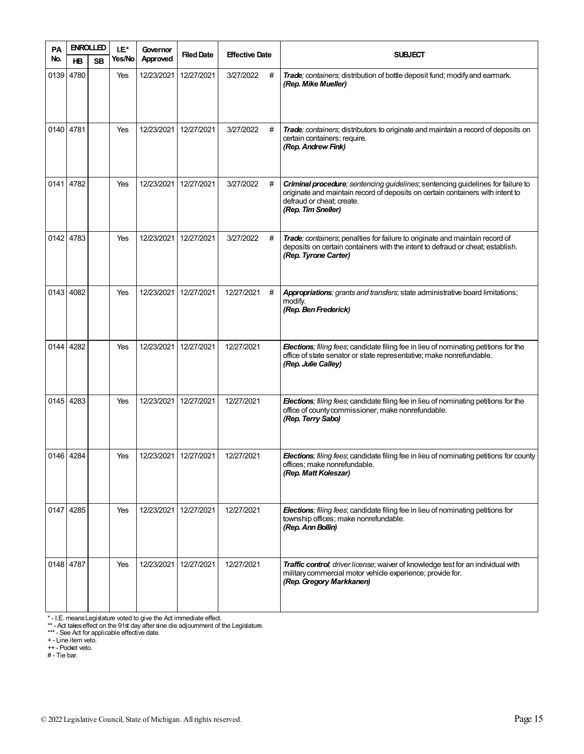| PA No. | ENROLLED | | I.E.* Yes/No | Governor Approved | Filed Date | Effective Date | | SUBJECT |
|---|---|---|---|---|---|---|---|---|
| | HB | SB | | | | | | |
| 0139 | 4780 | | Yes | 12/23/2021 | 12/27/2021 | 3/27/2022 | # | ***Trade**; containers*; distribution of bottle deposit fund; modify and earmark. ***(Rep. Mike Mueller)*** |
| 0140 | 4781 | | Yes | 12/23/2021 | 12/27/2021 | 3/27/2022 | # | ***Trade**; containers*; distributors to originate and maintain a record of deposits on certain containers; require. ***(Rep. Andrew Fink)*** |
| 0141 | 4782 | | Yes | 12/23/2021 | 12/27/2021 | 3/27/2022 | # | ***Criminal procedure**; sentencing guidelines*; sentencing guidelines for failure to originate and maintain record of deposits on certain containers with intent to defraud or cheat; create. ***(Rep. Tim Sneller)*** |
| 0142 | 4783 | | Yes | 12/23/2021 | 12/27/2021 | 3/27/2022 | # | ***Trade**; containers*; penalties for failure to originate and maintain record of deposits on certain containers with the intent to defraud or cheat; establish. ***(Rep. Tyrone Carter)*** |
| 0143 | 4082 | | Yes | 12/23/2021 | 12/27/2021 | 12/27/2021 | # | ***Appropriations**; grants and transfers*; state administrative board limitations; modify. ***(Rep. Ben Frederick)*** |
| 0144 | 4282 | | Yes | 12/23/2021 | 12/27/2021 | 12/27/2021 | | ***Elections**; filing fees*; candidate filing fee in lieu of nominating petitions for the office of state senator or state representative; make nonrefundable. ***(Rep. Julie Calley)*** |
| 0145 | 4283 | | Yes | 12/23/2021 | 12/27/2021 | 12/27/2021 | | ***Elections**; filing fees*; candidate filing fee in lieu of nominating petitions for the office of county commissioner; make nonrefundable. ***(Rep. Terry Sabo)*** |
| 0146 | 4284 | | Yes | 12/23/2021 | 12/27/2021 | 12/27/2021 | | ***Elections**; filing fees*; candidate filing fee in lieu of nominating petitions for county offices; make nonrefundable. ***(Rep. Matt Koleszar)*** |
| 0147 | 4285 | | Yes | 12/23/2021 | 12/27/2021 | 12/27/2021 | | ***Elections**; filing fees*; candidate filing fee in lieu of nominating petitions for township offices; make nonrefundable. ***(Rep. Ann Bollin)*** |
| 0148 | 4787 | | Yes | 12/23/2021 | 12/27/2021 | 12/27/2021 | | ***Traffic control**; driver license*; waiver of knowledge test for an individual with military commercial motor vehicle experience; provide for. ***(Rep. Gregory Markkanen)*** |

\* - I.E. means Legislature voted to give the Act immediate effect.
\*\* - Act takes effect on the 91st day after sine die adjournment of the Legislature.
\*\*\* - See Act for applicable effective date.
+ - Line item veto.
++ - Pocket veto.
# - Tie bar.

© 2022 Legislative Council, State of Michigan. All rights reserved.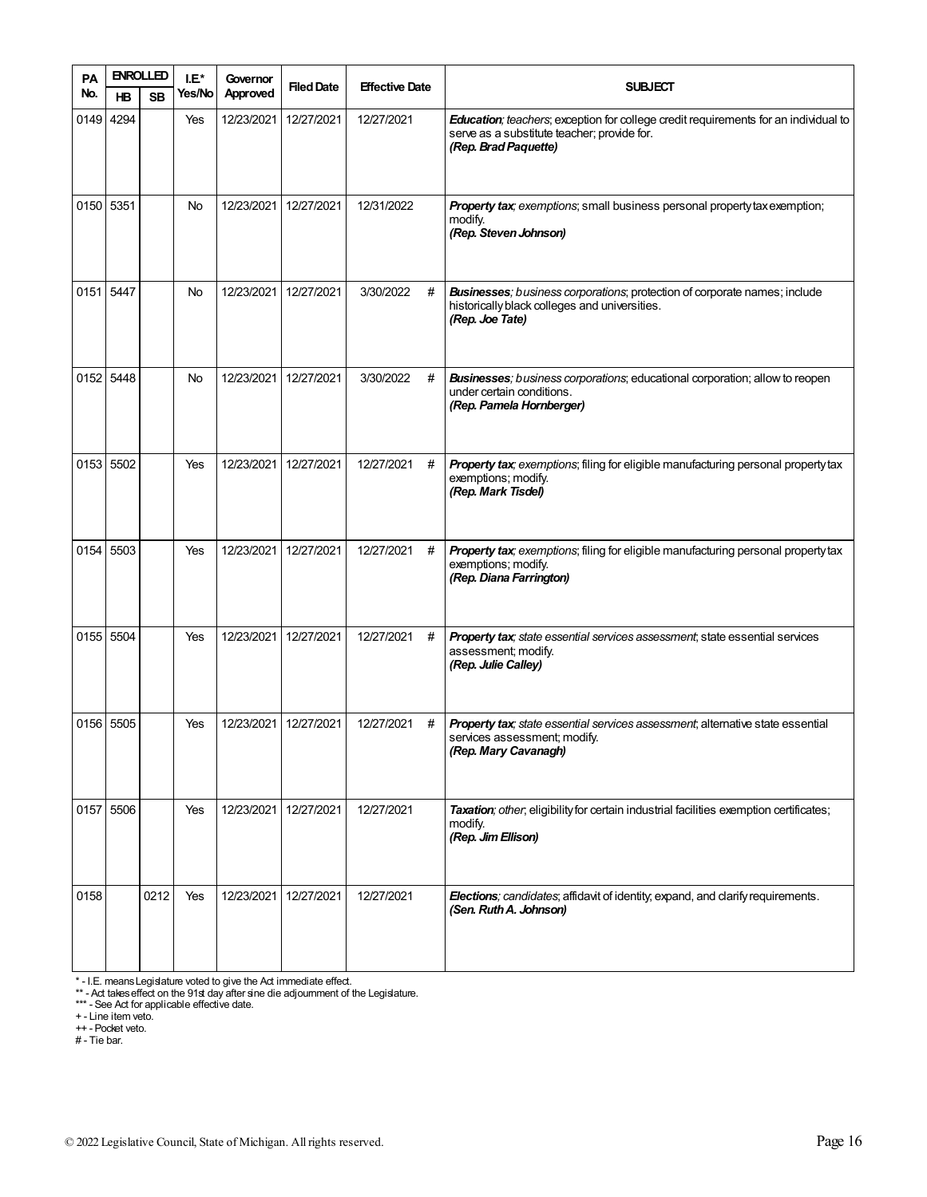| PA No. | ENROLLED | | I.E.* Yes/No | Governor Approved | Filed Date | Effective Date | | SUBJECT |
|---|---|---|---|---|---|---|---|---|
| | HB | SB | | | | | | |
| 0149 | 4294 | | Yes | 12/23/2021 | 12/27/2021 | 12/27/2021 | | ***Education**; teachers*; exception for college credit requirements for an individual to serve as a substitute teacher; provide for. ***(Rep. Brad Paquette)*** |
| 0150 | 5351 | | No | 12/23/2021 | 12/27/2021 | 12/31/2022 | | ***Property tax**; exemptions*; small business personal property tax exemption; modify. ***(Rep. Steven Johnson)*** |
| 0151 | 5447 | | No | 12/23/2021 | 12/27/2021 | 3/30/2022 | # | ***Businesses**; business corporations*; protection of corporate names; include historically black colleges and universities. ***(Rep. Joe Tate)*** |
| 0152 | 5448 | | No | 12/23/2021 | 12/27/2021 | 3/30/2022 | # | ***Businesses**; business corporations*; educational corporation; allow to reopen under certain conditions. ***(Rep. Pamela Hornberger)*** |
| 0153 | 5502 | | Yes | 12/23/2021 | 12/27/2021 | 12/27/2021 | # | ***Property tax**; exemptions*; filing for eligible manufacturing personal property tax exemptions; modify. ***(Rep. Mark Tisdel)*** |
| 0154 | 5503 | | Yes | 12/23/2021 | 12/27/2021 | 12/27/2021 | # | ***Property tax**; exemptions*; filing for eligible manufacturing personal property tax exemptions; modify. ***(Rep. Diana Farrington)*** |
| 0155 | 5504 | | Yes | 12/23/2021 | 12/27/2021 | 12/27/2021 | # | ***Property tax**; state essential services assessment*; state essential services assessment; modify. ***(Rep. Julie Calley)*** |
| 0156 | 5505 | | Yes | 12/23/2021 | 12/27/2021 | 12/27/2021 | # | ***Property tax**; state essential services assessment*; alternative state essential services assessment; modify. ***(Rep. Mary Cavanagh)*** |
| 0157 | 5506 | | Yes | 12/23/2021 | 12/27/2021 | 12/27/2021 | | ***Taxation**; other*; eligibility for certain industrial facilities exemption certificates; modify. ***(Rep. Jim Ellison)*** |
| 0158 | | 0212 | Yes | 12/23/2021 | 12/27/2021 | 12/27/2021 | | ***Elections**; candidates*; affidavit of identity; expand, and clarify requirements. ***(Sen. Ruth A. Johnson)*** |

\* - I.E. means Legislature voted to give the Act immediate effect.
\*\* - Act takes effect on the 91st day after sine die adjournment of the Legislature.
\*\*\* - See Act for applicable effective date.
+ - Line item veto.
++ - Pocket veto.
# - Tie bar.

© 2022 Legislative Council, State of Michigan. All rights reserved.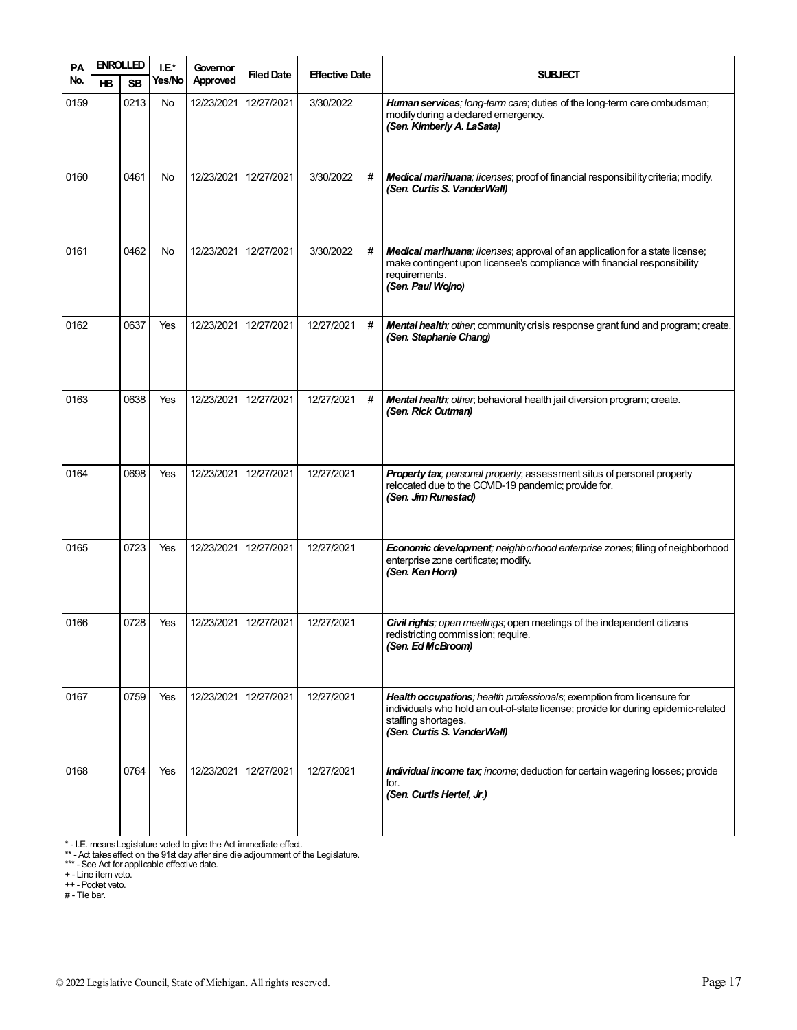| PA No. | ENROLLED | | I.E.* Yes/No | Governor Approved | Filed Date | Effective Date | | SUBJECT |
|---|---|---|---|---|---|---|---|---|
| | HB | SB | | | | | | |
| 0159 | | 0213 | No | 12/23/2021 | 12/27/2021 | 3/30/2022 | | ***Human services**; long-term care*; duties of the long-term care ombudsman; modify during a declared emergency. ***(Sen. Kimberly A. LaSata)*** |
| 0160 | | 0461 | No | 12/23/2021 | 12/27/2021 | 3/30/2022 | # | ***Medical marihuana**; licenses*; proof of financial responsibility criteria; modify. ***(Sen. Curtis S. VanderWall)*** |
| 0161 | | 0462 | No | 12/23/2021 | 12/27/2021 | 3/30/2022 | # | ***Medical marihuana**; licenses*; approval of an application for a state license; make contingent upon licensee's compliance with financial responsibility requirements. ***(Sen. Paul Wojno)*** |
| 0162 | | 0637 | Yes | 12/23/2021 | 12/27/2021 | 12/27/2021 | # | ***Mental health**; other*; community crisis response grant fund and program; create. ***(Sen. Stephanie Chang)*** |
| 0163 | | 0638 | Yes | 12/23/2021 | 12/27/2021 | 12/27/2021 | # | ***Mental health**; other*; behavioral health jail diversion program; create. ***(Sen. Rick Outman)*** |
| 0164 | | 0698 | Yes | 12/23/2021 | 12/27/2021 | 12/27/2021 | | ***Property tax**; personal property*; assessment situs of personal property relocated due to the COVID-19 pandemic; provide for. ***(Sen. Jim Runestad)*** |
| 0165 | | 0723 | Yes | 12/23/2021 | 12/27/2021 | 12/27/2021 | | ***Economic development**; neighborhood enterprise zones*; filing of neighborhood enterprise zone certificate; modify. ***(Sen. Ken Horn)*** |
| 0166 | | 0728 | Yes | 12/23/2021 | 12/27/2021 | 12/27/2021 | | ***Civil rights**; open meetings*; open meetings of the independent citizens redistricting commission; require. ***(Sen. Ed McBroom)*** |
| 0167 | | 0759 | Yes | 12/23/2021 | 12/27/2021 | 12/27/2021 | | ***Health occupations**; health professionals*; exemption from licensure for individuals who hold an out-of-state license; provide for during epidemic-related staffing shortages. ***(Sen. Curtis S. VanderWall)*** |
| 0168 | | 0764 | Yes | 12/23/2021 | 12/27/2021 | 12/27/2021 | | ***Individual income tax**; income*; deduction for certain wagering losses; provide for. ***(Sen. Curtis Hertel, Jr.)*** |

* - I.E. means Legislature voted to give the Act immediate effect.
** - Act takes effect on the 91st day after sine die adjournment of the Legislature.
*** - See Act for applicable effective date.
+ - Line item veto.
++ - Pocket veto.
# - Tie bar.

© 2022 Legislative Council, State of Michigan. All rights reserved.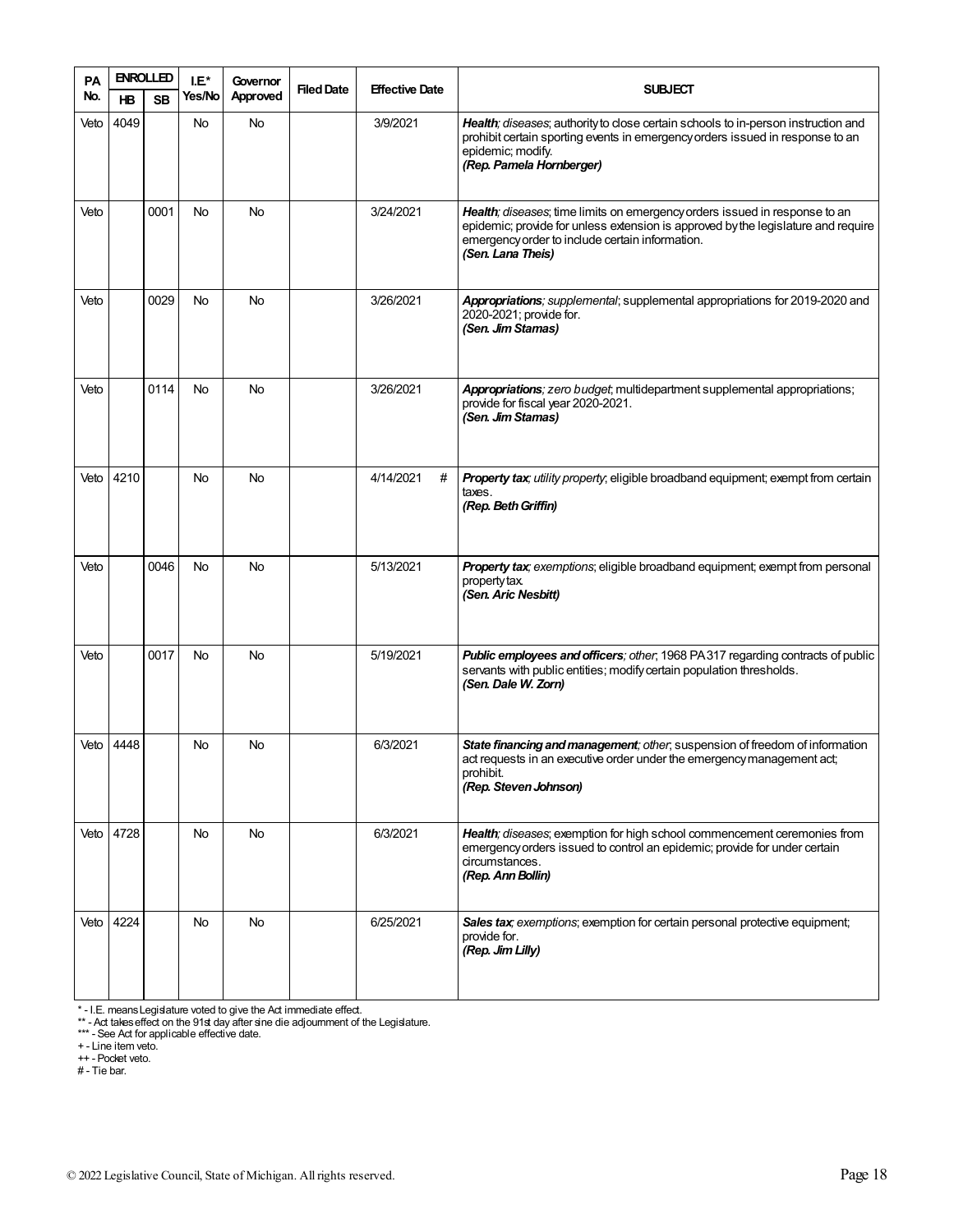| PA No. | ENROLLED | | I.E.* Yes/No | Governor Approved | Filed Date | Effective Date | SUBJECT |
|---|---|---|---|---|---|---|---|
| | HB | SB | | | | | |
| Veto | 4049 | | No | No | | 3/9/2021 | ***Health**; diseases*; authority to close certain schools to in-person instruction and prohibit certain sporting events in emergency orders issued in response to an epidemic; modify. ***(Rep. Pamela Hornberger)*** |
| Veto | | 0001 | No | No | | 3/24/2021 | ***Health**; diseases*; time limits on emergency orders issued in response to an epidemic; provide for unless extension is approved by the legislature and require emergency order to include certain information. ***(Sen. Lana Theis)*** |
| Veto | | 0029 | No | No | | 3/26/2021 | ***Appropriations**; supplemental*; supplemental appropriations for 2019-2020 and 2020-2021; provide for. ***(Sen. Jim Stamas)*** |
| Veto | | 0114 | No | No | | 3/26/2021 | ***Appropriations**; zero budget*; multidepartment supplemental appropriations; provide for fiscal year 2020-2021. ***(Sen. Jim Stamas)*** |
| Veto | 4210 | | No | No | | 4/14/2021 # | ***Property tax**; utility property*; eligible broadband equipment; exempt from certain taxes. ***(Rep. Beth Griffin)*** |
| Veto | | 0046 | No | No | | 5/13/2021 | ***Property tax**; exemptions*; eligible broadband equipment; exempt from personal property tax. ***(Sen. Aric Nesbitt)*** |
| Veto | | 0017 | No | No | | 5/19/2021 | ***Public employees and officers**; other*; 1968 PA 317 regarding contracts of public servants with public entities; modify certain population thresholds. ***(Sen. Dale W. Zorn)*** |
| Veto | 4448 | | No | No | | 6/3/2021 | ***State financing and management**; other*; suspension of freedom of information act requests in an executive order under the emergency management act; prohibit. ***(Rep. Steven Johnson)*** |
| Veto | 4728 | | No | No | | 6/3/2021 | ***Health**; diseases*; exemption for high school commencement ceremonies from emergency orders issued to control an epidemic; provide for under certain circumstances. ***(Rep. Ann Bollin)*** |
| Veto | 4224 | | No | No | | 6/25/2021 | ***Sales tax**; exemptions*; exemption for certain personal protective equipment; provide for. ***(Rep. Jim Lilly)*** |

\* - I.E. means Legislature voted to give the Act immediate effect.
\*\* - Act takes effect on the 91st day after sine die adjournment of the Legislature.
\*\*\* - See Act for applicable effective date.
\+ - Line item veto.
\++ - Pocket veto.
\# - Tie bar.

© 2022 Legislative Council, State of Michigan. All rights reserved.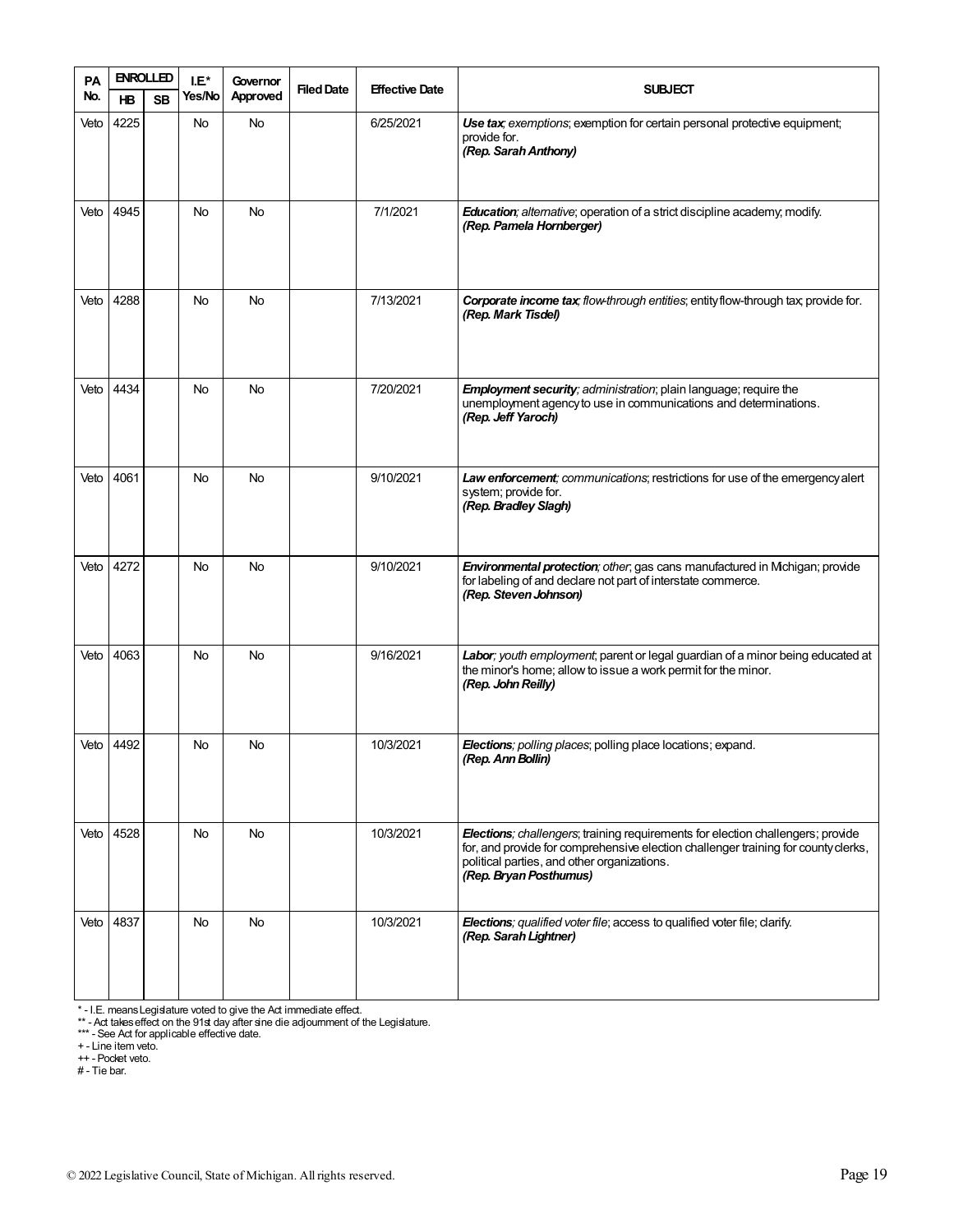| PA No. | ENROLLED | | I.E.* Yes/No | Governor Approved | Filed Date | Effective Date | SUBJECT |
|---|---|---|---|---|---|---|---|
| | HB | SB | | | | | |
| Veto | 4225 | | No | No | | 6/25/2021 | ***Use tax***; *exemptions*; exemption for certain personal protective equipment; provide for. ***(Rep. Sarah Anthony)*** |
| Veto | 4945 | | No | No | | 7/1/2021 | ***Education***; *alternative*; operation of a strict discipline academy; modify. ***(Rep. Pamela Hornberger)*** |
| Veto | 4288 | | No | No | | 7/13/2021 | ***Corporate income tax***; *flow-through entities*; entity flow-through tax; provide for. ***(Rep. Mark Tisdel)*** |
| Veto | 4434 | | No | No | | 7/20/2021 | ***Employment security***; *administration*; plain language; require the unemployment agency to use in communications and determinations. ***(Rep. Jeff Yaroch)*** |
| Veto | 4061 | | No | No | | 9/10/2021 | ***Law enforcement***; *communications*; restrictions for use of the emergency alert system; provide for. ***(Rep. Bradley Slagh)*** |
| Veto | 4272 | | No | No | | 9/10/2021 | ***Environmental protection***; *other*; gas cans manufactured in Michigan; provide for labeling of and declare not part of interstate commerce. ***(Rep. Steven Johnson)*** |
| Veto | 4063 | | No | No | | 9/16/2021 | ***Labor***; *youth employment*; parent or legal guardian of a minor being educated at the minor's home; allow to issue a work permit for the minor. ***(Rep. John Reilly)*** |
| Veto | 4492 | | No | No | | 10/3/2021 | ***Elections***; *polling places*; polling place locations; expand. ***(Rep. Ann Bollin)*** |
| Veto | 4528 | | No | No | | 10/3/2021 | ***Elections***; *challengers*; training requirements for election challengers; provide for, and provide for comprehensive election challenger training for county clerks, political parties, and other organizations. ***(Rep. Bryan Posthumus)*** |
| Veto | 4837 | | No | No | | 10/3/2021 | ***Elections***; *qualified voter file*; access to qualified voter file; clarify. ***(Rep. Sarah Lightner)*** |

\* - I.E. means Legislature voted to give the Act immediate effect.
\*\* - Act takes effect on the 91st day after sine die adjournment of the Legislature.
\*\*\* - See Act for applicable effective date.
\+ - Line item veto.
++ - Pocket veto.
\# - Tie bar.

© 2022 Legislative Council, State of Michigan. All rights reserved.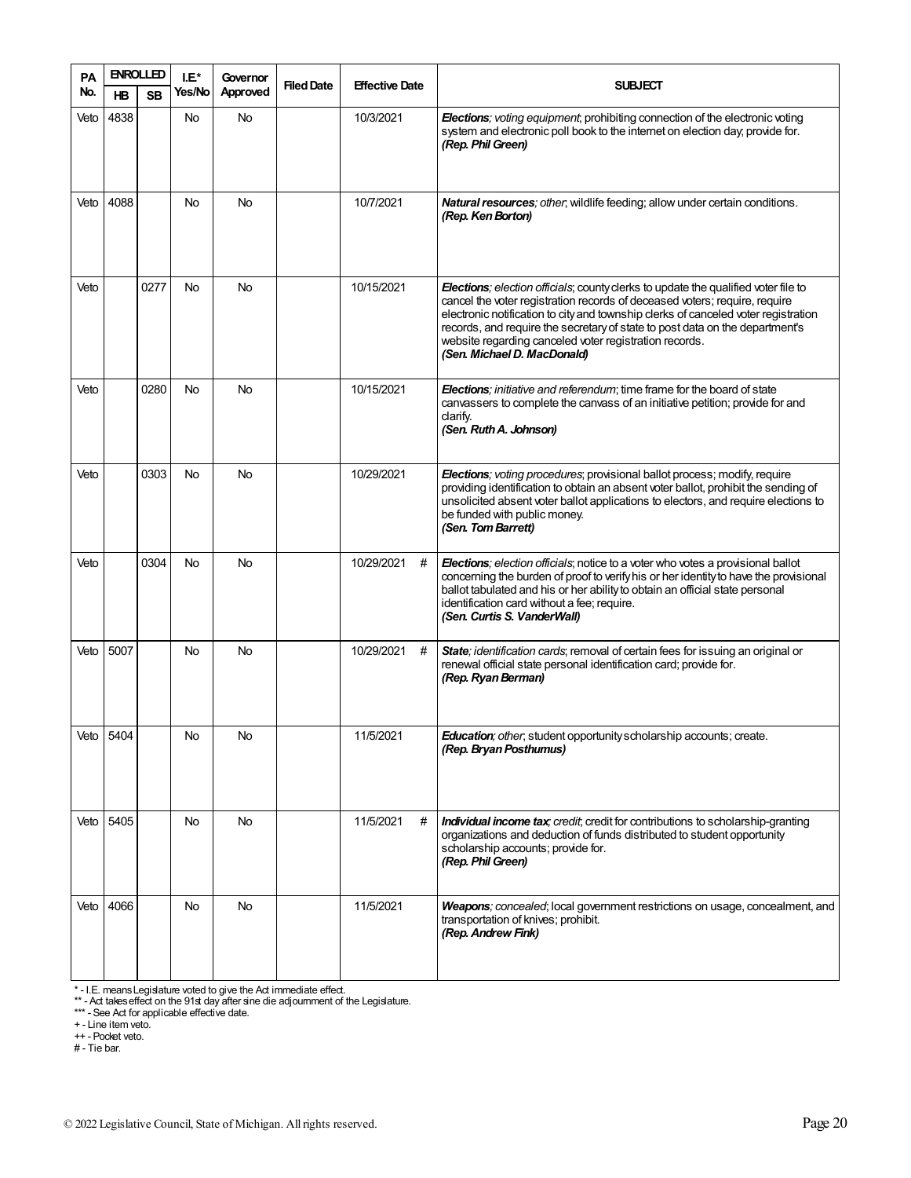| PA No. | ENROLLED | | I.E.* Yes/No | Governor Approved | Filed Date | Effective Date | SUBJECT |
|---|---|---|---|---|---|---|---|
| | HB | SB | | | | | |
| Veto | 4838 | | No | No | | 10/3/2021 | ***Elections****; voting equipment*; prohibiting connection of the electronic voting system and electronic poll book to the internet on election day; provide for. ***(Rep. Phil Green)*** |
| Veto | 4088 | | No | No | | 10/7/2021 | ***Natural resources****; other*; wildlife feeding; allow under certain conditions. ***(Rep. Ken Borton)*** |
| Veto | | 0277 | No | No | | 10/15/2021 | ***Elections****; election officials*; county clerks to update the qualified voter file to cancel the voter registration records of deceased voters; require, require electronic notification to city and township clerks of canceled voter registration records, and require the secretary of state to post data on the department's website regarding canceled voter registration records. ***(Sen. Michael D. MacDonald)*** |
| Veto | | 0280 | No | No | | 10/15/2021 | ***Elections****; initiative and referendum*; time frame for the board of state canvassers to complete the canvass of an initiative petition; provide for and clarify. ***(Sen. Ruth A. Johnson)*** |
| Veto | | 0303 | No | No | | 10/29/2021 | ***Elections****; voting procedures*; provisional ballot process; modify, require providing identification to obtain an absent voter ballot, prohibit the sending of unsolicited absent voter ballot applications to electors, and require elections to be funded with public money. ***(Sen. Tom Barrett)*** |
| Veto | | 0304 | No | No | | 10/29/2021 # | ***Elections****; election officials*; notice to a voter who votes a provisional ballot concerning the burden of proof to verify his or her identity to have the provisional ballot tabulated and his or her ability to obtain an official state personal identification card without a fee; require. ***(Sen. Curtis S. VanderWall)*** |
| Veto | 5007 | | No | No | | 10/29/2021 # | ***State****; identification cards*; removal of certain fees for issuing an original or renewal official state personal identification card; provide for. ***(Rep. Ryan Berman)*** |
| Veto | 5404 | | No | No | | 11/5/2021 | ***Education****; other*; student opportunity scholarship accounts; create. ***(Rep. Bryan Posthumus)*** |
| Veto | 5405 | | No | No | | 11/5/2021 # | ***Individual income tax****; credit*; credit for contributions to scholarship-granting organizations and deduction of funds distributed to student opportunity scholarship accounts; provide for. ***(Rep. Phil Green)*** |
| Veto | 4066 | | No | No | | 11/5/2021 | ***Weapons****; concealed*; local government restrictions on usage, concealment, and transportation of knives; prohibit. ***(Rep. Andrew Fink)*** |

\* - I.E. means Legislature voted to give the Act immediate effect.
\*\* - Act takes effect on the 91st day after sine die adjournment of the Legislature.
\*\*\* - See Act for applicable effective date.
+ - Line item veto.
++ - Pocket veto.
# - Tie bar.

© 2022 Legislative Council, State of Michigan. All rights reserved.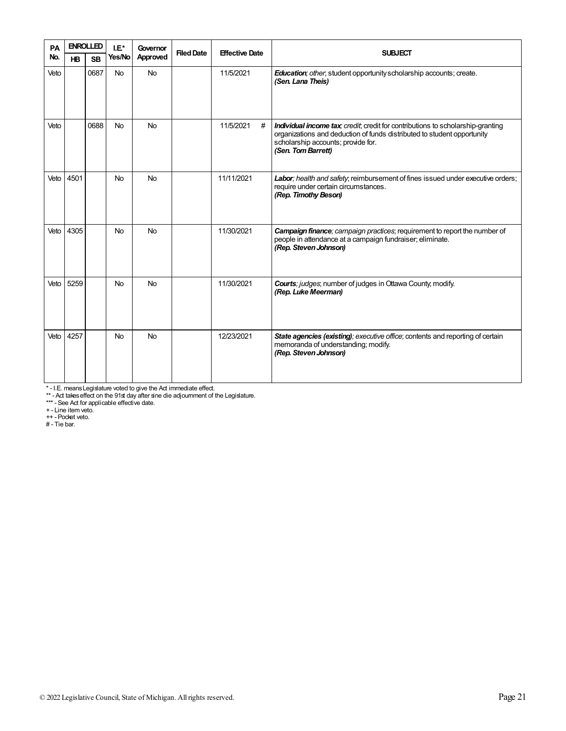| PA No. | ENROLLED | | I.E.* Yes/No | Governor Approved | Filed Date | Effective Date | SUBJECT |
|---|---|---|---|---|---|---|---|
| | HB | SB | | | | | |
| Veto | | 0687 | No | No | | 11/5/2021 | ***Education**; other*; student opportunity scholarship accounts; create. ***(Sen. Lana Theis)*** |
| Veto | | 0688 | No | No | | 11/5/2021 # | ***Individual income tax**; credit*; credit for contributions to scholarship-granting organizations and deduction of funds distributed to student opportunity scholarship accounts; provide for. ***(Sen. Tom Barrett)*** |
| Veto | 4501 | | No | No | | 11/11/2021 | ***Labor**; health and safety*; reimbursement of fines issued under executive orders; require under certain circumstances. ***(Rep. Timothy Beson)*** |
| Veto | 4305 | | No | No | | 11/30/2021 | ***Campaign finance**; campaign practices*; requirement to report the number of people in attendance at a campaign fundraiser; eliminate. ***(Rep. Steven Johnson)*** |
| Veto | 5259 | | No | No | | 11/30/2021 | ***Courts**; judges*; number of judges in Ottawa County; modify. ***(Rep. Luke Meerman)*** |
| Veto | 4257 | | No | No | | 12/23/2021 | ***State agencies (existing)**; executive office*; contents and reporting of certain memoranda of understanding; modify. ***(Rep. Steven Johnson)*** |

* - I.E. means Legislature voted to give the Act immediate effect.
** - Act takes effect on the 91st day after sine die adjournment of the Legislature.
*** - See Act for applicable effective date.
+ - Line item veto.
++ - Pocket veto.
# - Tie bar.

© 2022 Legislative Council, State of Michigan. All rights reserved.